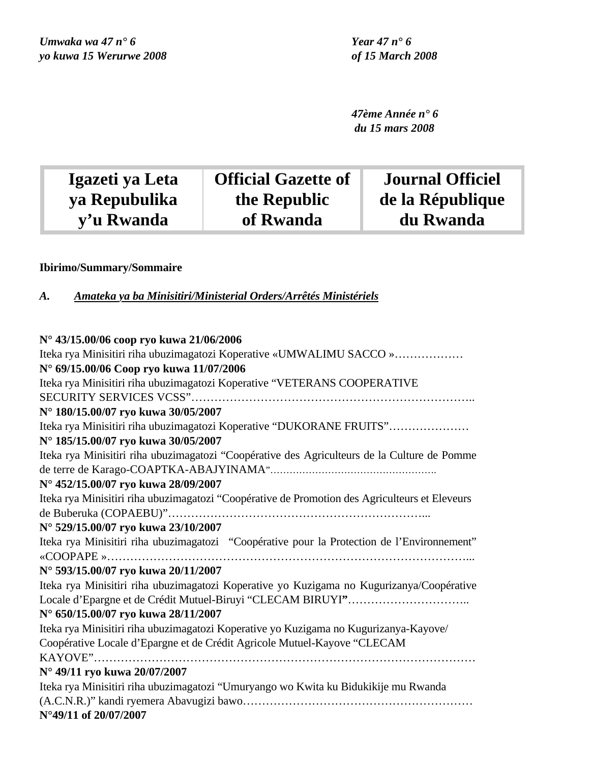*Umwaka wa 47 n° 6*
*yo kuwa 15 Werurwe 2008*

*Year 47 n° 6*
*of 15 March 2008*

*47ème Année n° 6*
*du 15 mars 2008*

| Igazeti ya Leta ya Repubulika y'u Rwanda | Official Gazette of the Republic of Rwanda | Journal Officiel de la République du Rwanda |
|---|---|---|

**Ibirimo/Summary/Sommaire**

*A. Amateka ya ba Minisitiri/Ministerial Orders/Arrêtés Ministériels*

**N° 43/15.00/06 coop ryo kuwa 21/06/2006**
Iteka rya Minisitiri riha ubuzimagatozi Koperative «UMWALIMU SACCO »………………

**N° 69/15.00/06 Coop ryo kuwa 11/07/2006**
Iteka rya Minisitiri riha ubuzimagatozi Koperative "VETERANS COOPERATIVE SECURITY SERVICES VCSS"……………………………………………………………..

**N° 180/15.00/07 ryo kuwa 30/05/2007**
Iteka rya Minisitiri riha ubuzimagatozi Koperative "DUKORANE FRUITS"…………………

**N° 185/15.00/07 ryo kuwa 30/05/2007**
Iteka rya Minisitiri riha ubuzimagatozi "Coopérative des Agriculteurs de la Culture de Pomme de terre de Karago-COAPTKA-ABAJYINAMA"……………………………………………

**N° 452/15.00/07 ryo kuwa 28/09/2007**
Iteka rya Minisitiri riha ubuzimagatozi "Coopérative de Promotion des Agriculteurs et Eleveurs de Buberuka (COPAEBU)"………………………………………………………...

**N° 529/15.00/07 ryo kuwa 23/10/2007**
Iteka rya Minisitiri riha ubuzimagatozi "Coopérative pour la Protection de l'Environnement" «COOPAPE »…………………………………………………………………………………...

**N° 593/15.00/07 ryo kuwa 20/11/2007**
Iteka rya Minisitiri riha ubuzimagatozi Koperative yo Kuzigama no Kugurizanya/Coopérative Locale d'Epargne et de Crédit Mutuel-Biruyi "CLECAM BIRUYI**"**…………………………..

**N° 650/15.00/07 ryo kuwa 28/11/2007**
Iteka rya Minisitiri riha ubuzimagatozi Koperative yo Kuzigama no Kugurizanya-Kayove/ Coopérative Locale d'Epargne et de Crédit Agricole Mutuel-Kayove "CLECAM KAYOVE"………………………………………………………………………………………

**N° 49/11 ryo kuwa 20/07/2007**
Iteka rya Minisitiri riha ubuzimagatozi "Umuryango wo Kwita ku Bidukikije mu Rwanda (A.C.N.R.)" kandi ryemera Abavugizi bawo……………………………………………………

**N°49/11 of 20/07/2007**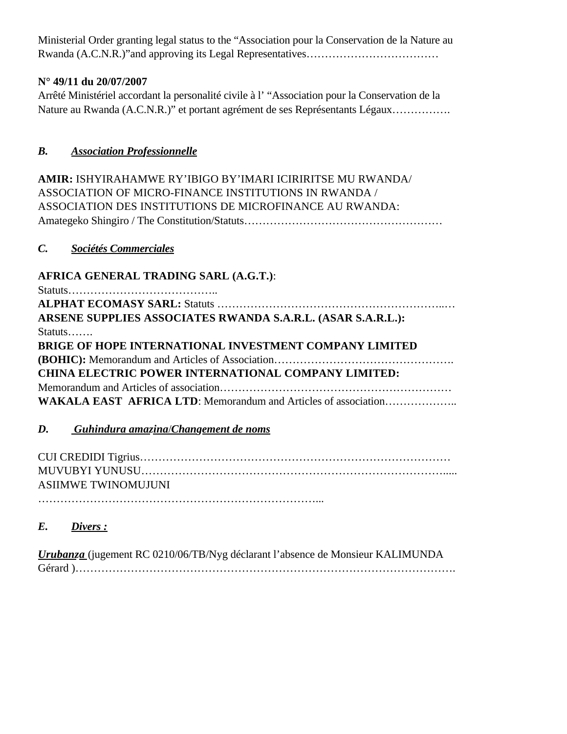Ministerial Order granting legal status to the “Association pour la Conservation de la Nature au Rwanda (A.C.N.R.)”and approving its Legal Representatives………………………………

**N° 49/11 du 20/07/2007**
Arrêté Ministériel accordant la personalité civile à l’ “Association pour la Conservation de la Nature au Rwanda (A.C.N.R.)” et portant agrément de ses Représentants Légaux…………….

***B. Association Professionnelle***

**AMIR:** ISHYIRAHAMWE RY’IBIGO BY’IMARI ICIRIRITSE MU RWANDA/ ASSOCIATION OF MICRO-FINANCE INSTITUTIONS IN RWANDA / ASSOCIATION DES INSTITUTIONS DE MICROFINANCE AU RWANDA:
Amategeko Shingiro / The Constitution/Statuts………………………………………………

***C. Sociétés Commerciales***

**AFRICA GENERAL TRADING SARL (A.G.T.)**:
Statuts…………………………………..
**ALPHAT ECOMASY SARL:** Statuts ……………………………………………………..…
**ARSENE SUPPLIES ASSOCIATES RWANDA S.A.R.L. (ASAR S.A.R.L.):**
Statuts…….
**BRIGE OF HOPE INTERNATIONAL INVESTMENT COMPANY LIMITED (BOHIC):** Memorandum and Articles of Association………………………………………….
**CHINA ELECTRIC POWER INTERNATIONAL COMPANY LIMITED:**
Memorandum and Articles of association……………………………………………………
**WAKALA EAST AFRICA LTD**: Memorandum and Articles of association………………..

***D. Guhindura amazina/Changement de noms***

CUI CREDIDI Tigrius…………………………………………………………………………
MUVUBYI YUNUSU……………………………………………………………………….....
ASIIMWE TWINOMUJUNI
…………………………………………………………………...

***E. Divers :***

***Urubanza*** (jugement RC 0210/06/TB/Nyg déclarant l’absence de Monsieur KALIMUNDA Gérard )……………………………………………………………………………………….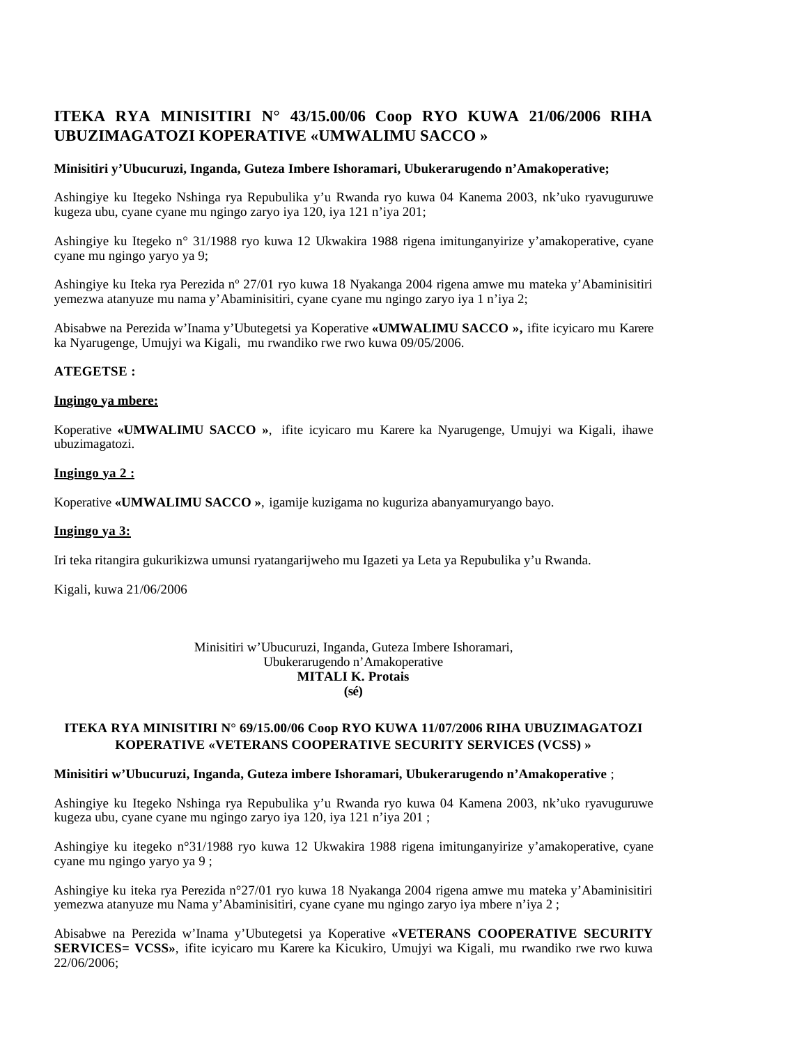## ITEKA RYA MINISITIRI N° 43/15.00/06 Coop RYO KUWA 21/06/2006 RIHA UBUZIMAGATOZI KOPERATIVE «UMWALIMU SACCO »

**Minisitiri y'Ubucuruzi, Inganda, Guteza Imbere Ishoramari, Ubukerarugendo n'Amakoperative;**

Ashingiye ku Itegeko Nshinga rya Repubulika y'u Rwanda ryo kuwa 04 Kanema 2003, nk'uko ryavuguruwe kugeza ubu, cyane cyane mu ngingo zaryo iya 120, iya 121 n'iya 201;

Ashingiye ku Itegeko n° 31/1988 ryo kuwa 12 Ukwakira 1988 rigena imitunganyirize y'amakoperative, cyane cyane mu ngingo yaryo ya 9;

Ashingiye ku Iteka rya Perezida nº 27/01 ryo kuwa 18 Nyakanga 2004 rigena amwe mu mateka y'Abaminisitiri yemezwa atanyuze mu nama y'Abaminisitiri, cyane cyane mu ngingo zaryo iya 1 n'iya 2;

Abisabwe na Perezida w'Inama y'Ubutegetsi ya Koperative **«UMWALIMU SACCO »,** ifite icyicaro mu Karere ka Nyarugenge, Umujyi wa Kigali, mu rwandiko rwe rwo kuwa 09/05/2006.

**ATEGETSE :**

**Ingingo ya mbere:**

Koperative **«UMWALIMU SACCO »**, ifite icyicaro mu Karere ka Nyarugenge, Umujyi wa Kigali, ihawe ubuzimagatozi.

**Ingingo ya 2 :**

Koperative **«UMWALIMU SACCO »**, igamije kuzigama no kuguriza abanyamuryango bayo.

**Ingingo ya 3:**

Iri teka ritangira gukurikizwa umunsi ryatangarijweho mu Igazeti ya Leta ya Repubulika y'u Rwanda.

Kigali, kuwa 21/06/2006

Minisitiri w'Ubucuruzi, Inganda, Guteza Imbere Ishoramari,
Ubukerarugendo n'Amakoperative
**MITALI K. Protais**
**(sé)**

## ITEKA RYA MINISITIRI N° 69/15.00/06 Coop RYO KUWA 11/07/2006 RIHA UBUZIMAGATOZI KOPERATIVE «VETERANS COOPERATIVE SECURITY SERVICES (VCSS) »

**Minisitiri w'Ubucuruzi, Inganda, Guteza imbere Ishoramari, Ubukerarugendo n'Amakoperative** ;

Ashingiye ku Itegeko Nshinga rya Repubulika y'u Rwanda ryo kuwa 04 Kamena 2003, nk'uko ryavuguruwe kugeza ubu, cyane cyane mu ngingo zaryo iya 120, iya 121 n'iya 201 ;

Ashingiye ku itegeko n°31/1988 ryo kuwa 12 Ukwakira 1988 rigena imitunganyirize y'amakoperative, cyane cyane mu ngingo yaryo ya 9 ;

Ashingiye ku iteka rya Perezida n°27/01 ryo kuwa 18 Nyakanga 2004 rigena amwe mu mateka y'Abaminisitiri yemezwa atanyuze mu Nama y'Abaminisitiri, cyane cyane mu ngingo zaryo iya mbere n'iya 2 ;

Abisabwe na Perezida w'Inama y'Ubutegetsi ya Koperative **«VETERANS COOPERATIVE SECURITY SERVICES= VCSS»**, ifite icyicaro mu Karere ka Kicukiro, Umujyi wa Kigali, mu rwandiko rwe rwo kuwa 22/06/2006;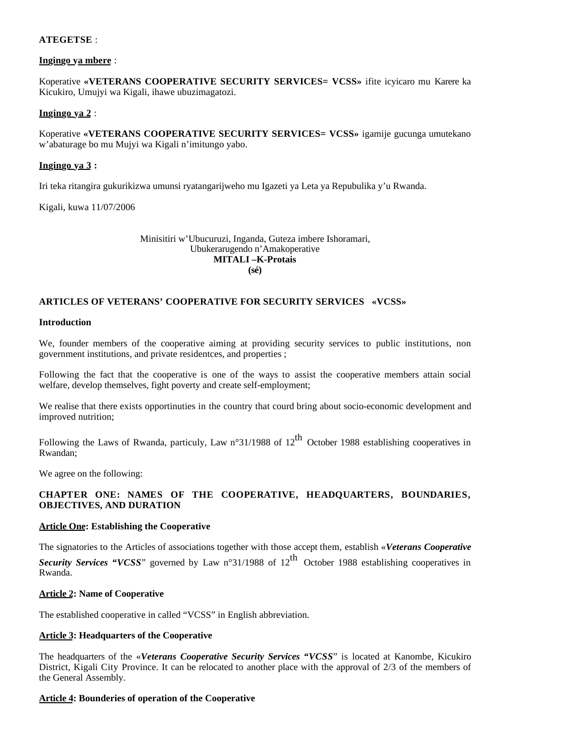**ATEGETSE** :

**Ingingo ya mbere** :

Koperative **«VETERANS COOPERATIVE SECURITY SERVICES= VCSS»** ifite icyicaro mu Karere ka Kicukiro, Umujyi wa Kigali, ihawe ubuzimagatozi.

**Ingingo ya 2** :

Koperative **«VETERANS COOPERATIVE SECURITY SERVICES= VCSS»** igamije gucunga umutekano w'abaturage bo mu Mujyi wa Kigali n'imitungo yabo.

**Ingingo ya 3 :**

Iri teka ritangira gukurikizwa umunsi ryatangarijweho mu Igazeti ya Leta ya Repubulika y'u Rwanda.

Kigali, kuwa 11/07/2006

Minisitiri w'Ubucuruzi, Inganda, Guteza imbere Ishoramari,
Ubukerarugendo n'Amakoperative
**MITALI –K-Protais**
**(sé)**

**ARTICLES OF VETERANS' COOPERATIVE FOR SECURITY SERVICES «VCSS»**

**Introduction**

We, founder members of the cooperative aiming at providing security services to public institutions, non government institutions, and private residentces, and properties ;

Following the fact that the cooperative is one of the ways to assist the cooperative members attain social welfare, develop themselves, fight poverty and create self-employment;

We realise that there exists opportinuties in the country that courd bring about socio-economic development and improved nutrition;

Following the Laws of Rwanda, particuly, Law n°31/1988 of 12$^{th}$ October 1988 establishing cooperatives in Rwandan;

We agree on the following:

**CHAPTER ONE: NAMES OF THE COOPERATIVE, HEADQUARTERS, BOUNDARIES, OBJECTIVES, AND DURATION**

**Article One: Establishing the Cooperative**

The signatories to the Articles of associations together with those accept them, establish «***Veterans Cooperative Security Services "VCSS***" governed by Law n°31/1988 of 12$^{th}$ October 1988 establishing cooperatives in Rwanda.

**Article 2: Name of Cooperative**

The established cooperative in called "VCSS" in English abbreviation.

**Article 3: Headquarters of the Cooperative**

The headquarters of the «***Veterans Cooperative Security Services "VCSS***" is located at Kanombe, Kicukiro District, Kigali City Province. It can be relocated to another place with the approval of 2/3 of the members of the General Assembly.

**Article 4: Bounderies of operation of the Cooperative**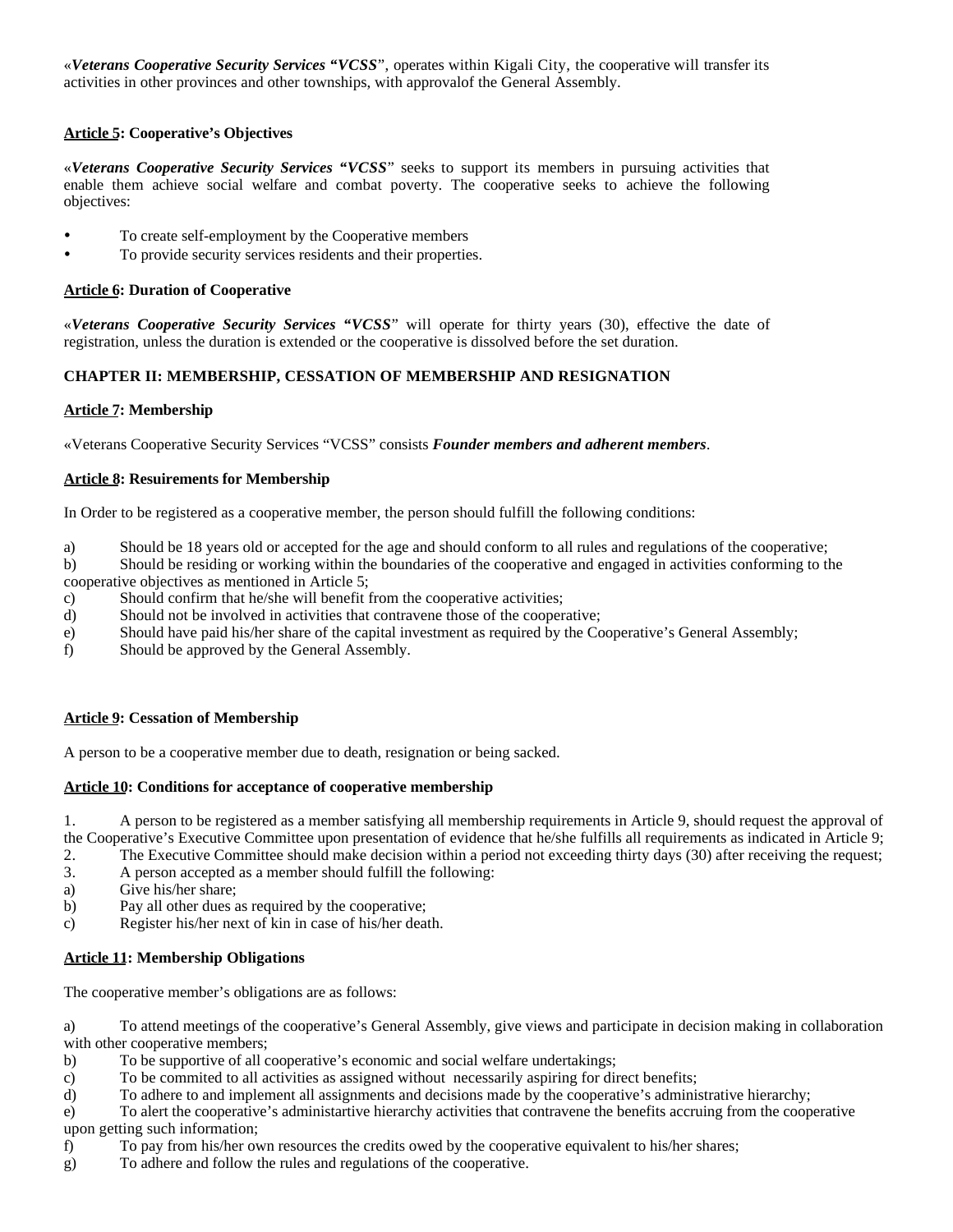«***Veterans Cooperative Security Services "VCSS***", operates within Kigali City, the cooperative will transfer its activities in other provinces and other townships, with approvalof the General Assembly.

**<u>Article 5</u>: Cooperative's Objectives**

«***Veterans Cooperative Security Services "VCSS***" seeks to support its members in pursuing activities that enable them achieve social welfare and combat poverty. The cooperative seeks to achieve the following objectives:

- To create self-employment by the Cooperative members
- To provide security services residents and their properties.

**<u>Article 6</u>: Duration of Cooperative**

«***Veterans Cooperative Security Services "VCSS***" will operate for thirty years (30), effective the date of registration, unless the duration is extended or the cooperative is dissolved before the set duration.

**CHAPTER II: MEMBERSHIP, CESSATION OF MEMBERSHIP AND RESIGNATION**

**<u>Article 7</u>: Membership**

«Veterans Cooperative Security Services "VCSS" consists ***Founder members and adherent members***.

**<u>Article 8</u>: Resuirements for Membership**

In Order to be registered as a cooperative member, the person should fulfill the following conditions:

a) Should be 18 years old or accepted for the age and should conform to all rules and regulations of the cooperative;
b) Should be residing or working within the boundaries of the cooperative and engaged in activities conforming to the cooperative objectives as mentioned in Article 5;
c) Should confirm that he/she will benefit from the cooperative activities;
d) Should not be involved in activities that contravene those of the cooperative;
e) Should have paid his/her share of the capital investment as required by the Cooperative's General Assembly;
f) Should be approved by the General Assembly.

**<u>Article 9</u>: Cessation of Membership**

A person to be a cooperative member due to death, resignation or being sacked.

**<u>Article 10</u>: Conditions for acceptance of cooperative membership**

1. A person to be registered as a member satisfying all membership requirements in Article 9, should request the approval of the Cooperative's Executive Committee upon presentation of evidence that he/she fulfills all requirements as indicated in Article 9;
2. The Executive Committee should make decision within a period not exceeding thirty days (30) after receiving the request;
3. A person accepted as a member should fulfill the following:
a) Give his/her share;
b) Pay all other dues as required by the cooperative;
c) Register his/her next of kin in case of his/her death.

**<u>Article 11</u>: Membership Obligations**

The cooperative member's obligations are as follows:

a) To attend meetings of the cooperative's General Assembly, give views and participate in decision making in collaboration with other cooperative members;
b) To be supportive of all cooperative's economic and social welfare undertakings;
c) To be commited to all activities as assigned without necessarily aspiring for direct benefits;
d) To adhere to and implement all assignments and decisions made by the cooperative's administrative hierarchy;
e) To alert the cooperative's administartive hierarchy activities that contravene the benefits accruing from the cooperative upon getting such information;
f) To pay from his/her own resources the credits owed by the cooperative equivalent to his/her shares;
g) To adhere and follow the rules and regulations of the cooperative.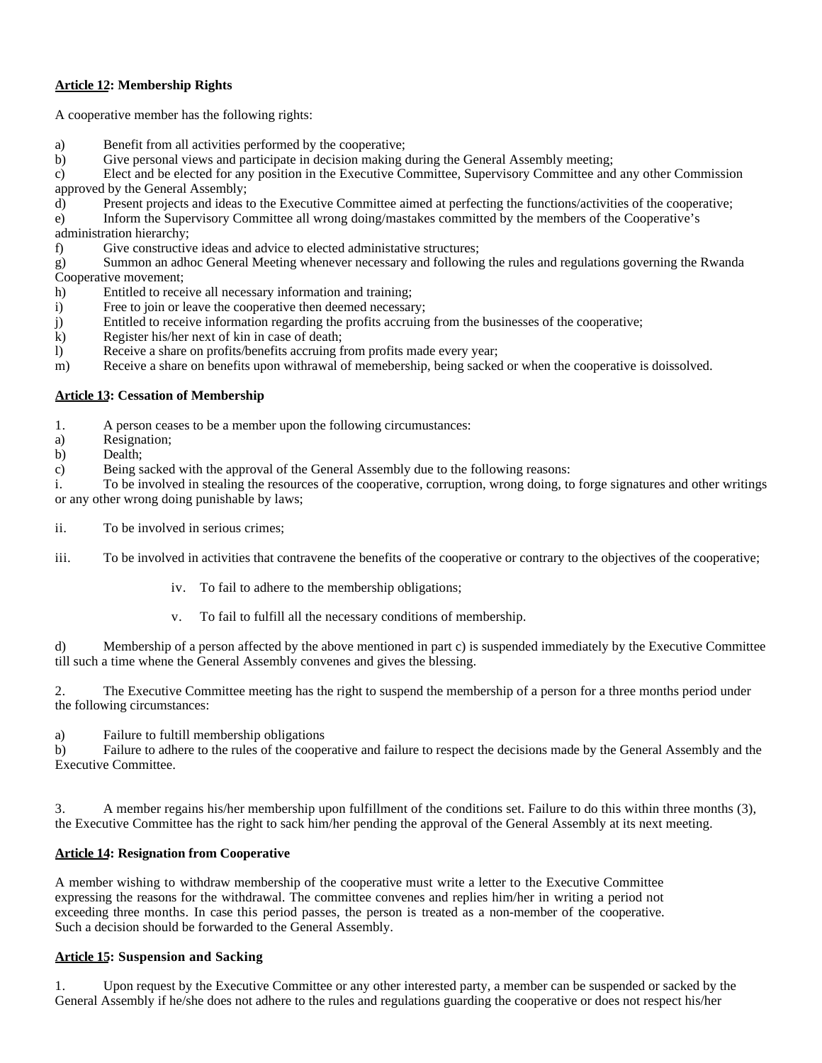**Article 12: Membership Rights**

A cooperative member has the following rights:

a) Benefit from all activities performed by the cooperative;
b) Give personal views and participate in decision making during the General Assembly meeting;
c) Elect and be elected for any position in the Executive Committee, Supervisory Committee and any other Commission approved by the General Assembly;
d) Present projects and ideas to the Executive Committee aimed at perfecting the functions/activities of the cooperative;
e) Inform the Supervisory Committee all wrong doing/mastakes committed by the members of the Cooperative's administration hierarchy;
f) Give constructive ideas and advice to elected administative structures;
g) Summon an adhoc General Meeting whenever necessary and following the rules and regulations governing the Rwanda Cooperative movement;
h) Entitled to receive all necessary information and training;
i) Free to join or leave the cooperative then deemed necessary;
j) Entitled to receive information regarding the profits accruing from the businesses of the cooperative;
k) Register his/her next of kin in case of death;
l) Receive a share on profits/benefits accruing from profits made every year;
m) Receive a share on benefits upon withrawal of memebership, being sacked or when the cooperative is doissolved.

**Article 13: Cessation of Membership**

1. A person ceases to be a member upon the following circumustances:
a) Resignation;
b) Dealth;
c) Being sacked with the approval of the General Assembly due to the following reasons:
i. To be involved in stealing the resources of the cooperative, corruption, wrong doing, to forge signatures and other writings or any other wrong doing punishable by laws;

ii. To be involved in serious crimes;

iii. To be involved in activities that contravene the benefits of the cooperative or contrary to the objectives of the cooperative;

iv. To fail to adhere to the membership obligations;

v. To fail to fulfill all the necessary conditions of membership.

d) Membership of a person affected by the above mentioned in part c) is suspended immediately by the Executive Committee till such a time whene the General Assembly convenes and gives the blessing.

2. The Executive Committee meeting has the right to suspend the membership of a person for a three months period under the following circumstances:

a) Failure to fultill membership obligations
b) Failure to adhere to the rules of the cooperative and failure to respect the decisions made by the General Assembly and the Executive Committee.

3. A member regains his/her membership upon fulfillment of the conditions set. Failure to do this within three months (3), the Executive Committee has the right to sack him/her pending the approval of the General Assembly at its next meeting.

**Article 14: Resignation from Cooperative**

A member wishing to withdraw membership of the cooperative must write a letter to the Executive Committee expressing the reasons for the withdrawal. The committee convenes and replies him/her in writing a period not exceeding three months. In case this period passes, the person is treated as a non-member of the cooperative. Such a decision should be forwarded to the General Assembly.

**Article 15: Suspension and Sacking**

1. Upon request by the Executive Committee or any other interested party, a member can be suspended or sacked by the General Assembly if he/she does not adhere to the rules and regulations guarding the cooperative or does not respect his/her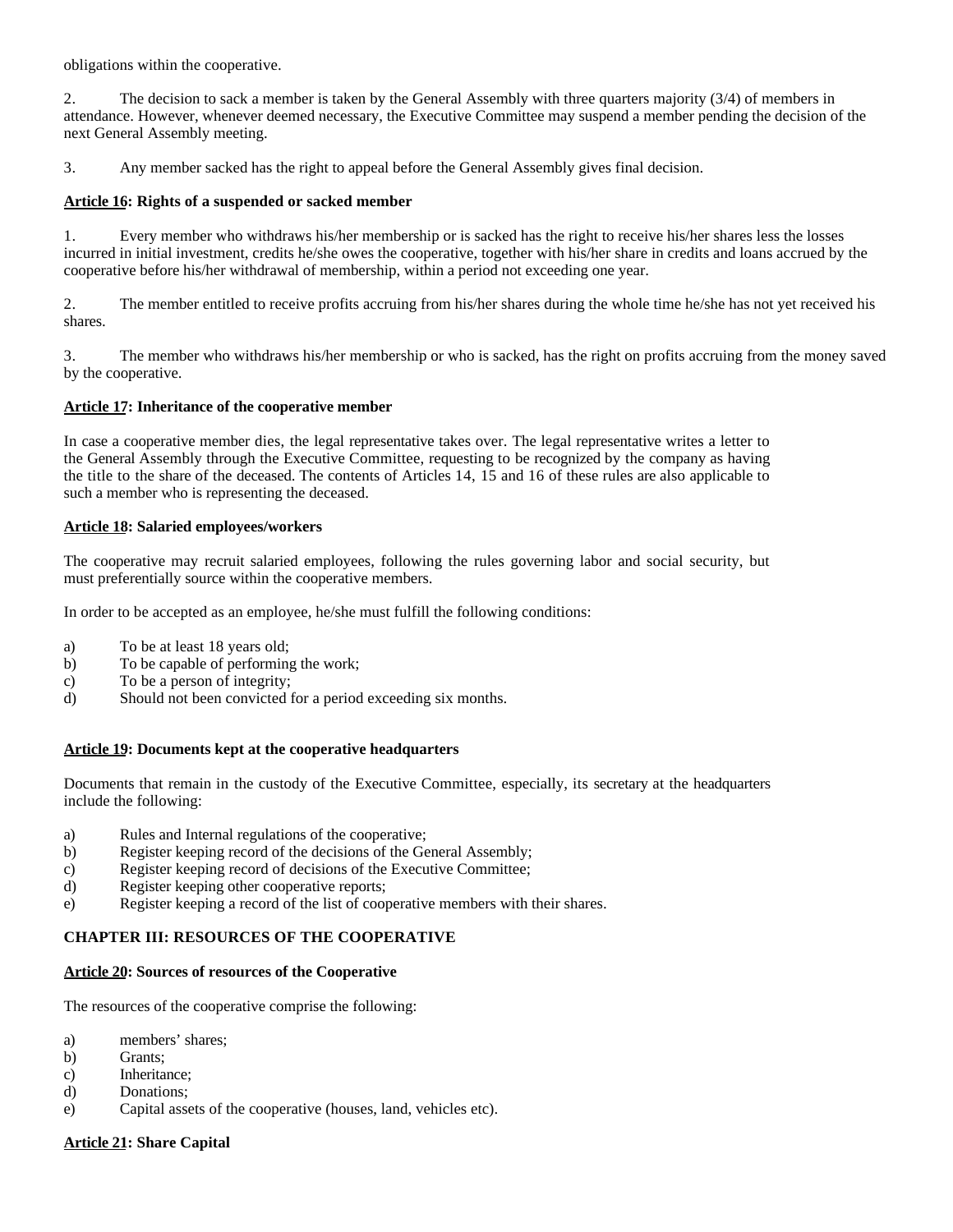obligations within the cooperative.

2. The decision to sack a member is taken by the General Assembly with three quarters majority (3/4) of members in attendance. However, whenever deemed necessary, the Executive Committee may suspend a member pending the decision of the next General Assembly meeting.

3. Any member sacked has the right to appeal before the General Assembly gives final decision.

**Article 16: Rights of a suspended or sacked member**

1. Every member who withdraws his/her membership or is sacked has the right to receive his/her shares less the losses incurred in initial investment, credits he/she owes the cooperative, together with his/her share in credits and loans accrued by the cooperative before his/her withdrawal of membership, within a period not exceeding one year.

2. The member entitled to receive profits accruing from his/her shares during the whole time he/she has not yet received his shares.

3. The member who withdraws his/her membership or who is sacked, has the right on profits accruing from the money saved by the cooperative.

**Article 17: Inheritance of the cooperative member**

In case a cooperative member dies, the legal representative takes over. The legal representative writes a letter to the General Assembly through the Executive Committee, requesting to be recognized by the company as having the title to the share of the deceased. The contents of Articles 14, 15 and 16 of these rules are also applicable to such a member who is representing the deceased.

**Article 18: Salaried employees/workers**

The cooperative may recruit salaried employees, following the rules governing labor and social security, but must preferentially source within the cooperative members.

In order to be accepted as an employee, he/she must fulfill the following conditions:

a) To be at least 18 years old;
b) To be capable of performing the work;
c) To be a person of integrity;
d) Should not been convicted for a period exceeding six months.

**Article 19: Documents kept at the cooperative headquarters**

Documents that remain in the custody of the Executive Committee, especially, its secretary at the headquarters include the following:

a) Rules and Internal regulations of the cooperative;
b) Register keeping record of the decisions of the General Assembly;
c) Register keeping record of decisions of the Executive Committee;
d) Register keeping other cooperative reports;
e) Register keeping a record of the list of cooperative members with their shares.

**CHAPTER III: RESOURCES OF THE COOPERATIVE**

**Article 20: Sources of resources of the Cooperative**

The resources of the cooperative comprise the following:

a) members' shares;
b) Grants;
c) Inheritance;
d) Donations;
e) Capital assets of the cooperative (houses, land, vehicles etc).

**Article 21: Share Capital**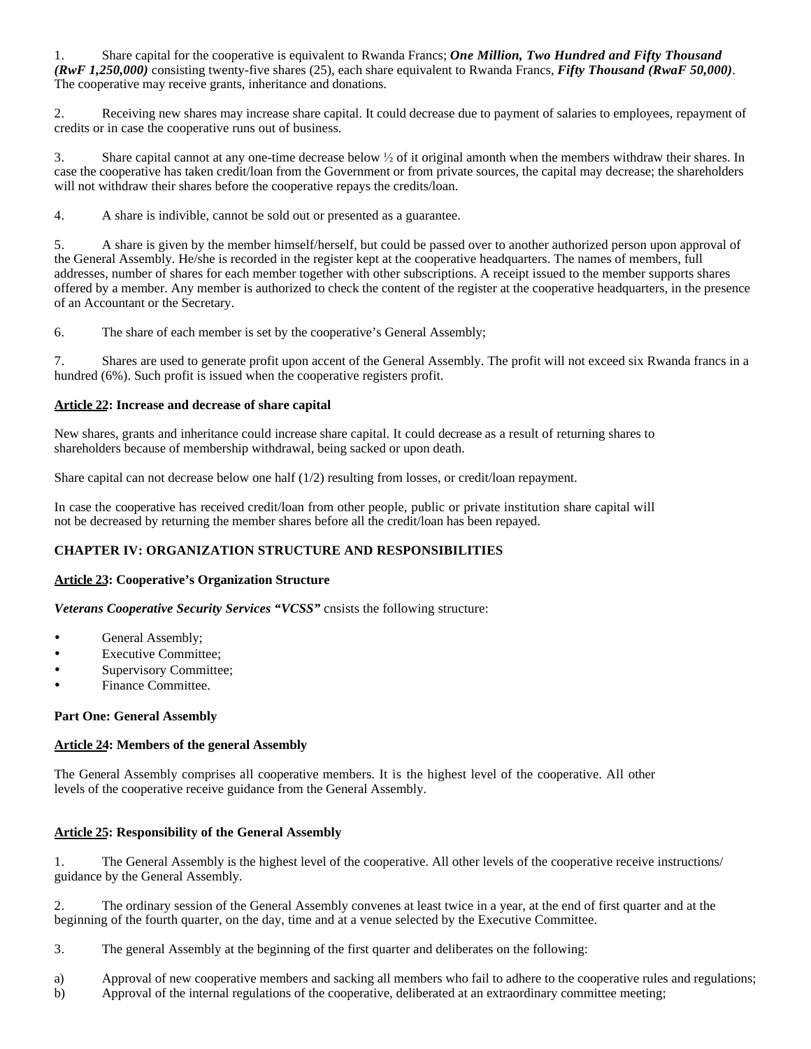1. Share capital for the cooperative is equivalent to Rwanda Francs; ***One Million, Two Hundred and Fifty Thousand (RwF 1,250,000)*** consisting twenty-five shares (25), each share equivalent to Rwanda Francs, ***Fifty Thousand (RwaF 50,000)***. The cooperative may receive grants, inheritance and donations.

2. Receiving new shares may increase share capital. It could decrease due to payment of salaries to employees, repayment of credits or in case the cooperative runs out of business.

3. Share capital cannot at any one-time decrease below ½ of it original amonth when the members withdraw their shares. In case the cooperative has taken credit/loan from the Government or from private sources, the capital may decrease; the shareholders will not withdraw their shares before the cooperative repays the credits/loan.

4. A share is indivible, cannot be sold out or presented as a guarantee.

5. A share is given by the member himself/herself, but could be passed over to another authorized person upon approval of the General Assembly. He/she is recorded in the register kept at the cooperative headquarters. The names of members, full addresses, number of shares for each member together with other subscriptions. A receipt issued to the member supports shares offered by a member. Any member is authorized to check the content of the register at the cooperative headquarters, in the presence of an Accountant or the Secretary.

6. The share of each member is set by the cooperative's General Assembly;

7. Shares are used to generate profit upon accent of the General Assembly. The profit will not exceed six Rwanda francs in a hundred (6%). Such profit is issued when the cooperative registers profit.

**Article 22: Increase and decrease of share capital**

New shares, grants and inheritance could increase share capital. It could decrease as a result of returning shares to shareholders because of membership withdrawal, being sacked or upon death.

Share capital can not decrease below one half (1/2) resulting from losses, or credit/loan repayment.

In case the cooperative has received credit/loan from other people, public or private institution share capital will not be decreased by returning the member shares before all the credit/loan has been repayed.

**CHAPTER IV: ORGANIZATION STRUCTURE AND RESPONSIBILITIES**

**Article 23: Cooperative's Organization Structure**

***Veterans Cooperative Security Services "VCSS"*** cnsists the following structure:

- General Assembly;
- Executive Committee;
- Supervisory Committee;
- Finance Committee.

**Part One: General Assembly**

**Article 24: Members of the general Assembly**

The General Assembly comprises all cooperative members. It is the highest level of the cooperative. All other levels of the cooperative receive guidance from the General Assembly.

**Article 25: Responsibility of the General Assembly**

1. The General Assembly is the highest level of the cooperative. All other levels of the cooperative receive instructions/ guidance by the General Assembly.

2. The ordinary session of the General Assembly convenes at least twice in a year, at the end of first quarter and at the beginning of the fourth quarter, on the day, time and at a venue selected by the Executive Committee.

3. The general Assembly at the beginning of the first quarter and deliberates on the following:

a) Approval of new cooperative members and sacking all members who fail to adhere to the cooperative rules and regulations;
b) Approval of the internal regulations of the cooperative, deliberated at an extraordinary committee meeting;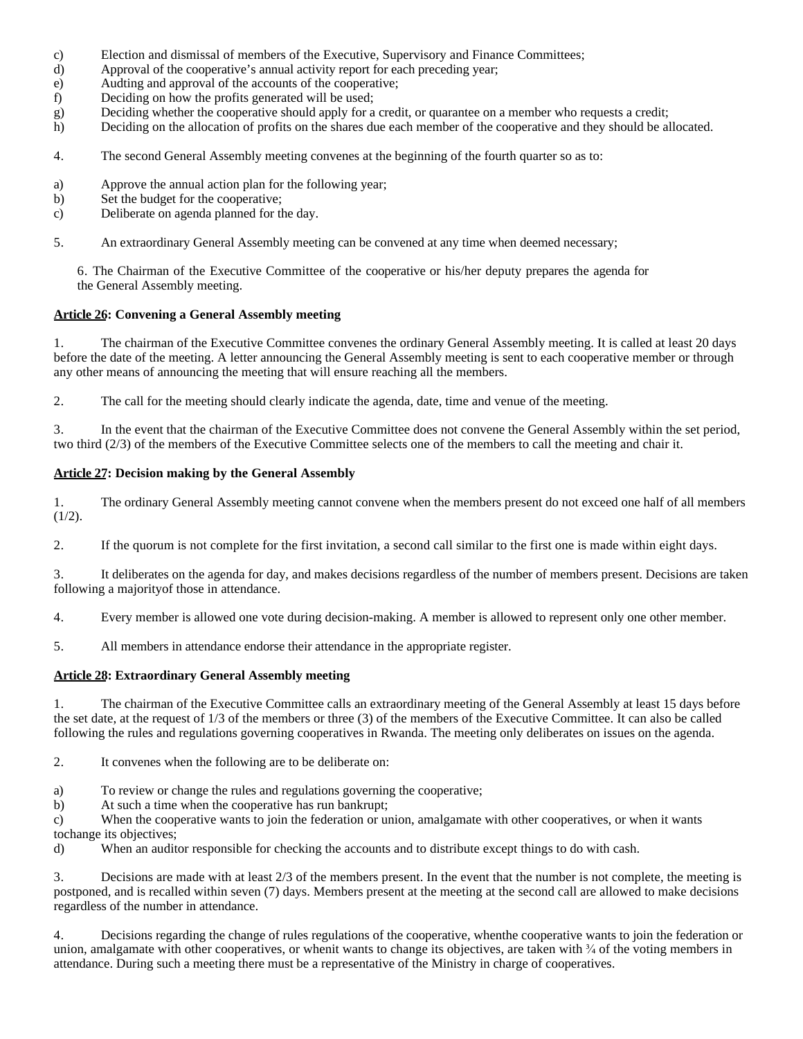c) Election and dismissal of members of the Executive, Supervisory and Finance Committees;
d) Approval of the cooperative's annual activity report for each preceding year;
e) Audting and approval of the accounts of the cooperative;
f) Deciding on how the profits generated will be used;
g) Deciding whether the cooperative should apply for a credit, or quarantee on a member who requests a credit;
h) Deciding on the allocation of profits on the shares due each member of the cooperative and they should be allocated.

4. The second General Assembly meeting convenes at the beginning of the fourth quarter so as to:

a) Approve the annual action plan for the following year;
b) Set the budget for the cooperative;
c) Deliberate on agenda planned for the day.

5. An extraordinary General Assembly meeting can be convened at any time when deemed necessary;

6. The Chairman of the Executive Committee of the cooperative or his/her deputy prepares the agenda for the General Assembly meeting.

**Article 26: Convening a General Assembly meeting**

1. The chairman of the Executive Committee convenes the ordinary General Assembly meeting. It is called at least 20 days before the date of the meeting. A letter announcing the General Assembly meeting is sent to each cooperative member or through any other means of announcing the meeting that will ensure reaching all the members.

2. The call for the meeting should clearly indicate the agenda, date, time and venue of the meeting.

3. In the event that the chairman of the Executive Committee does not convene the General Assembly within the set period, two third (2/3) of the members of the Executive Committee selects one of the members to call the meeting and chair it.

**Article 27: Decision making by the General Assembly**

1. The ordinary General Assembly meeting cannot convene when the members present do not exceed one half of all members (1/2).

2. If the quorum is not complete for the first invitation, a second call similar to the first one is made within eight days.

3. It deliberates on the agenda for day, and makes decisions regardless of the number of members present. Decisions are taken following a majorityof those in attendance.

4. Every member is allowed one vote during decision-making. A member is allowed to represent only one other member.

5. All members in attendance endorse their attendance in the appropriate register.

**Article 28: Extraordinary General Assembly meeting**

1. The chairman of the Executive Committee calls an extraordinary meeting of the General Assembly at least 15 days before the set date, at the request of 1/3 of the members or three (3) of the members of the Executive Committee. It can also be called following the rules and regulations governing cooperatives in Rwanda. The meeting only deliberates on issues on the agenda.

2. It convenes when the following are to be deliberate on:

a) To review or change the rules and regulations governing the cooperative;
b) At such a time when the cooperative has run bankrupt;
c) When the cooperative wants to join the federation or union, amalgamate with other cooperatives, or when it wants tochange its objectives;
d) When an auditor responsible for checking the accounts and to distribute except things to do with cash.

3. Decisions are made with at least 2/3 of the members present. In the event that the number is not complete, the meeting is postponed, and is recalled within seven (7) days. Members present at the meeting at the second call are allowed to make decisions regardless of the number in attendance.

4. Decisions regarding the change of rules regulations of the cooperative, whenthe cooperative wants to join the federation or union, amalgamate with other cooperatives, or whenit wants to change its objectives, are taken with ¾ of the voting members in attendance. During such a meeting there must be a representative of the Ministry in charge of cooperatives.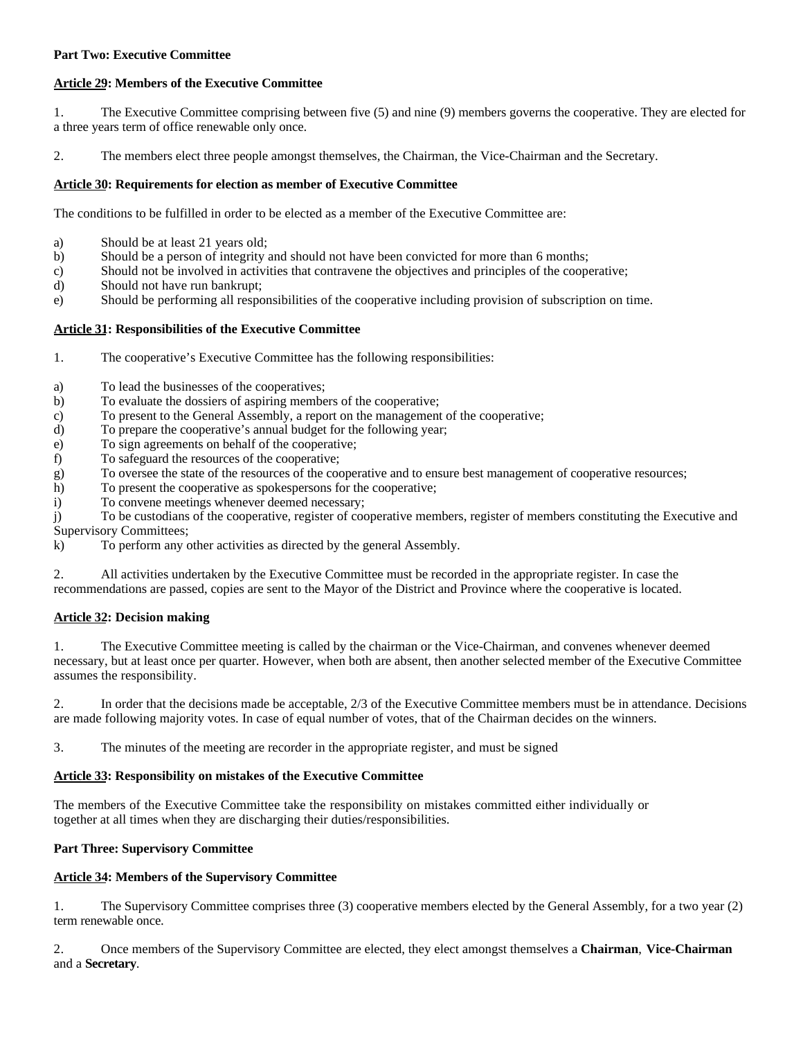**Part Two: Executive Committee**

**Article 29: Members of the Executive Committee**

1. The Executive Committee comprising between five (5) and nine (9) members governs the cooperative. They are elected for a three years term of office renewable only once.

2. The members elect three people amongst themselves, the Chairman, the Vice-Chairman and the Secretary.

**Article 30: Requirements for election as member of Executive Committee**

The conditions to be fulfilled in order to be elected as a member of the Executive Committee are:

a) Should be at least 21 years old;
b) Should be a person of integrity and should not have been convicted for more than 6 months;
c) Should not be involved in activities that contravene the objectives and principles of the cooperative;
d) Should not have run bankrupt;
e) Should be performing all responsibilities of the cooperative including provision of subscription on time.

**Article 31: Responsibilities of the Executive Committee**

1. The cooperative's Executive Committee has the following responsibilities:

a) To lead the businesses of the cooperatives;
b) To evaluate the dossiers of aspiring members of the cooperative;
c) To present to the General Assembly, a report on the management of the cooperative;
d) To prepare the cooperative's annual budget for the following year;
e) To sign agreements on behalf of the cooperative;
f) To safeguard the resources of the cooperative;
g) To oversee the state of the resources of the cooperative and to ensure best management of cooperative resources;
h) To present the cooperative as spokespersons for the cooperative;
i) To convene meetings whenever deemed necessary;
j) To be custodians of the cooperative, register of cooperative members, register of members constituting the Executive and Supervisory Committees;
k) To perform any other activities as directed by the general Assembly.

2. All activities undertaken by the Executive Committee must be recorded in the appropriate register. In case the recommendations are passed, copies are sent to the Mayor of the District and Province where the cooperative is located.

**Article 32: Decision making**

1. The Executive Committee meeting is called by the chairman or the Vice-Chairman, and convenes whenever deemed necessary, but at least once per quarter. However, when both are absent, then another selected member of the Executive Committee assumes the responsibility.

2. In order that the decisions made be acceptable, 2/3 of the Executive Committee members must be in attendance. Decisions are made following majority votes. In case of equal number of votes, that of the Chairman decides on the winners.

3. The minutes of the meeting are recorder in the appropriate register, and must be signed

**Article 33: Responsibility on mistakes of the Executive Committee**

The members of the Executive Committee take the responsibility on mistakes committed either individually or together at all times when they are discharging their duties/responsibilities.

**Part Three: Supervisory Committee**

**Article 34: Members of the Supervisory Committee**

1. The Supervisory Committee comprises three (3) cooperative members elected by the General Assembly, for a two year (2) term renewable once.

2. Once members of the Supervisory Committee are elected, they elect amongst themselves a **Chairman**, **Vice-Chairman** and a **Secretary**.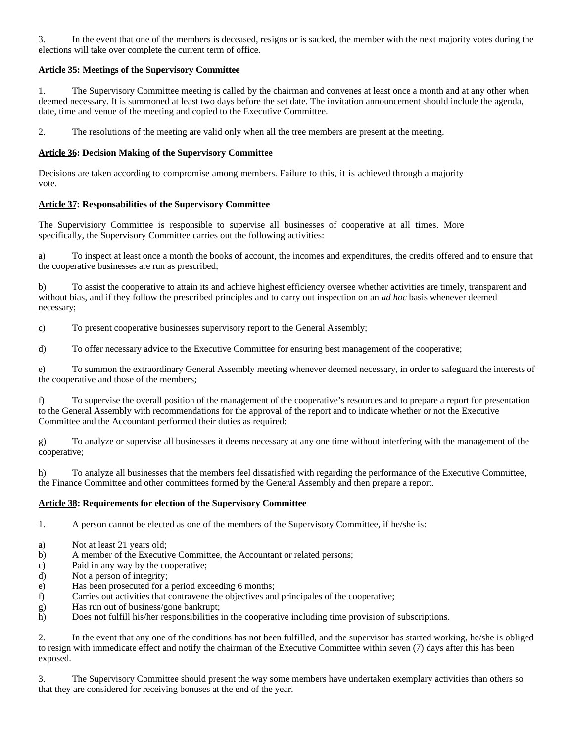3. In the event that one of the members is deceased, resigns or is sacked, the member with the next majority votes during the elections will take over complete the current term of office.

**Article 35: Meetings of the Supervisory Committee**

1. The Supervisory Committee meeting is called by the chairman and convenes at least once a month and at any other when deemed necessary. It is summoned at least two days before the set date. The invitation announcement should include the agenda, date, time and venue of the meeting and copied to the Executive Committee.

2. The resolutions of the meeting are valid only when all the tree members are present at the meeting.

**Article 36: Decision Making of the Supervisory Committee**

Decisions are taken according to compromise among members. Failure to this, it is achieved through a majority vote.

**Article 37: Responsabilities of the Supervisory Committee**

The Supervisiory Committee is responsible to supervise all businesses of cooperative at all times. More specifically, the Supervisory Committee carries out the following activities:

a) To inspect at least once a month the books of account, the incomes and expenditures, the credits offered and to ensure that the cooperative businesses are run as prescribed;

b) To assist the cooperative to attain its and achieve highest efficiency oversee whether activities are timely, transparent and without bias, and if they follow the prescribed principles and to carry out inspection on an *ad hoc* basis whenever deemed necessary;

c) To present cooperative businesses supervisory report to the General Assembly;

d) To offer necessary advice to the Executive Committee for ensuring best management of the cooperative;

e) To summon the extraordinary General Assembly meeting whenever deemed necessary, in order to safeguard the interests of the cooperative and those of the members;

f) To supervise the overall position of the management of the cooperative's resources and to prepare a report for presentation to the General Assembly with recommendations for the approval of the report and to indicate whether or not the Executive Committee and the Accountant performed their duties as required;

g) To analyze or supervise all businesses it deems necessary at any one time without interfering with the management of the cooperative;

h) To analyze all businesses that the members feel dissatisfied with regarding the performance of the Executive Committee, the Finance Committee and other committees formed by the General Assembly and then prepare a report.

**Article 38: Requirements for election of the Supervisory Committee**

1. A person cannot be elected as one of the members of the Supervisory Committee, if he/she is:

a) Not at least 21 years old;
b) A member of the Executive Committee, the Accountant or related persons;
c) Paid in any way by the cooperative;
d) Not a person of integrity;
e) Has been prosecuted for a period exceeding 6 months;
f) Carries out activities that contravene the objectives and principales of the cooperative;
g) Has run out of business/gone bankrupt;
h) Does not fulfill his/her responsibilities in the cooperative including time provision of subscriptions.

2. In the event that any one of the conditions has not been fulfilled, and the supervisor has started working, he/she is obliged to resign with immedicate effect and notify the chairman of the Executive Committee within seven (7) days after this has been exposed.

3. The Supervisory Committee should present the way some members have undertaken exemplary activities than others so that they are considered for receiving bonuses at the end of the year.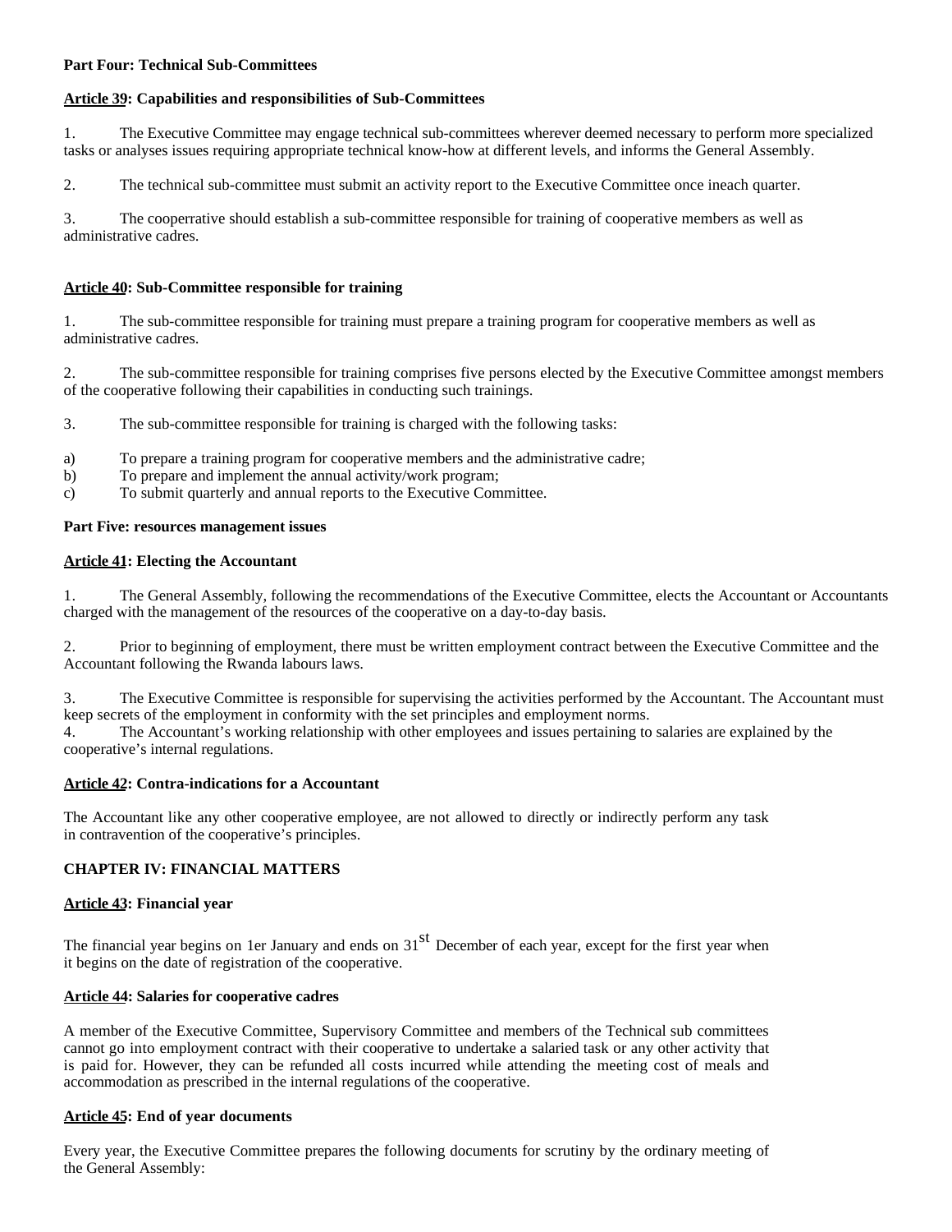**Part Four: Technical Sub-Committees**

**Article 39: Capabilities and responsibilities of Sub-Committees**

1. The Executive Committee may engage technical sub-committees wherever deemed necessary to perform more specialized tasks or analyses issues requiring appropriate technical know-how at different levels, and informs the General Assembly.

2. The technical sub-committee must submit an activity report to the Executive Committee once ineach quarter.

3. The cooperrative should establish a sub-committee responsible for training of cooperative members as well as administrative cadres.

**Article 40: Sub-Committee responsible for training**

1. The sub-committee responsible for training must prepare a training program for cooperative members as well as administrative cadres.

2. The sub-committee responsible for training comprises five persons elected by the Executive Committee amongst members of the cooperative following their capabilities in conducting such trainings.

3. The sub-committee responsible for training is charged with the following tasks:

a) To prepare a training program for cooperative members and the administrative cadre;
b) To prepare and implement the annual activity/work program;
c) To submit quarterly and annual reports to the Executive Committee.

**Part Five: resources management issues**

**Article 41: Electing the Accountant**

1. The General Assembly, following the recommendations of the Executive Committee, elects the Accountant or Accountants charged with the management of the resources of the cooperative on a day-to-day basis.

2. Prior to beginning of employment, there must be written employment contract between the Executive Committee and the Accountant following the Rwanda labours laws.

3. The Executive Committee is responsible for supervising the activities performed by the Accountant. The Accountant must keep secrets of the employment in conformity with the set principles and employment norms.
4. The Accountant's working relationship with other employees and issues pertaining to salaries are explained by the cooperative's internal regulations.

**Article 42: Contra-indications for a Accountant**

The Accountant like any other cooperative employee, are not allowed to directly or indirectly perform any task in contravention of the cooperative's principles.

**CHAPTER IV: FINANCIAL MATTERS**

**Article 43: Financial year**

The financial year begins on 1er January and ends on 31st December of each year, except for the first year when it begins on the date of registration of the cooperative.

**Article 44: Salaries for cooperative cadres**

A member of the Executive Committee, Supervisory Committee and members of the Technical sub committees cannot go into employment contract with their cooperative to undertake a salaried task or any other activity that is paid for. However, they can be refunded all costs incurred while attending the meeting cost of meals and accommodation as prescribed in the internal regulations of the cooperative.

**Article 45: End of year documents**

Every year, the Executive Committee prepares the following documents for scrutiny by the ordinary meeting of the General Assembly: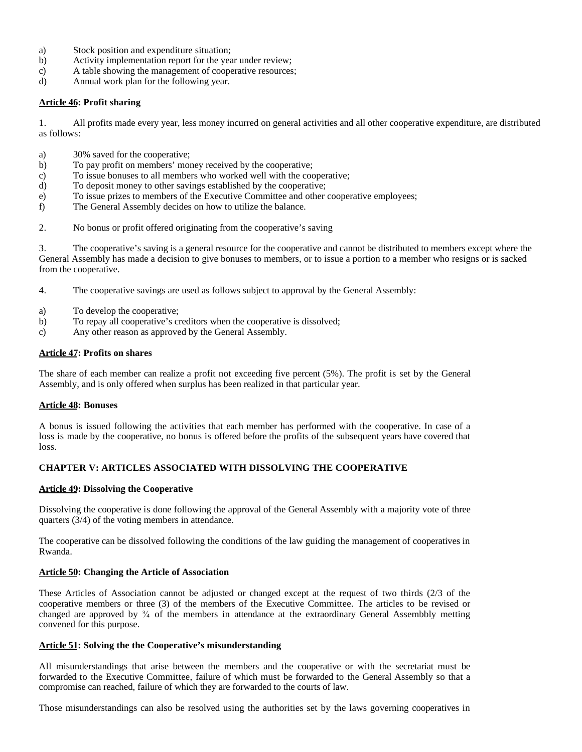a) Stock position and expenditure situation;
b) Activity implementation report for the year under review;
c) A table showing the management of cooperative resources;
d) Annual work plan for the following year.

**Article 46: Profit sharing**

1. All profits made every year, less money incurred on general activities and all other cooperative expenditure, are distributed as follows:

a) 30% saved for the cooperative;
b) To pay profit on members' money received by the cooperative;
c) To issue bonuses to all members who worked well with the cooperative;
d) To deposit money to other savings established by the cooperative;
e) To issue prizes to members of the Executive Committee and other cooperative employees;
f) The General Assembly decides on how to utilize the balance.

2. No bonus or profit offered originating from the cooperative's saving

3. The cooperative's saving is a general resource for the cooperative and cannot be distributed to members except where the General Assembly has made a decision to give bonuses to members, or to issue a portion to a member who resigns or is sacked from the cooperative.

4. The cooperative savings are used as follows subject to approval by the General Assembly:

a) To develop the cooperative;
b) To repay all cooperative's creditors when the cooperative is dissolved;
c) Any other reason as approved by the General Assembly.

**Article 47: Profits on shares**

The share of each member can realize a profit not exceeding five percent (5%). The profit is set by the General Assembly, and is only offered when surplus has been realized in that particular year.

**Article 48: Bonuses**

A bonus is issued following the activities that each member has performed with the cooperative. In case of a loss is made by the cooperative, no bonus is offered before the profits of the subsequent years have covered that loss.

**CHAPTER V: ARTICLES ASSOCIATED WITH DISSOLVING THE COOPERATIVE**

**Article 49: Dissolving the Cooperative**

Dissolving the cooperative is done following the approval of the General Assembly with a majority vote of three quarters (3/4) of the voting members in attendance.

The cooperative can be dissolved following the conditions of the law guiding the management of cooperatives in Rwanda.

**Article 50: Changing the Article of Association**

These Articles of Association cannot be adjusted or changed except at the request of two thirds (2/3 of the cooperative members or three (3) of the members of the Executive Committee. The articles to be revised or changed are approved by ¾ of the members in attendance at the extraordinary General Assembbly metting convened for this purpose.

**Article 51: Solving the the Cooperative's misunderstanding**

All misunderstandings that arise between the members and the cooperative or with the secretariat must be forwarded to the Executive Committee, failure of which must be forwarded to the General Assembly so that a compromise can reached, failure of which they are forwarded to the courts of law.

Those misunderstandings can also be resolved using the authorities set by the laws governing cooperatives in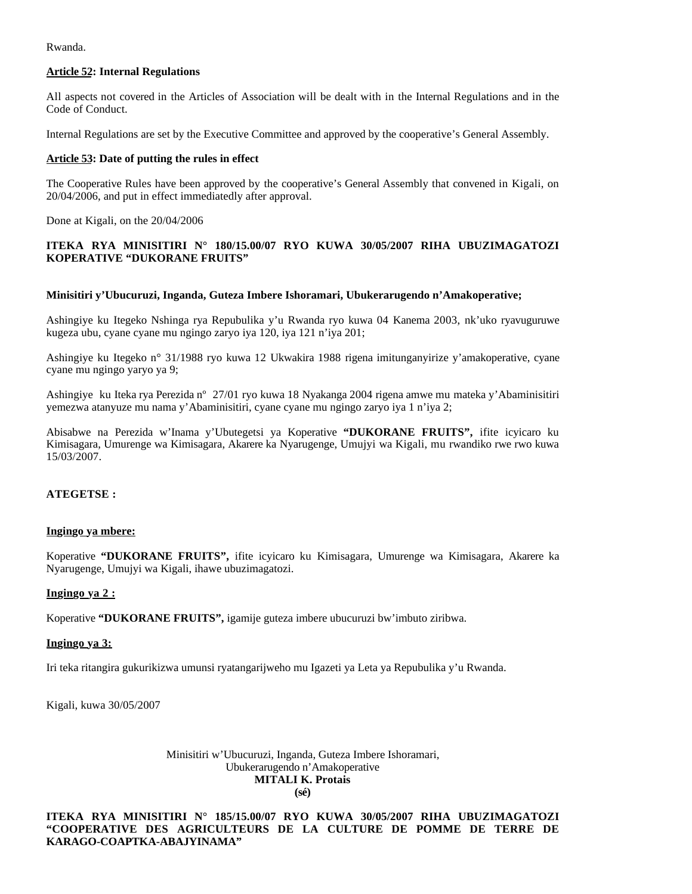Rwanda.

**Article 52: Internal Regulations**

All aspects not covered in the Articles of Association will be dealt with in the Internal Regulations and in the Code of Conduct.

Internal Regulations are set by the Executive Committee and approved by the cooperative's General Assembly.

**Article 53: Date of putting the rules in effect**

The Cooperative Rules have been approved by the cooperative's General Assembly that convened in Kigali, on 20/04/2006, and put in effect immediatedly after approval.

Done at Kigali, on the 20/04/2006

**ITEKA RYA MINISITIRI N° 180/15.00/07 RYO KUWA 30/05/2007 RIHA UBUZIMAGATOZI KOPERATIVE "DUKORANE FRUITS"**

**Minisitiri y'Ubucuruzi, Inganda, Guteza Imbere Ishoramari, Ubukerarugendo n'Amakoperative;**

Ashingiye ku Itegeko Nshinga rya Repubulika y'u Rwanda ryo kuwa 04 Kanema 2003, nk'uko ryavuguruwe kugeza ubu, cyane cyane mu ngingo zaryo iya 120, iya 121 n'iya 201;

Ashingiye ku Itegeko n° 31/1988 ryo kuwa 12 Ukwakira 1988 rigena imitunganyirize y'amakoperative, cyane cyane mu ngingo yaryo ya 9;

Ashingiye ku Iteka rya Perezida nº 27/01 ryo kuwa 18 Nyakanga 2004 rigena amwe mu mateka y'Abaminisitiri yemezwa atanyuze mu nama y'Abaminisitiri, cyane cyane mu ngingo zaryo iya 1 n'iya 2;

Abisabwe na Perezida w'Inama y'Ubutegetsi ya Koperative **"DUKORANE FRUITS",** ifite icyicaro ku Kimisagara, Umurenge wa Kimisagara, Akarere ka Nyarugenge, Umujyi wa Kigali, mu rwandiko rwe rwo kuwa 15/03/2007.

**ATEGETSE :**

**Ingingo ya mbere:**

Koperative **"DUKORANE FRUITS",** ifite icyicaro ku Kimisagara, Umurenge wa Kimisagara, Akarere ka Nyarugenge, Umujyi wa Kigali, ihawe ubuzimagatozi.

**Ingingo ya 2 :**

Koperative **"DUKORANE FRUITS",** igamije guteza imbere ubucuruzi bw'imbuto ziribwa.

**Ingingo ya 3:**

Iri teka ritangira gukurikizwa umunsi ryatangarijweho mu Igazeti ya Leta ya Repubulika y'u Rwanda.

Kigali, kuwa 30/05/2007

Minisitiri w'Ubucuruzi, Inganda, Guteza Imbere Ishoramari, Ubukerarugendo n'Amakoperative
**MITALI K. Protais**
**(sé)**

**ITEKA RYA MINISITIRI N° 185/15.00/07 RYO KUWA 30/05/2007 RIHA UBUZIMAGATOZI "COOPERATIVE DES AGRICULTEURS DE LA CULTURE DE POMME DE TERRE DE KARAGO-COAPTKA-ABAJYINAMA"**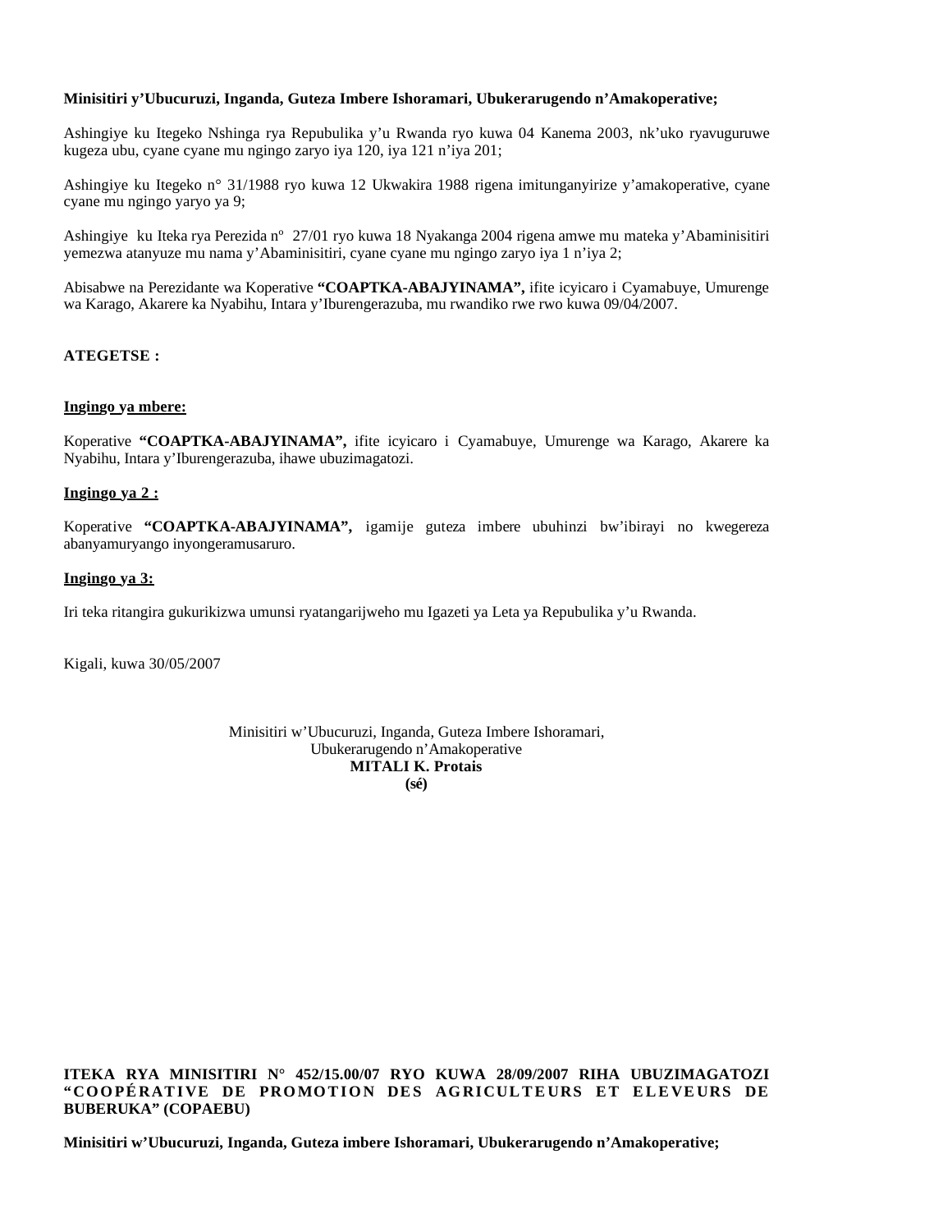**Minisitiri y'Ubucuruzi, Inganda, Guteza Imbere Ishoramari, Ubukerarugendo n'Amakoperative;**

Ashingiye ku Itegeko Nshinga rya Repubulika y'u Rwanda ryo kuwa 04 Kanema 2003, nk'uko ryavuguruwe kugeza ubu, cyane cyane mu ngingo zaryo iya 120, iya 121 n'iya 201;

Ashingiye ku Itegeko n° 31/1988 ryo kuwa 12 Ukwakira 1988 rigena imitunganyirize y'amakoperative, cyane cyane mu ngingo yaryo ya 9;

Ashingiye ku Iteka rya Perezida nº 27/01 ryo kuwa 18 Nyakanga 2004 rigena amwe mu mateka y'Abaminisitiri yemezwa atanyuze mu nama y'Abaminisitiri, cyane cyane mu ngingo zaryo iya 1 n'iya 2;

Abisabwe na Perezidante wa Koperative **"COAPTKA-ABAJYINAMA",** ifite icyicaro i Cyamabuye, Umurenge wa Karago, Akarere ka Nyabihu, Intara y'Iburengerazuba, mu rwandiko rwe rwo kuwa 09/04/2007.

**ATEGETSE :**

**Ingingo ya mbere:**

Koperative **"COAPTKA-ABAJYINAMA",** ifite icyicaro i Cyamabuye, Umurenge wa Karago, Akarere ka Nyabihu, Intara y'Iburengerazuba, ihawe ubuzimagatozi.

**Ingingo ya 2 :**

Koperative **"COAPTKA-ABAJYINAMA",** igamije guteza imbere ubuhinzi bw'ibirayi no kwegereza abanyamuryango inyongeramusaruro.

**Ingingo ya 3:**

Iri teka ritangira gukurikizwa umunsi ryatangarijweho mu Igazeti ya Leta ya Repubulika y'u Rwanda.

Kigali, kuwa 30/05/2007

Minisitiri w'Ubucuruzi, Inganda, Guteza Imbere Ishoramari,
Ubukerarugendo n'Amakoperative
**MITALI K. Protais**
**(sé)**

**ITEKA RYA MINISITIRI N° 452/15.00/07 RYO KUWA 28/09/2007 RIHA UBUZIMAGATOZI "COOPÉRATIVE DE PROMOTION DES AGRICULTEURS ET ELEVEURS DE BUBERUKA" (COPAEBU)**

**Minisitiri w'Ubucuruzi, Inganda, Guteza imbere Ishoramari, Ubukerarugendo n'Amakoperative;**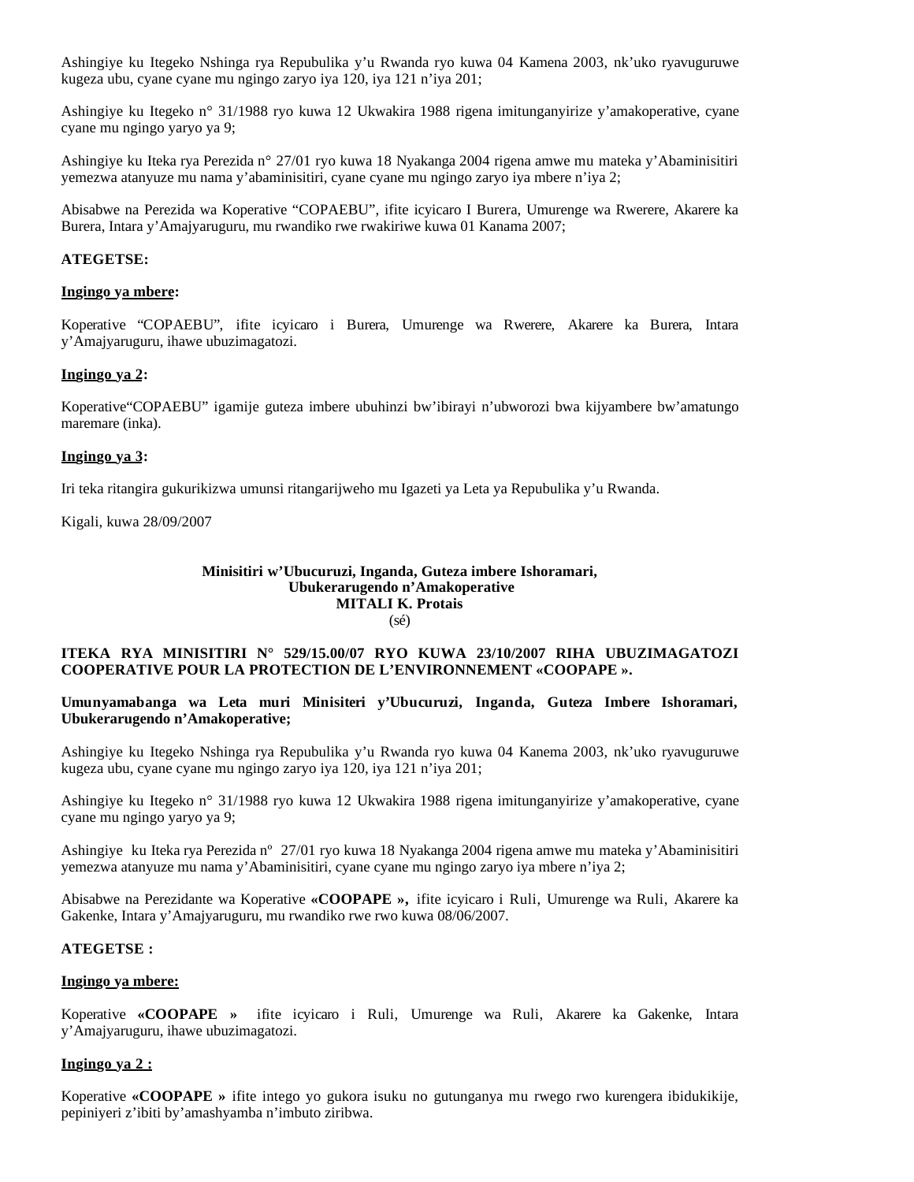Ashingiye ku Itegeko Nshinga rya Repubulika y'u Rwanda ryo kuwa 04 Kamena 2003, nk'uko ryavuguruwe kugeza ubu, cyane cyane mu ngingo zaryo iya 120, iya 121 n'iya 201;

Ashingiye ku Itegeko n° 31/1988 ryo kuwa 12 Ukwakira 1988 rigena imitunganyirize y'amakoperative, cyane cyane mu ngingo yaryo ya 9;

Ashingiye ku Iteka rya Perezida n° 27/01 ryo kuwa 18 Nyakanga 2004 rigena amwe mu mateka y'Abaminisitiri yemezwa atanyuze mu nama y'abaminisitiri, cyane cyane mu ngingo zaryo iya mbere n'iya 2;

Abisabwe na Perezida wa Koperative "COPAEBU", ifite icyicaro I Burera, Umurenge wa Rwerere, Akarere ka Burera, Intara y'Amajyaruguru, mu rwandiko rwe rwakiriwe kuwa 01 Kanama 2007;

**ATEGETSE:**

**Ingingo ya mbere:**

Koperative "COPAEBU", ifite icyicaro i Burera, Umurenge wa Rwerere, Akarere ka Burera, Intara y'Amajyaruguru, ihawe ubuzimagatozi.

**Ingingo ya 2:**

Koperative"COPAEBU" igamije guteza imbere ubuhinzi bw'ibirayi n'ubworozi bwa kijyambere bw'amatungo maremare (inka).

**Ingingo ya 3:**

Iri teka ritangira gukurikizwa umunsi ritangarijweho mu Igazeti ya Leta ya Repubulika y'u Rwanda.

Kigali, kuwa 28/09/2007

**Minisitiri w'Ubucuruzi, Inganda, Guteza imbere Ishoramari,**
**Ubukerarugendo n'Amakoperative**
**MITALI K. Protais**
(sé)

**ITEKA RYA MINISITIRI N° 529/15.00/07 RYO KUWA 23/10/2007 RIHA UBUZIMAGATOZI COOPERATIVE POUR LA PROTECTION DE L'ENVIRONNEMENT «COOPAPE ».**

**Umunyamabanga wa Leta muri Minisiteri y'Ubucuruzi, Inganda, Guteza Imbere Ishoramari, Ubukerarugendo n'Amakoperative;**

Ashingiye ku Itegeko Nshinga rya Repubulika y'u Rwanda ryo kuwa 04 Kanema 2003, nk'uko ryavuguruwe kugeza ubu, cyane cyane mu ngingo zaryo iya 120, iya 121 n'iya 201;

Ashingiye ku Itegeko n° 31/1988 ryo kuwa 12 Ukwakira 1988 rigena imitunganyirize y'amakoperative, cyane cyane mu ngingo yaryo ya 9;

Ashingiye ku Iteka rya Perezida nº 27/01 ryo kuwa 18 Nyakanga 2004 rigena amwe mu mateka y'Abaminisitiri yemezwa atanyuze mu nama y'Abaminisitiri, cyane cyane mu ngingo zaryo iya mbere n'iya 2;

Abisabwe na Perezidante wa Koperative **«COOPAPE »,** ifite icyicaro i Ruli, Umurenge wa Ruli, Akarere ka Gakenke, Intara y'Amajyaruguru, mu rwandiko rwe rwo kuwa 08/06/2007.

**ATEGETSE :**

**Ingingo ya mbere:**

Koperative **«COOPAPE »** ifite icyicaro i Ruli, Umurenge wa Ruli, Akarere ka Gakenke, Intara y'Amajyaruguru, ihawe ubuzimagatozi.

**Ingingo ya 2 :**

Koperative **«COOPAPE »** ifite intego yo gukora isuku no gutunganya mu rwego rwo kurengera ibidukikije, pepiniyeri z'ibiti by'amashyamba n'imbuto ziribwa.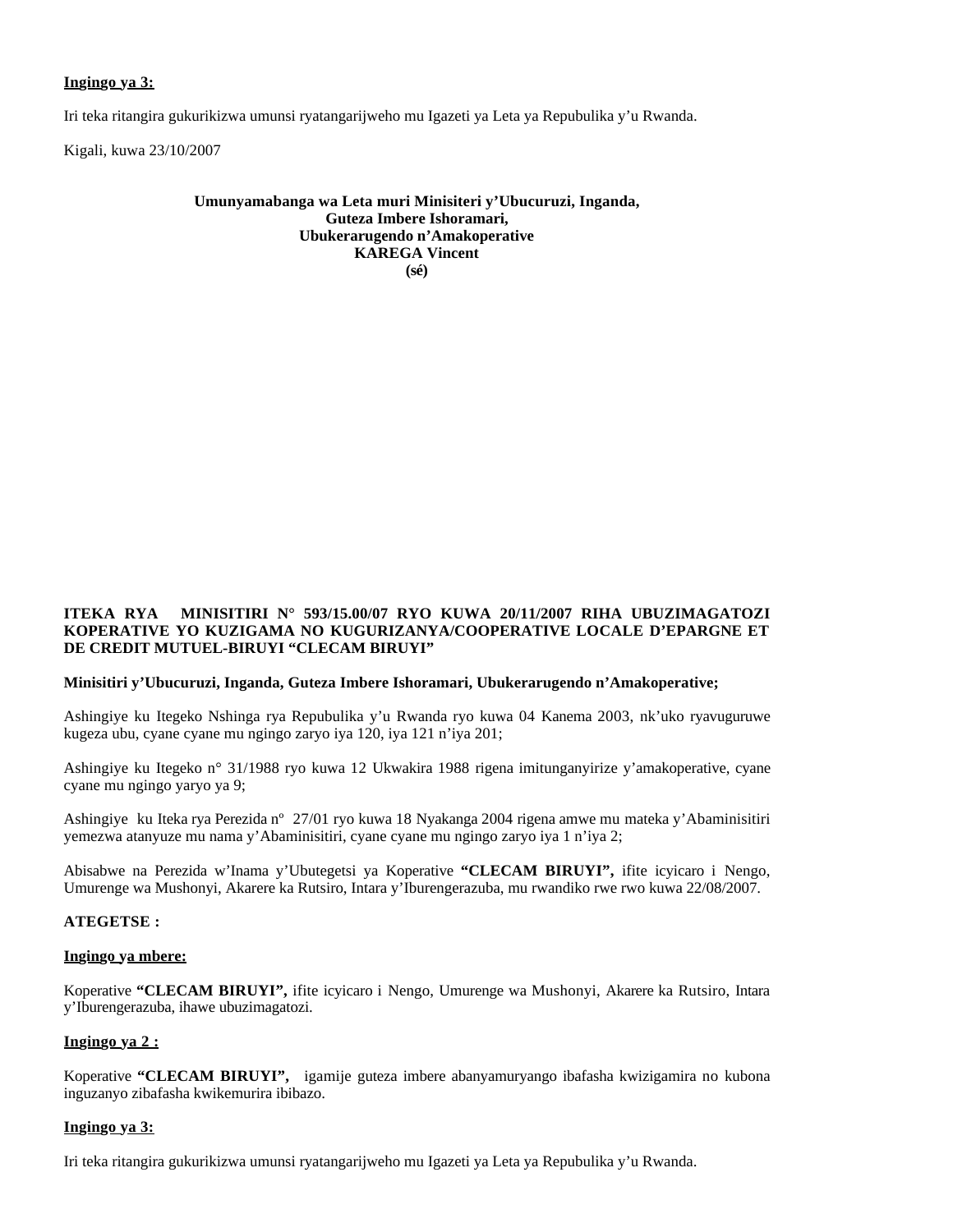**Ingingo ya 3:**

Iri teka ritangira gukurikizwa umunsi ryatangarijweho mu Igazeti ya Leta ya Repubulika y'u Rwanda.

Kigali, kuwa 23/10/2007

**Umunyamabanga wa Leta muri Minisiteri y'Ubucuruzi, Inganda, Guteza Imbere Ishoramari, Ubukerarugendo n'Amakoperative**
**KAREGA Vincent**
**(sé)**

**ITEKA RYA MINISITIRI N° 593/15.00/07 RYO KUWA 20/11/2007 RIHA UBUZIMAGATOZI KOPERATIVE YO KUZIGAMA NO KUGURIZANYA/COOPERATIVE LOCALE D'EPARGNE ET DE CREDIT MUTUEL-BIRUYI "CLECAM BIRUYI"**

**Minisitiri y'Ubucuruzi, Inganda, Guteza Imbere Ishoramari, Ubukerarugendo n'Amakoperative;**

Ashingiye ku Itegeko Nshinga rya Repubulika y'u Rwanda ryo kuwa 04 Kanema 2003, nk'uko ryavuguruwe kugeza ubu, cyane cyane mu ngingo zaryo iya 120, iya 121 n'iya 201;

Ashingiye ku Itegeko n° 31/1988 ryo kuwa 12 Ukwakira 1988 rigena imitunganyirize y'amakoperative, cyane cyane mu ngingo yaryo ya 9;

Ashingiye ku Iteka rya Perezida nº 27/01 ryo kuwa 18 Nyakanga 2004 rigena amwe mu mateka y'Abaminisitiri yemezwa atanyuze mu nama y'Abaminisitiri, cyane cyane mu ngingo zaryo iya 1 n'iya 2;

Abisabwe na Perezida w'Inama y'Ubutegetsi ya Koperative **"CLECAM BIRUYI",** ifite icyicaro i Nengo, Umurenge wa Mushonyi, Akarere ka Rutsiro, Intara y'Iburengerazuba, mu rwandiko rwe rwo kuwa 22/08/2007.

**ATEGETSE :**

**Ingingo ya mbere:**

Koperative **"CLECAM BIRUYI",** ifite icyicaro i Nengo, Umurenge wa Mushonyi, Akarere ka Rutsiro, Intara y'Iburengerazuba, ihawe ubuzimagatozi.

**Ingingo ya 2 :**

Koperative **"CLECAM BIRUYI",** igamije guteza imbere abanyamuryango ibafasha kwizigamira no kubona inguzanyo zibafasha kwikemurira ibibazo.

**Ingingo ya 3:**

Iri teka ritangira gukurikizwa umunsi ryatangarijweho mu Igazeti ya Leta ya Repubulika y'u Rwanda.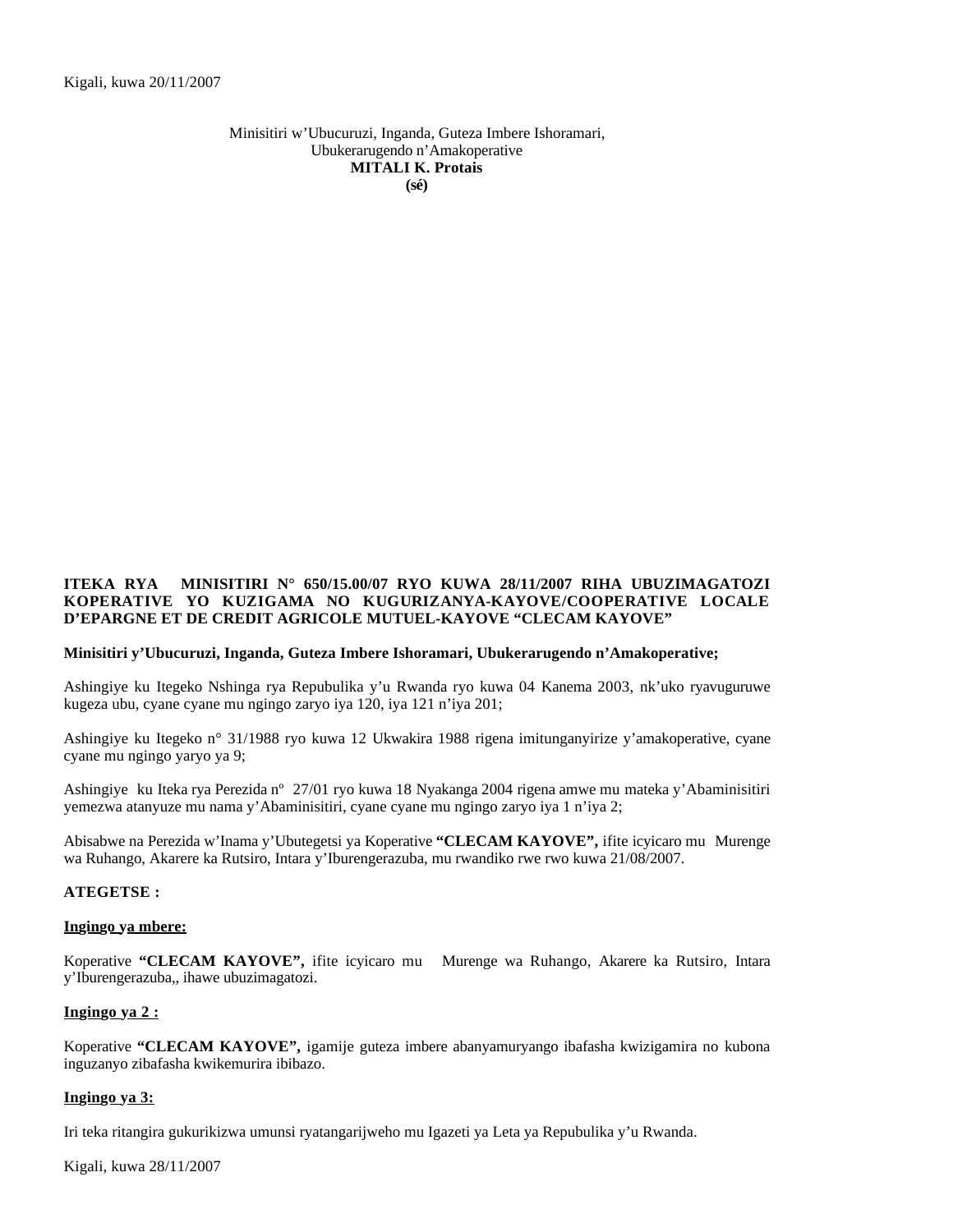Kigali, kuwa 20/11/2007

Minisitiri w'Ubucuruzi, Inganda, Guteza Imbere Ishoramari,
Ubukerarugendo n'Amakoperative
**MITALI K. Protais**
**(sé)**

**ITEKA RYA MINISITIRI N° 650/15.00/07 RYO KUWA 28/11/2007 RIHA UBUZIMAGATOZI KOPERATIVE YO KUZIGAMA NO KUGURIZANYA-KAYOVE/COOPERATIVE LOCALE D'EPARGNE ET DE CREDIT AGRICOLE MUTUEL-KAYOVE "CLECAM KAYOVE"**

**Minisitiri y'Ubucuruzi, Inganda, Guteza Imbere Ishoramari, Ubukerarugendo n'Amakoperative;**

Ashingiye ku Itegeko Nshinga rya Repubulika y'u Rwanda ryo kuwa 04 Kanema 2003, nk'uko ryavuguruwe kugeza ubu, cyane cyane mu ngingo zaryo iya 120, iya 121 n'iya 201;

Ashingiye ku Itegeko n° 31/1988 ryo kuwa 12 Ukwakira 1988 rigena imitunganyirize y'amakoperative, cyane cyane mu ngingo yaryo ya 9;

Ashingiye ku Iteka rya Perezida n° 27/01 ryo kuwa 18 Nyakanga 2004 rigena amwe mu mateka y'Abaminisitiri yemezwa atanyuze mu nama y'Abaminisitiri, cyane cyane mu ngingo zaryo iya 1 n'iya 2;

Abisabwe na Perezida w'Inama y'Ubutegetsi ya Koperative **"CLECAM KAYOVE",** ifite icyicaro mu Murenge wa Ruhango, Akarere ka Rutsiro, Intara y'Iburengerazuba, mu rwandiko rwe rwo kuwa 21/08/2007.

**ATEGETSE :**

**Ingingo ya mbere:**

Koperative **"CLECAM KAYOVE",** ifite icyicaro mu Murenge wa Ruhango, Akarere ka Rutsiro, Intara y'Iburengerazuba,, ihawe ubuzimagatozi.

**Ingingo ya 2 :**

Koperative **"CLECAM KAYOVE",** igamije guteza imbere abanyamuryango ibafasha kwizigamira no kubona inguzanyo zibafasha kwikemurira ibibazo.

**Ingingo ya 3:**

Iri teka ritangira gukurikizwa umunsi ryatangarijweho mu Igazeti ya Leta ya Repubulika y'u Rwanda.

Kigali, kuwa 28/11/2007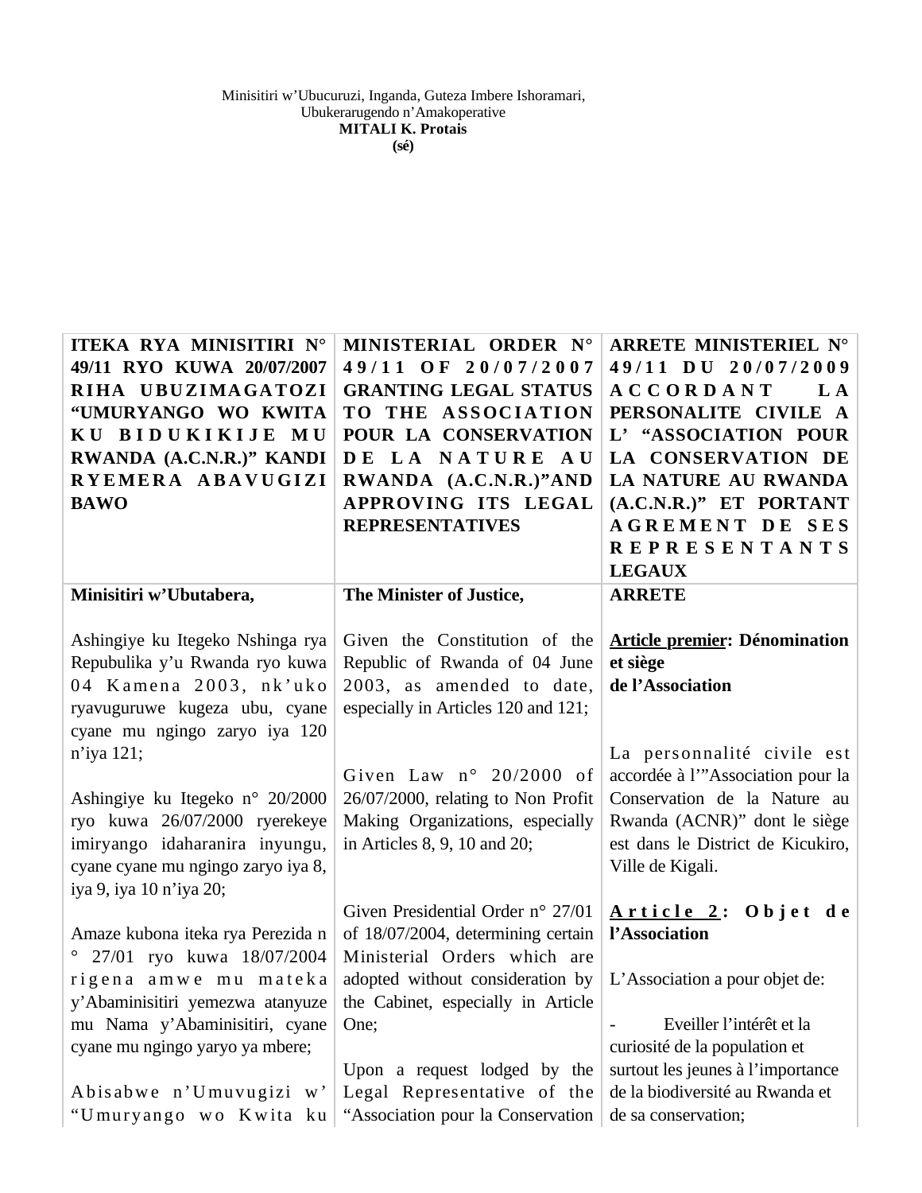Minisitiri w'Ubucuruzi, Inganda, Guteza Imbere Ishoramari, Ubukerarugendo n'Amakoperative
**MITALI K. Protais**
**(sé)**

| ITEKA RYA MINISITIRI N° 49/11 RYO KUWA 20/07/2007 RIHA UBUZIMAGATOZI "UMURYANGO WO KWITA KU BIDUKIKIJE MU RWANDA (A.C.N.R.)" KANDI RYEMERA ABAVUGIZI BAWO | MINISTERIAL ORDER N° 49/11 OF 20/07/2007 GRANTING LEGAL STATUS TO THE ASSOCIATION POUR LA CONSERVATION DE LA NATURE AU RWANDA (A.C.N.R.)"AND APPROVING ITS LEGAL REPRESENTATIVES | ARRETE MINISTERIEL N° 49/11 DU 20/07/2009 ACCORDANT LA PERSONALITE CIVILE A L' "ASSOCIATION POUR LA CONSERVATION DE LA NATURE AU RWANDA (A.C.N.R.)" ET PORTANT AGREMENT DE SES REPRESENTANTS LEGAUX |
|---|---|---|
| **Minisitiri w'Ubutabera,**<br><br>Ashingiye ku Itegeko Nshinga rya Repubulika y'u Rwanda ryo kuwa 04 Kamena 2003, nk'uko ryavuguruwe kugeza ubu, cyane cyane mu ngingo zaryo iya 120 n'iya 121;<br><br>Ashingiye ku Itegeko n° 20/2000 ryo kuwa 26/07/2000 ryerekeye imiryango idaharanira inyungu, cyane cyane mu ngingo zaryo iya 8, iya 9, iya 10 n'iya 20;<br><br>Amaze kubona iteka rya Perezida n ° 27/01 ryo kuwa 18/07/2004 rigena amwe mu mateka y'Abaminisitiri yemezwa atanyuze mu Nama y'Abaminisitiri, cyane cyane mu ngingo yaryo ya mbere;<br><br>Abisabwe n'Umuvugizi w' "Umuryango wo Kwita ku | **The Minister of Justice,**<br><br>Given the Constitution of the Republic of Rwanda of 04 June 2003, as amended to date, especially in Articles 120 and 121;<br><br>Given Law n° 20/2000 of 26/07/2000, relating to Non Profit Making Organizations, especially in Articles 8, 9, 10 and 20;<br><br>Given Presidential Order n° 27/01 of 18/07/2004, determining certain Ministerial Orders which are adopted without consideration by the Cabinet, especially in Article One;<br><br>Upon a request lodged by the Legal Representative of the "Association pour la Conservation | **ARRETE**<br><br>**<u>Article premier</u>: Dénomination et siège de l'Association**<br><br>La personnalité civile est accordée à l'"Association pour la Conservation de la Nature au Rwanda (ACNR)" dont le siège est dans le District de Kicukiro, Ville de Kigali.<br><br>**<u>Article 2</u>: Objet de l'Association**<br><br>L'Association a pour objet de:<br><br>- Eveiller l'intérêt et la curiosité de la population et surtout les jeunes à l'importance de la biodiversité au Rwanda et de sa conservation; |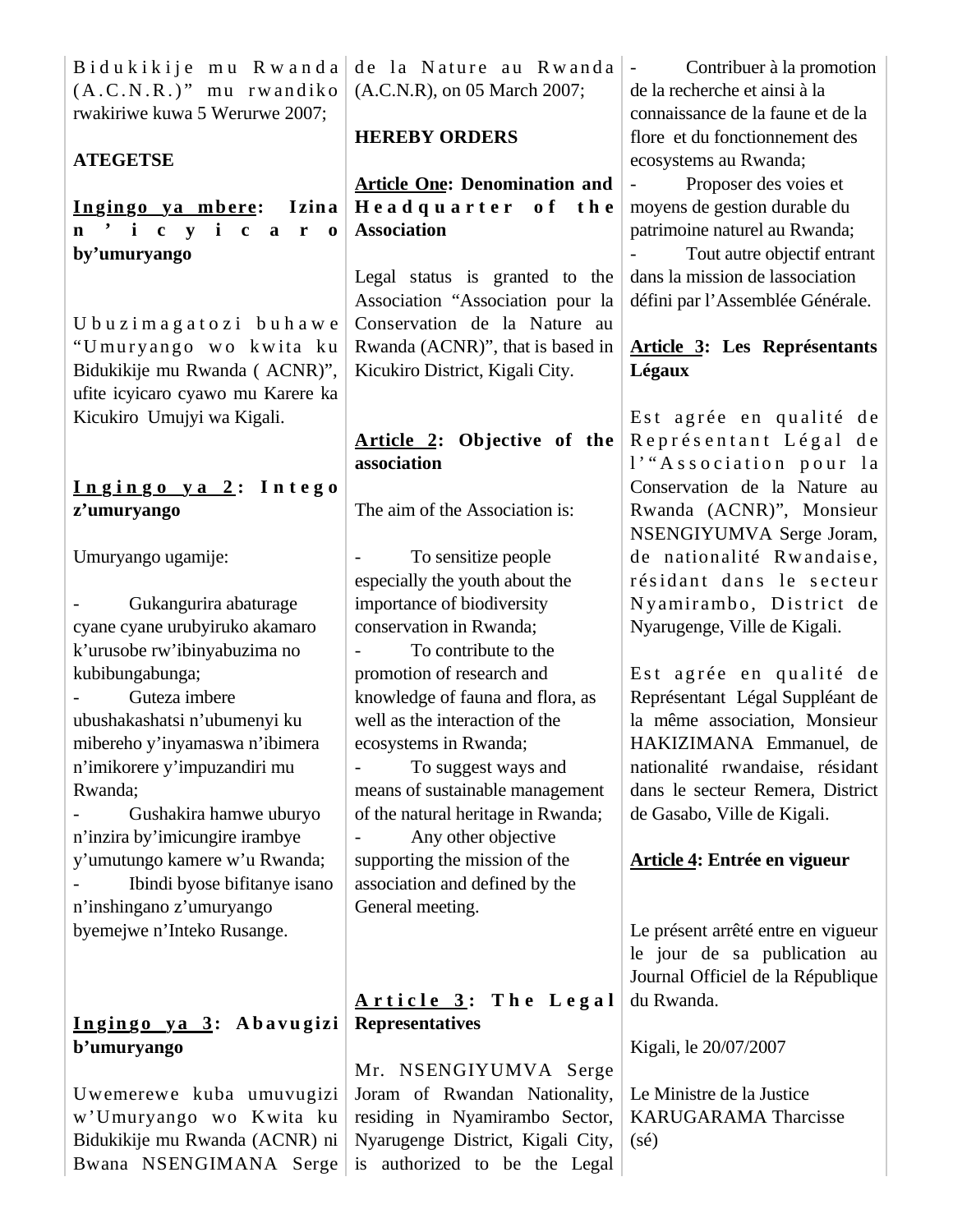Bidukikije mu Rwanda (A.C.N.R.)" mu rwandiko rwakiriwe kuwa 5 Werurwe 2007;

**ATEGETSE**

**Ingingo ya mbere: Izina n'icyicaro by'umuryango**

Ubuzimagatozi buhawe "Umuryango wo kwita ku Bidukikije mu Rwanda ( ACNR)", ufite icyicaro cyawo mu Karere ka Kicukiro Umujyi wa Kigali.

**Ingingo ya 2: Intego z'umuryango**

Umuryango ugamije:

- Gukangurira abaturage cyane cyane urubyiruko akamaro k'urusobe rw'ibinyabuzima no kubibungabunga;
- Guteza imbere ubushakashatsi n'ubumenyi ku mibereho y'inyamaswa n'ibimera n'imikorere y'impuzandiri mu Rwanda;
- Gushakira hamwe uburyo n'inzira by'imicungire irambye y'umutungo kamere w'u Rwanda;
- Ibindi byose bifitanye isano n'inshingano z'umuryango byemejwe n'Inteko Rusange.

**Ingingo ya 3: Abavugizi b'umuryango**

Uwemerewe kuba umuvugizi w'Umuryango wo Kwita ku Bidukikije mu Rwanda (ACNR) ni Bwana NSENGIMANA Serge

de la Nature au Rwanda (A.C.N.R), on 05 March 2007;

**HEREBY ORDERS**

**Article One: Denomination and Headquarter of the Association**

Legal status is granted to the Association "Association pour la Conservation de la Nature au Rwanda (ACNR)", that is based in Kicukiro District, Kigali City.

**Article 2: Objective of the association**

The aim of the Association is:

- To sensitize people especially the youth about the importance of biodiversity conservation in Rwanda;
- To contribute to the promotion of research and knowledge of fauna and flora, as well as the interaction of the ecosystems in Rwanda;
- To suggest ways and means of sustainable management of the natural heritage in Rwanda;
- Any other objective supporting the mission of the association and defined by the General meeting.

**Article 3: The Legal Representatives**

Mr. NSENGIYUMVA Serge Joram of Rwandan Nationality, residing in Nyamirambo Sector, Nyarugenge District, Kigali City, is authorized to be the Legal

- Contribuer à la promotion de la recherche et ainsi à la connaissance de la faune et de la flore et du fonctionnement des ecosystems au Rwanda;
- Proposer des voies et moyens de gestion durable du patrimoine naturel au Rwanda;
- Tout autre objectif entrant dans la mission de lassociation défini par l'Assemblée Générale.

**Article 3: Les Représentants Légaux**

Est agrée en qualité de Représentant Légal de l'"Association pour la Conservation de la Nature au Rwanda (ACNR)", Monsieur NSENGIYUMVA Serge Joram, de nationalité Rwandaise, résidant dans le secteur Nyamirambo, District de Nyarugenge, Ville de Kigali.

Est agrée en qualité de Représentant Légal Suppléant de la même association, Monsieur HAKIZIMANA Emmanuel, de nationalité rwandaise, résidant dans le secteur Remera, District de Gasabo, Ville de Kigali.

**Article 4: Entrée en vigueur**

Le présent arrêté entre en vigueur le jour de sa publication au Journal Officiel de la République du Rwanda.

Kigali, le 20/07/2007

Le Ministre de la Justice
KARUGARAMA Tharcisse
(sé)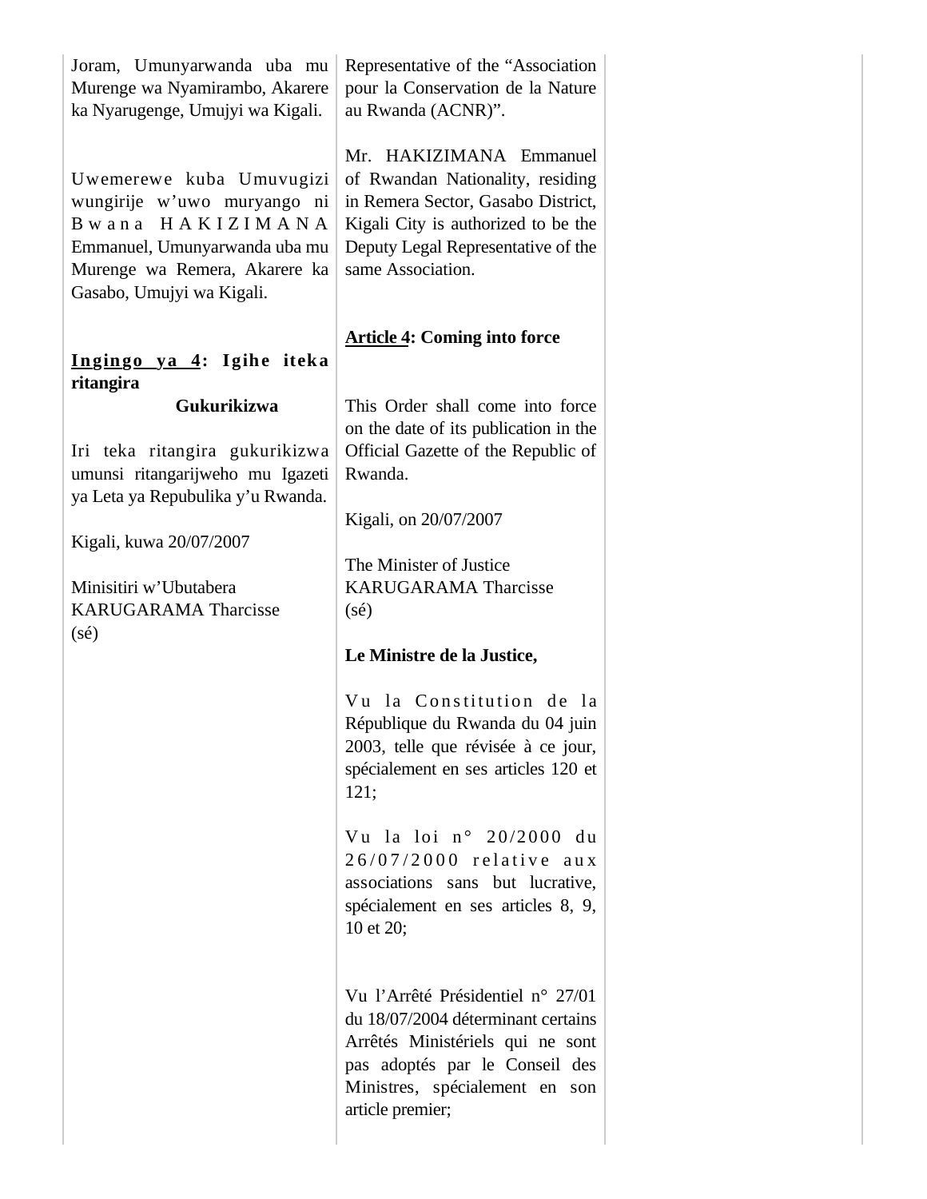Joram, Umunyarwanda uba mu Murenge wa Nyamirambo, Akarere ka Nyarugenge, Umujyi wa Kigali.

Uwemerewe kuba Umuvugizi wungirije w'uwo muryango ni Bwana HAKIZIMANA Emmanuel, Umunyarwanda uba mu Murenge wa Remera, Akarere ka Gasabo, Umujyi wa Kigali.

**Ingingo ya 4: Igihe iteka ritangira Gukurikizwa**

Iri teka ritangira gukurikizwa umunsi ritangarijweho mu Igazeti ya Leta ya Repubulika y'u Rwanda.

Kigali, kuwa 20/07/2007

Minisitiri w'Ubutabera
KARUGARAMA Tharcisse
(sé)

Representative of the "Association pour la Conservation de la Nature au Rwanda (ACNR)".

Mr. HAKIZIMANA Emmanuel of Rwandan Nationality, residing in Remera Sector, Gasabo District, Kigali City is authorized to be the Deputy Legal Representative of the same Association.

**Article 4: Coming into force**

This Order shall come into force on the date of its publication in the Official Gazette of the Republic of Rwanda.

Kigali, on 20/07/2007

The Minister of Justice
KARUGARAMA Tharcisse
(sé)

**Le Ministre de la Justice,**

Vu la Constitution de la République du Rwanda du 04 juin 2003, telle que révisée à ce jour, spécialement en ses articles 120 et 121;

Vu la loi n° 20/2000 du 26/07/2000 relative aux associations sans but lucrative, spécialement en ses articles 8, 9, 10 et 20;

Vu l'Arrêté Présidentiel n° 27/01 du 18/07/2004 déterminant certains Arrêtés Ministériels qui ne sont pas adoptés par le Conseil des Ministres, spécialement en son article premier;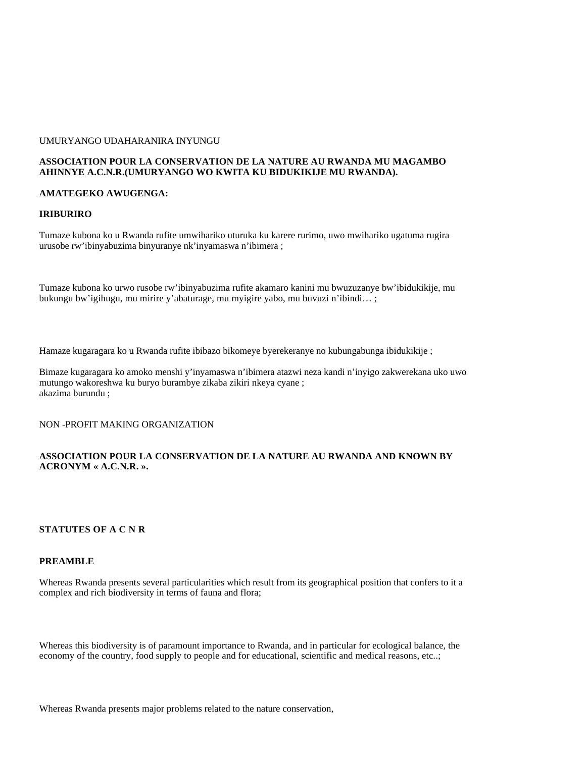UMURYANGO UDAHARANIRA INYUNGU

**ASSOCIATION POUR LA CONSERVATION DE LA NATURE AU RWANDA MU MAGAMBO AHINNYE A.C.N.R.(UMURYANGO WO KWITA KU BIDUKIKIJE MU RWANDA).**

**AMATEGEKO AWUGENGA:**

**IRIBURIRO**

Tumaze kubona ko u Rwanda rufite umwihariko uturuka ku karere rurimo, uwo mwihariko ugatuma rugira urusobe rw'ibinyabuzima binyuranye nk'inyamaswa n'ibimera ;

Tumaze kubona ko urwo rusobe rw'ibinyabuzima rufite akamaro kanini mu bwuzuzanye bw'ibidukikije, mu bukungu bw'igihugu, mu mirire y'abaturage, mu myigire yabo, mu buvuzi n'ibindi… ;

Hamaze kugaragara ko u Rwanda rufite ibibazo bikomeye byerekeranye no kubungabunga ibidukikije ;

Bimaze kugaragara ko amoko menshi y'inyamaswa n'ibimera atazwi neza kandi n'inyigo zakwerekana uko uwo mutungo wakoreshwa ku buryo burambye zikaba zikiri nkeya cyane ;
akazima burundu ;

NON -PROFIT MAKING ORGANIZATION

**ASSOCIATION POUR LA CONSERVATION DE LA NATURE AU RWANDA AND KNOWN BY ACRONYM « A.C.N.R. ».**

**STATUTES OF A C N R**

**PREAMBLE**

Whereas Rwanda presents several particularities which result from its geographical position that confers to it a complex and rich biodiversity in terms of fauna and flora;

Whereas this biodiversity is of paramount importance to Rwanda, and in particular for ecological balance, the economy of the country, food supply to people and for educational, scientific and medical reasons, etc..;

Whereas Rwanda presents major problems related to the nature conservation,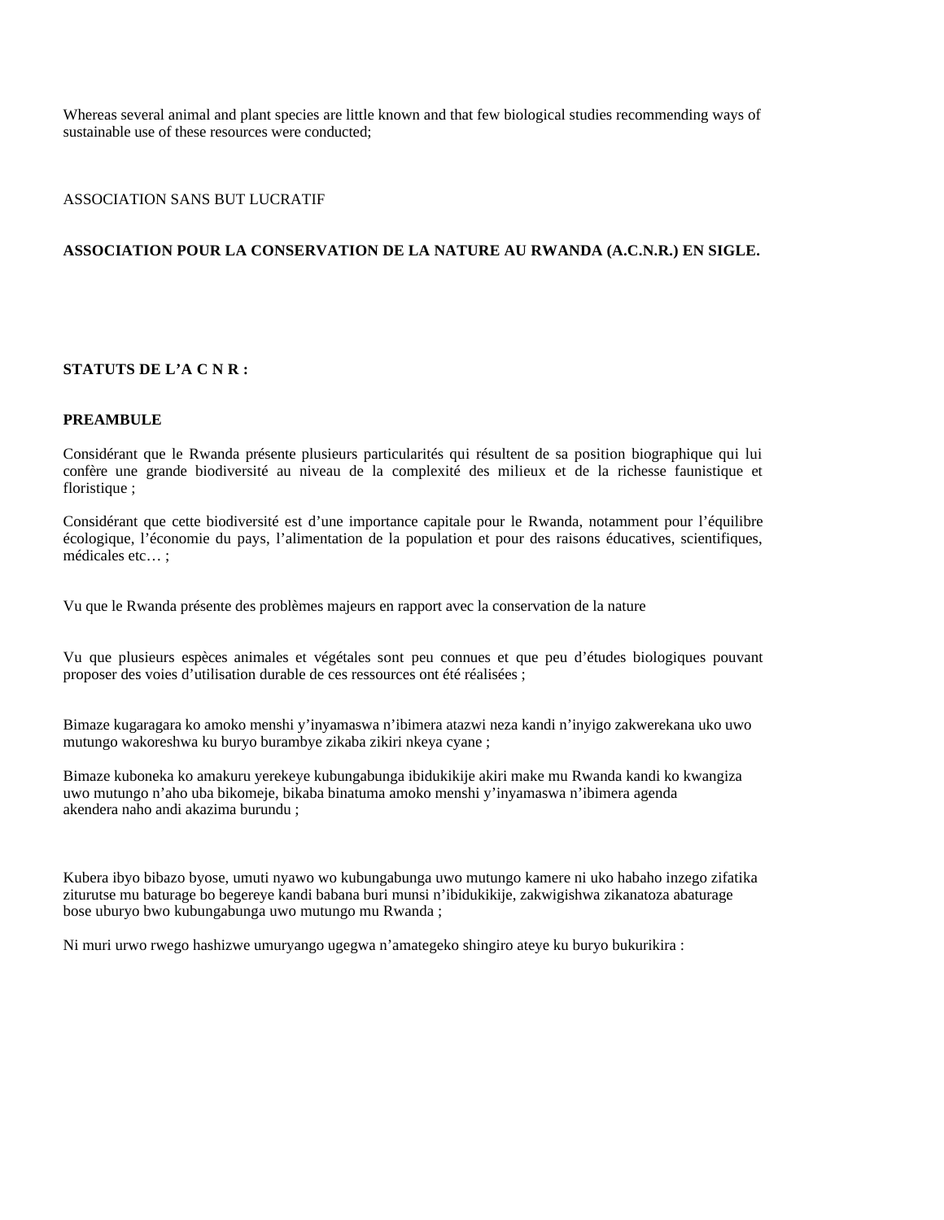Whereas several animal and plant species are little known and that few biological studies recommending ways of sustainable use of these resources were conducted;

ASSOCIATION SANS BUT LUCRATIF

**ASSOCIATION POUR LA CONSERVATION DE LA NATURE AU RWANDA (A.C.N.R.) EN SIGLE.**

**STATUTS DE L'A C N R :**

**PREAMBULE**

Considérant que le Rwanda présente plusieurs particularités qui résultent de sa position biographique qui lui confère une grande biodiversité au niveau de la complexité des milieux et de la richesse faunistique et floristique ;

Considérant que cette biodiversité est d'une importance capitale pour le Rwanda, notamment pour l'équilibre écologique, l'économie du pays, l'alimentation de la population et pour des raisons éducatives, scientifiques, médicales etc… ;

Vu que le Rwanda présente des problèmes majeurs en rapport avec la conservation de la nature

Vu que plusieurs espèces animales et végétales sont peu connues et que peu d'études biologiques pouvant proposer des voies d'utilisation durable de ces ressources ont été réalisées ;

Bimaze kugaragara ko amoko menshi y'inyamaswa n'ibimera atazwi neza kandi n'inyigo zakwerekana uko uwo mutungo wakoreshwa ku buryo burambye zikaba zikiri nkeya cyane ;

Bimaze kuboneka ko amakuru yerekeye kubungabunga ibidukikije akiri make mu Rwanda kandi ko kwangiza uwo mutungo n'aho uba bikomeje, bikaba binatuma amoko menshi y'inyamaswa n'ibimera agenda akendera naho andi akazima burundu ;

Kubera ibyo bibazo byose, umuti nyawo wo kubungabunga uwo mutungo kamere ni uko habaho inzego zifatika ziturutse mu baturage bo begereye kandi babana buri munsi n'ibidukikije, zakwigishwa zikanatoza abaturage bose uburyo bwo kubungabunga uwo mutungo mu Rwanda ;

Ni muri urwo rwego hashizwe umuryango ugegwa n'amategeko shingiro ateye ku buryo bukurikira :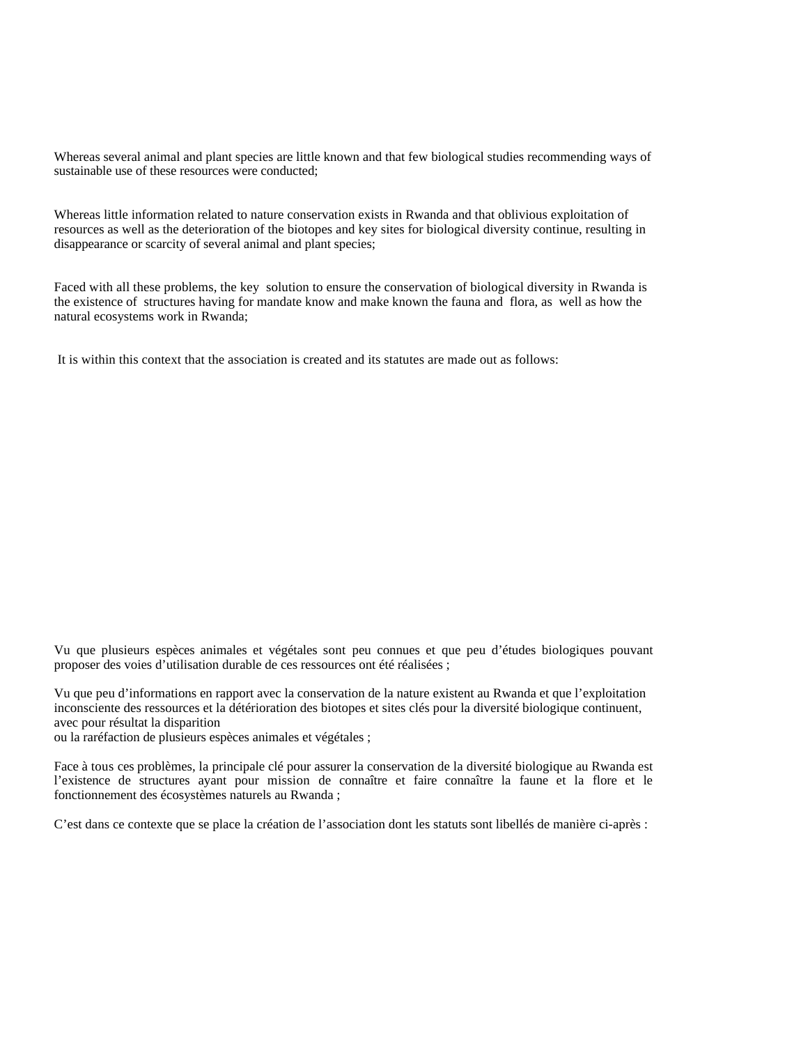Whereas several animal and plant species are little known and that few biological studies recommending ways of sustainable use of these resources were conducted;

Whereas little information related to nature conservation exists in Rwanda and that oblivious exploitation of resources as well as the deterioration of the biotopes and key sites for biological diversity continue, resulting in disappearance or scarcity of several animal and plant species;

Faced with all these problems, the key solution to ensure the conservation of biological diversity in Rwanda is the existence of structures having for mandate know and make known the fauna and flora, as well as how the natural ecosystems work in Rwanda;

It is within this context that the association is created and its statutes are made out as follows:

Vu que plusieurs espèces animales et végétales sont peu connues et que peu d'études biologiques pouvant proposer des voies d'utilisation durable de ces ressources ont été réalisées ;

Vu que peu d'informations en rapport avec la conservation de la nature existent au Rwanda et que l'exploitation inconsciente des ressources et la détérioration des biotopes et sites clés pour la diversité biologique continuent, avec pour résultat la disparition
ou la raréfaction de plusieurs espèces animales et végétales ;

Face à tous ces problèmes, la principale clé pour assurer la conservation de la diversité biologique au Rwanda est l'existence de structures ayant pour mission de connaître et faire connaître la faune et la flore et le fonctionnement des écosystèmes naturels au Rwanda ;

C'est dans ce contexte que se place la création de l'association dont les statuts sont libellés de manière ci-après :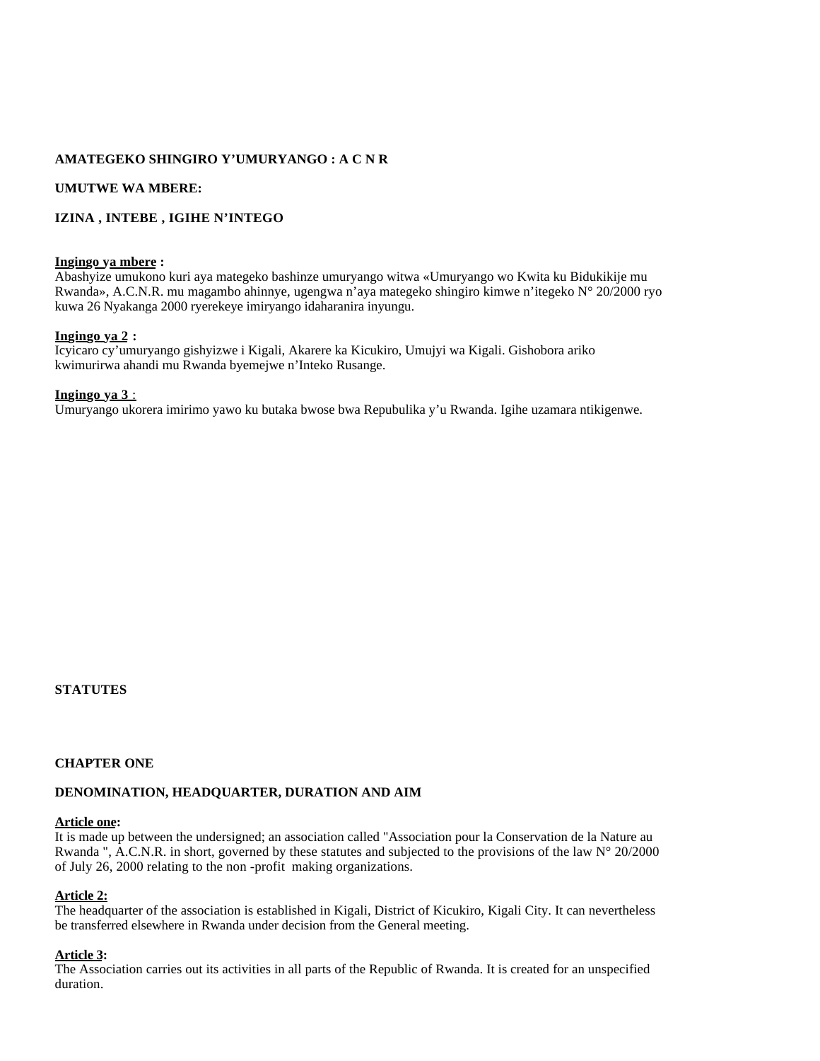**AMATEGEKO SHINGIRO Y'UMURYANGO : A C N R**

**UMUTWE WA MBERE:**

**IZINA , INTEBE , IGIHE N'INTEGO**

**Ingingo ya mbere :**
Abashyize umukono kuri aya mategeko bashinze umuryango witwa «Umuryango wo Kwita ku Bidukikije mu Rwanda», A.C.N.R. mu magambo ahinnye, ugengwa n'aya mategeko shingiro kimwe n'itegeko N° 20/2000 ryo kuwa 26 Nyakanga 2000 ryerekeye imiryango idaharanira inyungu.

**Ingingo ya 2 :**
Icyicaro cy'umuryango gishyizwe i Kigali, Akarere ka Kicukiro, Umujyi wa Kigali. Gishobora ariko kwimurirwa ahandi mu Rwanda byemejwe n'Inteko Rusange.

**Ingingo ya 3 :**
Umuryango ukorera imirimo yawo ku butaka bwose bwa Repubulika y'u Rwanda. Igihe uzamara ntikigenwe.

**STATUTES**

**CHAPTER ONE**

**DENOMINATION, HEADQUARTER, DURATION AND AIM**

**Article one:**
It is made up between the undersigned; an association called "Association pour la Conservation de la Nature au Rwanda ", A.C.N.R. in short, governed by these statutes and subjected to the provisions of the law N° 20/2000 of July 26, 2000 relating to the non -profit making organizations.

**Article 2:**
The headquarter of the association is established in Kigali, District of Kicukiro, Kigali City. It can nevertheless be transferred elsewhere in Rwanda under decision from the General meeting.

**Article 3:**
The Association carries out its activities in all parts of the Republic of Rwanda. It is created for an unspecified duration.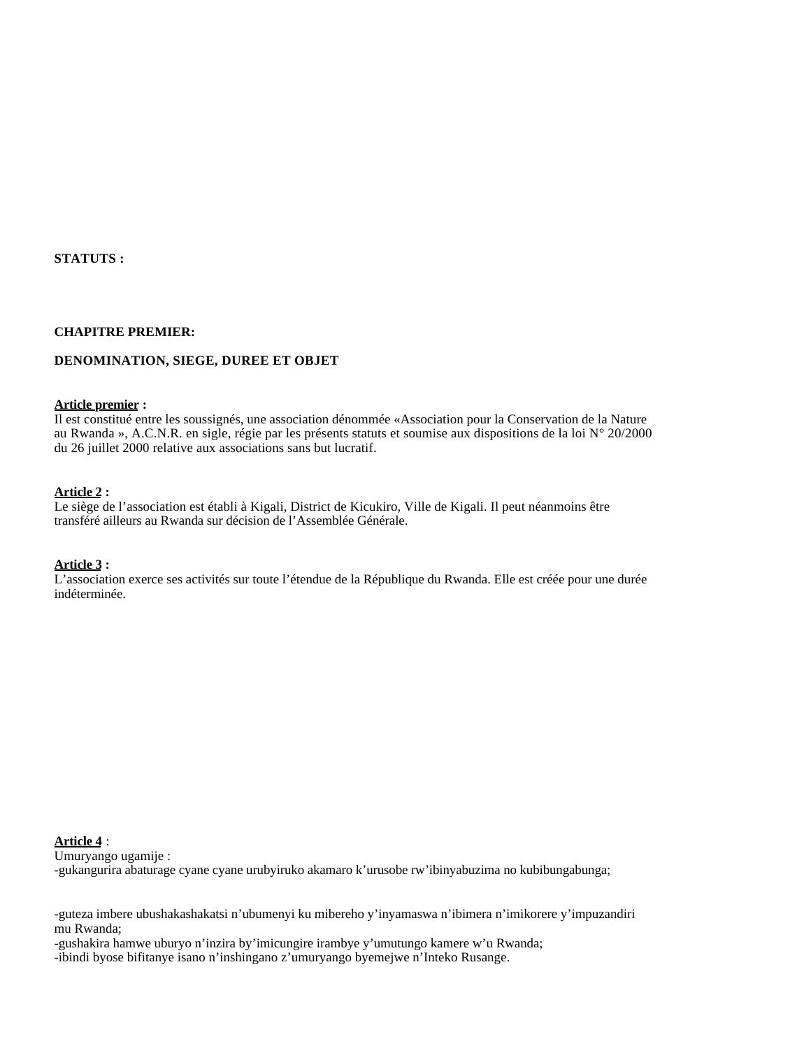**STATUTS :**

**CHAPITRE PREMIER:**

**DENOMINATION, SIEGE, DUREE ET OBJET**

**Article premier :**
Il est constitué entre les soussignés, une association dénommée «Association pour la Conservation de la Nature au Rwanda », A.C.N.R. en sigle, régie par les présents statuts et soumise aux dispositions de la loi N° 20/2000 du 26 juillet 2000 relative aux associations sans but lucratif.

**Article 2 :**
Le siège de l'association est établi à Kigali, District de Kicukiro, Ville de Kigali. Il peut néanmoins être transféré ailleurs au Rwanda sur décision de l'Assemblée Générale.

**Article 3 :**
L'association exerce ses activités sur toute l'étendue de la République du Rwanda. Elle est créée pour une durée indéterminée.

**Article 4** :
Umuryango ugamije :
-gukangurira abaturage cyane cyane urubyiruko akamaro k'urusobe rw'ibinyabuzima no kubibungabunga;

-guteza imbere ubushakashakatsi n'ubumenyi ku mibereho y'inyamaswa n'ibimera n'imikorere y'impuzandiri mu Rwanda;
-gushakira hamwe uburyo n'inzira by'imicungire irambye y'umutungo kamere w'u Rwanda;
-ibindi byose bifitanye isano n'inshingano z'umuryango byemejwe n'Inteko Rusange.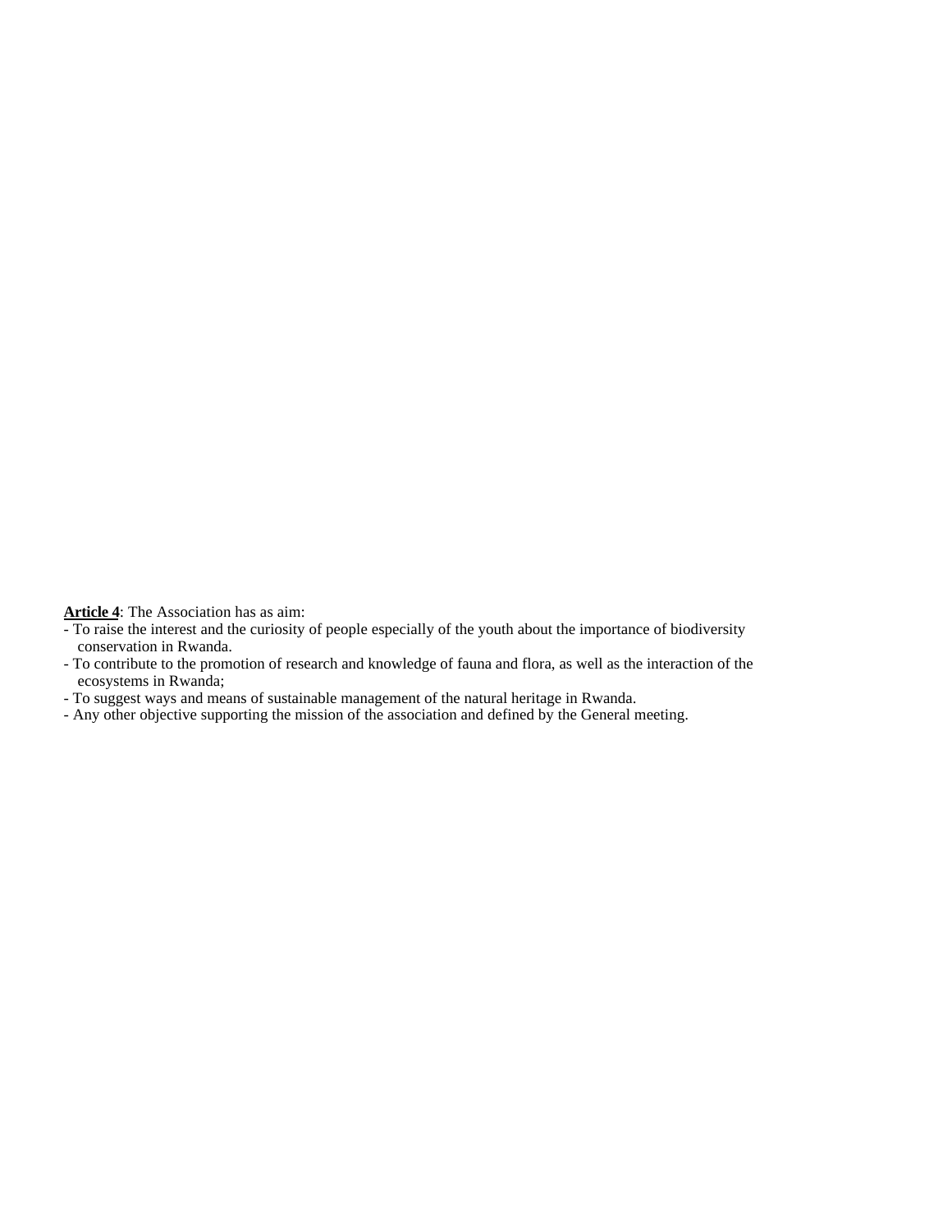**<u>Article 4</u>**: The Association has as aim:

- To raise the interest and the curiosity of people especially of the youth about the importance of biodiversity conservation in Rwanda.
- To contribute to the promotion of research and knowledge of fauna and flora, as well as the interaction of the ecosystems in Rwanda;
- To suggest ways and means of sustainable management of the natural heritage in Rwanda.
- Any other objective supporting the mission of the association and defined by the General meeting.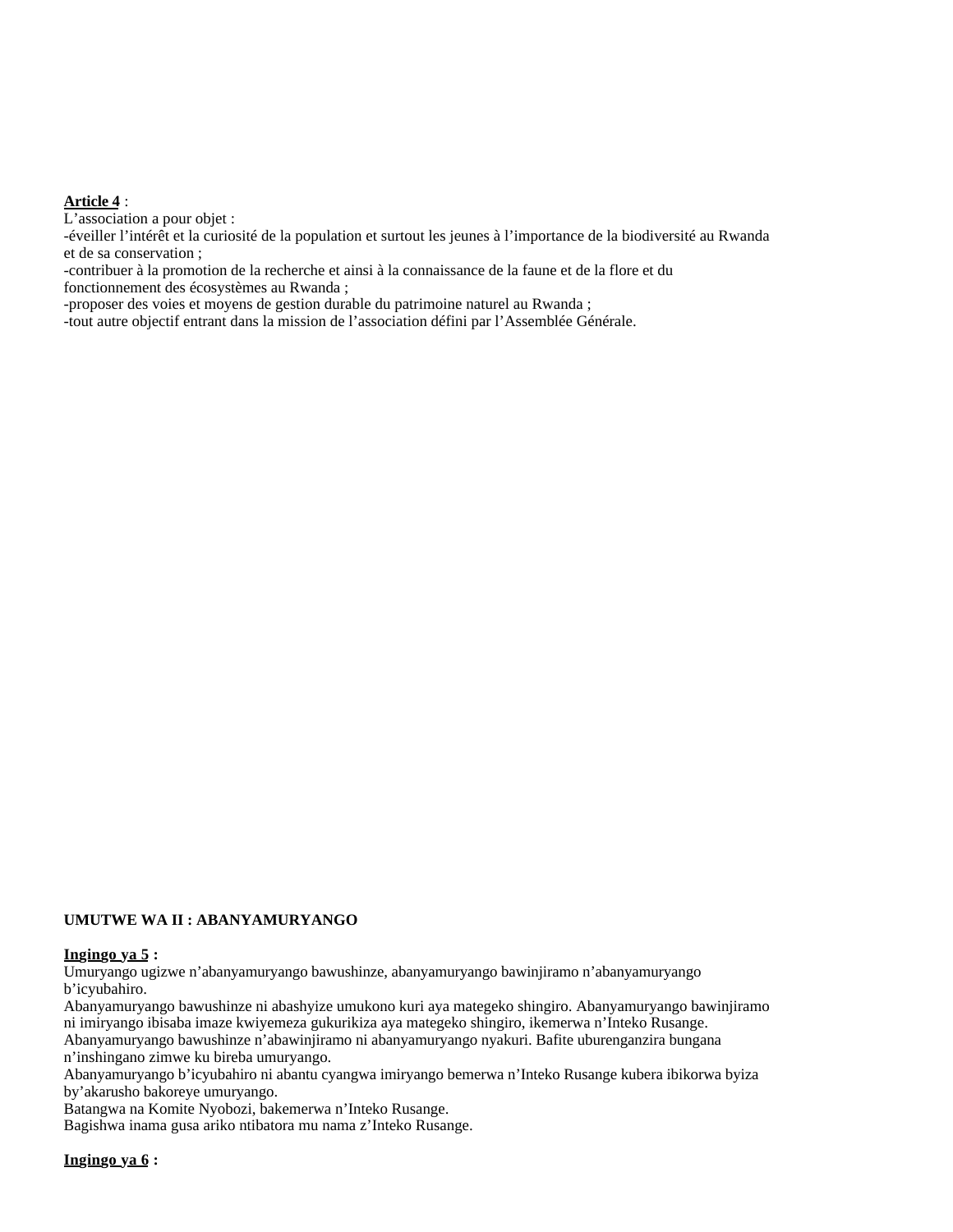**Article 4** :
L'association a pour objet :
-éveiller l'intérêt et la curiosité de la population et surtout les jeunes à l'importance de la biodiversité au Rwanda et de sa conservation ;
-contribuer à la promotion de la recherche et ainsi à la connaissance de la faune et de la flore et du fonctionnement des écosystèmes au Rwanda ;
-proposer des voies et moyens de gestion durable du patrimoine naturel au Rwanda ;
-tout autre objectif entrant dans la mission de l'association défini par l'Assemblée Générale.

**UMUTWE WA II : ABANYAMURYANGO**

**Ingingo ya 5 :**
Umuryango ugizwe n'abanyamuryango bawushinze, abanyamuryango bawinjiramo n'abanyamuryango b'icyubahiro.
Abanyamuryango bawushinze ni abashyize umukono kuri aya mategeko shingiro. Abanyamuryango bawinjiramo ni imiryango ibisaba imaze kwiyemeza gukurikiza aya mategeko shingiro, ikemerwa n'Inteko Rusange.
Abanyamuryango bawushinze n'abawinjiramo ni abanyamuryango nyakuri. Bafite uburenganzira bungana n'inshingano zimwe ku bireba umuryango.
Abanyamuryango b'icyubahiro ni abantu cyangwa imiryango bemerwa n'Inteko Rusange kubera ibikorwa byiza by'akarusho bakoreye umuryango.
Batangwa na Komite Nyobozi, bakemerwa n'Inteko Rusange.
Bagishwa inama gusa ariko ntibatora mu nama z'Inteko Rusange.

**Ingingo ya 6 :**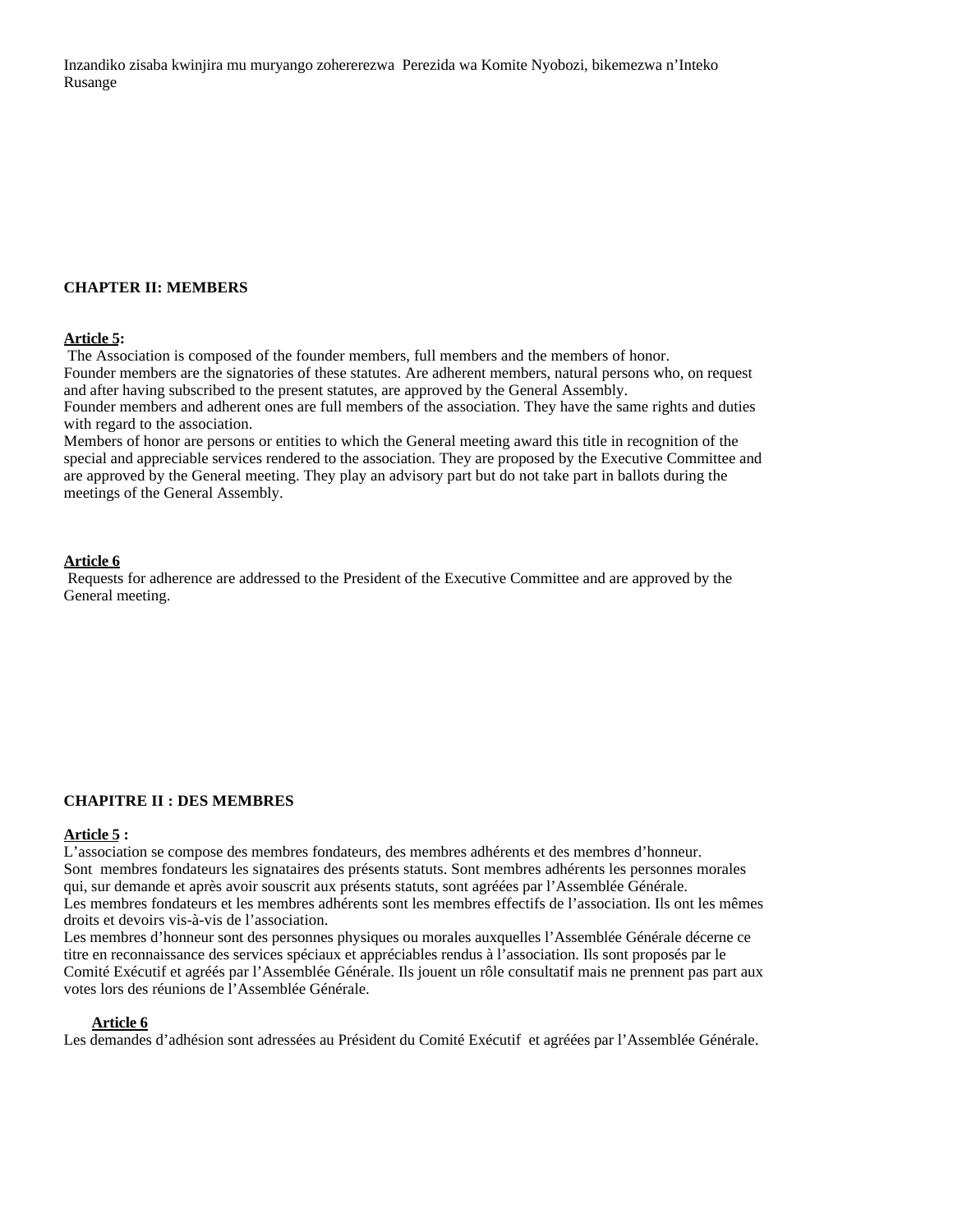Inzandiko zisaba kwinjira mu muryango zohererezwa  Perezida wa Komite Nyobozi, bikemezwa n'Inteko Rusange

**CHAPTER II: MEMBERS**

**Article 5:**

The Association is composed of the founder members, full members and the members of honor.
Founder members are the signatories of these statutes. Are adherent members, natural persons who, on request and after having subscribed to the present statutes, are approved by the General Assembly.
Founder members and adherent ones are full members of the association. They have the same rights and duties with regard to the association.
Members of honor are persons or entities to which the General meeting award this title in recognition of the special and appreciable services rendered to the association. They are proposed by the Executive Committee and are approved by the General meeting. They play an advisory part but do not take part in ballots during the meetings of the General Assembly.

**Article 6**

Requests for adherence are addressed to the President of the Executive Committee and are approved by the General meeting.

**CHAPITRE II : DES MEMBRES**

**Article 5 :**

L'association se compose des membres fondateurs, des membres adhérents et des membres d'honneur.
Sont  membres fondateurs les signataires des présents statuts. Sont membres adhérents les personnes morales qui, sur demande et après avoir souscrit aux présents statuts, sont agréées par l'Assemblée Générale.
Les membres fondateurs et les membres adhérents sont les membres effectifs de l'association. Ils ont les mêmes droits et devoirs vis-à-vis de l'association.
Les membres d'honneur sont des personnes physiques ou morales auxquelles l'Assemblée Générale décerne ce titre en reconnaissance des services spéciaux et appréciables rendus à l'association. Ils sont proposés par le Comité Exécutif et agréés par l'Assemblée Générale. Ils jouent un rôle consultatif mais ne prennent pas part aux votes lors des réunions de l'Assemblée Générale.

**Article 6**

Les demandes d'adhésion sont adressées au Président du Comité Exécutif  et agréées par l'Assemblée Générale.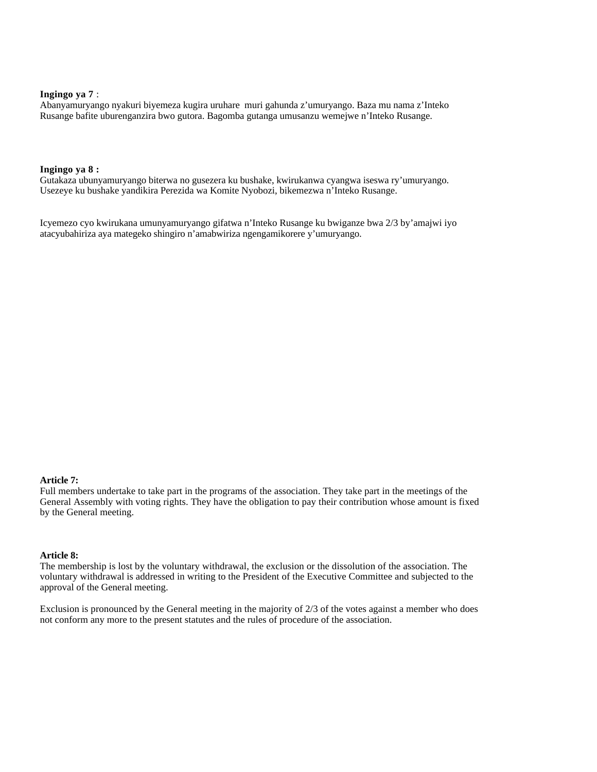**Ingingo ya 7** :
Abanyamuryango nyakuri biyemeza kugira uruhare muri gahunda z'umuryango. Baza mu nama z'Inteko Rusange bafite uburenganzira bwo gutora. Bagomba gutanga umusanzu wemejwe n'Inteko Rusange.

**Ingingo ya 8 :**
Gutakaza ubunyamuryango biterwa no gusezera ku bushake, kwirukanwa cyangwa iseswa ry'umuryango. Usezeye ku bushake yandikira Perezida wa Komite Nyobozi, bikemezwa n'Inteko Rusange.

Icyemezo cyo kwirukana umunyamuryango gifatwa n'Inteko Rusange ku bwiganze bwa 2/3 by'amajwi iyo atacyubahiriza aya mategeko shingiro n'amabwiriza ngengamikorere y'umuryango.

**Article 7:**
Full members undertake to take part in the programs of the association. They take part in the meetings of the General Assembly with voting rights. They have the obligation to pay their contribution whose amount is fixed by the General meeting.

**Article 8:**
The membership is lost by the voluntary withdrawal, the exclusion or the dissolution of the association. The voluntary withdrawal is addressed in writing to the President of the Executive Committee and subjected to the approval of the General meeting.

Exclusion is pronounced by the General meeting in the majority of 2/3 of the votes against a member who does not conform any more to the present statutes and the rules of procedure of the association.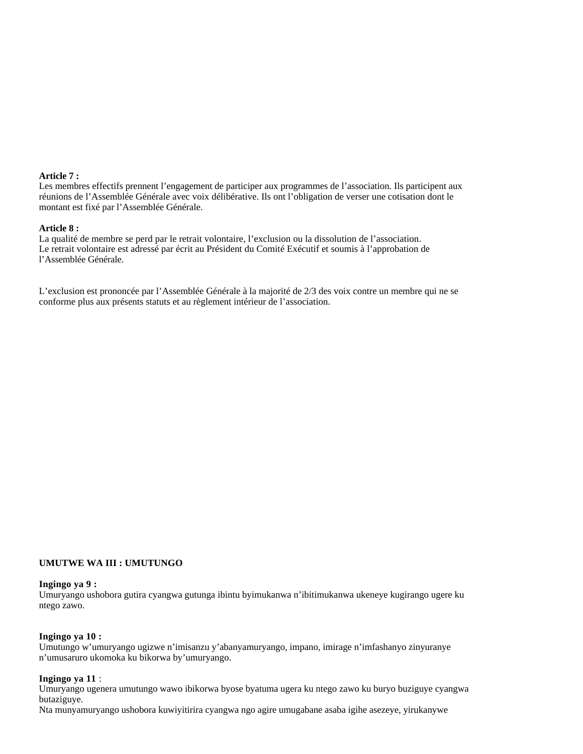**Article 7 :**
Les membres effectifs prennent l'engagement de participer aux programmes de l'association. Ils participent aux réunions de l'Assemblée Générale avec voix délibérative. Ils ont l'obligation de verser une cotisation dont le montant est fixé par l'Assemblée Générale.

**Article 8 :**
La qualité de membre se perd par le retrait volontaire, l'exclusion ou la dissolution de l'association.
Le retrait volontaire est adressé par écrit au Président du Comité Exécutif et soumis à l'approbation de l'Assemblée Générale.

L'exclusion est prononcée par l'Assemblée Générale à la majorité de 2/3 des voix contre un membre qui ne se conforme plus aux présents statuts et au règlement intérieur de l'association.

**UMUTWE WA III : UMUTUNGO**

**Ingingo ya 9 :**
Umuryango ushobora gutira cyangwa gutunga ibintu byimukanwa n'ibitimukanwa ukeneye kugirango ugere ku ntego zawo.

**Ingingo ya 10 :**
Umutungo w'umuryango ugizwe n'imisanzu y'abanyamuryango, impano, imirage n'imfashanyo zinyuranye n'umusaruro ukomoka ku bikorwa by'umuryango.

**Ingingo ya 11** :
Umuryango ugenera umutungo wawo ibikorwa byose byatuma ugera ku ntego zawo ku buryo buziguye cyangwa butaziguye.
Nta munyamuryango ushobora kuwiyitirira cyangwa ngo agire umugabane asaba igihe asezeye, yirukanywe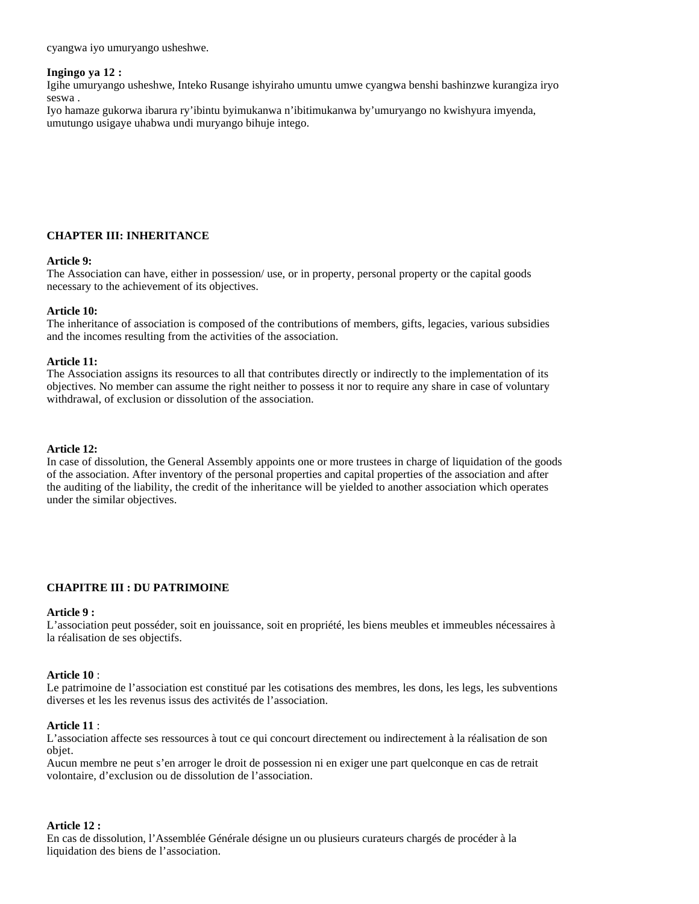cyangwa iyo umuryango usheshwe.

**Ingingo ya 12 :**
Igihe umuryango usheshwe, Inteko Rusange ishyiraho umuntu umwe cyangwa benshi bashinzwe kurangiza iryo seswa .
Iyo hamaze gukorwa ibarura ry'ibintu byimukanwa n'ibitimukanwa by'umuryango no kwishyura imyenda, umutungo usigaye uhabwa undi muryango bihuje intego.

**CHAPTER III: INHERITANCE**

**Article 9:**
The Association can have, either in possession/ use, or in property, personal property or the capital goods necessary to the achievement of its objectives.

**Article 10:**
The inheritance of association is composed of the contributions of members, gifts, legacies, various subsidies and the incomes resulting from the activities of the association.

**Article 11:**
The Association assigns its resources to all that contributes directly or indirectly to the implementation of its objectives. No member can assume the right neither to possess it nor to require any share in case of voluntary withdrawal, of exclusion or dissolution of the association.

**Article 12:**
In case of dissolution, the General Assembly appoints one or more trustees in charge of liquidation of the goods of the association. After inventory of the personal properties and capital properties of the association and after the auditing of the liability, the credit of the inheritance will be yielded to another association which operates under the similar objectives.

**CHAPITRE III : DU PATRIMOINE**

**Article 9 :**
L'association peut posséder, soit en jouissance, soit en propriété, les biens meubles et immeubles nécessaires à la réalisation de ses objectifs.

**Article 10** :
Le patrimoine de l'association est constitué par les cotisations des membres, les dons, les legs, les subventions diverses et les les revenus issus des activités de l'association.

**Article 11** :
L'association affecte ses ressources à tout ce qui concourt directement ou indirectement à la réalisation de son objet.
Aucun membre ne peut s'en arroger le droit de possession ni en exiger une part quelconque en cas de retrait volontaire, d'exclusion ou de dissolution de l'association.

**Article 12 :**
En cas de dissolution, l'Assemblée Générale désigne un ou plusieurs curateurs chargés de procéder à la liquidation des biens de l'association.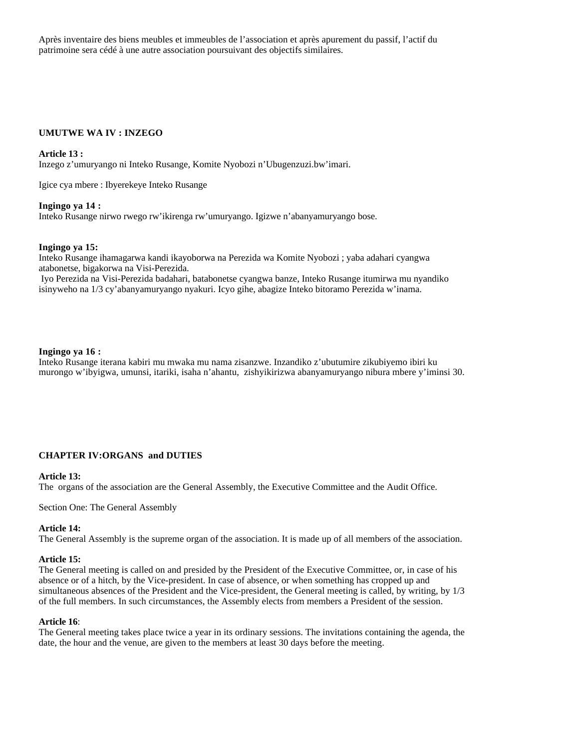Après inventaire des biens meubles et immeubles de l'association et après apurement du passif, l'actif du patrimoine sera cédé à une autre association poursuivant des objectifs similaires.

**UMUTWE WA IV : INZEGO**

**Article 13 :**
Inzego z'umuryango ni Inteko Rusange, Komite Nyobozi n'Ubugenzuzi.bw'imari.

Igice cya mbere : Ibyerekeye Inteko Rusange

**Ingingo ya 14 :**
Inteko Rusange nirwo rwego rw'ikirenga rw'umuryango. Igizwe n'abanyamuryango bose.

**Ingingo ya 15:**
Inteko Rusange ihamagarwa kandi ikayoborwa na Perezida wa Komite Nyobozi ; yaba adahari cyangwa atabonetse, bigakorwa na Visi-Perezida.
Iyo Perezida na Visi-Perezida badahari, batabonetse cyangwa banze, Inteko Rusange itumirwa mu nyandiko isinyweho na 1/3 cy'abanyamuryango nyakuri. Icyo gihe, abagize Inteko bitoramo Perezida w'inama.

**Ingingo ya 16 :**
Inteko Rusange iterana kabiri mu mwaka mu nama zisanzwe. Inzandiko z'ubutumire zikubiyemo ibiri ku murongo w'ibyigwa, umunsi, itariki, isaha n'ahantu, zishyikirizwa abanyamuryango nibura mbere y'iminsi 30.

**CHAPTER IV:ORGANS and DUTIES**

**Article 13:**
The organs of the association are the General Assembly, the Executive Committee and the Audit Office.

Section One: The General Assembly

**Article 14:**
The General Assembly is the supreme organ of the association. It is made up of all members of the association.

**Article 15:**
The General meeting is called on and presided by the President of the Executive Committee, or, in case of his absence or of a hitch, by the Vice-president. In case of absence, or when something has cropped up and simultaneous absences of the President and the Vice-president, the General meeting is called, by writing, by 1/3 of the full members. In such circumstances, the Assembly elects from members a President of the session.

**Article 16**:
The General meeting takes place twice a year in its ordinary sessions. The invitations containing the agenda, the date, the hour and the venue, are given to the members at least 30 days before the meeting.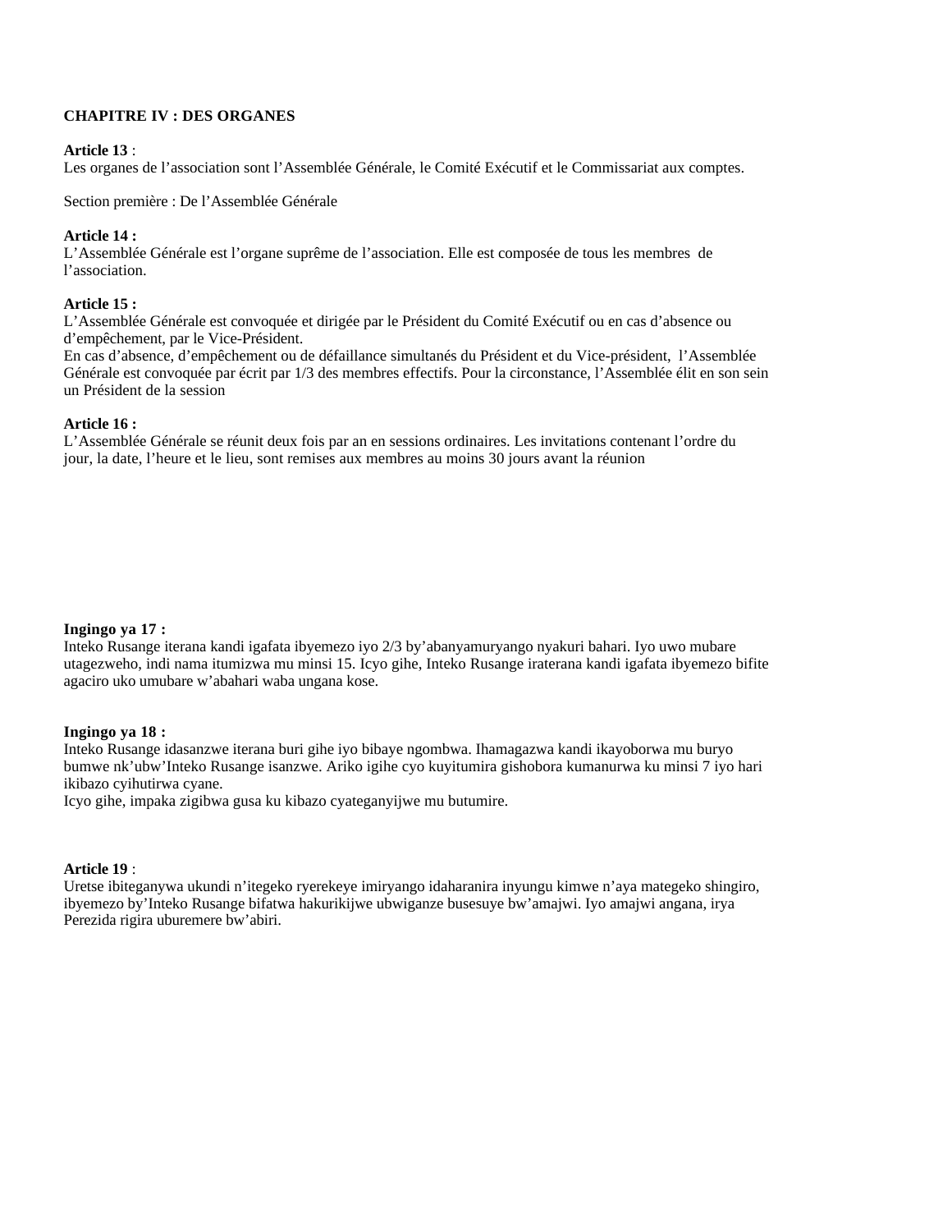**CHAPITRE IV : DES ORGANES**

**Article 13** :
Les organes de l'association sont l'Assemblée Générale, le Comité Exécutif et le Commissariat aux comptes.

Section première : De l'Assemblée Générale

**Article 14 :**
L'Assemblée Générale est l'organe suprême de l'association. Elle est composée de tous les membres de l'association.

**Article 15 :**
L'Assemblée Générale est convoquée et dirigée par le Président du Comité Exécutif ou en cas d'absence ou d'empêchement, par le Vice-Président.
En cas d'absence, d'empêchement ou de défaillance simultanés du Président et du Vice-président, l'Assemblée Générale est convoquée par écrit par 1/3 des membres effectifs. Pour la circonstance, l'Assemblée élit en son sein un Président de la session

**Article 16 :**
L'Assemblée Générale se réunit deux fois par an en sessions ordinaires. Les invitations contenant l'ordre du jour, la date, l'heure et le lieu, sont remises aux membres au moins 30 jours avant la réunion

**Ingingo ya 17 :**
Inteko Rusange iterana kandi igafata ibyemezo iyo 2/3 by'abanyamuryango nyakuri bahari. Iyo uwo mubare utagezweho, indi nama itumizwa mu minsi 15. Icyo gihe, Inteko Rusange iraterana kandi igafata ibyemezo bifite agaciro uko umubare w'abahari waba ungana kose.

**Ingingo ya 18 :**
Inteko Rusange idasanzwe iterana buri gihe iyo bibaye ngombwa. Ihamagazwa kandi ikayoborwa mu buryo bumwe nk'ubw'Inteko Rusange isanzwe. Ariko igihe cyo kuyitumira gishobora kumanurwa ku minsi 7 iyo hari ikibazo cyihutirwa cyane.
Icyo gihe, impaka zigibwa gusa ku kibazo cyateganyijwe mu butumire.

**Article 19** :
Uretse ibiteganywa ukundi n'itegeko ryerekeye imiryango idaharanira inyungu kimwe n'aya mategeko shingiro, ibyemezo by'Inteko Rusange bifatwa hakurikijwe ubwiganze busesuye bw'amajwi. Iyo amajwi angana, irya Perezida rigira uburemere bw'abiri.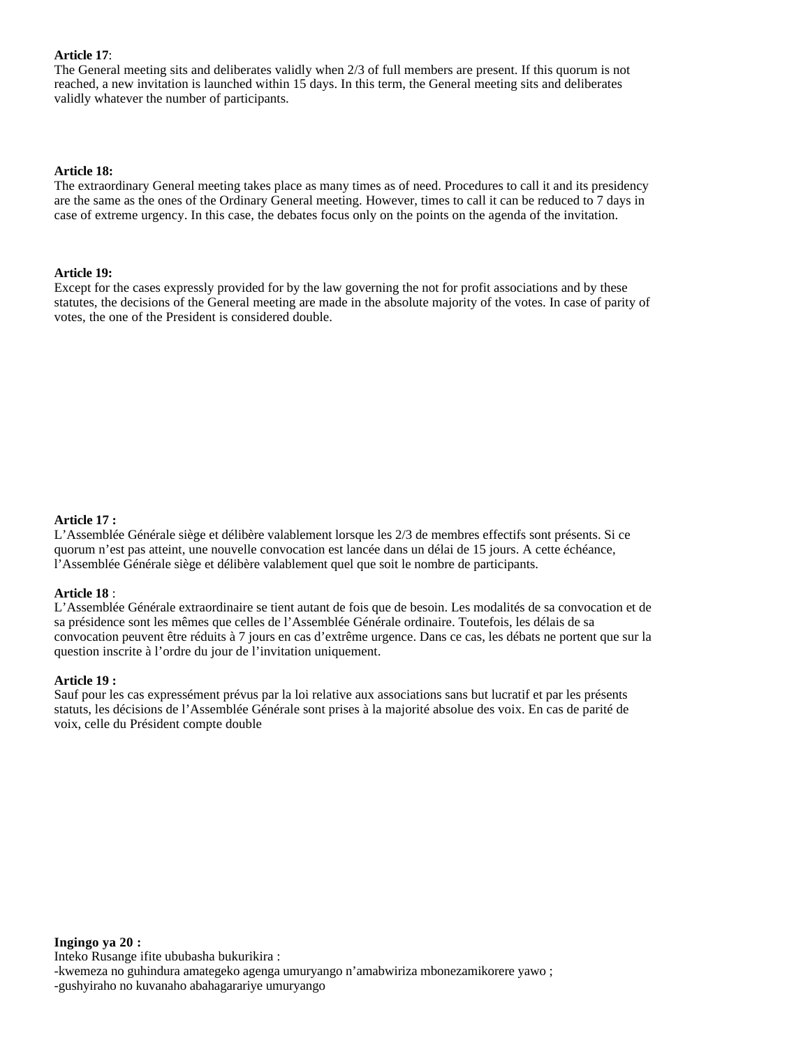**Article 17**:
The General meeting sits and deliberates validly when 2/3 of full members are present. If this quorum is not reached, a new invitation is launched within 15 days. In this term, the General meeting sits and deliberates validly whatever the number of participants.

**Article 18:**
The extraordinary General meeting takes place as many times as of need. Procedures to call it and its presidency are the same as the ones of the Ordinary General meeting. However, times to call it can be reduced to 7 days in case of extreme urgency. In this case, the debates focus only on the points on the agenda of the invitation.

**Article 19:**
Except for the cases expressly provided for by the law governing the not for profit associations and by these statutes, the decisions of the General meeting are made in the absolute majority of the votes. In case of parity of votes, the one of the President is considered double.

**Article 17 :**
L'Assemblée Générale siège et délibère valablement lorsque les 2/3 de membres effectifs sont présents. Si ce quorum n'est pas atteint, une nouvelle convocation est lancée dans un délai de 15 jours. A cette échéance, l'Assemblée Générale siège et délibère valablement quel que soit le nombre de participants.

**Article 18** :
L'Assemblée Générale extraordinaire se tient autant de fois que de besoin. Les modalités de sa convocation et de sa présidence sont les mêmes que celles de l'Assemblée Générale ordinaire. Toutefois, les délais de sa convocation peuvent être réduits à 7 jours en cas d'extrême urgence. Dans ce cas, les débats ne portent que sur la question inscrite à l'ordre du jour de l'invitation uniquement.

**Article 19 :**
Sauf pour les cas expressément prévus par la loi relative aux associations sans but lucratif et par les présents statuts, les décisions de l'Assemblée Générale sont prises à la majorité absolue des voix. En cas de parité de voix, celle du Président compte double

**Ingingo ya 20 :**
Inteko Rusange ifite ububasha bukurikira :
-kwemeza no guhindura amategeko agenga umuryango n'amabwiriza mbonezamikorere yawo ;
-gushyiraho no kuvanaho abahagarariye umuryango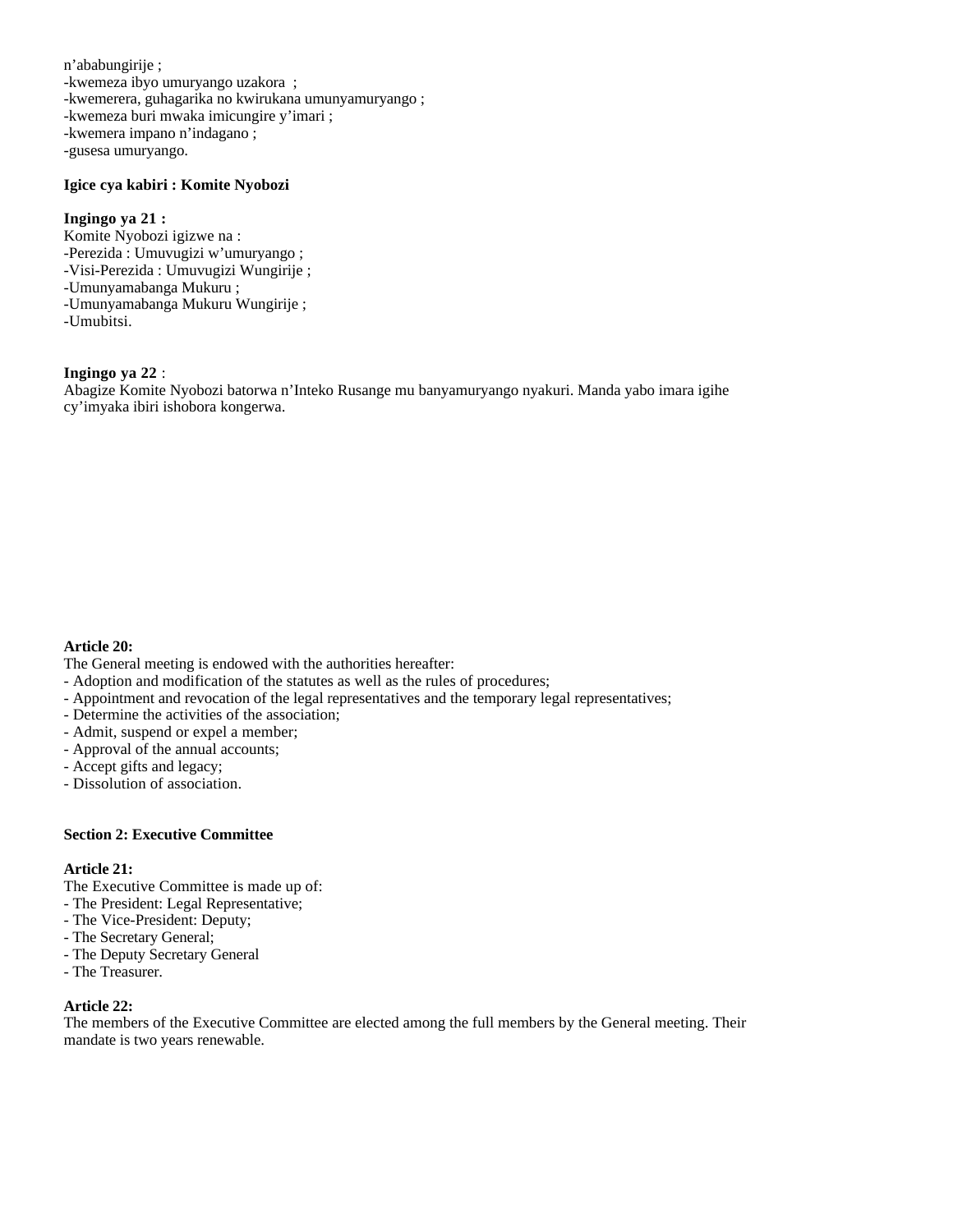n'ababungirije ;
-kwemeza ibyo umuryango uzakora ;
-kwemerera, guhagarika no kwirukana umunyamuryango ;
-kwemeza buri mwaka imicungire y'imari ;
-kwemera impano n'indagano ;
-gusesa umuryango.

**Igice cya kabiri : Komite Nyobozi**

**Ingingo ya 21 :**
Komite Nyobozi igizwe na :
-Perezida : Umuvugizi w'umuryango ;
-Visi-Perezida : Umuvugizi Wungirije ;
-Umunyamabanga Mukuru ;
-Umunyamabanga Mukuru Wungirije ;
-Umubitsi.

**Ingingo ya 22** :
Abagize Komite Nyobozi batorwa n'Inteko Rusange mu banyamuryango nyakuri. Manda yabo imara igihe cy'imyaka ibiri ishobora kongerwa.

**Article 20:**
The General meeting is endowed with the authorities hereafter:
- Adoption and modification of the statutes as well as the rules of procedures;
- Appointment and revocation of the legal representatives and the temporary legal representatives;
- Determine the activities of the association;
- Admit, suspend or expel a member;
- Approval of the annual accounts;
- Accept gifts and legacy;
- Dissolution of association.

**Section 2: Executive Committee**

**Article 21:**
The Executive Committee is made up of:
- The President: Legal Representative;
- The Vice-President: Deputy;
- The Secretary General;
- The Deputy Secretary General
- The Treasurer.

**Article 22:**
The members of the Executive Committee are elected among the full members by the General meeting. Their mandate is two years renewable.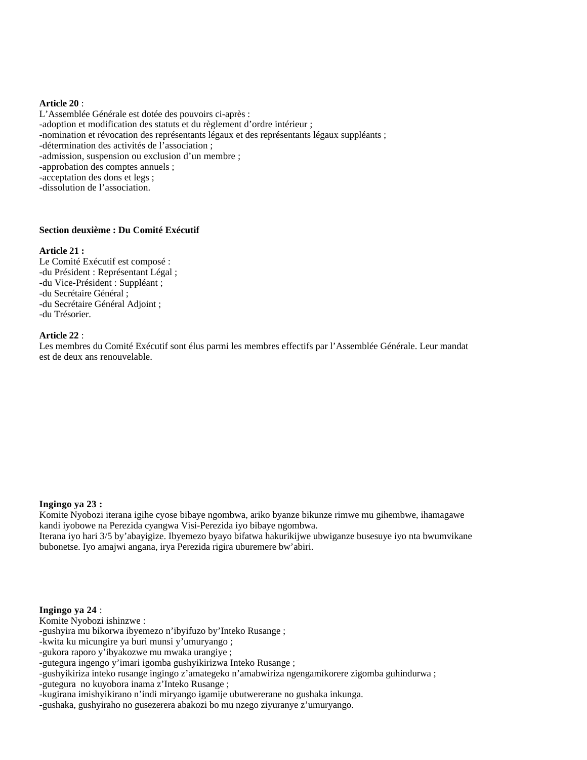**Article 20** :
L'Assemblée Générale est dotée des pouvoirs ci-après :
-adoption et modification des statuts et du règlement d'ordre intérieur ;
-nomination et révocation des représentants légaux et des représentants légaux suppléants ;
-détermination des activités de l'association ;
-admission, suspension ou exclusion d'un membre ;
-approbation des comptes annuels ;
-acceptation des dons et legs ;
-dissolution de l'association.

**Section deuxième : Du Comité Exécutif**

**Article 21 :**
Le Comité Exécutif est composé :
-du Président : Représentant Légal ;
-du Vice-Président : Suppléant ;
-du Secrétaire Général ;
-du Secrétaire Général Adjoint ;
-du Trésorier.

**Article 22** :
Les membres du Comité Exécutif sont élus parmi les membres effectifs par l'Assemblée Générale. Leur mandat est de deux ans renouvelable.

**Ingingo ya 23 :**
Komite Nyobozi iterana igihe cyose bibaye ngombwa, ariko byanze bikunze rimwe mu gihembwe, ihamagawe kandi iyobowe na Perezida cyangwa Visi-Perezida iyo bibaye ngombwa.
Iterana iyo hari 3/5 by'abayigize. Ibyemezo byayo bifatwa hakurikijwe ubwiganze busesuye iyo nta bwumvikane bubonetse. Iyo amajwi angana, irya Perezida rigira uburemere bw'abiri.

**Ingingo ya 24** :
Komite Nyobozi ishinzwe :
-gushyira mu bikorwa ibyemezo n'ibyifuzo by'Inteko Rusange ;
-kwita ku micungire ya buri munsi y'umuryango ;
-gukora raporo y'ibyakozwe mu mwaka urangiye ;
-gutegura ingengo y'imari igomba gushyikirizwa Inteko Rusange ;
-gushyikiriza inteko rusange ingingo z'amategeko n'amabwiriza ngengamikorere zigomba guhindurwa ;
-gutegura no kuyobora inama z'Inteko Rusange ;
-kugirana imishyikirano n'indi miryango igamije ubutwererane no gushaka inkunga.
-gushaka, gushyiraho no gusezerera abakozi bo mu nzego ziyuranye z'umuryango.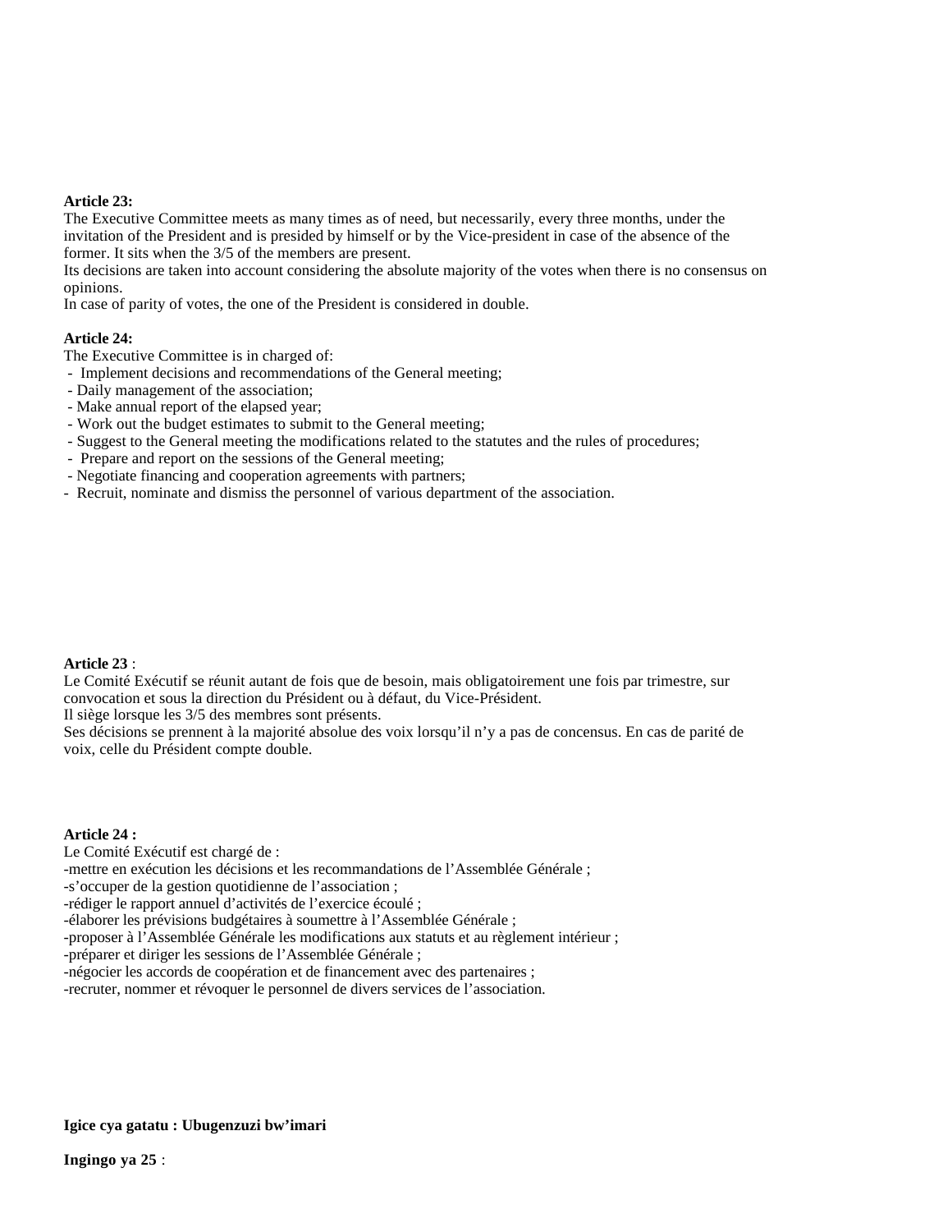**Article 23:**

The Executive Committee meets as many times as of need, but necessarily, every three months, under the invitation of the President and is presided by himself or by the Vice-president in case of the absence of the former. It sits when the 3/5 of the members are present.

Its decisions are taken into account considering the absolute majority of the votes when there is no consensus on opinions.

In case of parity of votes, the one of the President is considered in double.

**Article 24:**

The Executive Committee is in charged of:

- Implement decisions and recommendations of the General meeting;
- Daily management of the association;
- Make annual report of the elapsed year;
- Work out the budget estimates to submit to the General meeting;
- Suggest to the General meeting the modifications related to the statutes and the rules of procedures;
- Prepare and report on the sessions of the General meeting;
- Negotiate financing and cooperation agreements with partners;
- Recruit, nominate and dismiss the personnel of various department of the association.

**Article 23** :

Le Comité Exécutif se réunit autant de fois que de besoin, mais obligatoirement une fois par trimestre, sur convocation et sous la direction du Président ou à défaut, du Vice-Président.

Il siège lorsque les 3/5 des membres sont présents.

Ses décisions se prennent à la majorité absolue des voix lorsqu'il n'y a pas de concensus. En cas de parité de voix, celle du Président compte double.

**Article 24 :**

Le Comité Exécutif est chargé de :

-mettre en exécution les décisions et les recommandations de l'Assemblée Générale ;

-s'occuper de la gestion quotidienne de l'association ;

-rédiger le rapport annuel d'activités de l'exercice écoulé ;

-élaborer les prévisions budgétaires à soumettre à l'Assemblée Générale ;

-proposer à l'Assemblée Générale les modifications aux statuts et au règlement intérieur ;

-préparer et diriger les sessions de l'Assemblée Générale ;

-négocier les accords de coopération et de financement avec des partenaires ;

-recruter, nommer et révoquer le personnel de divers services de l'association.

**Igice cya gatatu : Ubugenzuzi bw'imari**

**Ingingo ya 25** :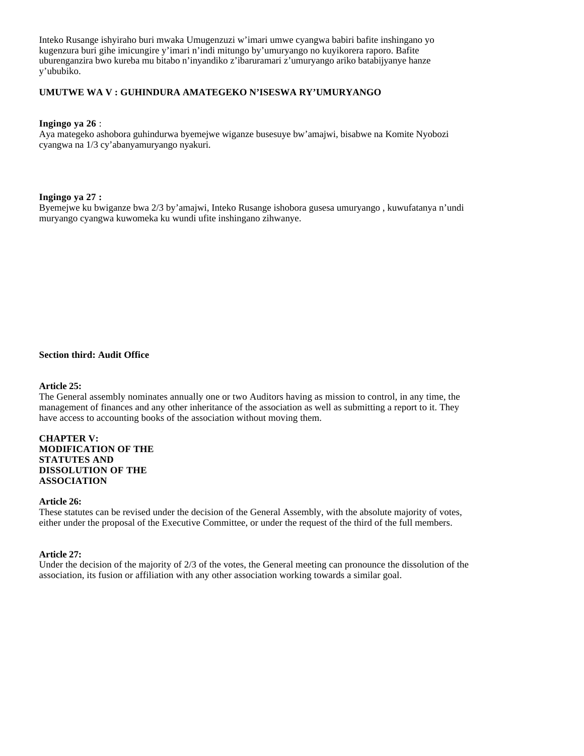Inteko Rusange ishyiraho buri mwaka Umugenzuzi w'imari umwe cyangwa babiri bafite inshingano yo kugenzura buri gihe imicungire y'imari n'indi mitungo by'umuryango no kuyikorera raporo. Bafite uburenganzira bwo kureba mu bitabo n'inyandiko z'ibaruramari z'umuryango ariko batabijyanye hanze y'ububiko.

**UMUTWE WA V : GUHINDURA AMATEGEKO N'ISESWA RY'UMURYANGO**

**Ingingo ya 26** :
Aya mategeko ashobora guhindurwa byemejwe wiganze busesuye bw'amajwi, bisabwe na Komite Nyobozi cyangwa na 1/3 cy'abanyamuryango nyakuri.

**Ingingo ya 27 :**
Byemejwe ku bwiganze bwa 2/3 by'amajwi, Inteko Rusange ishobora gusesa umuryango , kuwufatanya n'undi muryango cyangwa kuwomeka ku wundi ufite inshingano zihwanye.

**Section third: Audit Office**

**Article 25:**
The General assembly nominates annually one or two Auditors having as mission to control, in any time, the management of finances and any other inheritance of the association as well as submitting a report to it. They have access to accounting books of the association without moving them.

**CHAPTER V: MODIFICATION OF THE STATUTES AND DISSOLUTION OF THE ASSOCIATION**

**Article 26:**
These statutes can be revised under the decision of the General Assembly, with the absolute majority of votes, either under the proposal of the Executive Committee, or under the request of the third of the full members.

**Article 27:**
Under the decision of the majority of 2/3 of the votes, the General meeting can pronounce the dissolution of the association, its fusion or affiliation with any other association working towards a similar goal.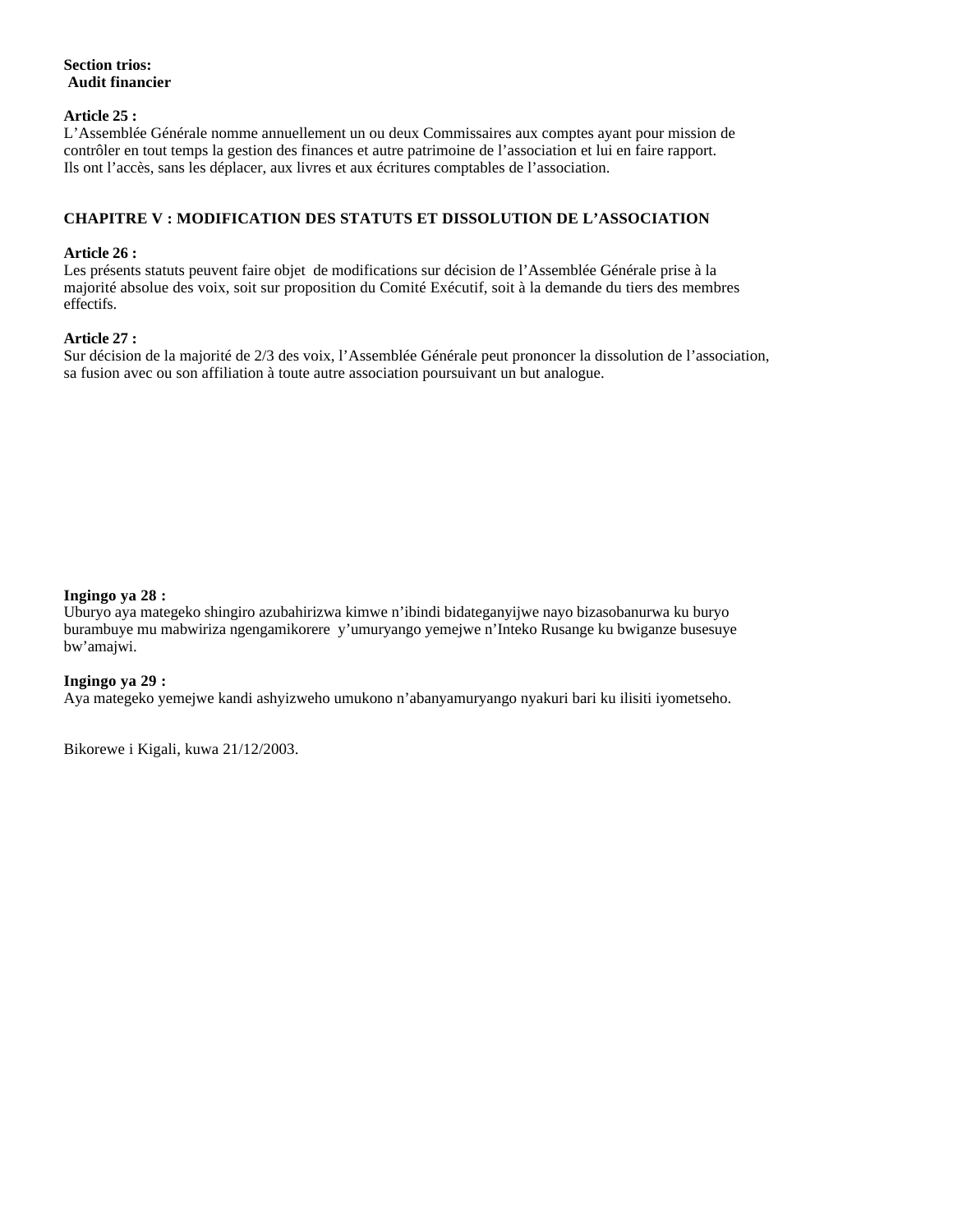**Section trios:**
**Audit financier**

**Article 25 :**
L'Assemblée Générale nomme annuellement un ou deux Commissaires aux comptes ayant pour mission de contrôler en tout temps la gestion des finances et autre patrimoine de l'association et lui en faire rapport. Ils ont l'accès, sans les déplacer, aux livres et aux écritures comptables de l'association.

## CHAPITRE V : MODIFICATION DES STATUTS ET DISSOLUTION DE L'ASSOCIATION

**Article 26 :**
Les présents statuts peuvent faire objet de modifications sur décision de l'Assemblée Générale prise à la majorité absolue des voix, soit sur proposition du Comité Exécutif, soit à la demande du tiers des membres effectifs.

**Article 27 :**
Sur décision de la majorité de 2/3 des voix, l'Assemblée Générale peut prononcer la dissolution de l'association, sa fusion avec ou son affiliation à toute autre association poursuivant un but analogue.

**Ingingo ya 28 :**
Uburyo aya mategeko shingiro azubahirizwa kimwe n'ibindi bidateganyijwe nayo bizasobanurwa ku buryo burambuye mu mabwiriza ngengamikorere y'umuryango yemejwe n'Inteko Rusange ku bwiganze busesuye bw'amajwi.

**Ingingo ya 29 :**
Aya mategeko yemejwe kandi ashyizweho umukono n'abanyamuryango nyakuri bari ku ilisiti iyometseho.

Bikorewe i Kigali, kuwa 21/12/2003.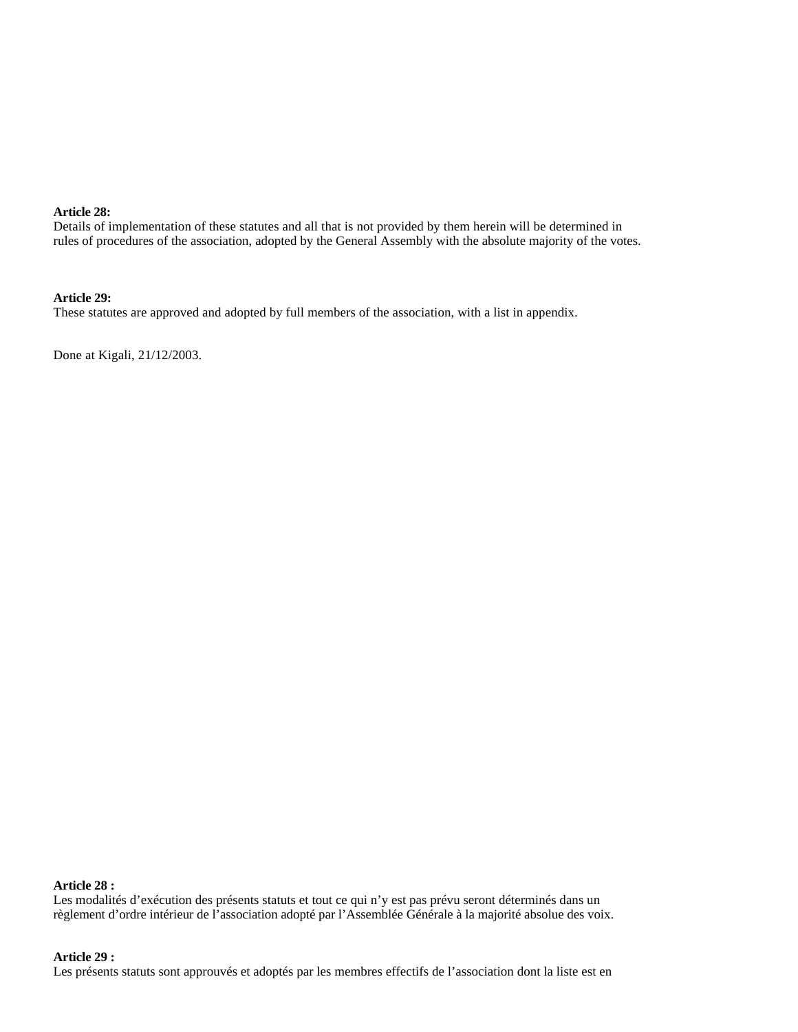**Article 28:**
Details of implementation of these statutes and all that is not provided by them herein will be determined in rules of procedures of the association, adopted by the General Assembly with the absolute majority of the votes.

**Article 29:**
These statutes are approved and adopted by full members of the association, with a list in appendix.

Done at Kigali, 21/12/2003.

**Article 28 :**
Les modalités d'exécution des présents statuts et tout ce qui n'y est pas prévu seront déterminés dans un règlement d'ordre intérieur de l'association adopté par l'Assemblée Générale à la majorité absolue des voix.

**Article 29 :**
Les présents statuts sont approuvés et adoptés par les membres effectifs de l'association dont la liste est en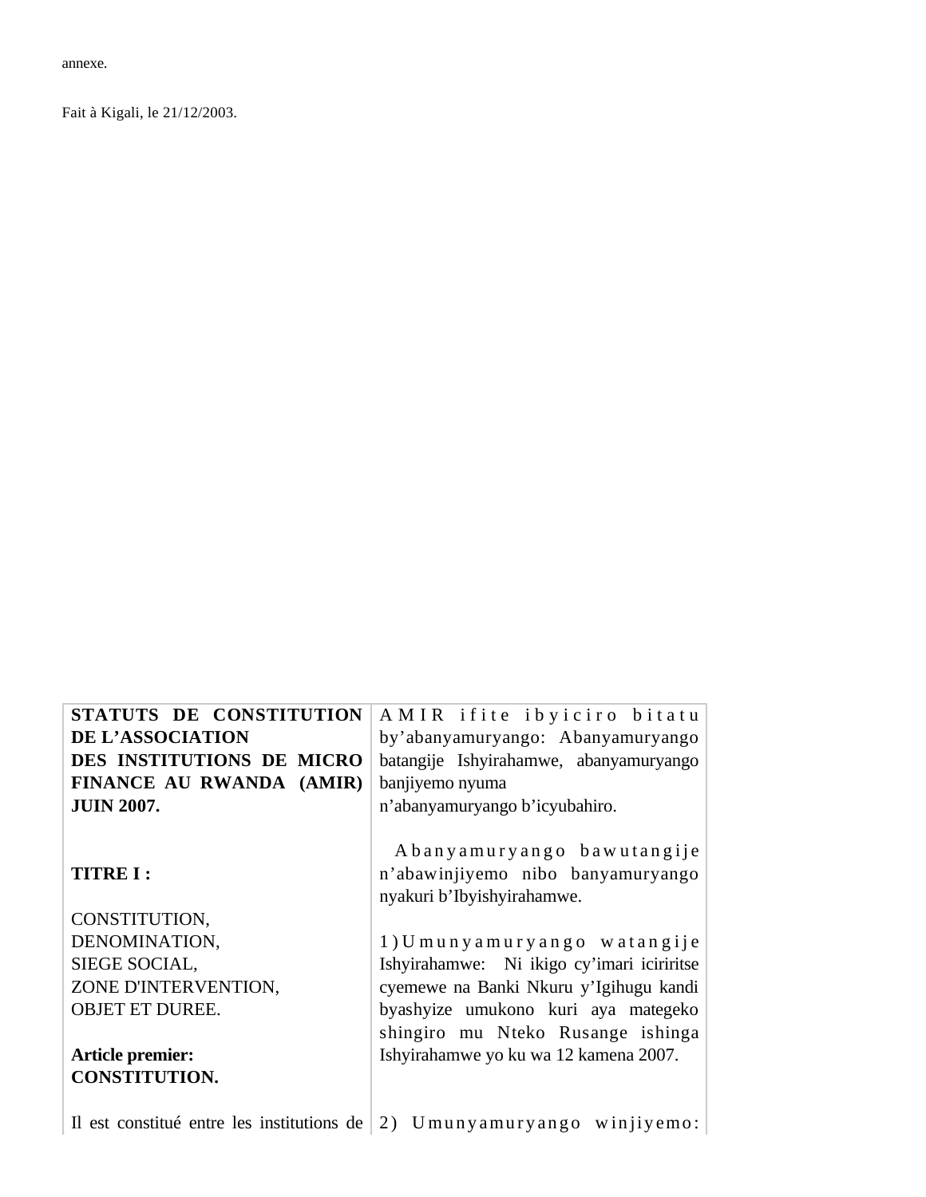annexe.

Fait à Kigali, le 21/12/2003.

| **STATUTS DE CONSTITUTION DE L'ASSOCIATION DES INSTITUTIONS DE MICRO FINANCE AU RWANDA (AMIR) JUIN 2007.**<br><br>**TITRE I :**<br><br>CONSTITUTION,<br>DENOMINATION,<br>SIEGE SOCIAL,<br>ZONE D'INTERVENTION,<br>OBJET ET DUREE.<br><br>**Article premier: CONSTITUTION.**<br><br>Il est constitué entre les institutions de | AMIR ifite ibyiciro bitatu by'abanyamuryango: Abanyamuryango batangije Ishyirahamwe, abanyamuryango banjiyemo nyuma n'abanyamuryango b'icyubahiro.<br><br>Abanyamuryango bawutangije n'abawinjiyemo nibo banyamuryango nyakuri b'Ibyishyirahamwe.<br><br>1) Umunyamuryango watangije Ishyirahamwe: Ni ikigo cy'imari iciriritse cyemewe na Banki Nkuru y'Igihugu kandi byashyize umukono kuri aya mategeko shingiro mu Nteko Rusange ishinga Ishyirahamwe yo ku wa 12 kamena 2007.<br><br>2) Umunyamuryango winjiyemo: |
|---|---|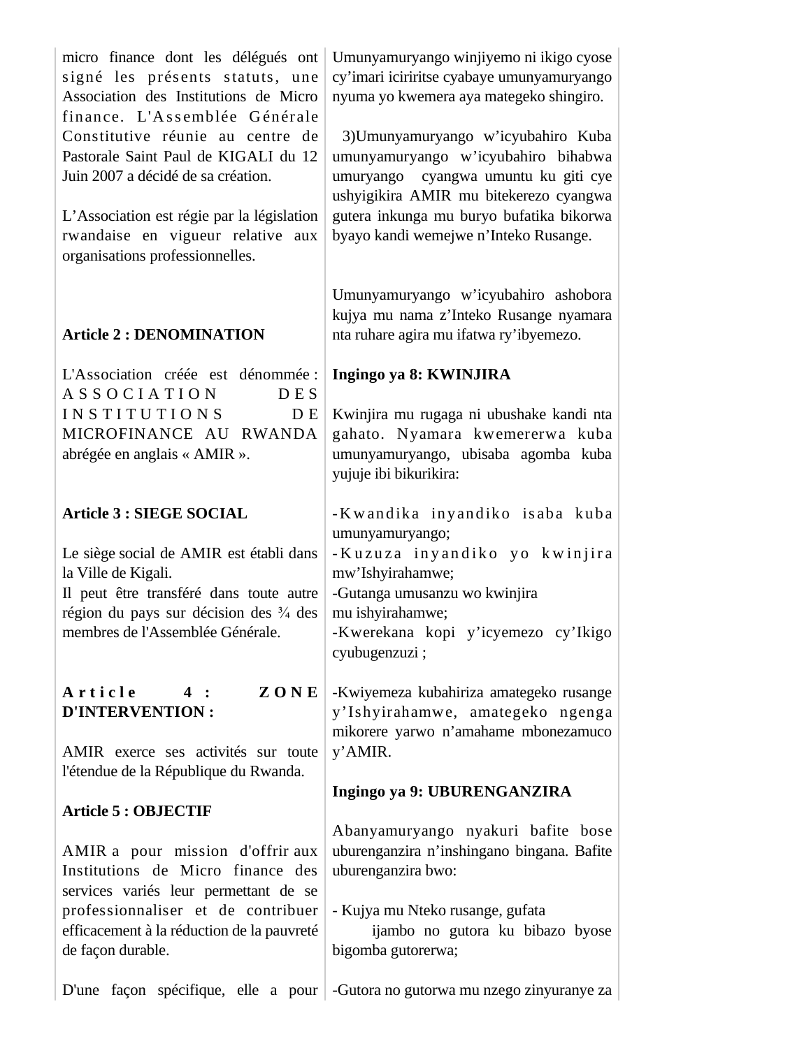micro finance dont les délégués ont signé les présents statuts, une Association des Institutions de Micro finance. L'Assemblée Générale Constitutive réunie au centre de Pastorale Saint Paul de KIGALI du 12 Juin 2007 a décidé de sa création.

L'Association est régie par la législation rwandaise en vigueur relative aux organisations professionnelles.

**Article 2 : DENOMINATION**

L'Association créée est dénommée : ASSOCIATION DES INSTITUTIONS DE MICROFINANCE AU RWANDA abrégée en anglais « AMIR ».

**Article 3 : SIEGE SOCIAL**

Le siège social de AMIR est établi dans la Ville de Kigali.
Il peut être transféré dans toute autre région du pays sur décision des ¾ des membres de l'Assemblée Générale.

**Article 4 : ZONE D'INTERVENTION :**

AMIR exerce ses activités sur toute l'étendue de la République du Rwanda.

**Article 5 : OBJECTIF**

AMIR a pour mission d'offrir aux Institutions de Micro finance des services variés leur permettant de se professionnaliser et de contribuer efficacement à la réduction de la pauvreté de façon durable.

D'une façon spécifique, elle a pour

Umunyamuryango winjiyemo ni ikigo cyose cy'imari iciriritse cyabaye umunyamuryango nyuma yo kwemera aya mategeko shingiro.

3)Umunyamuryango w'icyubahiro Kuba umunyamuryango w'icyubahiro bihabwa umuryango cyangwa umuntu ku giti cye ushyigikira AMIR mu bitekerezo cyangwa gutera inkunga mu buryo bufatika bikorwa byayo kandi wemejwe n'Inteko Rusange.

Umunyamuryango w'icyubahiro ashobora kujya mu nama z'Inteko Rusange nyamara nta ruhare agira mu ifatwa ry'ibyemezo.

**Ingingo ya 8: KWINJIRA**

Kwinjira mu rugaga ni ubushake kandi nta gahato. Nyamara kwemererwa kuba umunyamuryango, ubisaba agomba kuba yujuje ibi bikurikira:

- Kwandika inyandiko isaba kuba umunyamuryango;
- Kuzuza inyandiko yo kwinjira mw'Ishyirahamwe;
- Gutanga umusanzu wo kwinjira mu ishyirahamwe;
- Kwerekana kopi y'icyemezo cy'Ikigo cyubugenzuzi ;
- Kwiyemeza kubahiriza amategeko rusange y'Ishyirahamwe, amategeko ngenga mikorere yarwo n'amahame mbonezamuco y'AMIR.

**Ingingo ya 9: UBURENGANZIRA**

Abanyamuryango nyakuri bafite bose uburenganzira n'inshingano bingana. Bafite uburenganzira bwo:

- Kujya mu Nteko rusange, gufata ijambo no gutora ku bibazo byose bigomba gutorerwa;
- Gutora no gutorwa mu nzego zinyuranye za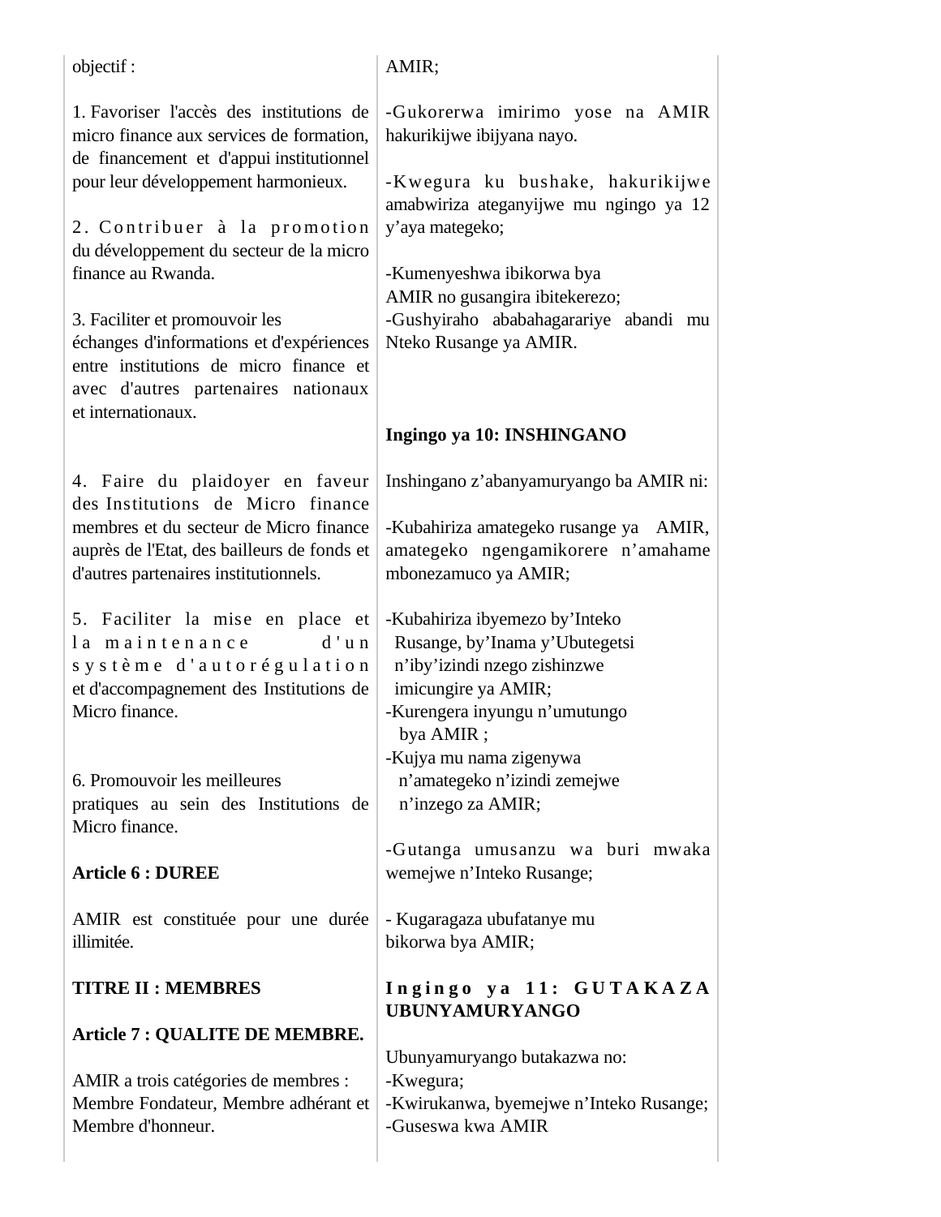objectif :

1. Favoriser l'accès des institutions de micro finance aux services de formation, de financement et d'appui institutionnel pour leur développement harmonieux.

2. Contribuer à la promotion du développement du secteur de la micro finance au Rwanda.

3. Faciliter et promouvoir les échanges d'informations et d'expériences entre institutions de micro finance et avec d'autres partenaires nationaux et internationaux.

4. Faire du plaidoyer en faveur des Institutions de Micro finance membres et du secteur de Micro finance auprès de l'Etat, des bailleurs de fonds et d'autres partenaires institutionnels.

5. Faciliter la mise en place et la maintenance d'un système d'autorégulation et d'accompagnement des Institutions de Micro finance.

6. Promouvoir les meilleures pratiques au sein des Institutions de Micro finance.

**Article 6 : DUREE**

AMIR est constituée pour une durée illimitée.

**TITRE II : MEMBRES**

**Article 7 : QUALITE DE MEMBRE.**

AMIR a trois catégories de membres : Membre Fondateur, Membre adhérant et Membre d'honneur.

AMIR;

-Gukorerwa imirimo yose na AMIR hakurikijwe ibijyana nayo.

-Kwegura ku bushake, hakurikijwe amabwiriza ateganyijwe mu ngingo ya 12 y'aya mategeko;

-Kumenyeshwa ibikorwa bya AMIR no gusangira ibitekerezo;
-Gushyiraho ababahagarariye abandi mu Nteko Rusange ya AMIR.

**Ingingo ya 10: INSHINGANO**

Inshingano z'abanyamuryango ba AMIR ni:

-Kubahiriza amategeko rusange ya AMIR, amategeko ngengamikorere n'amahame mbonezamuco ya AMIR;

-Kubahiriza ibyemezo by'Inteko Rusange, by'Inama y'Ubutegetsi n'iby'izindi nzego zishinzwe imicungire ya AMIR;
-Kurengera inyungu n'umutungo bya AMIR ;
-Kujya mu nama zigenywa n'amategeko n'izindi zemejwe n'inzego za AMIR;

-Gutanga umusanzu wa buri mwaka wemejwe n'Inteko Rusange;

- Kugaragaza ubufatanye mu bikorwa bya AMIR;

**Ingingo ya 11: GUTAKAZA UBUNYAMURYANGO**

Ubunyamuryango butakazwa no:
-Kwegura;
-Kwirukanwa, byemejwe n'Inteko Rusange;
-Guseswa kwa AMIR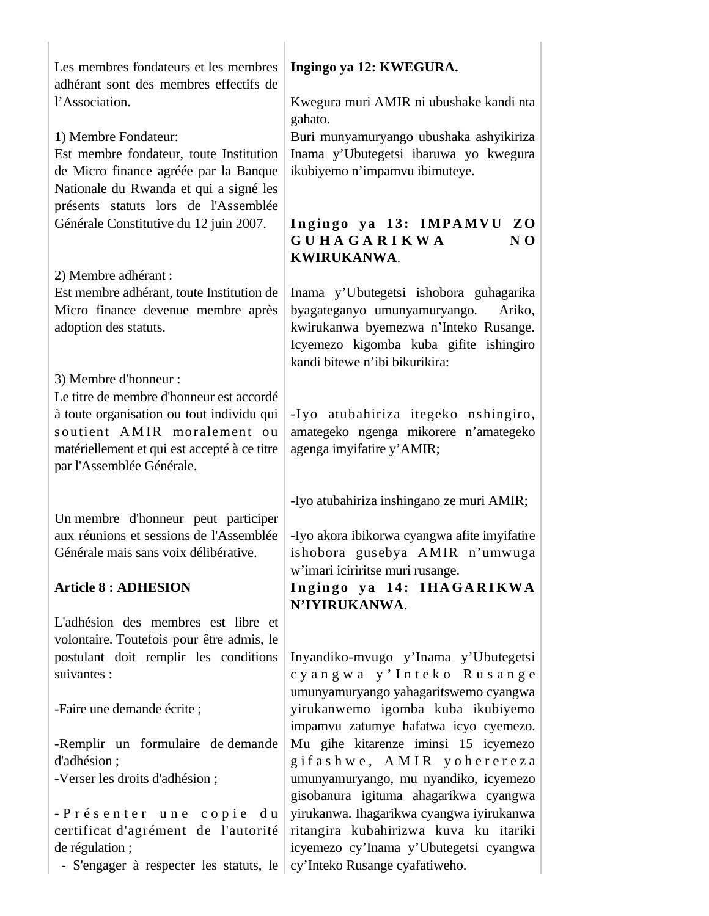Les membres fondateurs et les membres adhérant sont des membres effectifs de l'Association.

1) Membre Fondateur:
Est membre fondateur, toute Institution de Micro finance agréée par la Banque Nationale du Rwanda et qui a signé les présents statuts lors de l'Assemblée Générale Constitutive du 12 juin 2007.

2) Membre adhérant :
Est membre adhérant, toute Institution de Micro finance devenue membre après adoption des statuts.

3) Membre d'honneur :
Le titre de membre d'honneur est accordé à toute organisation ou tout individu qui soutient AMIR moralement ou matériellement et qui est accepté à ce titre par l'Assemblée Générale.

Un membre d'honneur peut participer aux réunions et sessions de l'Assemblée Générale mais sans voix délibérative.

**Article 8 : ADHESION**

L'adhésion des membres est libre et volontaire. Toutefois pour être admis, le postulant doit remplir les conditions suivantes :

-Faire une demande écrite ;

-Remplir un formulaire de demande d'adhésion ;

-Verser les droits d'adhésion ;

-Présenter une copie du certificat d'agrément de l'autorité de régulation ;

- S'engager à respecter les statuts, le

**Ingingo ya 12: KWEGURA.**

Kwegura muri AMIR ni ubushake kandi nta gahato.
Buri munyamuryango ubushaka ashyikiriza Inama y'Ubutegetsi ibaruwa yo kwegura ikubiyemo n'impamvu ibimuteye.

**Ingingo ya 13: IMPAMVU ZO GUHAGARIKWA NO KWIRUKANWA.**

Inama y'Ubutegetsi ishobora guhagarika byagateganyo umunyamuryango. Ariko, kwirukanwa byemezwa n'Inteko Rusange. Icyemezo kigomba kuba gifite ishingiro kandi bitewe n'ibi bikurikira:

-Iyo atubahiriza itegeko nshingiro, amategeko ngenga mikorere n'amategeko agenga imyifatire y'AMIR;

-Iyo atubahiriza inshingano ze muri AMIR;

-Iyo akora ibikorwa cyangwa afite imyifatire ishobora gusebya AMIR n'umwuga w'imari iciriritse muri rusange.

**Ingingo ya 14: IHAGARIKWA N'IYIRUKANWA.**

Inyandiko-mvugo y'Inama y'Ubutegetsi cyangwa y'Inteko Rusange umunyamuryango yahagaritswemo cyangwa yirukanwemo igomba kuba ikubiyemo impamvu zatumye hafatwa icyo cyemezo. Mu gihe kitarenze iminsi 15 icyemezo gifashwe, AMIR yohereza umunyamuryango, mu nyandiko, icyemezo gisobanura igituma ahagarikwa cyangwa yirukanwa. Ihagarikwa cyangwa iyirukanwa ritangira kubahirizwa kuva ku itariki icyemezo cy'Inama y'Ubutegetsi cyangwa cy'Inteko Rusange cyafatiweho.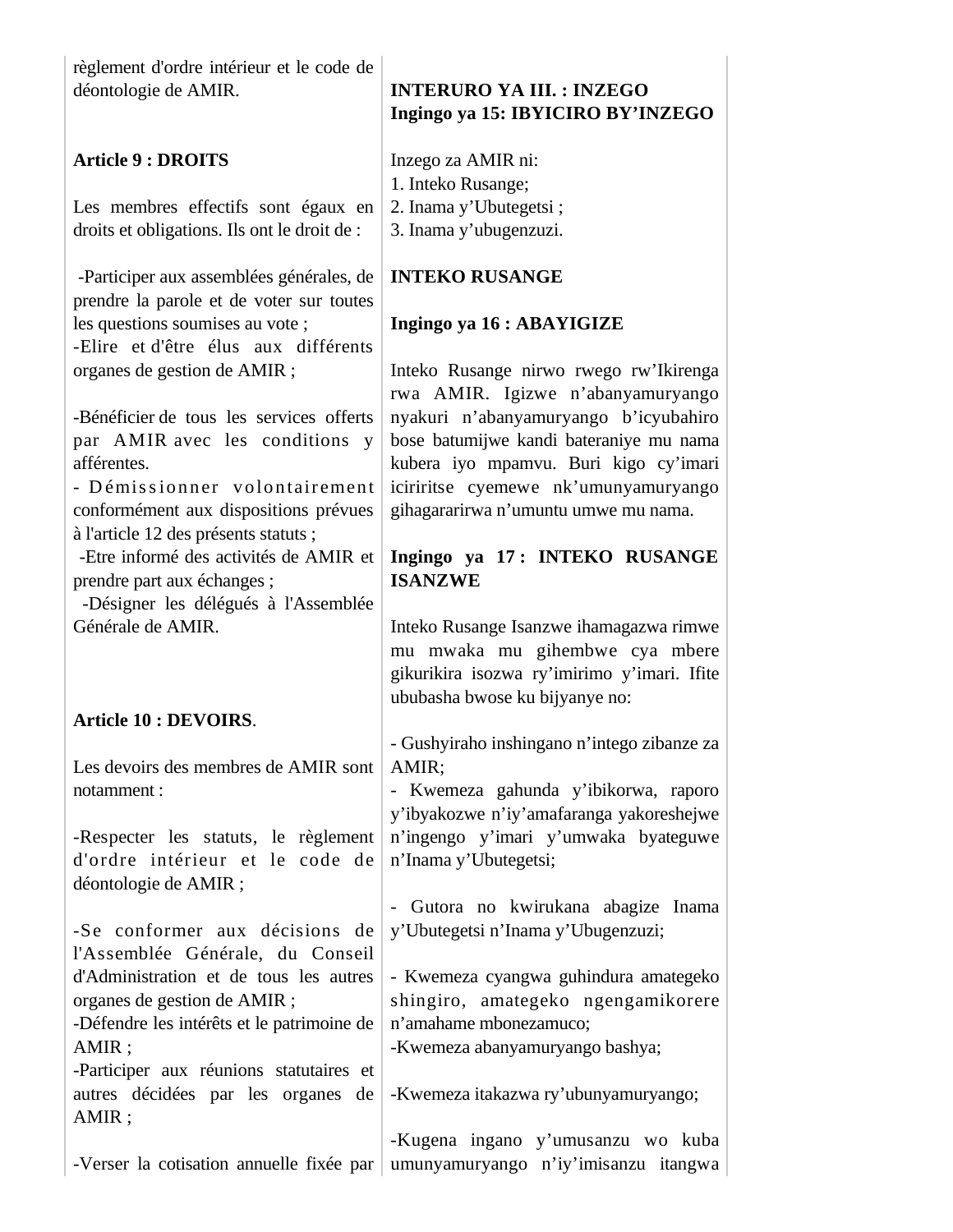règlement d'ordre intérieur et le code de déontologie de AMIR.

**Article 9 : DROITS**

Les membres effectifs sont égaux en droits et obligations. Ils ont le droit de :

-Participer aux assemblées générales, de prendre la parole et de voter sur toutes les questions soumises au vote ;
-Elire et d'être élus aux différents organes de gestion de AMIR ;

-Bénéficier de tous les services offerts par AMIR avec les conditions y afférentes.
- Démissionner volontairement conformément aux dispositions prévues à l'article 12 des présents statuts ;
-Etre informé des activités de AMIR et prendre part aux échanges ;
-Désigner les délégués à l'Assemblée Générale de AMIR.

**Article 10 : DEVOIRS**.

Les devoirs des membres de AMIR sont notamment :

-Respecter les statuts, le règlement d'ordre intérieur et le code de déontologie de AMIR ;

-Se conformer aux décisions de l'Assemblée Générale, du Conseil d'Administration et de tous les autres organes de gestion de AMIR ;
-Défendre les intérêts et le patrimoine de AMIR ;
-Participer aux réunions statutaires et autres décidées par les organes de AMIR ;

-Verser la cotisation annuelle fixée par

**INTERURO YA III. : INZEGO**
**Ingingo ya 15: IBYICIRO BY'INZEGO**

Inzego za AMIR ni:
1. Inteko Rusange;
2. Inama y'Ubutegetsi ;
3. Inama y'ubugenzuzi.

**INTEKO RUSANGE**

**Ingingo ya 16 : ABAYIGIZE**

Inteko Rusange nirwo rwego rw'Ikirenga rwa AMIR. Igizwe n'abanyamuryango nyakuri n'abanyamuryango b'icyubahiro bose batumijwe kandi bateraniye mu nama kubera iyo mpamvu. Buri kigo cy'imari iciriritse cyemewe nk'umunyamuryango gihagararirwa n'umuntu umwe mu nama.

**Ingingo ya 17 : INTEKO RUSANGE ISANZWE**

Inteko Rusange Isanzwe ihamagazwa rimwe mu mwaka mu gihembwe cya mbere gikurikira isozwa ry'imirimo y'imari. Ifite ububasha bwose ku bijyanye no:

- Gushyiraho inshingano n'intego zibanze za AMIR;
- Kwemeza gahunda y'ibikorwa, raporo y'ibyakozwe n'iy'amafaranga yakoreshejwe n'ingengo y'imari y'umwaka byateguwe n'Inama y'Ubutegetsi;

- Gutora no kwirukana abagize Inama y'Ubutegetsi n'Inama y'Ubugenzuzi;

- Kwemeza cyangwa guhindura amategeko shingiro, amategeko ngengamikorere n'amahame mbonezamuco;
-Kwemeza abanyamuryango bashya;

-Kwemeza itakazwa ry'ubunyamuryango;

-Kugena ingano y'umusanzu wo kuba umunyamuryango n'iy'imisanzu itangwa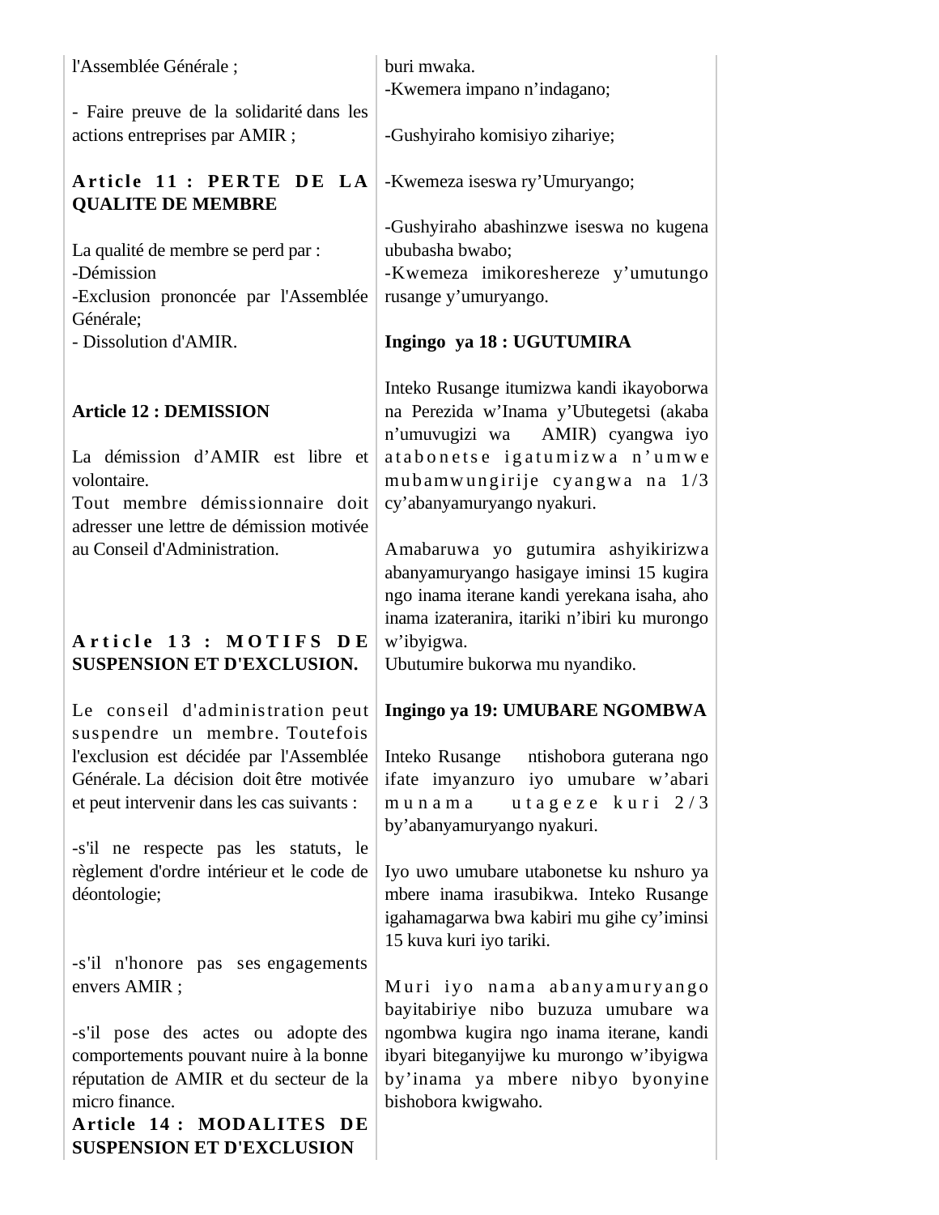l'Assemblée Générale ;

- Faire preuve de la solidarité dans les actions entreprises par AMIR ;

**Article 11 : PERTE DE LA QUALITE DE MEMBRE**

La qualité de membre se perd par :
-Démission
-Exclusion prononcée par l'Assemblée Générale;
- Dissolution d'AMIR.

**Article 12 : DEMISSION**

La démission d'AMIR est libre et volontaire.
Tout membre démissionnaire doit adresser une lettre de démission motivée au Conseil d'Administration.

**Article 13 : MOTIFS DE SUSPENSION ET D'EXCLUSION.**

Le conseil d'administration peut suspendre un membre. Toutefois l'exclusion est décidée par l'Assemblée Générale. La décision doit être motivée et peut intervenir dans les cas suivants :

-s'il ne respecte pas les statuts, le règlement d'ordre intérieur et le code de déontologie;

-s'il n'honore pas ses engagements envers AMIR ;

-s'il pose des actes ou adopte des comportements pouvant nuire à la bonne réputation de AMIR et du secteur de la micro finance.

**Article 14 : MODALITES DE SUSPENSION ET D'EXCLUSION**

buri mwaka.
-Kwemera impano n'indagano;

-Gushyiraho komisiyo zihariye;

-Kwemeza iseswa ry'Umuryango;

-Gushyiraho abashinzwe iseswa no kugena ububasha bwabo;
-Kwemeza imikoreshereze y'umutungo rusange y'umuryango.

**Ingingo ya 18 : UGUTUMIRA**

Inteko Rusange itumizwa kandi ikayoborwa na Perezida w'Inama y'Ubutegetsi (akaba n'umuvugizi wa AMIR) cyangwa iyo atabonetse igatumizwa n'umwe mubamwungirije cyangwa na 1/3 cy'abanyamuryango nyakuri.

Amabaruwa yo gutumira ashyikirizwa abanyamuryango hasigaye iminsi 15 kugira ngo inama iterane kandi yerekana isaha, aho inama izateranira, itariki n'ibiri ku murongo w'ibyigwa.
Ubutumire bukorwa mu nyandiko.

**Ingingo ya 19: UMUBARE NGOMBWA**

Inteko Rusange ntishobora guterana ngo ifate imyanzuro iyo umubare w'abari munama utageze kuri 2/3 by'abanyamuryango nyakuri.

Iyo uwo umubare utabonetse ku nshuro ya mbere inama irasubikwa. Inteko Rusange igahamagarwa bwa kabiri mu gihe cy'iminsi 15 kuva kuri iyo tariki.

Muri iyo nama abanyamuryango bayitabiriye nibo buzuza umubare wa ngombwa kugira ngo inama iterane, kandi ibyari biteganyijwe ku murongo w'ibyigwa by'inama ya mbere nibyo byonyine bishobora kwigwaho.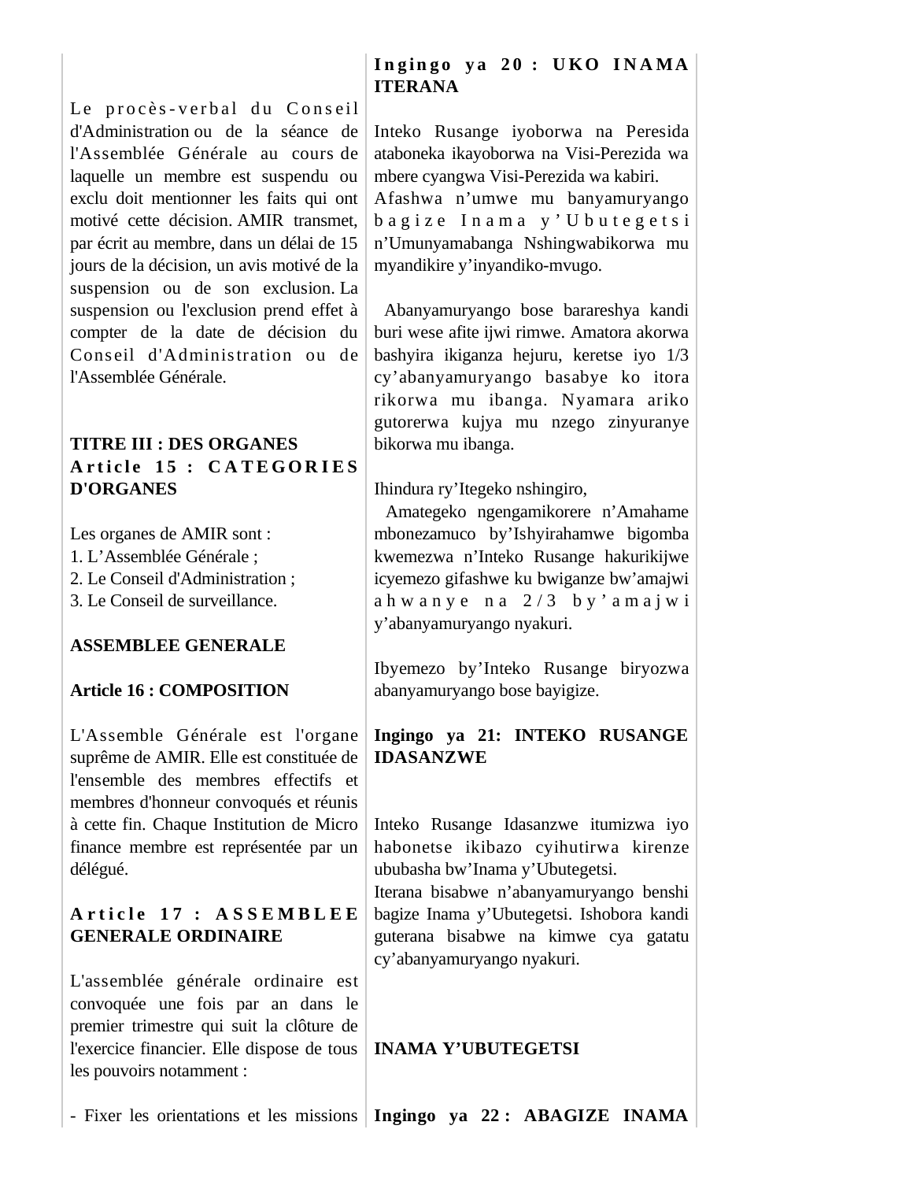Le procès-verbal du Conseil d'Administration ou de la séance de l'Assemblée Générale au cours de laquelle un membre est suspendu ou exclu doit mentionner les faits qui ont motivé cette décision. AMIR transmet, par écrit au membre, dans un délai de 15 jours de la décision, un avis motivé de la suspension ou de son exclusion. La suspension ou l'exclusion prend effet à compter de la date de décision du Conseil d'Administration ou de l'Assemblée Générale.

**TITRE III : DES ORGANES**

**Article 15 : CATEGORIES D'ORGANES**

Les organes de AMIR sont :
1. L'Assemblée Générale ;
2. Le Conseil d'Administration ;
3. Le Conseil de surveillance.

**ASSEMBLEE GENERALE**

**Article 16 : COMPOSITION**

L'Assemble Générale est l'organe suprême de AMIR. Elle est constituée de l'ensemble des membres effectifs et membres d'honneur convoqués et réunis à cette fin. Chaque Institution de Micro finance membre est représentée par un délégué.

**Article 17 : ASSEMBLEE GENERALE ORDINAIRE**

L'assemblée générale ordinaire est convoquée une fois par an dans le premier trimestre qui suit la clôture de l'exercice financier. Elle dispose de tous les pouvoirs notamment :

- Fixer les orientations et les missions

**Ingingo ya 20 : UKO INAMA ITERANA**

Inteko Rusange iyoborwa na Peresida ataboneka ikayoborwa na Visi-Perezida wa mbere cyangwa Visi-Perezida wa kabiri.
Afashwa n'umwe mu banyamuryango bagize Inama y'Ubutegetsi n'Umunyamabanga Nshingwabikorwa mu myandikire y'inyandiko-mvugo.

Abanyamuryango bose barareshya kandi buri wese afite ijwi rimwe. Amatora akorwa bashyira ikiganza hejuru, keretse iyo 1/3 cy'abanyamuryango basabye ko itora rikorwa mu ibanga. Nyamara ariko gutorerwa kujya mu nzego zinyuranye bikorwa mu ibanga.

Ihindura ry'Itegeko nshingiro,
Amategeko ngengamikorere n'Amahame mbonezamuco by'Ishyirahamwe bigomba kwemezwa n'Inteko Rusange hakurikijwe icyemezo gifashwe ku bwiganze bw'amajwi ahwanye na 2/3 by'amajwi y'abanyamuryango nyakuri.

Ibyemezo by'Inteko Rusange biryozwa abanyamuryango bose bayigize.

**Ingingo ya 21: INTEKO RUSANGE IDASANZWE**

Inteko Rusange Idasanzwe itumizwa iyo habonetse ikibazo cyihutirwa kirenze ububasha bw'Inama y'Ubutegetsi.
Iterana bisabwe n'abanyamuryango benshi bagize Inama y'Ubutegetsi. Ishobora kandi guterana bisabwe na kimwe cya gatatu cy'abanyamuryango nyakuri.

**INAMA Y'UBUTEGETSI**

**Ingingo ya 22 : ABAGIZE INAMA**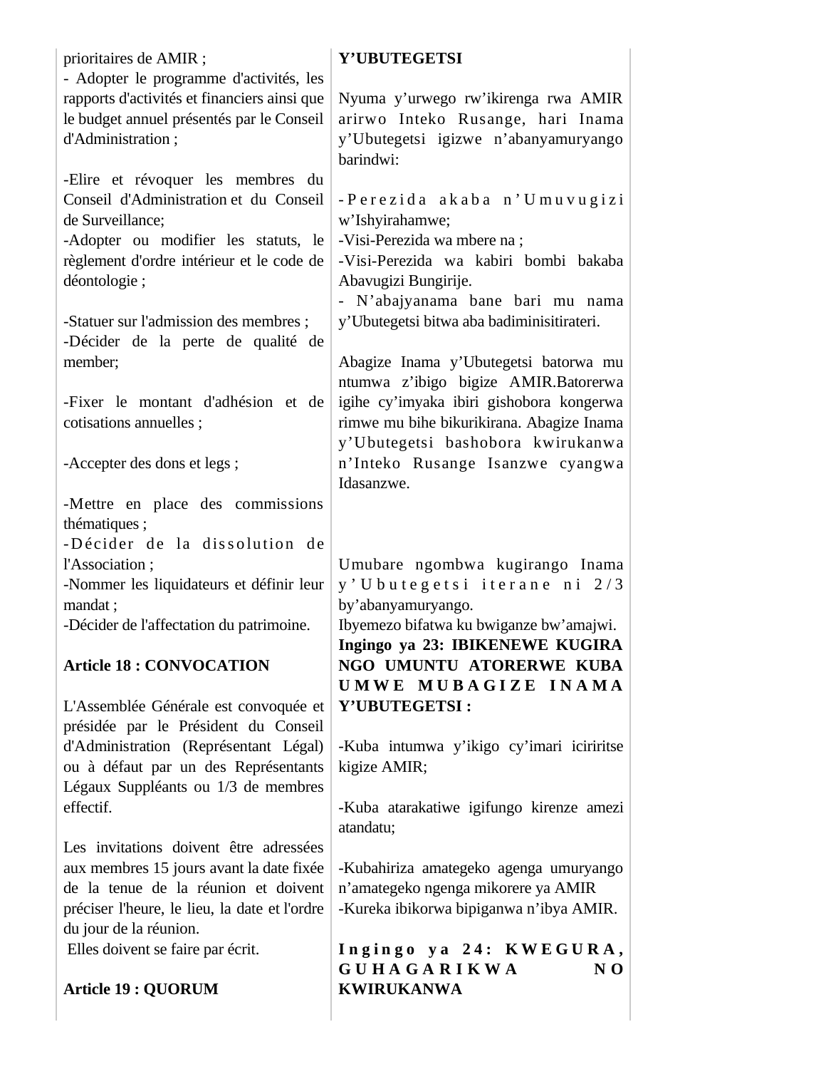prioritaires de AMIR ;

- Adopter le programme d'activités, les rapports d'activités et financiers ainsi que le budget annuel présentés par le Conseil d'Administration ;

-Elire et révoquer les membres du Conseil d'Administration et du Conseil de Surveillance;
-Adopter ou modifier les statuts, le règlement d'ordre intérieur et le code de déontologie ;

-Statuer sur l'admission des membres ;
-Décider de la perte de qualité de member;

-Fixer le montant d'adhésion et de cotisations annuelles ;

-Accepter des dons et legs ;

-Mettre en place des commissions thématiques ;
-Décider de la dissolution de l'Association ;
-Nommer les liquidateurs et définir leur mandat ;
-Décider de l'affectation du patrimoine.

**Article 18 : CONVOCATION**

L'Assemblée Générale est convoquée et présidée par le Président du Conseil d'Administration (Représentant Légal) ou à défaut par un des Représentants Légaux Suppléants ou 1/3 de membres effectif.

Les invitations doivent être adressées aux membres 15 jours avant la date fixée de la tenue de la réunion et doivent préciser l'heure, le lieu, la date et l'ordre du jour de la réunion.
Elles doivent se faire par écrit.

**Article 19 : QUORUM**

**Y'UBUTEGETSI**

Nyuma y'urwego rw'ikirenga rwa AMIR arirwo Inteko Rusange, hari Inama y'Ubutegetsi igizwe n'abanyamuryango barindwi:

-Perezida akaba n'Umuvugizi w'Ishyirahamwe;
-Visi-Perezida wa mbere na ;
-Visi-Perezida wa kabiri bombi bakaba Abavugizi Bungirije.
- N'abajyanama bane bari mu nama y'Ubutegetsi bitwa aba badiminisitirateri.

Abagize Inama y'Ubutegetsi batorwa mu ntumwa z'ibigo bigize AMIR.Batorerwa igihe cy'imyaka ibiri gishobora kongerwa rimwe mu bihe bikurikirana. Abagize Inama y'Ubutegetsi bashobora kwirukanwa n'Inteko Rusange Isanzwe cyangwa Idasanzwe.

Umubare ngombwa kugirango Inama y'Ubutegetsi iterane ni 2/3 by'abanyamuryango.
Ibyemezo bifatwa ku bwiganze bw'amajwi.

**Ingingo ya 23: IBIKENEWE KUGIRA NGO UMUNTU ATORERWE KUBA UMWE MUBAGIZE INAMA Y'UBUTEGETSI :**

-Kuba intumwa y'ikigo cy'imari iciriritse kigize AMIR;

-Kuba atarakatiwe igifungo kirenze amezi atandatu;

-Kubahiriza amategeko agenga umuryango n'amategeko ngenga mikorere ya AMIR
-Kureka ibikorwa bipiganwa n'ibya AMIR.

**Ingingo ya 24: KWEGURA, GUHAGARIKWA NO KWIRUKANWA**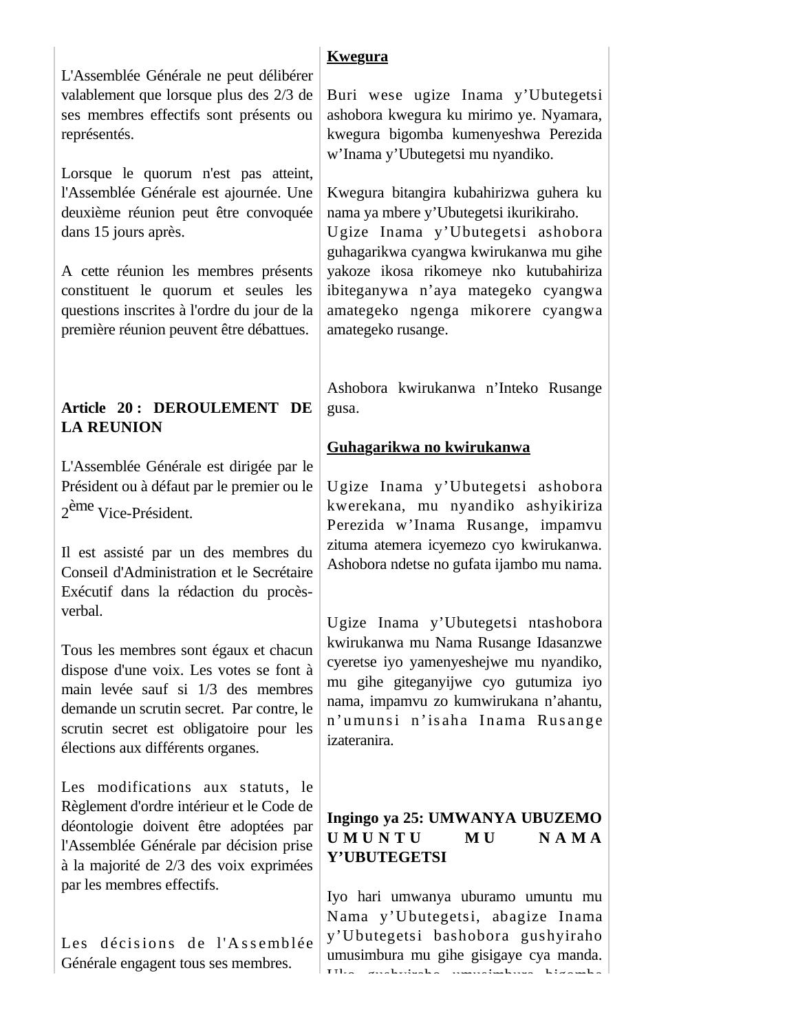L'Assemblée Générale ne peut délibérer valablement que lorsque plus des 2/3 de ses membres effectifs sont présents ou représentés.

Lorsque le quorum n'est pas atteint, l'Assemblée Générale est ajournée. Une deuxième réunion peut être convoquée dans 15 jours après.

A cette réunion les membres présents constituent le quorum et seules les questions inscrites à l'ordre du jour de la première réunion peuvent être débattues.

**Article 20 : DEROULEMENT DE LA REUNION**

L'Assemblée Générale est dirigée par le Président ou à défaut par le premier ou le 2ème Vice-Président.

Il est assisté par un des membres du Conseil d'Administration et le Secrétaire Exécutif dans la rédaction du procès-verbal.

Tous les membres sont égaux et chacun dispose d'une voix. Les votes se font à main levée sauf si 1/3 des membres demande un scrutin secret. Par contre, le scrutin secret est obligatoire pour les élections aux différents organes.

Les modifications aux statuts, le Règlement d'ordre intérieur et le Code de déontologie doivent être adoptées par l'Assemblée Générale par décision prise à la majorité de 2/3 des voix exprimées par les membres effectifs.

Les décisions de l'Assemblée Générale engagent tous ses membres.

__Kwegura__

Buri wese ugize Inama y'Ubutegetsi ashobora kwegura ku mirimo ye. Nyamara, kwegura bigomba kumenyeshwa Perezida w'Inama y'Ubutegetsi mu nyandiko.

Kwegura bitangira kubahirizwa guhera ku nama ya mbere y'Ubutegetsi ikurikiraho.
Ugize Inama y'Ubutegetsi ashobora guhagarikwa cyangwa kwirukanwa mu gihe yakoze ikosa rikomeye nko kutubahiriza ibiteganywa n'aya mategeko cyangwa amategeko ngenga mikorere cyangwa amategeko rusange.

Ashobora kwirukanwa n'Inteko Rusange gusa.

__Guhagarikwa no kwirukanwa__

Ugize Inama y'Ubutegetsi ashobora kwerekana, mu nyandiko ashyikiriza Perezida w'Inama Rusange, impamvu zituma atemera icyemezo cyo kwirukanwa. Ashobora ndetse no gufata ijambo mu nama.

Ugize Inama y'Ubutegetsi ntashobora kwirukanwa mu Nama Rusange Idasanzwe cyeretse iyo yamenyeshejwe mu nyandiko, mu gihe giteganyijwe cyo gutumiza iyo nama, impamvu zo kumwirukana n'ahantu, n'umunsi n'isaha Inama Rusange izateranira.

**Ingingo ya 25: UMWANYA UBUZEMO UMUNTU MU NAMA Y'UBUTEGETSI**

Iyo hari umwanya uburamo umuntu mu Nama y'Ubutegetsi, abagize Inama y'Ubutegetsi bashobora gushyiraho umusimbura mu gihe gisigaye cya manda.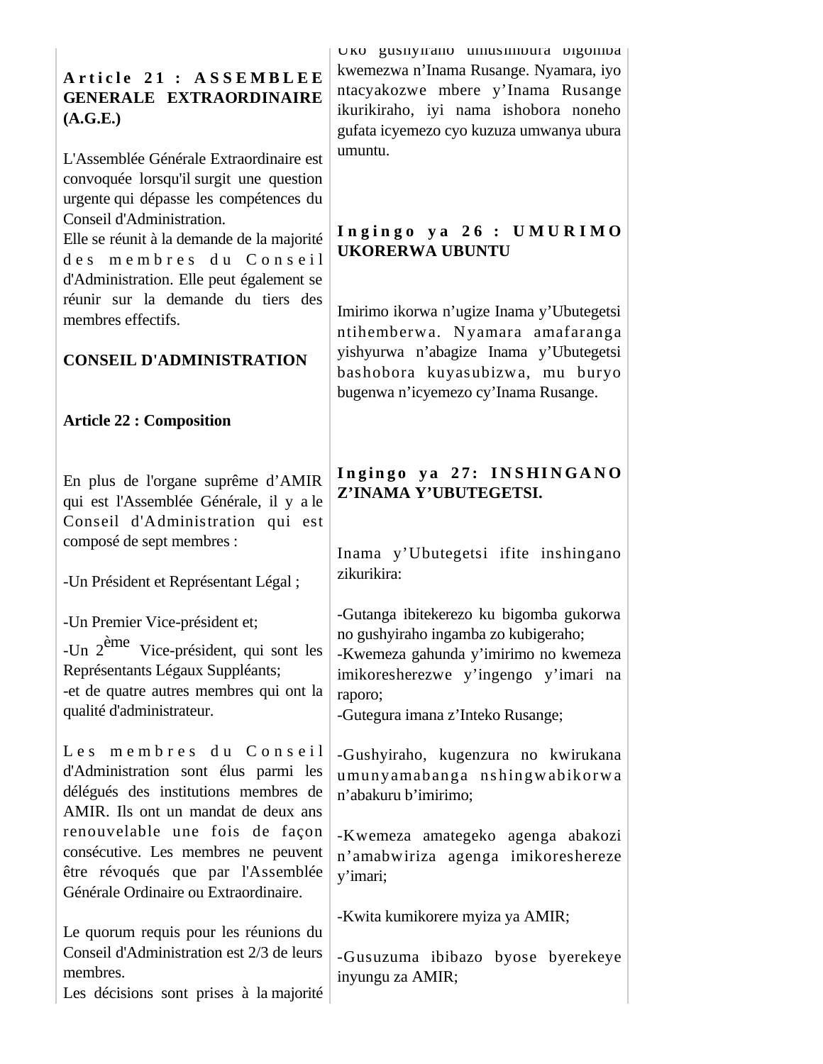**Article 21 : ASSEMBLEE GENERALE EXTRAORDINAIRE (A.G.E.)**

L'Assemblée Générale Extraordinaire est convoquée lorsqu'il surgit une question urgente qui dépasse les compétences du Conseil d'Administration.
Elle se réunit à la demande de la majorité des membres du Conseil d'Administration. Elle peut également se réunir sur la demande du tiers des membres effectifs.

**CONSEIL D'ADMINISTRATION**

**Article 22 : Composition**

En plus de l'organe suprême d'AMIR qui est l'Assemblée Générale, il y a le Conseil d'Administration qui est composé de sept membres :

-Un Président et Représentant Légal ;

-Un Premier Vice-président et;

-Un 2ème Vice-président, qui sont les Représentants Légaux Suppléants;
-et de quatre autres membres qui ont la qualité d'administrateur.

Les membres du Conseil d'Administration sont élus parmi les délégués des institutions membres de AMIR. Ils ont un mandat de deux ans renouvelable une fois de façon consécutive. Les membres ne peuvent être révoqués que par l'Assemblée Générale Ordinaire ou Extraordinaire.

Le quorum requis pour les réunions du Conseil d'Administration est 2/3 de leurs membres.
Les décisions sont prises à la majorité

Uko gushyiraho umusimbura bigomba kwemezwa n'Inama Rusange. Nyamara, iyo ntacyakozwe mbere y'Inama Rusange ikurikiraho, iyi nama ishobora noneho gufata icyemezo cyo kuzuza umwanya ubura umuntu.

**Ingingo ya 26 : UMURIMO UKORERWA UBUNTU**

Imirimo ikorwa n'ugize Inama y'Ubutegetsi ntihemberwa. Nyamara amafaranga yishyurwa n'abagize Inama y'Ubutegetsi bashobora kuyasubizwa, mu buryo bugenwa n'icyemezo cy'Inama Rusange.

**Ingingo ya 27: INSHINGANO Z'INAMA Y'UBUTEGETSI.**

Inama y'Ubutegetsi ifite inshingano zikurikira:

-Gutanga ibitekerezo ku bigomba gukorwa no gushyiraho ingamba zo kubigeraho;
-Kwemeza gahunda y'imirimo no kwemeza imikoresherezwe y'ingengo y'imari na raporo;
-Gutegura imana z'Inteko Rusange;

-Gushyiraho, kugenzura no kwirukana umunyamabanga nshingwabikorwa n'abakuru b'imirimo;

-Kwemeza amategeko agenga abakozi n'amabwiriza agenga imikoreshereze y'imari;

-Kwita kumikorere myiza ya AMIR;

-Gusuzuma ibibazo byose byerekeye inyungu za AMIR;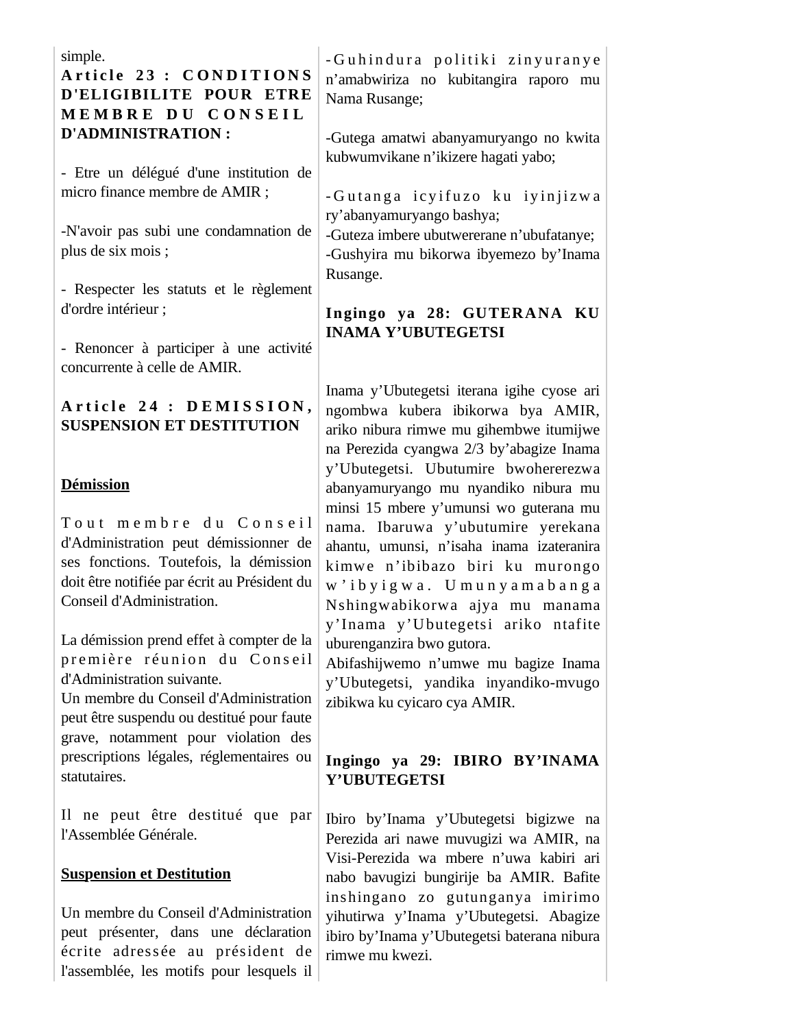simple.

**Article 23 : CONDITIONS D'ELIGIBILITE POUR ETRE MEMBRE DU CONSEIL D'ADMINISTRATION :**

- Etre un délégué d'une institution de micro finance membre de AMIR ;

-N'avoir pas subi une condamnation de plus de six mois ;

- Respecter les statuts et le règlement d'ordre intérieur ;

- Renoncer à participer à une activité concurrente à celle de AMIR.

**Article 24 : DEMISSION, SUSPENSION ET DESTITUTION**

**Démission**

Tout membre du Conseil d'Administration peut démissionner de ses fonctions. Toutefois, la démission doit être notifiée par écrit au Président du Conseil d'Administration.

La démission prend effet à compter de la première réunion du Conseil d'Administration suivante.
Un membre du Conseil d'Administration peut être suspendu ou destitué pour faute grave, notamment pour violation des prescriptions légales, réglementaires ou statutaires.

Il ne peut être destitué que par l'Assemblée Générale.

**Suspension et Destitution**

Un membre du Conseil d'Administration peut présenter, dans une déclaration écrite adressée au président de l'assemblée, les motifs pour lesquels il

-Guhindura politiki zinyuranye n'amabwiriza no kubitangira raporo mu Nama Rusange;

-Gutega amatwi abanyamuryango no kwita kubwumvikane n'ikizere hagati yabo;

-Gutanga icyifuzo ku iyinjizwa ry'abanyamuryango bashya;
-Guteza imbere ubutwererane n'ubufatanye;
-Gushyira mu bikorwa ibyemezo by'Inama Rusange.

**Ingingo ya 28: GUTERANA KU INAMA Y'UBUTEGETSI**

Inama y'Ubutegetsi iterana igihe cyose ari ngombwa kubera ibikorwa bya AMIR, ariko nibura rimwe mu gihembwe itumijwe na Perezida cyangwa 2/3 by'abagize Inama y'Ubutegetsi. Ubutumire bwohererezwa abanyamuryango mu nyandiko nibura mu minsi 15 mbere y'umunsi wo guterana mu nama. Ibaruwa y'ubutumire yerekana ahantu, umunsi, n'isaha inama izateranira kimwe n'ibibazo biri ku murongo w'ibyigwa. Umunyamabanga Nshingwabikorwa ajya mu manama y'Inama y'Ubutegetsi ariko ntafite uburenganzira bwo gutora.
Abifashijwemo n'umwe mu bagize Inama y'Ubutegetsi, yandika inyandiko-mvugo zibikwa ku cyicaro cya AMIR.

**Ingingo ya 29: IBIRO BY'INAMA Y'UBUTEGETSI**

Ibiro by'Inama y'Ubutegetsi bigizwe na Perezida ari nawe muvugizi wa AMIR, na Visi-Perezida wa mbere n'uwa kabiri ari nabo bavugizi bungirije ba AMIR. Bafite inshingano zo gutunganya imirimo yihutirwa y'Inama y'Ubutegetsi. Abagize ibiro by'Inama y'Ubutegetsi baterana nibura rimwe mu kwezi.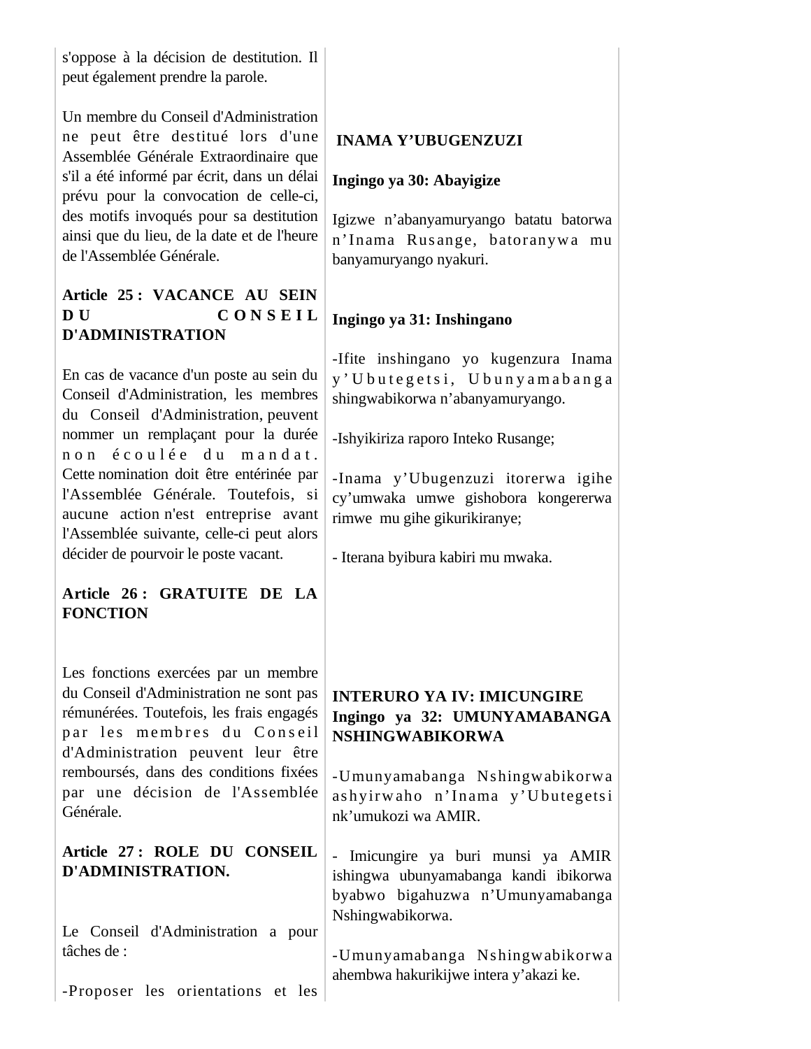s'oppose à la décision de destitution. Il peut également prendre la parole.

Un membre du Conseil d'Administration ne peut être destitué lors d'une Assemblée Générale Extraordinaire que s'il a été informé par écrit, dans un délai prévu pour la convocation de celle-ci, des motifs invoqués pour sa destitution ainsi que du lieu, de la date et de l'heure de l'Assemblée Générale.

**Article 25 : VACANCE AU SEIN DU CONSEIL D'ADMINISTRATION**

En cas de vacance d'un poste au sein du Conseil d'Administration, les membres du Conseil d'Administration, peuvent nommer un remplaçant pour la durée non écoulée du mandat. Cette nomination doit être entérinée par l'Assemblée Générale. Toutefois, si aucune action n'est entreprise avant l'Assemblée suivante, celle-ci peut alors décider de pourvoir le poste vacant.

**Article 26 : GRATUITE DE LA FONCTION**

Les fonctions exercées par un membre du Conseil d'Administration ne sont pas rémunérées. Toutefois, les frais engagés par les membres du Conseil d'Administration peuvent leur être remboursés, dans des conditions fixées par une décision de l'Assemblée Générale.

**Article 27 : ROLE DU CONSEIL D'ADMINISTRATION.**

Le Conseil d'Administration a pour tâches de :

-Proposer les orientations et les

**INAMA Y'UBUGENZUZI**

**Ingingo ya 30: Abayigize**

Igizwe n'abanyamuryango batatu batorwa n'Inama Rusange, batoranywa mu banyamuryango nyakuri.

**Ingingo ya 31: Inshingano**

-Ifite inshingano yo kugenzura Inama y'Ubutegetsi, Ubunyamabanga shingwabikorwa n'abanyamuryango.

-Ishyikiriza raporo Inteko Rusange;

-Inama y'Ubugenzuzi itorerwa igihe cy'umwaka umwe gishobora kongererwa rimwe mu gihe gikurikiranye;

- Iterana byibura kabiri mu mwaka.

**INTERURO YA IV: IMICUNGIRE**

**Ingingo ya 32: UMUNYAMABANGA NSHINGWABIKORWA**

-Umunyamabanga Nshingwabikorwa ashyirwaho n'Inama y'Ubutegetsi nk'umukozi wa AMIR.

- Imicungire ya buri munsi ya AMIR ishingwa ubunyamabanga kandi ibikorwa byabwo bigahuzwa n'Umunyamabanga Nshingwabikorwa.

-Umunyamabanga Nshingwabikorwa ahembwa hakurikijwe intera y'akazi ke.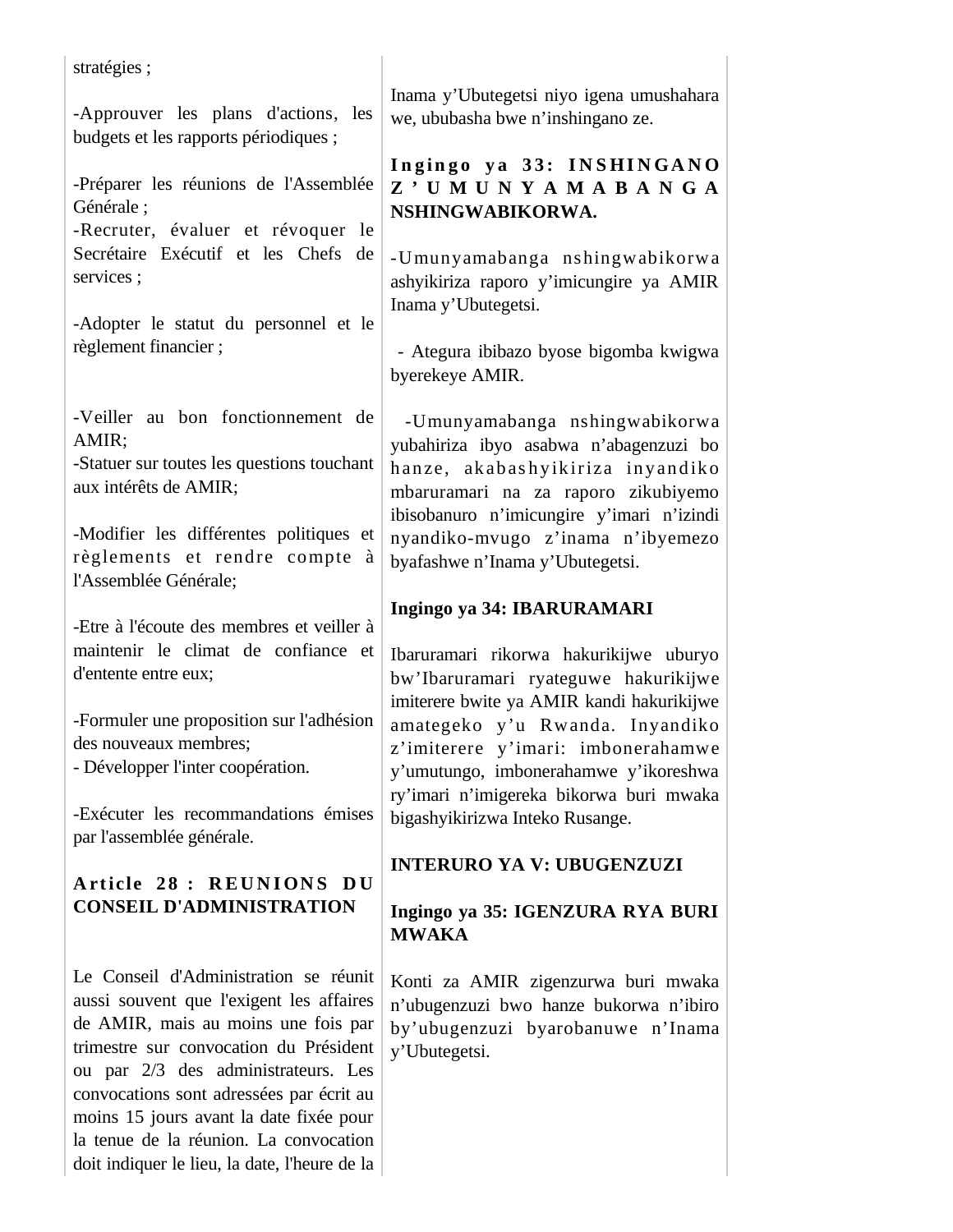stratégies ;

-Approuver les plans d'actions, les budgets et les rapports périodiques ;

-Préparer les réunions de l'Assemblée Générale ;
-Recruter, évaluer et révoquer le Secrétaire Exécutif et les Chefs de services ;

-Adopter le statut du personnel et le règlement financier ;

-Veiller au bon fonctionnement de AMIR;
-Statuer sur toutes les questions touchant aux intérêts de AMIR;

-Modifier les différentes politiques et règlements et rendre compte à l'Assemblée Générale;

-Etre à l'écoute des membres et veiller à maintenir le climat de confiance et d'entente entre eux;

-Formuler une proposition sur l'adhésion des nouveaux membres;
- Développer l'inter coopération.

-Exécuter les recommandations émises par l'assemblée générale.

**Article 28 : REUNIONS DU CONSEIL D'ADMINISTRATION**

Le Conseil d'Administration se réunit aussi souvent que l'exigent les affaires de AMIR, mais au moins une fois par trimestre sur convocation du Président ou par 2/3 des administrateurs. Les convocations sont adressées par écrit au moins 15 jours avant la date fixée pour la tenue de la réunion. La convocation doit indiquer le lieu, la date, l'heure de la

Inama y'Ubutegetsi niyo igena umushahara we, ububasha bwe n'inshingano ze.

**Ingingo ya 33: INSHINGANO Z'UMUNYAMABANGA NSHINGWABIKORWA.**

-Umunyamabanga nshingwabikorwa ashyikiriza raporo y'imicungire ya AMIR Inama y'Ubutegetsi.

- Ategura ibibazo byose bigomba kwigwa byerekeye AMIR.

-Umunyamabanga nshingwabikorwa yubahiriza ibyo asabwa n'abagenzuzi bo hanze, akabashyikiriza inyandiko mbaruramari na za raporo zikubiyemo ibisobanuro n'imicungire y'imari n'izindi nyandiko-mvugo z'inama n'ibyemezo byafashwe n'Inama y'Ubutegetsi.

**Ingingo ya 34: IBARURAMARI**

Ibaruramari rikorwa hakurikijwe uburyo bw'Ibaruramari ryateguwe hakurikijwe imiterere bwite ya AMIR kandi hakurikijwe amategeko y'u Rwanda. Inyandiko z'imiterere y'imari: imbonerahamwe y'umutungo, imbonerahamwe y'ikoreshwa ry'imari n'imigereka bikorwa buri mwaka bigashyikirizwa Inteko Rusange.

**INTERURO YA V: UBUGENZUZI**

**Ingingo ya 35: IGENZURA RYA BURI MWAKA**

Konti za AMIR zigenzurwa buri mwaka n'ubugenzuzi bwo hanze bukorwa n'ibiro by'ubugenzuzi byarobanuwe n'Inama y'Ubutegetsi.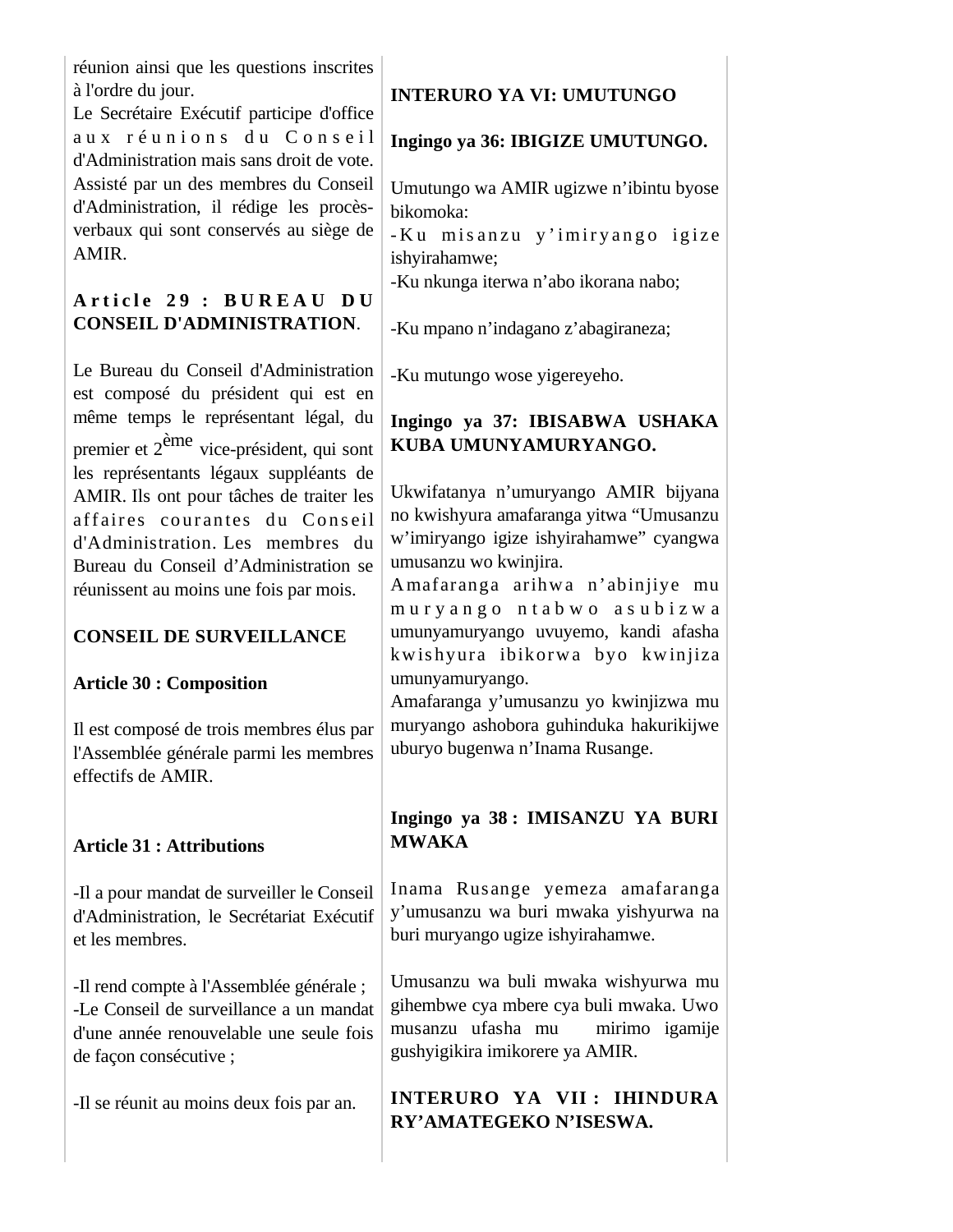réunion ainsi que les questions inscrites à l'ordre du jour.
Le Secrétaire Exécutif participe d'office aux réunions du Conseil d'Administration mais sans droit de vote. Assisté par un des membres du Conseil d'Administration, il rédige les procès-verbaux qui sont conservés au siège de AMIR.

**Article 29 : BUREAU DU CONSEIL D'ADMINISTRATION**.

Le Bureau du Conseil d'Administration est composé du président qui est en même temps le représentant légal, du premier et 2ème vice-président, qui sont les représentants légaux suppléants de AMIR. Ils ont pour tâches de traiter les affaires courantes du Conseil d'Administration. Les membres du Bureau du Conseil d'Administration se réunissent au moins une fois par mois.

**CONSEIL DE SURVEILLANCE**

**Article 30 : Composition**

Il est composé de trois membres élus par l'Assemblée générale parmi les membres effectifs de AMIR.

**Article 31 : Attributions**

-Il a pour mandat de surveiller le Conseil d'Administration, le Secrétariat Exécutif et les membres.

-Il rend compte à l'Assemblée générale ;
-Le Conseil de surveillance a un mandat d'une année renouvelable une seule fois de façon consécutive ;

-Il se réunit au moins deux fois par an.

**INTERURO YA VI: UMUTUNGO**

**Ingingo ya 36: IBIGIZE UMUTUNGO.**

Umutungo wa AMIR ugizwe n'ibintu byose bikomoka:
-Ku misanzu y'imiryango igize ishyirahamwe;
-Ku nkunga iterwa n'abo ikorana nabo;

-Ku mpano n'indagano z'abagiraneza;

-Ku mutungo wose yigereyeho.

**Ingingo ya 37: IBISABWA USHAKA KUBA UMUNYAMURYANGO.**

Ukwifatanya n'umuryango AMIR bijyana no kwishyura amafaranga yitwa "Umusanzu w'imiryango igize ishyirahamwe" cyangwa umusanzu wo kwinjira.
Amafaranga arihwa n'abinjiye mu muryango ntabwo asubizwa umunyamuryango uvuyemo, kandi afasha kwishyura ibikorwa byo kwinjiza umunyamuryango.
Amafaranga y'umusanzu yo kwinjizwa mu muryango ashobora guhinduka hakurikijwe uburyo bugenwa n'Inama Rusange.

**Ingingo ya 38 : IMISANZU YA BURI MWAKA**

Inama Rusange yemeza amafaranga y'umusanzu wa buri mwaka yishyurwa na buri muryango ugize ishyirahamwe.

Umusanzu wa buli mwaka wishyurwa mu gihembwe cya mbere cya buli mwaka. Uwo musanzu ufasha mu mirimo igamije gushyigikira imikorere ya AMIR.

**INTERURO YA VII : IHINDURA RY'AMATEGEKO N'ISESWA.**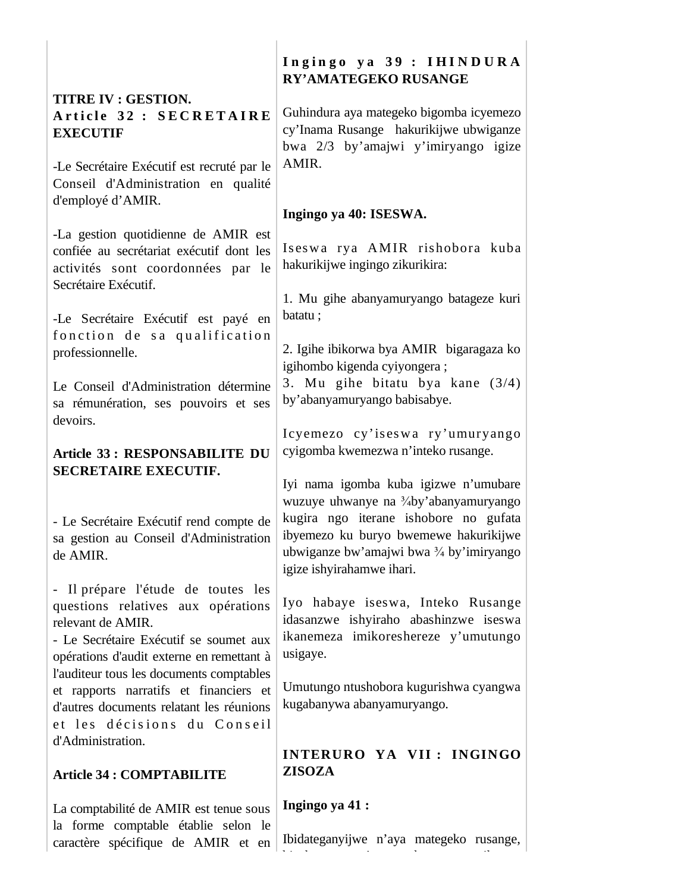## TITRE IV : GESTION.

### Article 32 : SECRETAIRE EXECUTIF

-Le Secrétaire Exécutif est recruté par le Conseil d'Administration en qualité d'employé d'AMIR.

-La gestion quotidienne de AMIR est confiée au secrétariat exécutif dont les activités sont coordonnées par le Secrétaire Exécutif.

-Le Secrétaire Exécutif est payé en fonction de sa qualification professionnelle.

Le Conseil d'Administration détermine sa rémunération, ses pouvoirs et ses devoirs.

### Article 33 : RESPONSABILITE DU SECRETAIRE EXECUTIF.

- Le Secrétaire Exécutif rend compte de sa gestion au Conseil d'Administration de AMIR.

- Il prépare l'étude de toutes les questions relatives aux opérations relevant de AMIR.
- Le Secrétaire Exécutif se soumet aux opérations d'audit externe en remettant à l'auditeur tous les documents comptables et rapports narratifs et financiers et d'autres documents relatant les réunions et les décisions du Conseil d'Administration.

### Article 34 : COMPTABILITE

La comptabilité de AMIR est tenue sous la forme comptable établie selon le caractère spécifique de AMIR et en

### Ingingo ya 39 : IHINDURA RY'AMATEGEKO RUSANGE

Guhindura aya mategeko bigomba icyemezo cy'Inama Rusange hakurikijwe ubwiganze bwa 2/3 by'amajwi y'imiryango igize AMIR.

### Ingingo ya 40: ISESWA.

Iseswa rya AMIR rishobora kuba hakurikijwe ingingo zikurikira:

1. Mu gihe abanyamuryango batageze kuri batatu ;

2. Igihe ibikorwa bya AMIR bigaragaza ko igihombo kigenda cyiyongera ;
3. Mu gihe bitatu bya kane (3/4) by'abanyamuryango babisabye.

Icyemezo cy'iseswa ry'umuryango cyigomba kwemezwa n'inteko rusange.

Iyi nama igomba kuba igizwe n'umubare wuzuye uhwanye na ¾by'abanyamuryango kugira ngo iterane ishobore no gufata ibyemezo ku buryo bwemewe hakurikijwe ubwiganze bw'amajwi bwa ¾ by'imiryango igize ishyirahamwe ihari.

Iyo habaye iseswa, Inteko Rusange idasanzwe ishyiraho abashinzwe iseswa ikanemeza imikoreshereze y'umutungo usigaye.

Umutungo ntushobora kugurishwa cyangwa kugabanywa abanyamuryango.

## INTERURO YA VII : INGINGO ZISOZA

### Ingingo ya 41 :

Ibidateganyijwe n'aya mategeko rusange,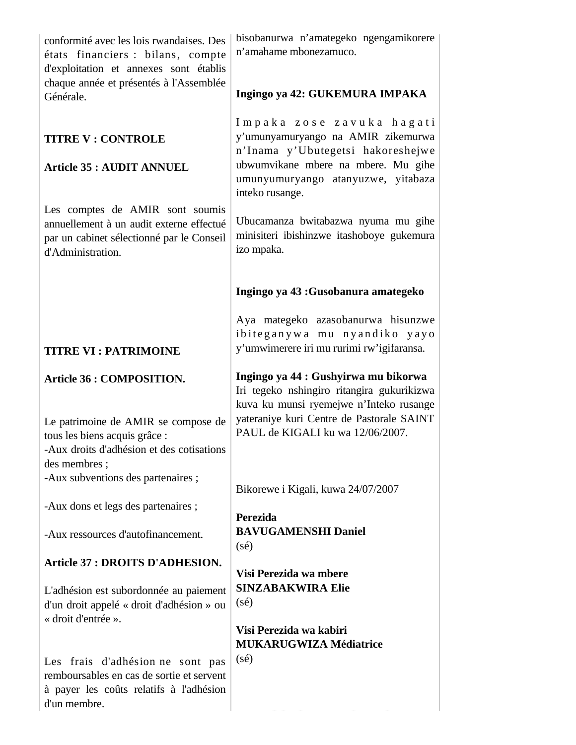conformité avec les lois rwandaises. Des états financiers : bilans, compte d'exploitation et annexes sont établis chaque année et présentés à l'Assemblée Générale.

**TITRE V : CONTROLE**

**Article 35 : AUDIT ANNUEL**

Les comptes de AMIR sont soumis annuellement à un audit externe effectué par un cabinet sélectionné par le Conseil d'Administration.

**TITRE VI : PATRIMOINE**

**Article 36 : COMPOSITION.**

Le patrimoine de AMIR se compose de tous les biens acquis grâce :
-Aux droits d'adhésion et des cotisations des membres ;
-Aux subventions des partenaires ;

-Aux dons et legs des partenaires ;

-Aux ressources d'autofinancement.

**Article 37 : DROITS D'ADHESION.**

L'adhésion est subordonnée au paiement d'un droit appelé « droit d'adhésion » ou « droit d'entrée ».

Les frais d'adhésion ne sont pas remboursables en cas de sortie et servent à payer les coûts relatifs à l'adhésion d'un membre.

bisobanurwa n'amategeko ngengamikorere n'amahame mbonezamuco.

**Ingingo ya 42: GUKEMURA IMPAKA**

Impaka zose zavuka hagati y'umunyamuryango na AMIR zikemurwa n'Inama y'Ubutegetsi hakoreshejwe ubwumvikane mbere na mbere. Mu gihe umunyumuryango atanyuzwe, yitabaza inteko rusange.

Ubucamanza bwitabazwa nyuma mu gihe minisiteri ibishinzwe itashoboye gukemura izo mpaka.

**Ingingo ya 43 :Gusobanura amategeko**

Aya mategeko azasobanurwa hisunzwe ibiteganywa mu nyandiko yayo y'umwimerere iri mu rurimi rw'igifaransa.

**Ingingo ya 44 : Gushyirwa mu bikorwa**
Iri tegeko nshingiro ritangira gukurikizwa kuva ku munsi ryemejwe n'Inteko rusange yateraniye kuri Centre de Pastorale SAINT PAUL de KIGALI ku wa 12/06/2007.

Bikorewe i Kigali, kuwa 24/07/2007

**Perezida**
**BAVUGAMENSHI Daniel**
(sé)

**Visi Perezida wa mbere**
**SINZABAKWIRA Elie**
(sé)

**Visi Perezida wa kabiri**
**MUKARUGWIZA Médiatrice**
(sé)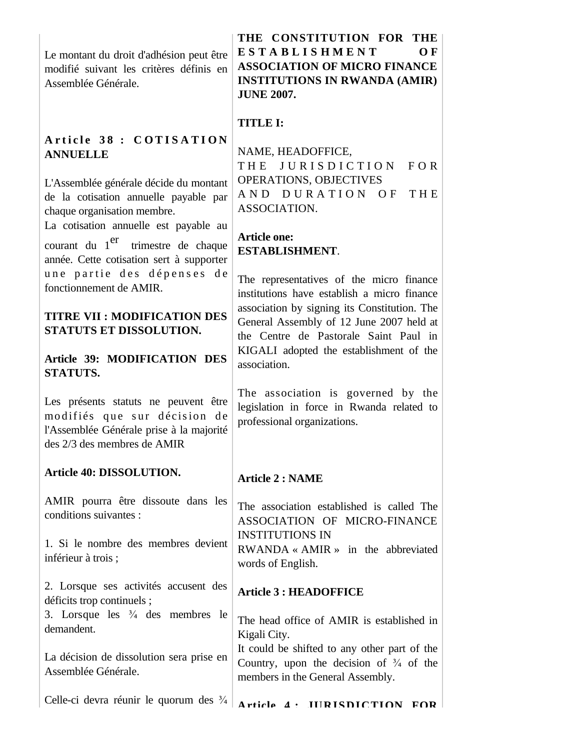Le montant du droit d'adhésion peut être modifié suivant les critères définis en Assemblée Générale.

**Article 38 : COTISATION ANNUELLE**

L'Assemblée générale décide du montant de la cotisation annuelle payable par chaque organisation membre.
La cotisation annuelle est payable au courant du 1er trimestre de chaque année. Cette cotisation sert à supporter une partie des dépenses de fonctionnement de AMIR.

**TITRE VII : MODIFICATION DES STATUTS ET DISSOLUTION.**

**Article 39: MODIFICATION DES STATUTS.**

Les présents statuts ne peuvent être modifiés que sur décision de l'Assemblée Générale prise à la majorité des 2/3 des membres de AMIR

**Article 40: DISSOLUTION.**

AMIR pourra être dissoute dans les conditions suivantes :

1. Si le nombre des membres devient inférieur à trois ;

2. Lorsque ses activités accusent des déficits trop continuels ;
3. Lorsque les ¾ des membres le demandent.

La décision de dissolution sera prise en Assemblée Générale.

Celle-ci devra réunir le quorum des ¾

**THE CONSTITUTION FOR THE ESTABLISHMENT OF ASSOCIATION OF MICRO FINANCE INSTITUTIONS IN RWANDA (AMIR) JUNE 2007.**

**TITLE I:**

NAME, HEADOFFICE, THE JURISDICTION FOR OPERATIONS, OBJECTIVES AND DURATION OF THE ASSOCIATION.

**Article one: ESTABLISHMENT**.

The representatives of the micro finance institutions have establish a micro finance association by signing its Constitution. The General Assembly of 12 June 2007 held at the Centre de Pastorale Saint Paul in KIGALI adopted the establishment of the association.

The association is governed by the legislation in force in Rwanda related to professional organizations.

**Article 2 : NAME**

The association established is called The ASSOCIATION OF MICRO-FINANCE INSTITUTIONS IN RWANDA « AMIR » in the abbreviated words of English.

**Article 3 : HEADOFFICE**

The head office of AMIR is established in Kigali City.
It could be shifted to any other part of the Country, upon the decision of ¾ of the members in the General Assembly.

**Article 4 : JURISDICTION FOR**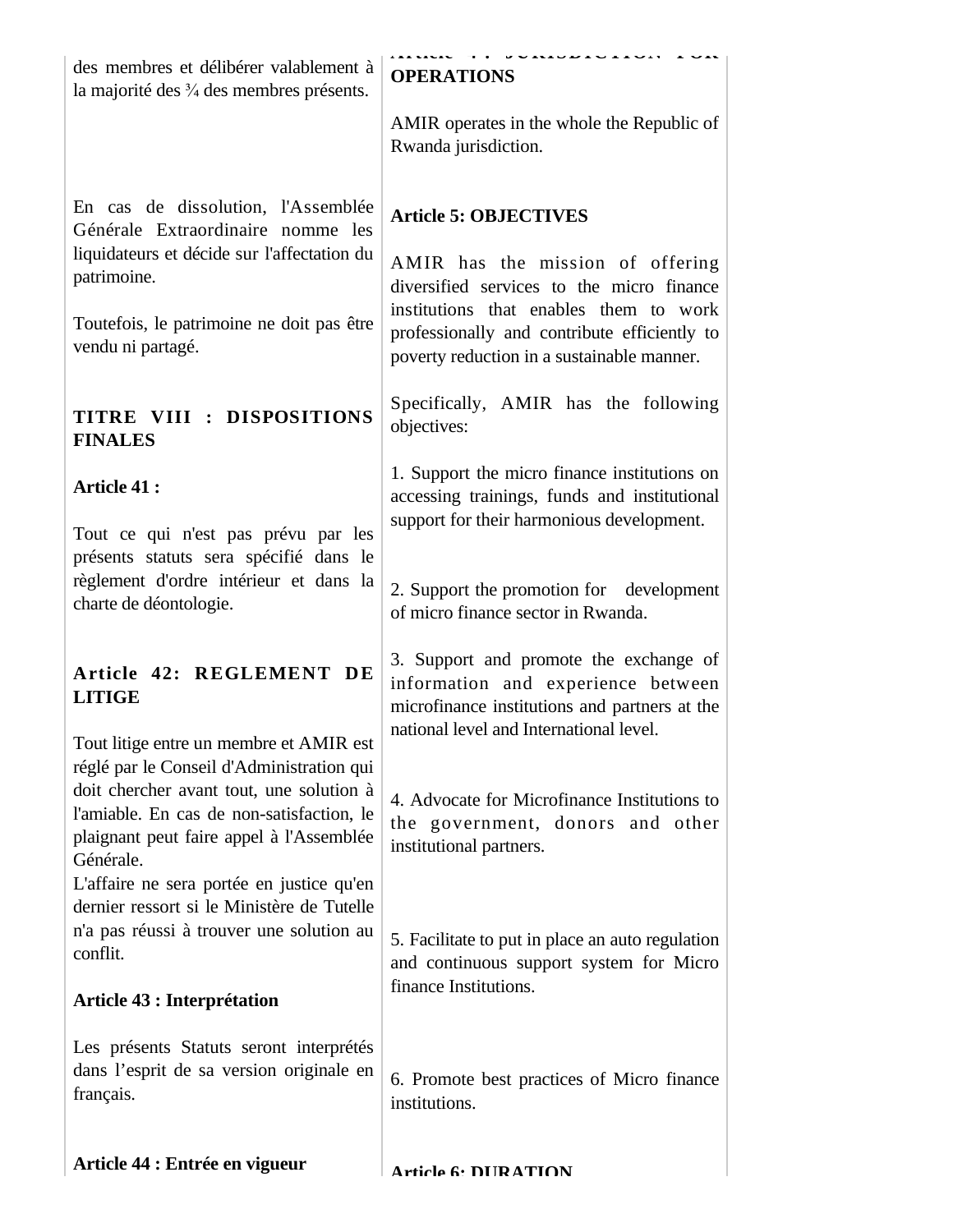des membres et délibérer valablement à la majorité des ¾ des membres présents.

En cas de dissolution, l'Assemblée Générale Extraordinaire nomme les liquidateurs et décide sur l'affectation du patrimoine.

Toutefois, le patrimoine ne doit pas être vendu ni partagé.

## TITRE VIII : DISPOSITIONS FINALES

**Article 41 :**

Tout ce qui n'est pas prévu par les présents statuts sera spécifié dans le règlement d'ordre intérieur et dans la charte de déontologie.

**Article 42: REGLEMENT DE LITIGE**

Tout litige entre un membre et AMIR est réglé par le Conseil d'Administration qui doit chercher avant tout, une solution à l'amiable. En cas de non-satisfaction, le plaignant peut faire appel à l'Assemblée Générale.
L'affaire ne sera portée en justice qu'en dernier ressort si le Ministère de Tutelle n'a pas réussi à trouver une solution au conflit.

**Article 43 : Interprétation**

Les présents Statuts seront interprétés dans l'esprit de sa version originale en français.

**Article 44 : Entrée en vigueur**

**Article 4: JURISDICTION FOR OPERATIONS**

AMIR operates in the whole the Republic of Rwanda jurisdiction.

**Article 5: OBJECTIVES**

AMIR has the mission of offering diversified services to the micro finance institutions that enables them to work professionally and contribute efficiently to poverty reduction in a sustainable manner.

Specifically, AMIR has the following objectives:

1. Support the micro finance institutions on accessing trainings, funds and institutional support for their harmonious development.

2. Support the promotion for development of micro finance sector in Rwanda.

3. Support and promote the exchange of information and experience between microfinance institutions and partners at the national level and International level.

4. Advocate for Microfinance Institutions to the government, donors and other institutional partners.

5. Facilitate to put in place an auto regulation and continuous support system for Micro finance Institutions.

6. Promote best practices of Micro finance institutions.

**Article 6: DURATION**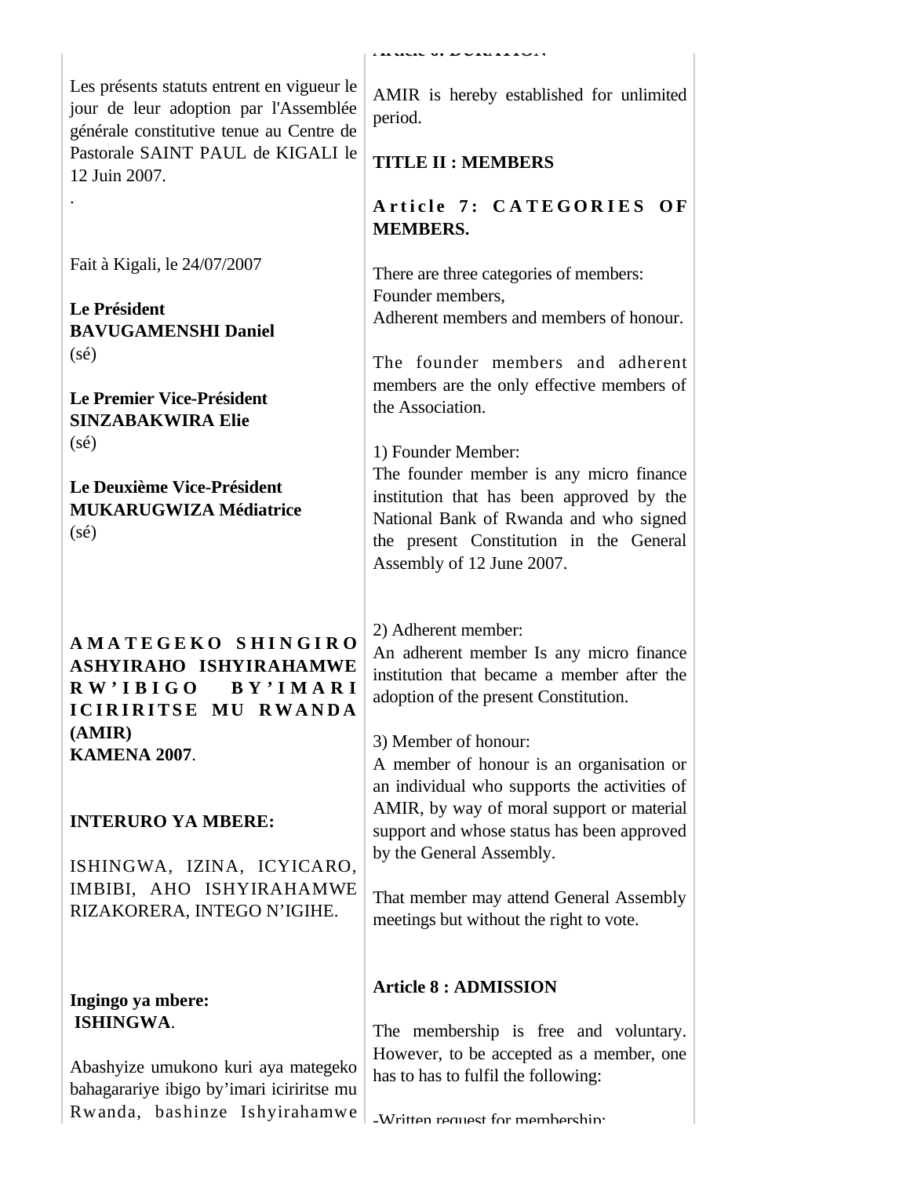Les présents statuts entrent en vigueur le jour de leur adoption par l'Assemblée générale constitutive tenue au Centre de Pastorale SAINT PAUL de KIGALI le 12 Juin 2007.

.

Fait à Kigali, le 24/07/2007

**Le Président**
**BAVUGAMENSHI Daniel**
(sé)

**Le Premier Vice-Président**
**SINZABAKWIRA Elie**
(sé)

**Le Deuxième Vice-Président**
**MUKARUGWIZA Médiatrice**
(sé)

**AMATEGEKO SHINGIRO ASHYIRAHO ISHYIRAHAMWE RW'IBIGO BY'IMARI ICIRIRITSE MU RWANDA (AMIR)**
**KAMENA 2007**.

**INTERURO YA MBERE:**

ISHINGWA, IZINA, ICYICARO, IMBIBI, AHO ISHYIRAHAMWE RIZAKORERA, INTEGO N'IGIHE.

**Ingingo ya mbere:**
**ISHINGWA**.

Abashyize umukono kuri aya mategeko bahagarariye ibigo by'imari iciriritse mu Rwanda, bashinze Ishyirahamwe

**Article 6: DURATION**

AMIR is hereby established for unlimited period.

**TITLE II : MEMBERS**

**Article 7: CATEGORIES OF MEMBERS.**

There are three categories of members:
Founder members,
Adherent members and members of honour.

The founder members and adherent members are the only effective members of the Association.

1) Founder Member:
The founder member is any micro finance institution that has been approved by the National Bank of Rwanda and who signed the present Constitution in the General Assembly of 12 June 2007.

2) Adherent member:
An adherent member Is any micro finance institution that became a member after the adoption of the present Constitution.

3) Member of honour:
A member of honour is an organisation or an individual who supports the activities of AMIR, by way of moral support or material support and whose status has been approved by the General Assembly.

That member may attend General Assembly meetings but without the right to vote.

**Article 8 : ADMISSION**

The membership is free and voluntary. However, to be accepted as a member, one has to has to fulfil the following:

-Written request for membership;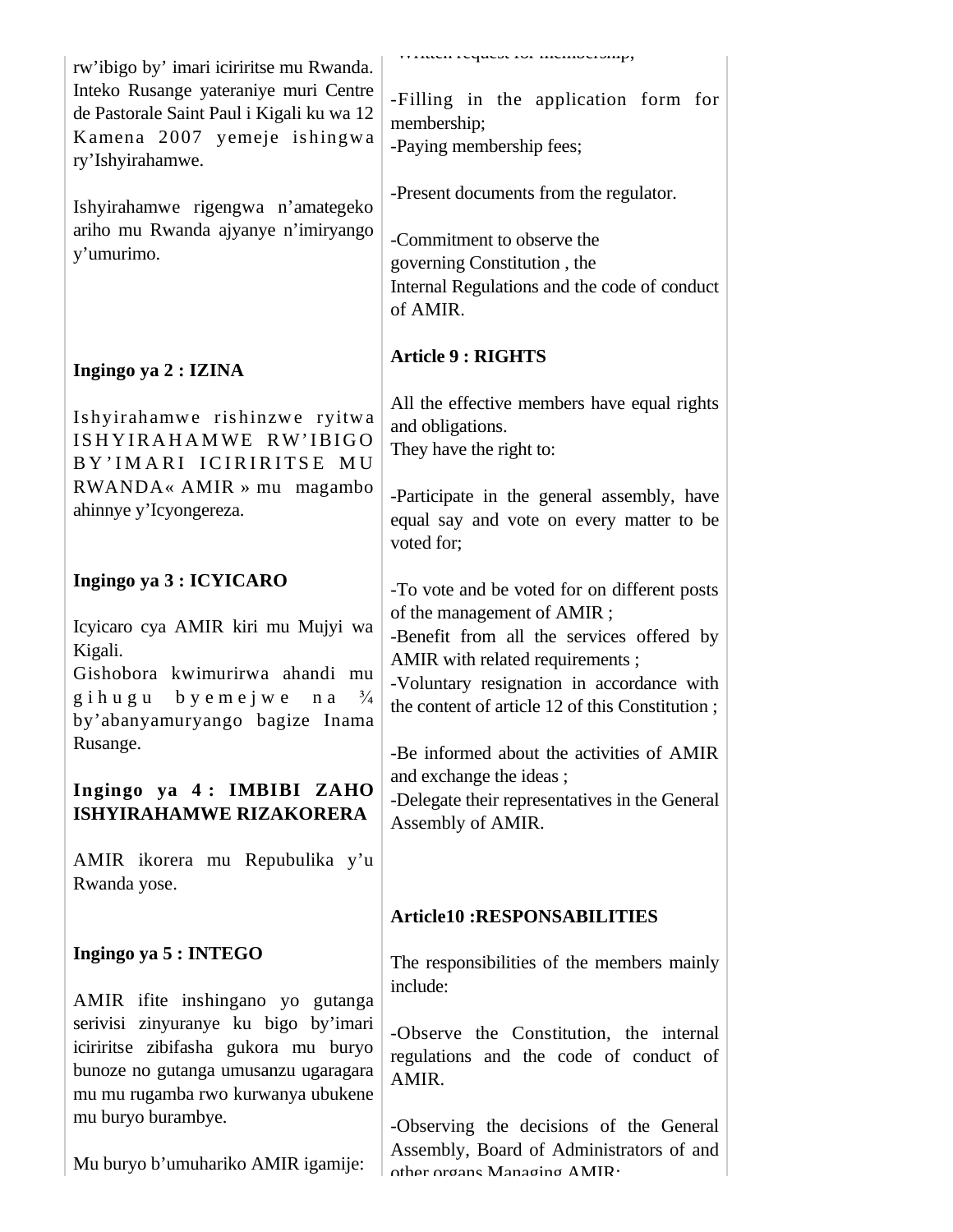rw'ibigo by' imari iciriritse mu Rwanda. Inteko Rusange yateraniye muri Centre de Pastorale Saint Paul i Kigali ku wa 12 Kamena 2007 yemeje ishingwa ry'Ishyirahamwe.

Ishyirahamwe rigengwa n'amategeko ariho mu Rwanda ajyanye n'imiryango y'umurimo.

**Ingingo ya 2 : IZINA**

Ishyirahamwe rishinzwe ryitwa ISHYIRAHAMWE RW'IBIGO BY'IMARI ICIRIRITSE MU RWANDA« AMIR » mu magambo ahinnye y'Icyongereza.

**Ingingo ya 3 : ICYICARO**

Icyicaro cya AMIR kiri mu Mujyi wa Kigali.
Gishobora kwimurirwa ahandi mu gihugu byemejwe na ¾ by'abanyamuryango bagize Inama Rusange.

**Ingingo ya 4 : IMBIBI ZAHO ISHYIRAHAMWE RIZAKORERA**

AMIR ikorera mu Repubulika y'u Rwanda yose.

**Ingingo ya 5 : INTEGO**

AMIR ifite inshingano yo gutanga serivisi zinyuranye ku bigo by'imari iciriritse zibifasha gukora mu buryo bunoze no gutanga umusanzu ugaragara mu mu rugamba rwo kurwanya ubukene mu buryo burambye.

Mu buryo b'umuhariko AMIR igamije:

-Written request for membership;

-Filling in the application form for membership;
-Paying membership fees;

-Present documents from the regulator.

-Commitment to observe the governing Constitution , the Internal Regulations and the code of conduct of AMIR.

**Article 9 : RIGHTS**

All the effective members have equal rights and obligations.
They have the right to:

-Participate in the general assembly, have equal say and vote on every matter to be voted for;

-To vote and be voted for on different posts of the management of AMIR ;
-Benefit from all the services offered by AMIR with related requirements ;
-Voluntary resignation in accordance with the content of article 12 of this Constitution ;

-Be informed about the activities of AMIR and exchange the ideas ;
-Delegate their representatives in the General Assembly of AMIR.

**Article10 :RESPONSABILITIES**

The responsibilities of the members mainly include:

-Observe the Constitution, the internal regulations and the code of conduct of AMIR.

-Observing the decisions of the General Assembly, Board of Administrators of and other organs Managing AMIR;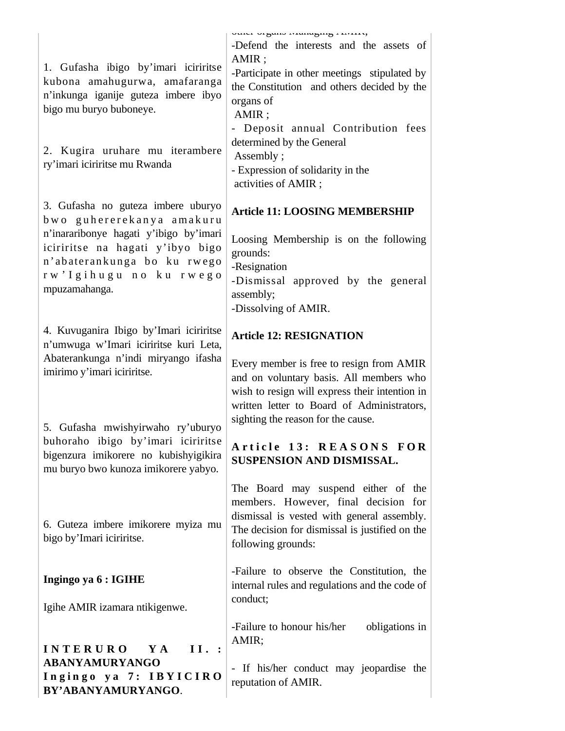1. Gufasha ibigo by'imari iciriritse kubona amahugurwa, amafaranga n'inkunga iganije guteza imbere ibyo bigo mu buryo buboneye.

2. Kugira uruhare mu iterambere ry'imari iciriritse mu Rwanda

3. Gufasha no guteza imbere uburyo bwo guhererekanya amakuru n'inararibonye hagati y'ibigo by'imari iciriritse na hagati y'ibyo bigo n'abaterankunga bo ku rwego rw'Igihugu no ku rwego mpuzamahanga.

4. Kuvuganira Ibigo by'Imari iciriritse n'umwuga w'Imari iciriritse kuri Leta, Abaterankunga n'indi miryango ifasha imirimo y'imari iciriritse.

5. Gufasha mwishyirwaho ry'uburyo buhoraho ibigo by'imari iciriritse bigenzura imikorere no kubishyigikira mu buryo bwo kunoza imikorere yabyo.

6. Guteza imbere imikorere myiza mu bigo by'Imari iciriritse.

**Ingingo ya 6 : IGIHE**

Igihe AMIR izamara ntikigenwe.

**INTERURO YA II. : ABANYAMURYANGO**

**Ingingo ya 7: IBYICIRO BY'ABANYAMURYANGO**.

other organs Managing AMIR;
-Defend the interests and the assets of AMIR ;
-Participate in other meetings stipulated by the Constitution and others decided by the organs of AMIR ;
- Deposit annual Contribution fees determined by the General Assembly ;
- Expression of solidarity in the activities of AMIR ;

**Article 11: LOOSING MEMBERSHIP**

Loosing Membership is on the following grounds:
-Resignation
-Dismissal approved by the general assembly;
-Dissolving of AMIR.

**Article 12: RESIGNATION**

Every member is free to resign from AMIR and on voluntary basis. All members who wish to resign will express their intention in written letter to Board of Administrators, sighting the reason for the cause.

**Article 13: REASONS FOR SUSPENSION AND DISMISSAL.**

The Board may suspend either of the members. However, final decision for dismissal is vested with general assembly. The decision for dismissal is justified on the following grounds:

-Failure to observe the Constitution, the internal rules and regulations and the code of conduct;

-Failure to honour his/her obligations in AMIR;

- If his/her conduct may jeopardise the reputation of AMIR.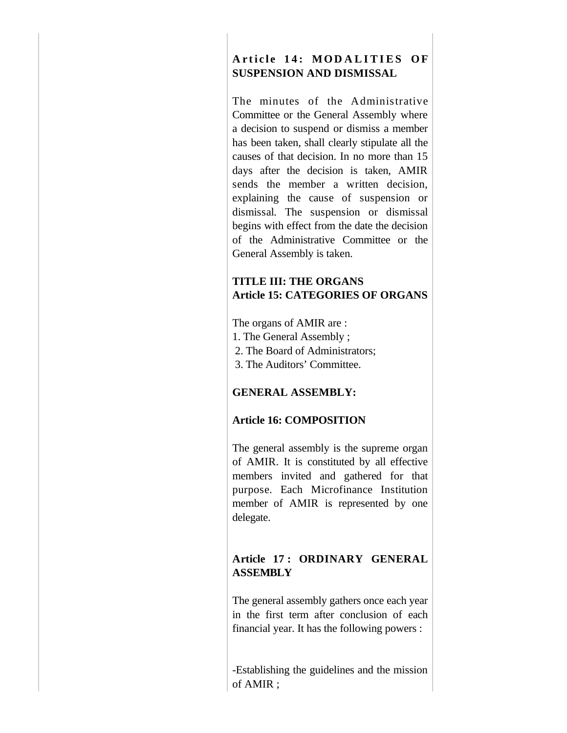**Article 14: MODALITIES OF SUSPENSION AND DISMISSAL**

The minutes of the Administrative Committee or the General Assembly where a decision to suspend or dismiss a member has been taken, shall clearly stipulate all the causes of that decision. In no more than 15 days after the decision is taken, AMIR sends the member a written decision, explaining the cause of suspension or dismissal. The suspension or dismissal begins with effect from the date the decision of the Administrative Committee or the General Assembly is taken.

**TITLE III: THE ORGANS**
**Article 15: CATEGORIES OF ORGANS**

The organs of AMIR are :

1. The General Assembly ;
2. The Board of Administrators;
3. The Auditors' Committee.

**GENERAL ASSEMBLY:**

**Article 16: COMPOSITION**

The general assembly is the supreme organ of AMIR. It is constituted by all effective members invited and gathered for that purpose. Each Microfinance Institution member of AMIR is represented by one delegate.

**Article 17 : ORDINARY GENERAL ASSEMBLY**

The general assembly gathers once each year in the first term after conclusion of each financial year. It has the following powers :

-Establishing the guidelines and the mission of AMIR ;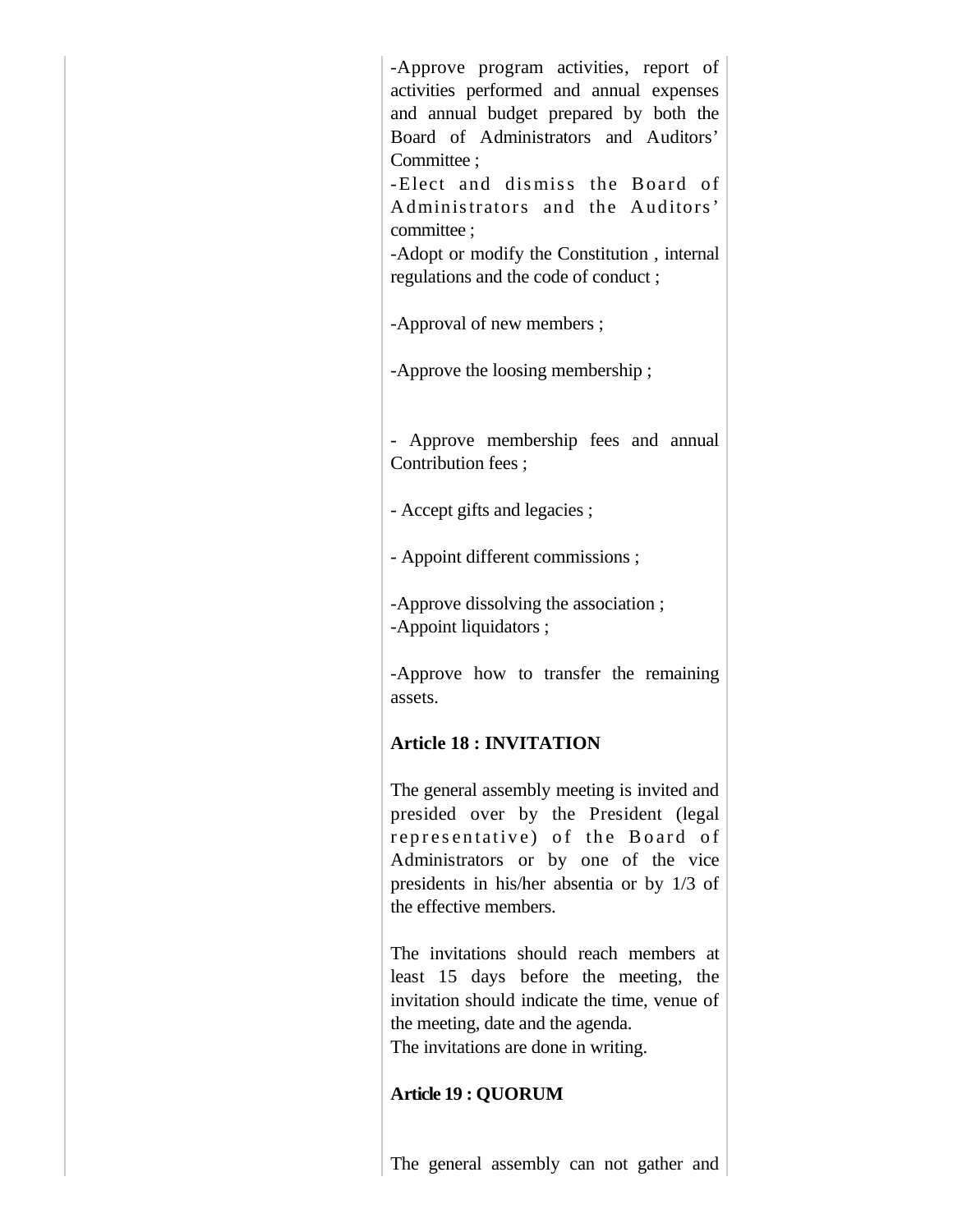-Approve program activities, report of activities performed and annual expenses and annual budget prepared by both the Board of Administrators and Auditors' Committee ;

-Elect and dismiss the Board of Administrators and the Auditors' committee ;

-Adopt or modify the Constitution , internal regulations and the code of conduct ;

-Approval of new members ;

-Approve the loosing membership ;

- Approve membership fees and annual Contribution fees ;

- Accept gifts and legacies ;

- Appoint different commissions ;

-Approve dissolving the association ;

-Appoint liquidators ;

-Approve how to transfer the remaining assets.

**Article 18 : INVITATION**

The general assembly meeting is invited and presided over by the President (legal representative) of the Board of Administrators or by one of the vice presidents in his/her absentia or by 1/3 of the effective members.

The invitations should reach members at least 15 days before the meeting, the invitation should indicate the time, venue of the meeting, date and the agenda.

The invitations are done in writing.

**Article 19 : QUORUM**

The general assembly can not gather and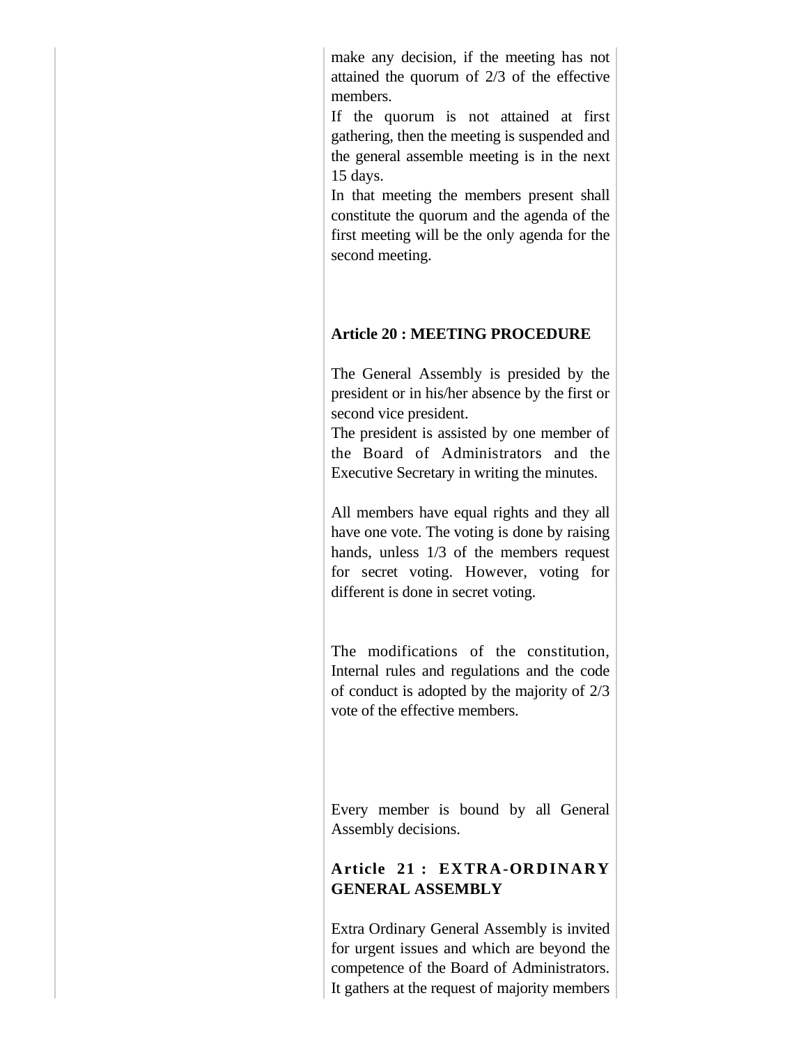make any decision, if the meeting has not attained the quorum of 2/3 of the effective members.

If the quorum is not attained at first gathering, then the meeting is suspended and the general assemble meeting is in the next 15 days.

In that meeting the members present shall constitute the quorum and the agenda of the first meeting will be the only agenda for the second meeting.

**Article 20 : MEETING PROCEDURE**

The General Assembly is presided by the president or in his/her absence by the first or second vice president.

The president is assisted by one member of the Board of Administrators and the Executive Secretary in writing the minutes.

All members have equal rights and they all have one vote. The voting is done by raising hands, unless 1/3 of the members request for secret voting. However, voting for different is done in secret voting.

The modifications of the constitution, Internal rules and regulations and the code of conduct is adopted by the majority of 2/3 vote of the effective members.

Every member is bound by all General Assembly decisions.

**Article 21 : EXTRA-ORDINARY GENERAL ASSEMBLY**

Extra Ordinary General Assembly is invited for urgent issues and which are beyond the competence of the Board of Administrators. It gathers at the request of majority members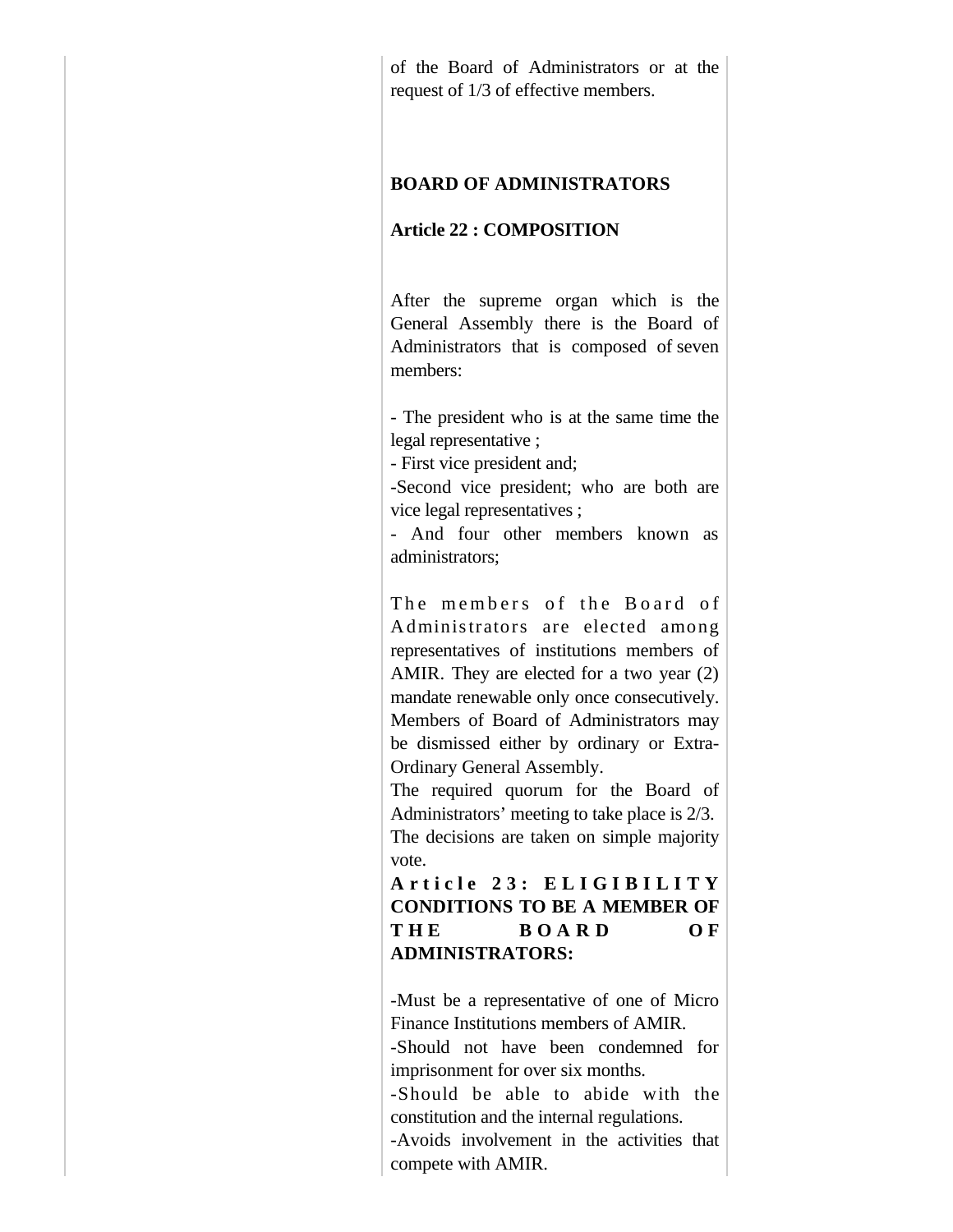of the Board of Administrators or at the request of 1/3 of effective members.

**BOARD OF ADMINISTRATORS**

**Article 22 : COMPOSITION**

After the supreme organ which is the General Assembly there is the Board of Administrators that is composed of seven members:

- The president who is at the same time the legal representative ;
- First vice president and;
-Second vice president; who are both are vice legal representatives ;
- And four other members known as administrators;

The members of the Board of Administrators are elected among representatives of institutions members of AMIR. They are elected for a two year (2) mandate renewable only once consecutively. Members of Board of Administrators may be dismissed either by ordinary or Extra-Ordinary General Assembly.
The required quorum for the Board of Administrators' meeting to take place is 2/3.
The decisions are taken on simple majority vote.

**Article 23: ELIGIBILITY CONDITIONS TO BE A MEMBER OF THE BOARD OF ADMINISTRATORS:**

-Must be a representative of one of Micro Finance Institutions members of AMIR.
-Should not have been condemned for imprisonment for over six months.
-Should be able to abide with the constitution and the internal regulations.
-Avoids involvement in the activities that compete with AMIR.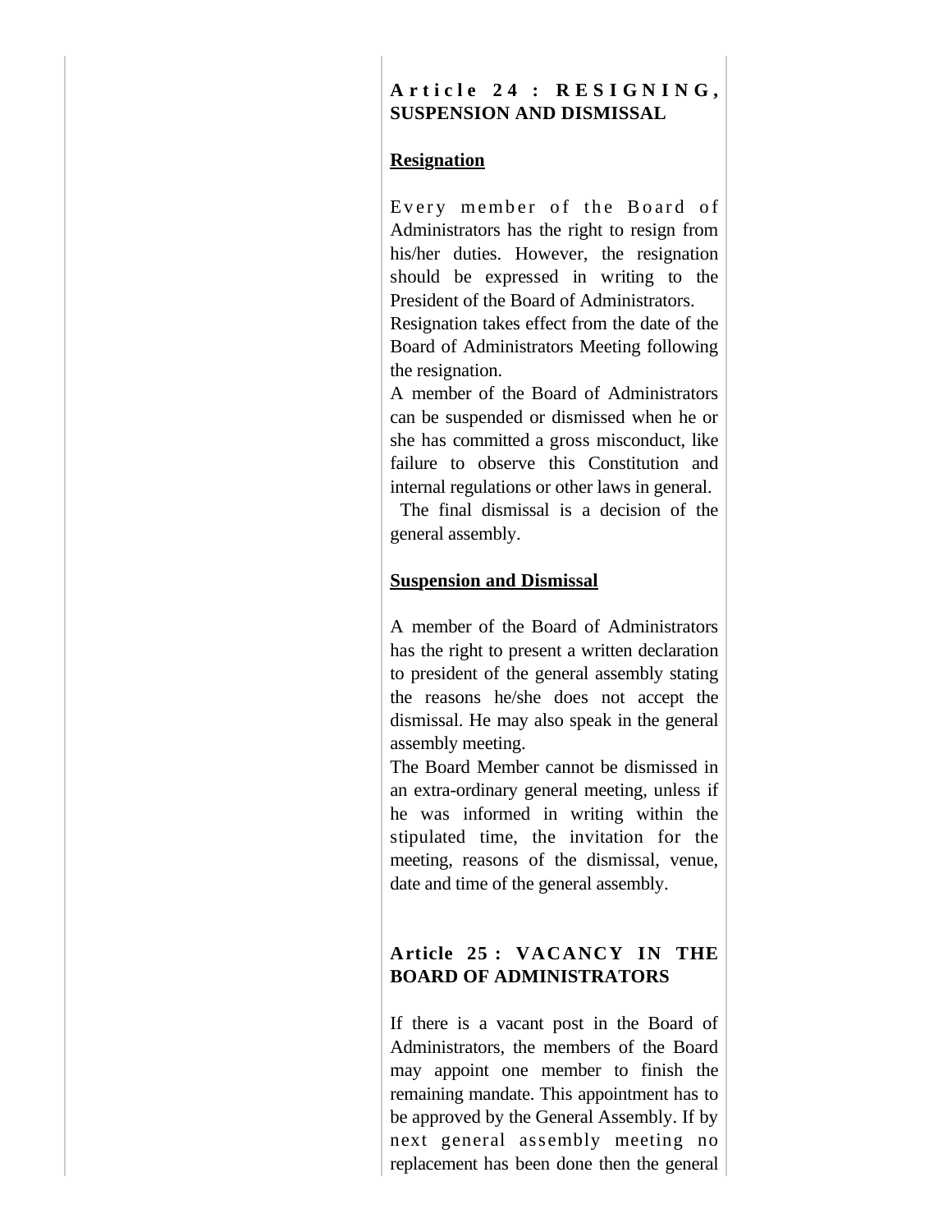### Article 24 : RESIGNING, SUSPENSION AND DISMISSAL

**Resignation**

Every member of the Board of Administrators has the right to resign from his/her duties. However, the resignation should be expressed in writing to the President of the Board of Administrators.

Resignation takes effect from the date of the Board of Administrators Meeting following the resignation.

A member of the Board of Administrators can be suspended or dismissed when he or she has committed a gross misconduct, like failure to observe this Constitution and internal regulations or other laws in general.

The final dismissal is a decision of the general assembly.

**Suspension and Dismissal**

A member of the Board of Administrators has the right to present a written declaration to president of the general assembly stating the reasons he/she does not accept the dismissal. He may also speak in the general assembly meeting.

The Board Member cannot be dismissed in an extra-ordinary general meeting, unless if he was informed in writing within the stipulated time, the invitation for the meeting, reasons of the dismissal, venue, date and time of the general assembly.

### Article 25 : VACANCY IN THE BOARD OF ADMINISTRATORS

If there is a vacant post in the Board of Administrators, the members of the Board may appoint one member to finish the remaining mandate. This appointment has to be approved by the General Assembly. If by next general assembly meeting no replacement has been done then the general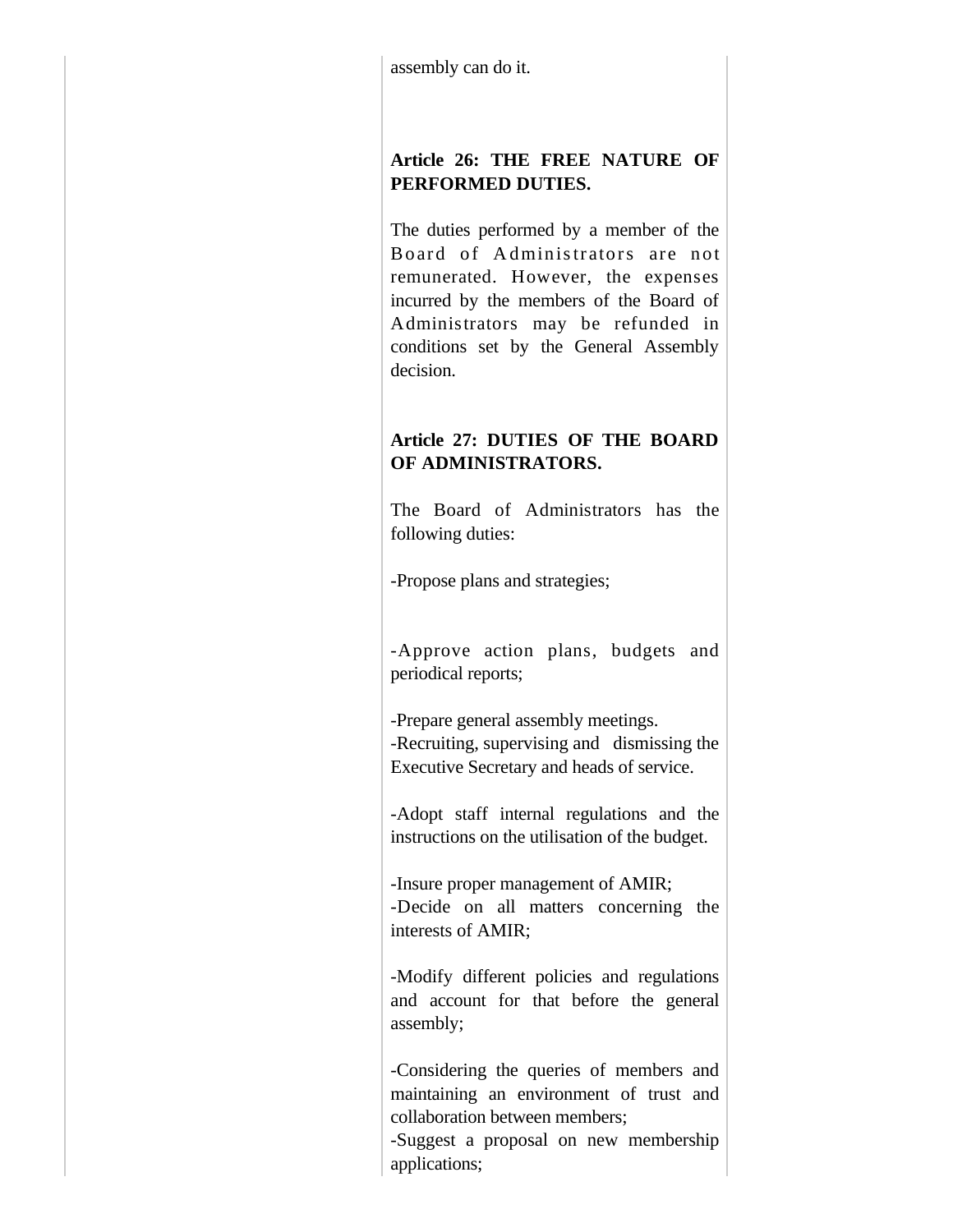assembly can do it.

**Article 26: THE FREE NATURE OF PERFORMED DUTIES.**

The duties performed by a member of the Board of Administrators are not remunerated. However, the expenses incurred by the members of the Board of Administrators may be refunded in conditions set by the General Assembly decision.

**Article 27: DUTIES OF THE BOARD OF ADMINISTRATORS.**

The Board of Administrators has the following duties:

-Propose plans and strategies;

-Approve action plans, budgets and periodical reports;

-Prepare general assembly meetings.
-Recruiting, supervising and dismissing the Executive Secretary and heads of service.

-Adopt staff internal regulations and the instructions on the utilisation of the budget.

-Insure proper management of AMIR;
-Decide on all matters concerning the interests of AMIR;

-Modify different policies and regulations and account for that before the general assembly;

-Considering the queries of members and maintaining an environment of trust and collaboration between members;
-Suggest a proposal on new membership applications;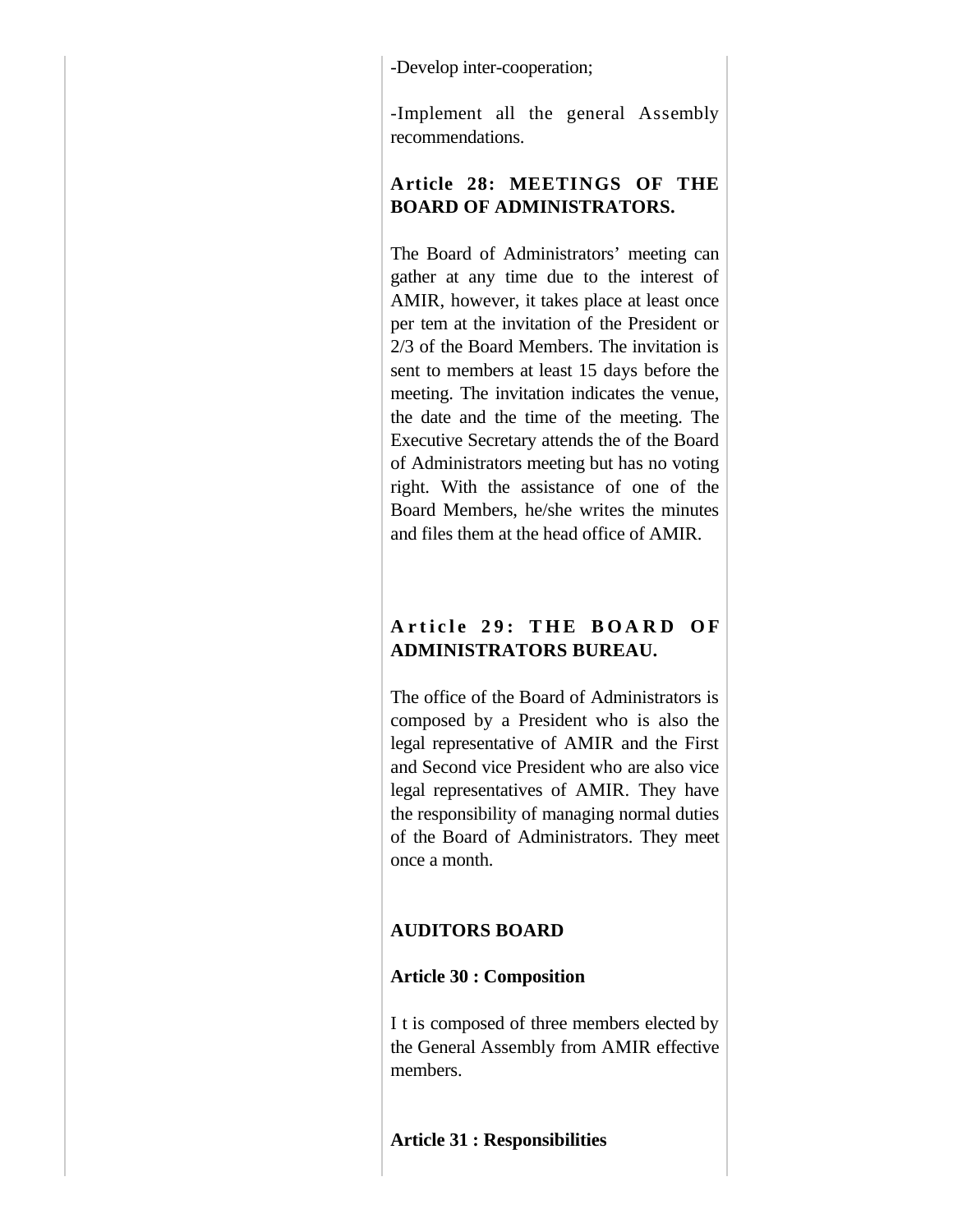-Develop inter-cooperation;

-Implement all the general Assembly recommendations.

**Article 28: MEETINGS OF THE BOARD OF ADMINISTRATORS.**

The Board of Administrators' meeting can gather at any time due to the interest of AMIR, however, it takes place at least once per tem at the invitation of the President or 2/3 of the Board Members. The invitation is sent to members at least 15 days before the meeting. The invitation indicates the venue, the date and the time of the meeting. The Executive Secretary attends the of the Board of Administrators meeting but has no voting right. With the assistance of one of the Board Members, he/she writes the minutes and files them at the head office of AMIR.

**Article 29: THE BOARD OF ADMINISTRATORS BUREAU.**

The office of the Board of Administrators is composed by a President who is also the legal representative of AMIR and the First and Second vice President who are also vice legal representatives of AMIR. They have the responsibility of managing normal duties of the Board of Administrators. They meet once a month.

**AUDITORS BOARD**

**Article 30 : Composition**

I t is composed of three members elected by the General Assembly from AMIR effective members.

**Article 31 : Responsibilities**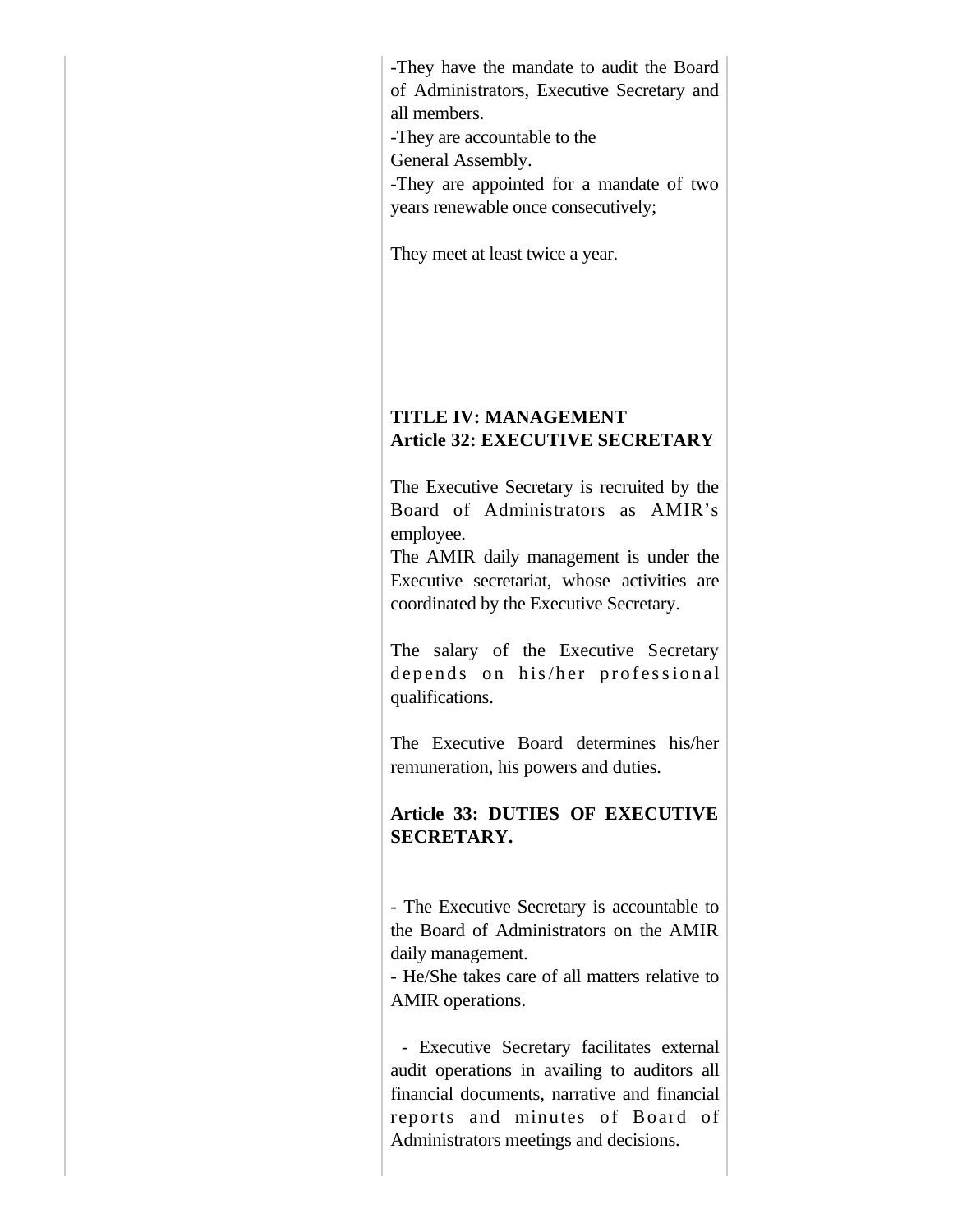-They have the mandate to audit the Board of Administrators, Executive Secretary and all members.

-They are accountable to the General Assembly.

-They are appointed for a mandate of two years renewable once consecutively;

They meet at least twice a year.

## TITLE IV: MANAGEMENT

### Article 32: EXECUTIVE SECRETARY

The Executive Secretary is recruited by the Board of Administrators as AMIR's employee.

The AMIR daily management is under the Executive secretariat, whose activities are coordinated by the Executive Secretary.

The salary of the Executive Secretary depends on his/her professional qualifications.

The Executive Board determines his/her remuneration, his powers and duties.

### Article 33: DUTIES OF EXECUTIVE SECRETARY.

- The Executive Secretary is accountable to the Board of Administrators on the AMIR daily management.
- He/She takes care of all matters relative to AMIR operations.
- Executive Secretary facilitates external audit operations in availing to auditors all financial documents, narrative and financial reports and minutes of Board of Administrators meetings and decisions.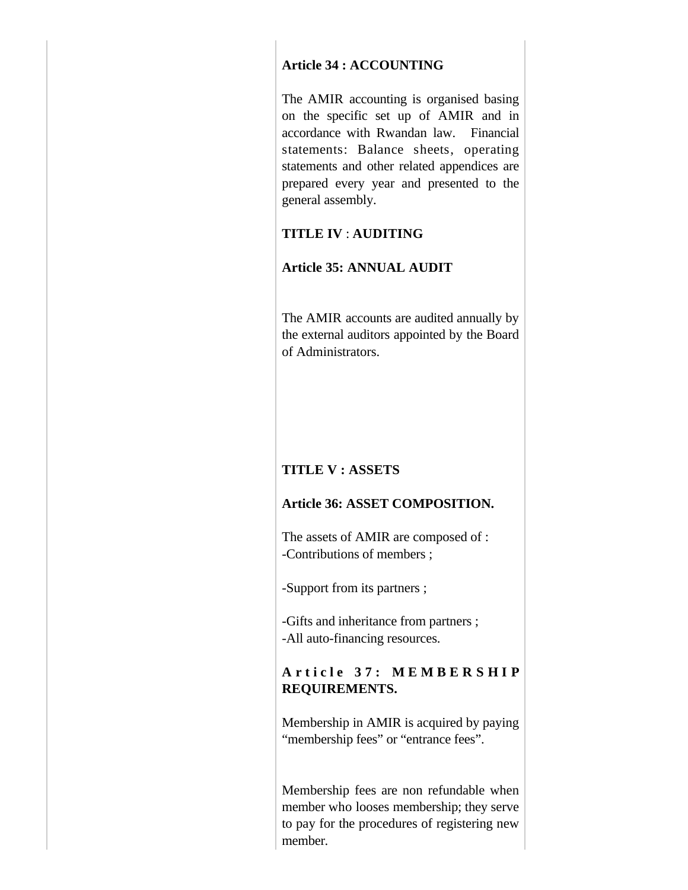**Article 34 : ACCOUNTING**

The AMIR accounting is organised basing on the specific set up of AMIR and in accordance with Rwandan law. Financial statements: Balance sheets, operating statements and other related appendices are prepared every year and presented to the general assembly.

## TITLE IV : AUDITING

**Article 35: ANNUAL AUDIT**

The AMIR accounts are audited annually by the external auditors appointed by the Board of Administrators.

## TITLE V : ASSETS

**Article 36: ASSET COMPOSITION.**

The assets of AMIR are composed of :
-Contributions of members ;

-Support from its partners ;

-Gifts and inheritance from partners ;
-All auto-financing resources.

**Article 37: MEMBERSHIP REQUIREMENTS.**

Membership in AMIR is acquired by paying "membership fees" or "entrance fees".

Membership fees are non refundable when member who looses membership; they serve to pay for the procedures of registering new member.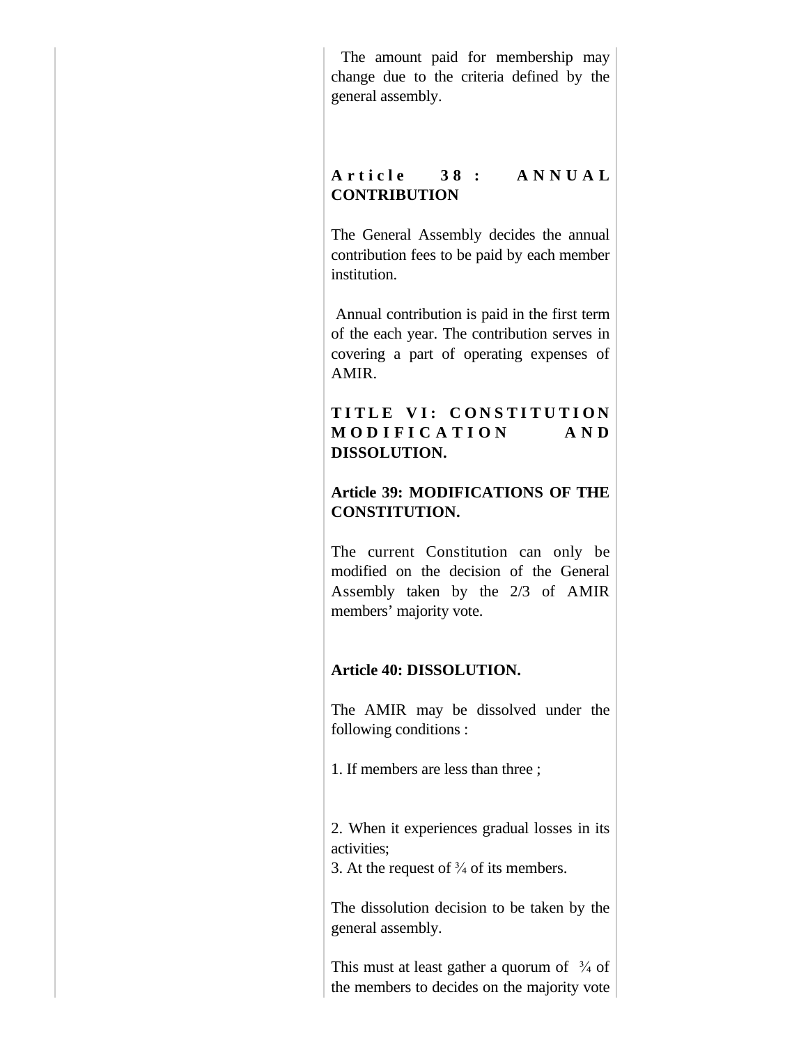The amount paid for membership may change due to the criteria defined by the general assembly.

**Article 38: ANNUAL CONTRIBUTION**

The General Assembly decides the annual contribution fees to be paid by each member institution.

Annual contribution is paid in the first term of the each year. The contribution serves in covering a part of operating expenses of AMIR.

## TITLE VI: CONSTITUTION MODIFICATION AND DISSOLUTION.

**Article 39: MODIFICATIONS OF THE CONSTITUTION.**

The current Constitution can only be modified on the decision of the General Assembly taken by the 2/3 of AMIR members' majority vote.

**Article 40: DISSOLUTION.**

The AMIR may be dissolved under the following conditions :

1. If members are less than three ;

2. When it experiences gradual losses in its activities;
3. At the request of ¾ of its members.

The dissolution decision to be taken by the general assembly.

This must at least gather a quorum of ¾ of the members to decides on the majority vote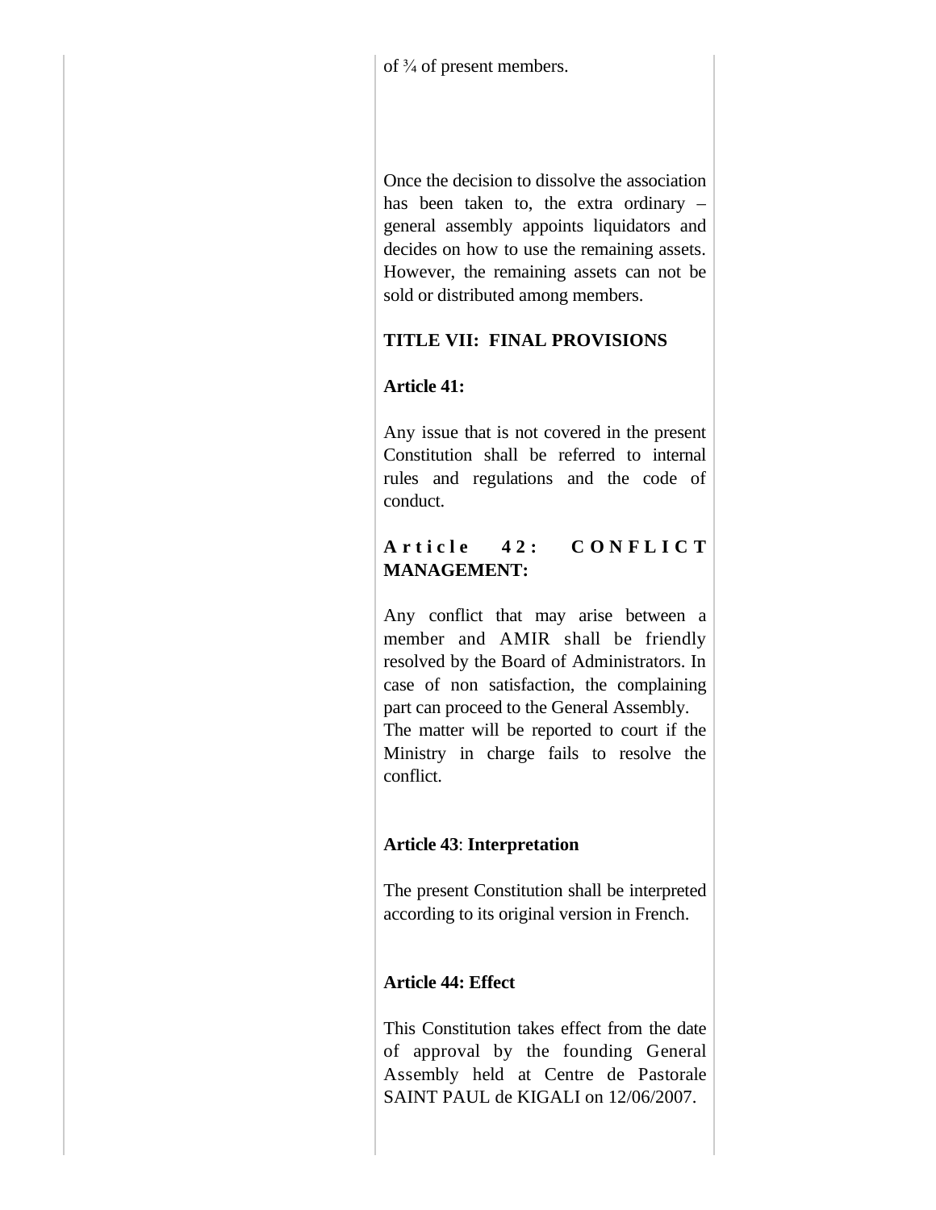of ¾ of present members.

Once the decision to dissolve the association has been taken to, the extra ordinary – general assembly appoints liquidators and decides on how to use the remaining assets. However, the remaining assets can not be sold or distributed among members.

## TITLE VII: FINAL PROVISIONS

### Article 41:

Any issue that is not covered in the present Constitution shall be referred to internal rules and regulations and the code of conduct.

### Article 42: CONFLICT MANAGEMENT:

Any conflict that may arise between a member and AMIR shall be friendly resolved by the Board of Administrators. In case of non satisfaction, the complaining part can proceed to the General Assembly.
The matter will be reported to court if the Ministry in charge fails to resolve the conflict.

### Article 43: Interpretation

The present Constitution shall be interpreted according to its original version in French.

### Article 44: Effect

This Constitution takes effect from the date of approval by the founding General Assembly held at Centre de Pastorale SAINT PAUL de KIGALI on 12/06/2007.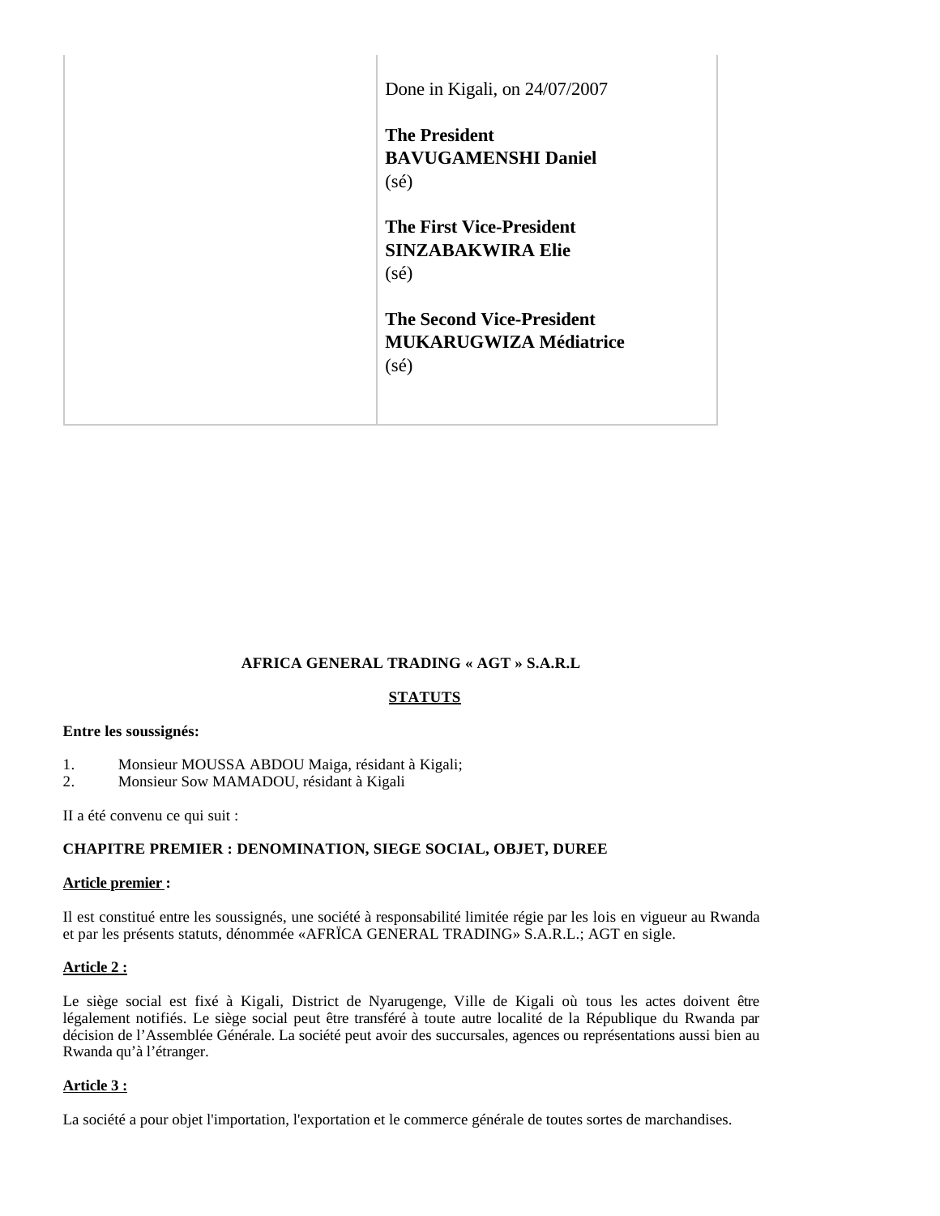| | Done in Kigali, on 24/07/2007<br><br>**The President**<br>**BAVUGAMENSHI Daniel**<br>(sé)<br><br>**The First Vice-President**<br>**SINZABAKWIRA Elie**<br>(sé)<br><br>**The Second Vice-President**<br>**MUKARUGWIZA Médiatrice**<br>(sé) |
|---|---|

**AFRICA GENERAL TRADING « AGT » S.A.R.L**

**STATUTS**

**Entre les soussignés:**

1. Monsieur MOUSSA ABDOU Maiga, résidant à Kigali;
2. Monsieur Sow MAMADOU, résidant à Kigali

II a été convenu ce qui suit :

**CHAPITRE PREMIER : DENOMINATION, SIEGE SOCIAL, OBJET, DUREE**

**Article premier :**

Il est constitué entre les soussignés, une société à responsabilité limitée régie par les lois en vigueur au Rwanda et par les présents statuts, dénommée «AFRÏCA GENERAL TRADING» S.A.R.L.; AGT en sigle.

**Article 2 :**

Le siège social est fixé à Kigali, District de Nyarugenge, Ville de Kigali où tous les actes doivent être légalement notifiés. Le siège social peut être transféré à toute autre localité de la République du Rwanda par décision de l'Assemblée Générale. La société peut avoir des succursales, agences ou représentations aussi bien au Rwanda qu'à l'étranger.

**Article 3 :**

La société a pour objet l'importation, l'exportation et le commerce générale de toutes sortes de marchandises.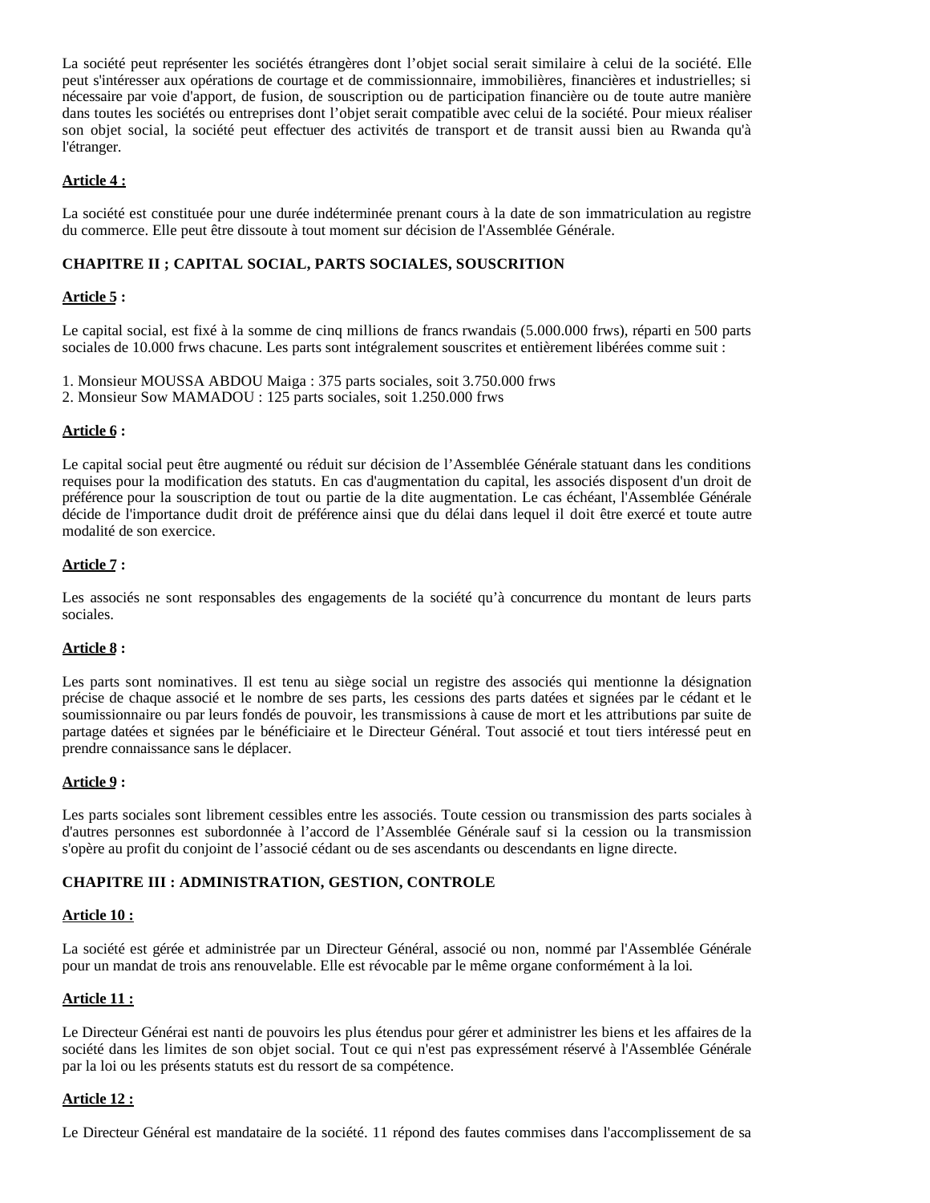La société peut représenter les sociétés étrangères dont l'objet social serait similaire à celui de la société. Elle peut s'intéresser aux opérations de courtage et de commissionnaire, immobilières, financières et industrielles; si nécessaire par voie d'apport, de fusion, de souscription ou de participation financière ou de toute autre manière dans toutes les sociétés ou entreprises dont l'objet serait compatible avec celui de la société. Pour mieux réaliser son objet social, la société peut effectuer des activités de transport et de transit aussi bien au Rwanda qu'à l'étranger.

**Article 4 :**

La société est constituée pour une durée indéterminée prenant cours à la date de son immatriculation au registre du commerce. Elle peut être dissoute à tout moment sur décision de l'Assemblée Générale.

**CHAPITRE II ; CAPITAL SOCIAL, PARTS SOCIALES, SOUSCRITION**

**Article 5 :**

Le capital social, est fixé à la somme de cinq millions de francs rwandais (5.000.000 frws), réparti en 500 parts sociales de 10.000 frws chacune. Les parts sont intégralement souscrites et entièrement libérées comme suit :

1. Monsieur MOUSSA ABDOU Maiga : 375 parts sociales, soit 3.750.000 frws
2. Monsieur Sow MAMADOU : 125 parts sociales, soit 1.250.000 frws

**Article 6 :**

Le capital social peut être augmenté ou réduit sur décision de l'Assemblée Générale statuant dans les conditions requises pour la modification des statuts. En cas d'augmentation du capital, les associés disposent d'un droit de préférence pour la souscription de tout ou partie de la dite augmentation. Le cas échéant, l'Assemblée Générale décide de l'importance dudit droit de préférence ainsi que du délai dans lequel il doit être exercé et toute autre modalité de son exercice.

**Article 7 :**

Les associés ne sont responsables des engagements de la société qu'à concurrence du montant de leurs parts sociales.

**Article 8 :**

Les parts sont nominatives. Il est tenu au siège social un registre des associés qui mentionne la désignation précise de chaque associé et le nombre de ses parts, les cessions des parts datées et signées par le cédant et le soumissionnaire ou par leurs fondés de pouvoir, les transmissions à cause de mort et les attributions par suite de partage datées et signées par le bénéficiaire et le Directeur Général. Tout associé et tout tiers intéressé peut en prendre connaissance sans le déplacer.

**Article 9 :**

Les parts sociales sont librement cessibles entre les associés. Toute cession ou transmission des parts sociales à d'autres personnes est subordonnée à l'accord de l'Assemblée Générale sauf si la cession ou la transmission s'opère au profit du conjoint de l'associé cédant ou de ses ascendants ou descendants en ligne directe.

**CHAPITRE III : ADMINISTRATION, GESTION, CONTROLE**

**Article 10 :**

La société est gérée et administrée par un Directeur Général, associé ou non, nommé par l'Assemblée Générale pour un mandat de trois ans renouvelable. Elle est révocable par le même organe conformément à la loi.

**Article 11 :**

Le Directeur Générai est nanti de pouvoirs les plus étendus pour gérer et administrer les biens et les affaires de la société dans les limites de son objet social. Tout ce qui n'est pas expressément réservé à l'Assemblée Générale par la loi ou les présents statuts est du ressort de sa compétence.

**Article 12 :**

Le Directeur Général est mandataire de la société. 11 répond des fautes commises dans l'accomplissement de sa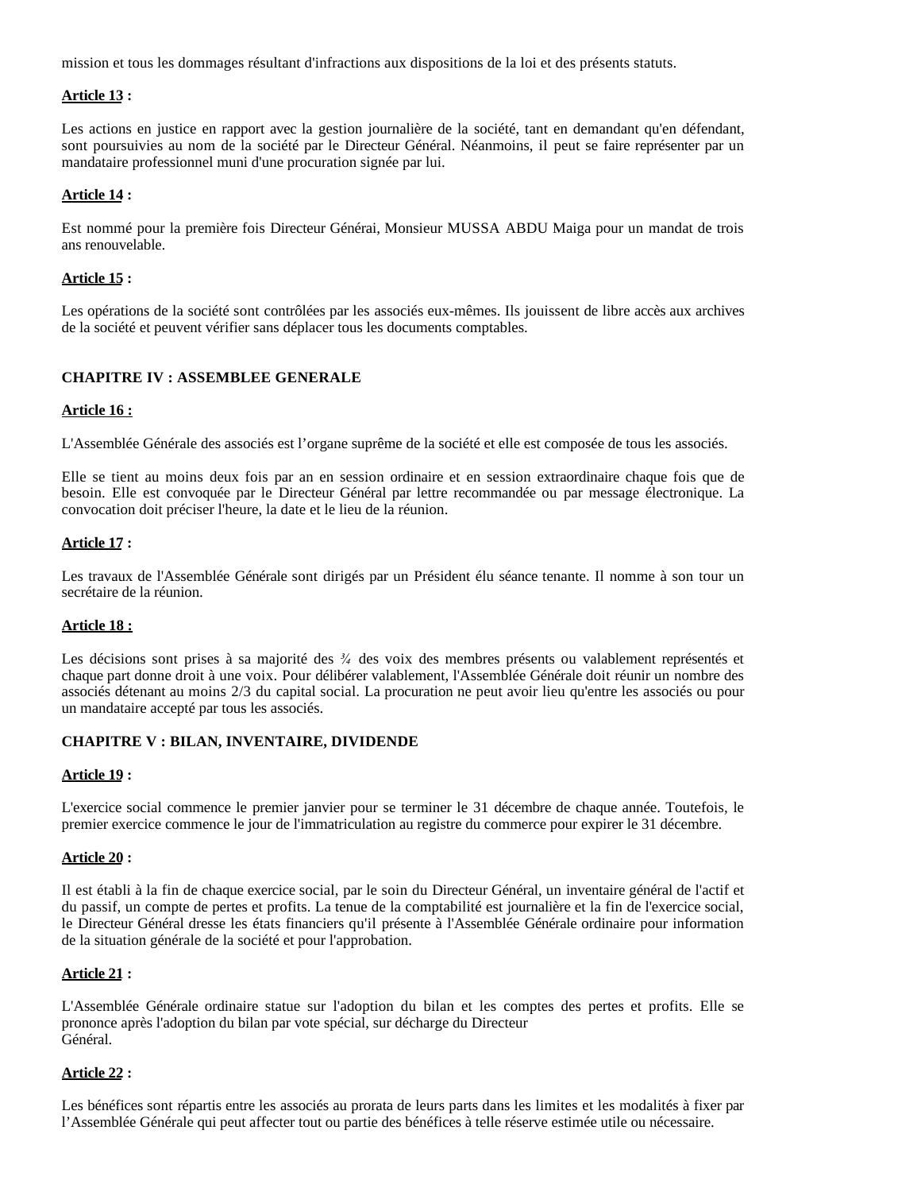mission et tous les dommages résultant d'infractions aux dispositions de la loi et des présents statuts.

**Article 13 :**

Les actions en justice en rapport avec la gestion journalière de la société, tant en demandant qu'en défendant, sont poursuivies au nom de la société par le Directeur Général. Néanmoins, il peut se faire représenter par un mandataire professionnel muni d'une procuration signée par lui.

**Article 14 :**

Est nommé pour la première fois Directeur Générai, Monsieur MUSSA ABDU Maiga pour un mandat de trois ans renouvelable.

**Article 15 :**

Les opérations de la société sont contrôlées par les associés eux-mêmes. Ils jouissent de libre accès aux archives de la société et peuvent vérifier sans déplacer tous les documents comptables.

## CHAPITRE IV : ASSEMBLEE GENERALE

**Article 16 :**

L'Assemblée Générale des associés est l'organe suprême de la société et elle est composée de tous les associés.

Elle se tient au moins deux fois par an en session ordinaire et en session extraordinaire chaque fois que de besoin. Elle est convoquée par le Directeur Général par lettre recommandée ou par message électronique. La convocation doit préciser l'heure, la date et le lieu de la réunion.

**Article 17 :**

Les travaux de l'Assemblée Générale sont dirigés par un Président élu séance tenante. Il nomme à son tour un secrétaire de la réunion.

**Article 18 :**

Les décisions sont prises à sa majorité des ¾ des voix des membres présents ou valablement représentés et chaque part donne droit à une voix. Pour délibérer valablement, l'Assemblée Générale doit réunir un nombre des associés détenant au moins 2/3 du capital social. La procuration ne peut avoir lieu qu'entre les associés ou pour un mandataire accepté par tous les associés.

## CHAPITRE V : BILAN, INVENTAIRE, DIVIDENDE

**Article 19 :**

L'exercice social commence le premier janvier pour se terminer le 31 décembre de chaque année. Toutefois, le premier exercice commence le jour de l'immatriculation au registre du commerce pour expirer le 31 décembre.

**Article 20 :**

Il est établi à la fin de chaque exercice social, par le soin du Directeur Général, un inventaire général de l'actif et du passif, un compte de pertes et profits. La tenue de la comptabilité est journalière et la fin de l'exercice social, le Directeur Général dresse les états financiers qu'il présente à l'Assemblée Générale ordinaire pour information de la situation générale de la société et pour l'approbation.

**Article 21 :**

L'Assemblée Générale ordinaire statue sur l'adoption du bilan et les comptes des pertes et profits. Elle se prononce après l'adoption du bilan par vote spécial, sur décharge du Directeur Général.

**Article 22 :**

Les bénéfices sont répartis entre les associés au prorata de leurs parts dans les limites et les modalités à fixer par l'Assemblée Générale qui peut affecter tout ou partie des bénéfices à telle réserve estimée utile ou nécessaire.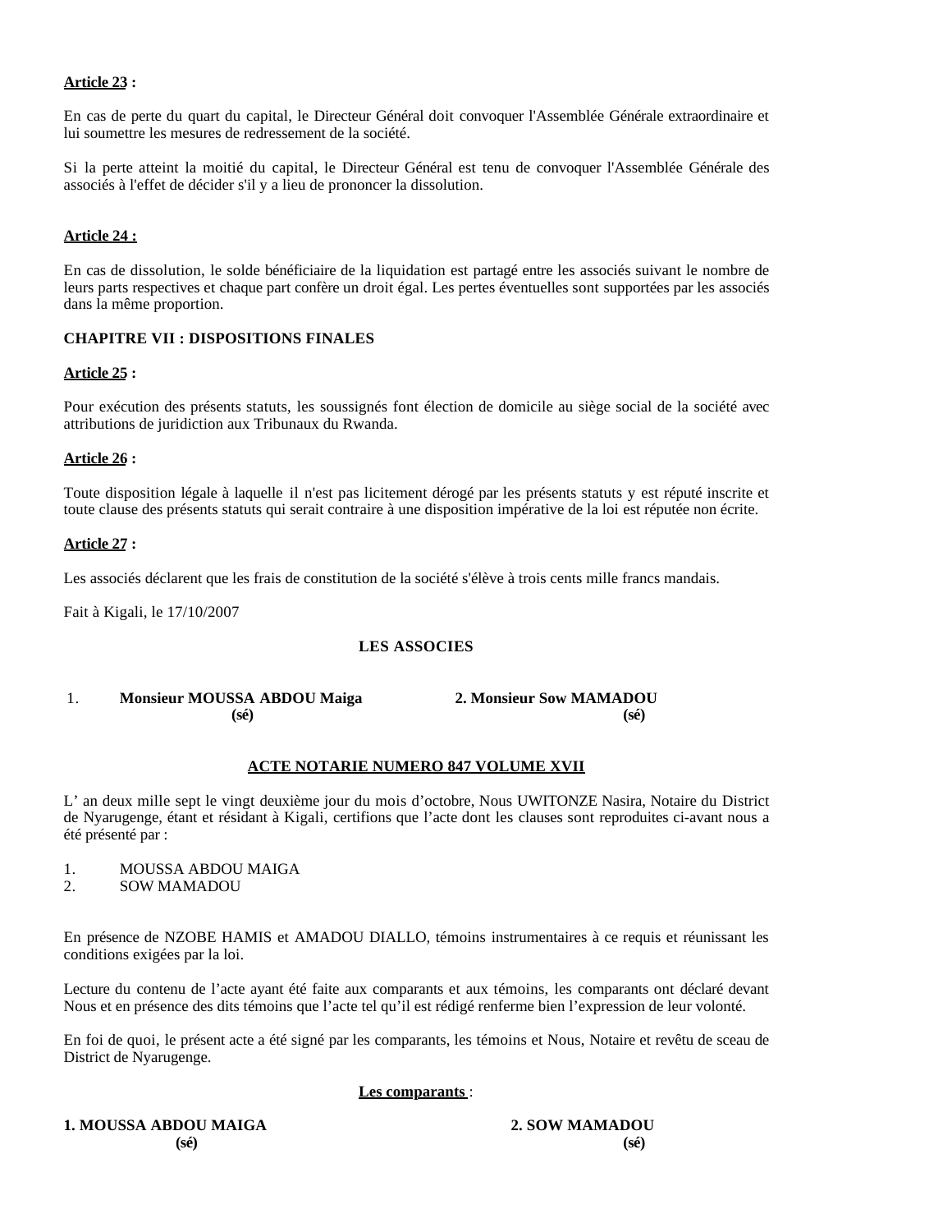**Article 23 :**

En cas de perte du quart du capital, le Directeur Général doit convoquer l'Assemblée Générale extraordinaire et lui soumettre les mesures de redressement de la société.

Si la perte atteint la moitié du capital, le Directeur Général est tenu de convoquer l'Assemblée Générale des associés à l'effet de décider s'il y a lieu de prononcer la dissolution.

**Article 24 :**

En cas de dissolution, le solde bénéficiaire de la liquidation est partagé entre les associés suivant le nombre de leurs parts respectives et chaque part confère un droit égal. Les pertes éventuelles sont supportées par les associés dans la même proportion.

**CHAPITRE VII : DISPOSITIONS FINALES**

**Article 25 :**

Pour exécution des présents statuts, les soussignés font élection de domicile au siège social de la société avec attributions de juridiction aux Tribunaux du Rwanda.

**Article 26 :**

Toute disposition légale à laquelle il n'est pas licitement dérogé par les présents statuts y est réputé inscrite et toute clause des présents statuts qui serait contraire à une disposition impérative de la loi est réputée non écrite.

**Article 27 :**

Les associés déclarent que les frais de constitution de la société s'élève à trois cents mille francs mandais.

Fait à Kigali, le 17/10/2007

**LES ASSOCIES**

1. **Monsieur MOUSSA ABDOU Maiga** **(sé)**
2. **Monsieur Sow MAMADOU** **(sé)**

**ACTE NOTARIE NUMERO 847 VOLUME XVII**

L' an deux mille sept le vingt deuxième jour du mois d'octobre, Nous UWITONZE Nasira, Notaire du District de Nyarugenge, étant et résidant à Kigali, certifions que l'acte dont les clauses sont reproduites ci-avant nous a été présenté par :

1. MOUSSA ABDOU MAIGA
2. SOW MAMADOU

En présence de NZOBE HAMIS et AMADOU DIALLO, témoins instrumentaires à ce requis et réunissant les conditions exigées par la loi.

Lecture du contenu de l'acte ayant été faite aux comparants et aux témoins, les comparants ont déclaré devant Nous et en présence des dits témoins que l'acte tel qu'il est rédigé renferme bien l'expression de leur volonté.

En foi de quoi, le présent acte a été signé par les comparants, les témoins et Nous, Notaire et revêtu de sceau de District de Nyarugenge.

**Les comparants** :

**1. MOUSSA ABDOU MAIGA** **(sé)**

**2. SOW MAMADOU** **(sé)**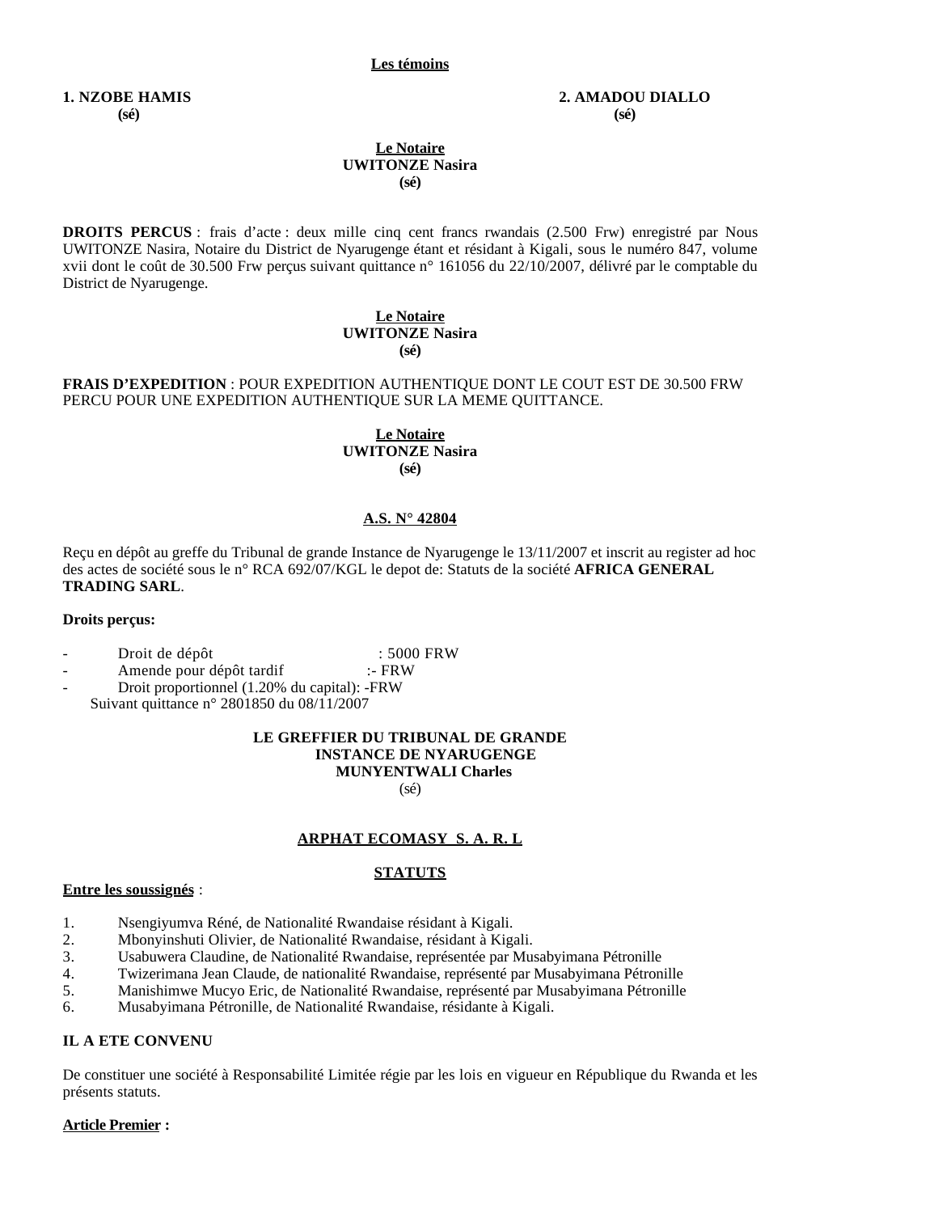**Les témoins**

**1. NZOBE HAMIS**
**(sé)**

**2. AMADOU DIALLO**
**(sé)**

**Le Notaire**
**UWITONZE Nasira**
**(sé)**

**DROITS PERCUS** : frais d'acte : deux mille cinq cent francs rwandais (2.500 Frw) enregistré par Nous UWITONZE Nasira, Notaire du District de Nyarugenge étant et résidant à Kigali, sous le numéro 847, volume xvii dont le coût de 30.500 Frw perçus suivant quittance n° 161056 du 22/10/2007, délivré par le comptable du District de Nyarugenge.

**Le Notaire**
**UWITONZE Nasira**
**(sé)**

**FRAIS D'EXPEDITION** : POUR EXPEDITION AUTHENTIQUE DONT LE COUT EST DE 30.500 FRW PERCU POUR UNE EXPEDITION AUTHENTIQUE SUR LA MEME QUITTANCE.

**Le Notaire**
**UWITONZE Nasira**
**(sé)**

**A.S. N° 42804**

Reçu en dépôt au greffe du Tribunal de grande Instance de Nyarugenge le 13/11/2007 et inscrit au register ad hoc des actes de société sous le n° RCA 692/07/KGL le depot de: Statuts de la société **AFRICA GENERAL TRADING SARL**.

**Droits perçus:**

- Droit de dépôt : 5000 FRW
- Amende pour dépôt tardif :- FRW
- Droit proportionnel (1.20% du capital): -FRW

Suivant quittance n° 2801850 du 08/11/2007

**LE GREFFIER DU TRIBUNAL DE GRANDE INSTANCE DE NYARUGENGE**
**MUNYENTWALI Charles**
(sé)

**ARPHAT ECOMASY S. A. R. L**

**STATUTS**

**Entre les soussignés** :

1. Nsengiyumva Réné, de Nationalité Rwandaise résidant à Kigali.
2. Mbonyinshuti Olivier, de Nationalité Rwandaise, résidant à Kigali.
3. Usabuwera Claudine, de Nationalité Rwandaise, représentée par Musabyimana Pétronille
4. Twizerimana Jean Claude, de nationalité Rwandaise, représenté par Musabyimana Pétronille
5. Manishimwe Mucyo Eric, de Nationalité Rwandaise, représenté par Musabyimana Pétronille
6. Musabyimana Pétronille, de Nationalité Rwandaise, résidante à Kigali.

**IL A ETE CONVENU**

De constituer une société à Responsabilité Limitée régie par les lois en vigueur en République du Rwanda et les présents statuts.

**Article Premier :**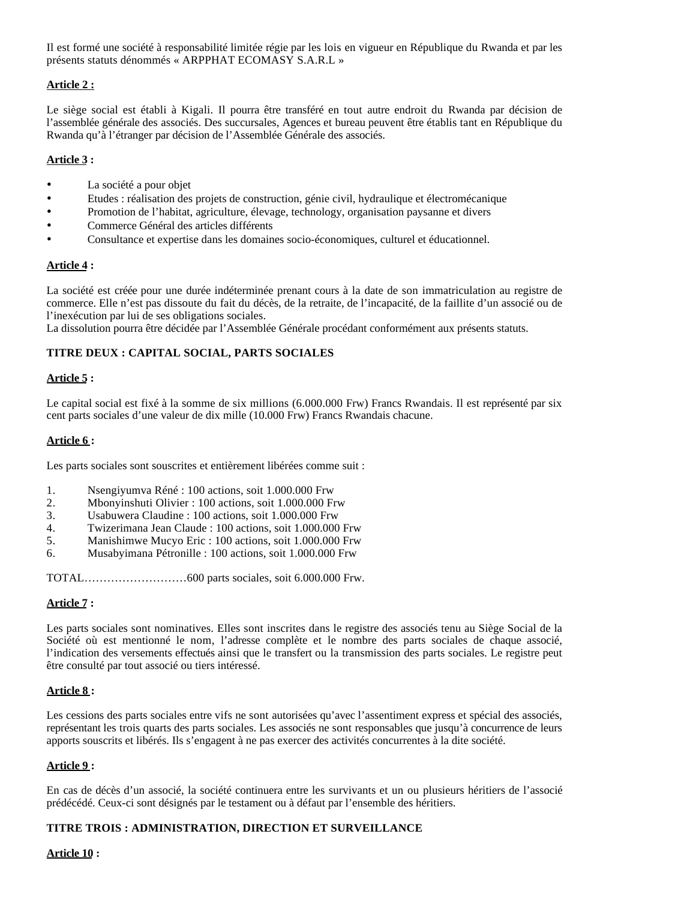Il est formé une société à responsabilité limitée régie par les lois en vigueur en République du Rwanda et par les présents statuts dénommés « ARPPHAT ECOMASY S.A.R.L »

**Article 2 :**

Le siège social est établi à Kigali. Il pourra être transféré en tout autre endroit du Rwanda par décision de l'assemblée générale des associés. Des succursales, Agences et bureau peuvent être établis tant en République du Rwanda qu'à l'étranger par décision de l'Assemblée Générale des associés.

**Article 3 :**

- La société a pour objet
- Etudes : réalisation des projets de construction, génie civil, hydraulique et électromécanique
- Promotion de l'habitat, agriculture, élevage, technology, organisation paysanne et divers
- Commerce Général des articles différents
- Consultance et expertise dans les domaines socio-économiques, culturel et éducationnel.

**Article 4 :**

La société est créée pour une durée indéterminée prenant cours à la date de son immatriculation au registre de commerce. Elle n'est pas dissoute du fait du décès, de la retraite, de l'incapacité, de la faillite d'un associé ou de l'inexécution par lui de ses obligations sociales.
La dissolution pourra être décidée par l'Assemblée Générale procédant conformément aux présents statuts.

**TITRE DEUX : CAPITAL SOCIAL, PARTS SOCIALES**

**Article 5 :**

Le capital social est fixé à la somme de six millions (6.000.000 Frw) Francs Rwandais. Il est représenté par six cent parts sociales d'une valeur de dix mille (10.000 Frw) Francs Rwandais chacune.

**Article 6 :**

Les parts sociales sont souscrites et entièrement libérées comme suit :

1. Nsengiyumva Réné : 100 actions, soit 1.000.000 Frw
2. Mbonyinshuti Olivier : 100 actions, soit 1.000.000 Frw
3. Usabuwera Claudine : 100 actions, soit 1.000.000 Frw
4. Twizerimana Jean Claude : 100 actions, soit 1.000.000 Frw
5. Manishimwe Mucyo Eric : 100 actions, soit 1.000.000 Frw
6. Musabyimana Pétronille : 100 actions, soit 1.000.000 Frw

TOTAL………………………600 parts sociales, soit 6.000.000 Frw.

**Article 7 :**

Les parts sociales sont nominatives. Elles sont inscrites dans le registre des associés tenu au Siège Social de la Société où est mentionné le nom, l'adresse complète et le nombre des parts sociales de chaque associé, l'indication des versements effectués ainsi que le transfert ou la transmission des parts sociales. Le registre peut être consulté par tout associé ou tiers intéressé.

**Article 8 :**

Les cessions des parts sociales entre vifs ne sont autorisées qu'avec l'assentiment express et spécial des associés, représentant les trois quarts des parts sociales. Les associés ne sont responsables que jusqu'à concurrence de leurs apports souscrits et libérés. Ils s'engagent à ne pas exercer des activités concurrentes à la dite société.

**Article 9 :**

En cas de décès d'un associé, la société continuera entre les survivants et un ou plusieurs héritiers de l'associé prédécédé. Ceux-ci sont désignés par le testament ou à défaut par l'ensemble des héritiers.

**TITRE TROIS : ADMINISTRATION, DIRECTION ET SURVEILLANCE**

**Article 10 :**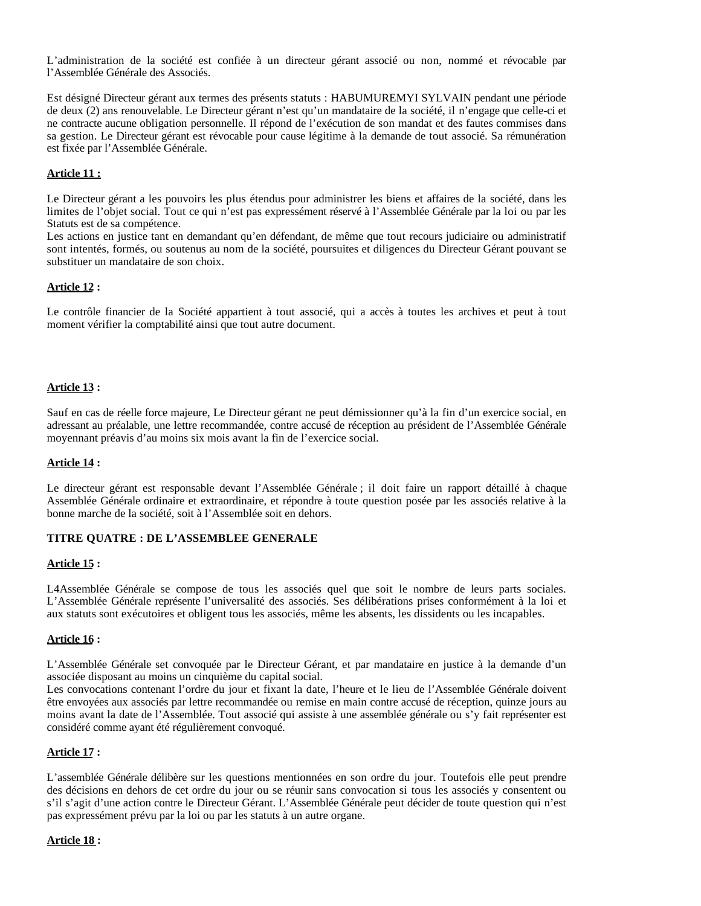L'administration de la société est confiée à un directeur gérant associé ou non, nommé et révocable par l'Assemblée Générale des Associés.

Est désigné Directeur gérant aux termes des présents statuts : HABUMUREMYI SYLVAIN pendant une période de deux (2) ans renouvelable. Le Directeur gérant n'est qu'un mandataire de la société, il n'engage que celle-ci et ne contracte aucune obligation personnelle. Il répond de l'exécution de son mandat et des fautes commises dans sa gestion. Le Directeur gérant est révocable pour cause légitime à la demande de tout associé. Sa rémunération est fixée par l'Assemblée Générale.

**Article 11 :**

Le Directeur gérant a les pouvoirs les plus étendus pour administrer les biens et affaires de la société, dans les limites de l'objet social. Tout ce qui n'est pas expressément réservé à l'Assemblée Générale par la loi ou par les Statuts est de sa compétence.
Les actions en justice tant en demandant qu'en défendant, de même que tout recours judiciaire ou administratif sont intentés, formés, ou soutenus au nom de la société, poursuites et diligences du Directeur Gérant pouvant se substituer un mandataire de son choix.

**Article 12 :**

Le contrôle financier de la Société appartient à tout associé, qui a accès à toutes les archives et peut à tout moment vérifier la comptabilité ainsi que tout autre document.

**Article 13 :**

Sauf en cas de réelle force majeure, Le Directeur gérant ne peut démissionner qu'à la fin d'un exercice social, en adressant au préalable, une lettre recommandée, contre accusé de réception au président de l'Assemblée Générale moyennant préavis d'au moins six mois avant la fin de l'exercice social.

**Article 14 :**

Le directeur gérant est responsable devant l'Assemblée Générale ; il doit faire un rapport détaillé à chaque Assemblée Générale ordinaire et extraordinaire, et répondre à toute question posée par les associés relative à la bonne marche de la société, soit à l'Assemblée soit en dehors.

**TITRE QUATRE : DE L'ASSEMBLEE GENERALE**

**Article 15 :**

L4Assemblée Générale se compose de tous les associés quel que soit le nombre de leurs parts sociales. L'Assemblée Générale représente l'universalité des associés. Ses délibérations prises conformément à la loi et aux statuts sont exécutoires et obligent tous les associés, même les absents, les dissidents ou les incapables.

**Article 16 :**

L'Assemblée Générale set convoquée par le Directeur Gérant, et par mandataire en justice à la demande d'un associée disposant au moins un cinquième du capital social.
Les convocations contenant l'ordre du jour et fixant la date, l'heure et le lieu de l'Assemblée Générale doivent être envoyées aux associés par lettre recommandée ou remise en main contre accusé de réception, quinze jours au moins avant la date de l'Assemblée. Tout associé qui assiste à une assemblée générale ou s'y fait représenter est considéré comme ayant été régulièrement convoqué.

**Article 17 :**

L'assemblée Générale délibère sur les questions mentionnées en son ordre du jour. Toutefois elle peut prendre des décisions en dehors de cet ordre du jour ou se réunir sans convocation si tous les associés y consentent ou s'il s'agit d'une action contre le Directeur Gérant. L'Assemblée Générale peut décider de toute question qui n'est pas expressément prévu par la loi ou par les statuts à un autre organe.

**Article 18 :**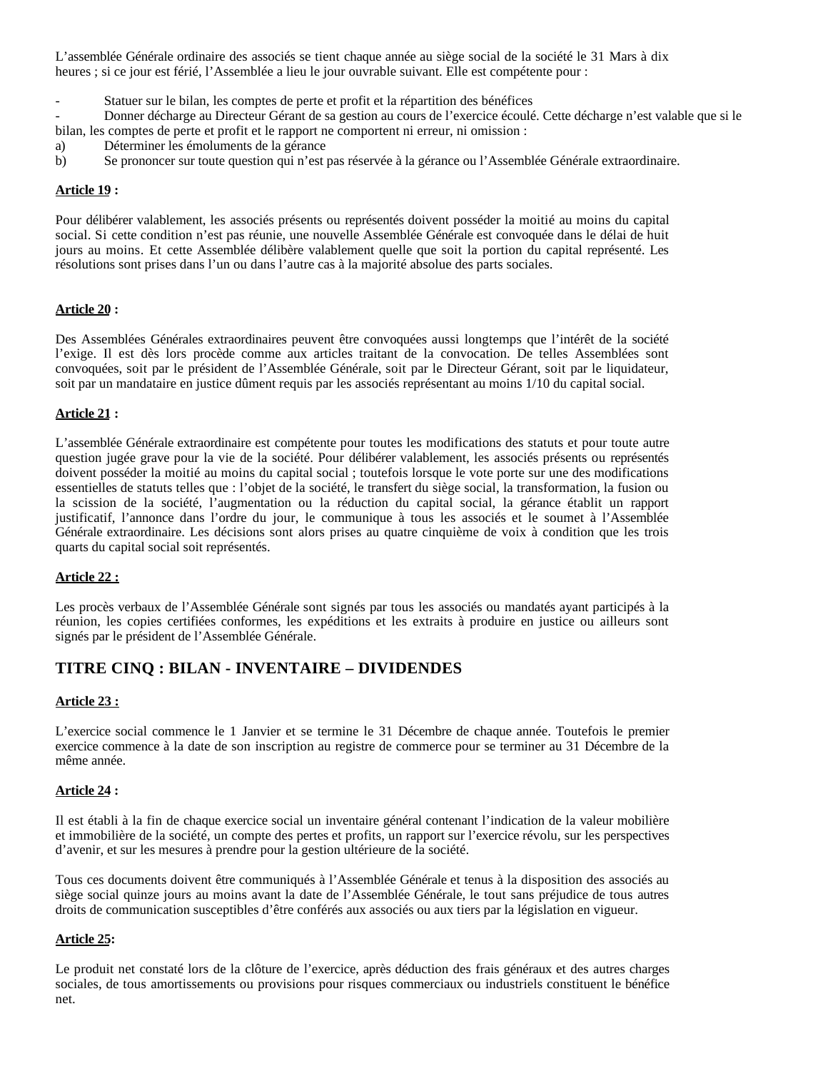L'assemblée Générale ordinaire des associés se tient chaque année au siège social de la société le 31 Mars à dix heures ; si ce jour est férié, l'Assemblée a lieu le jour ouvrable suivant. Elle est compétente pour :

- Statuer sur le bilan, les comptes de perte et profit et la répartition des bénéfices
- Donner décharge au Directeur Gérant de sa gestion au cours de l'exercice écoulé. Cette décharge n'est valable que si le bilan, les comptes de perte et profit et le rapport ne comportent ni erreur, ni omission :

a) Déterminer les émoluments de la gérance
b) Se prononcer sur toute question qui n'est pas réservée à la gérance ou l'Assemblée Générale extraordinaire.

**Article 19 :**

Pour délibérer valablement, les associés présents ou représentés doivent posséder la moitié au moins du capital social. Si cette condition n'est pas réunie, une nouvelle Assemblée Générale est convoquée dans le délai de huit jours au moins. Et cette Assemblée délibère valablement quelle que soit la portion du capital représenté. Les résolutions sont prises dans l'un ou dans l'autre cas à la majorité absolue des parts sociales.

**Article 20 :**

Des Assemblées Générales extraordinaires peuvent être convoquées aussi longtemps que l'intérêt de la société l'exige. Il est dès lors procède comme aux articles traitant de la convocation. De telles Assemblées sont convoquées, soit par le président de l'Assemblée Générale, soit par le Directeur Gérant, soit par le liquidateur, soit par un mandataire en justice dûment requis par les associés représentant au moins 1/10 du capital social.

**Article 21 :**

L'assemblée Générale extraordinaire est compétente pour toutes les modifications des statuts et pour toute autre question jugée grave pour la vie de la société. Pour délibérer valablement, les associés présents ou représentés doivent posséder la moitié au moins du capital social ; toutefois lorsque le vote porte sur une des modifications essentielles de statuts telles que : l'objet de la société, le transfert du siège social, la transformation, la fusion ou la scission de la société, l'augmentation ou la réduction du capital social, la gérance établit un rapport justificatif, l'annonce dans l'ordre du jour, le communique à tous les associés et le soumet à l'Assemblée Générale extraordinaire. Les décisions sont alors prises au quatre cinquième de voix à condition que les trois quarts du capital social soit représentés.

**Article 22 :**

Les procès verbaux de l'Assemblée Générale sont signés par tous les associés ou mandatés ayant participés à la réunion, les copies certifiées conformes, les expéditions et les extraits à produire en justice ou ailleurs sont signés par le président de l'Assemblée Générale.

## TITRE CINQ : BILAN - INVENTAIRE – DIVIDENDES

**Article 23 :**

L'exercice social commence le 1 Janvier et se termine le 31 Décembre de chaque année. Toutefois le premier exercice commence à la date de son inscription au registre de commerce pour se terminer au 31 Décembre de la même année.

**Article 24 :**

Il est établi à la fin de chaque exercice social un inventaire général contenant l'indication de la valeur mobilière et immobilière de la société, un compte des pertes et profits, un rapport sur l'exercice révolu, sur les perspectives d'avenir, et sur les mesures à prendre pour la gestion ultérieure de la société.

Tous ces documents doivent être communiqués à l'Assemblée Générale et tenus à la disposition des associés au siège social quinze jours au moins avant la date de l'Assemblée Générale, le tout sans préjudice de tous autres droits de communication susceptibles d'être conférés aux associés ou aux tiers par la législation en vigueur.

**Article 25:**

Le produit net constaté lors de la clôture de l'exercice, après déduction des frais généraux et des autres charges sociales, de tous amortissements ou provisions pour risques commerciaux ou industriels constituent le bénéfice net.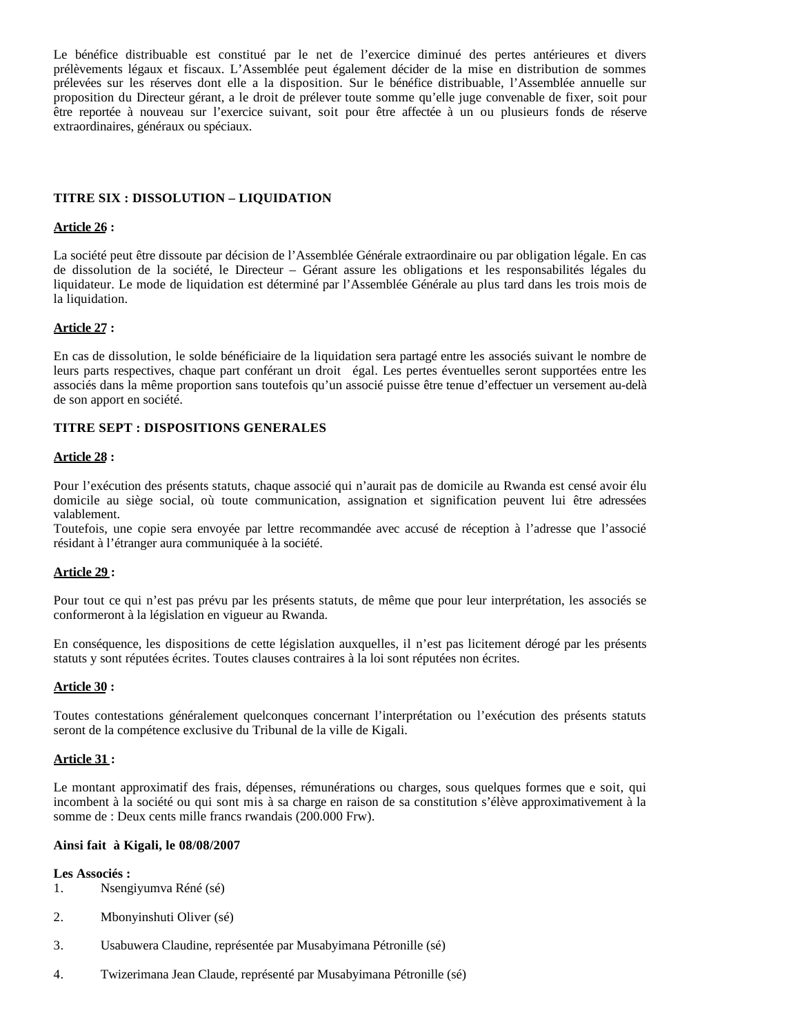Le bénéfice distribuable est constitué par le net de l’exercice diminué des pertes antérieures et divers prélèvements légaux et fiscaux. L’Assemblée peut également décider de la mise en distribution de sommes prélevées sur les réserves dont elle a la disposition. Sur le bénéfice distribuable, l’Assemblée annuelle sur proposition du Directeur gérant, a le droit de prélever toute somme qu’elle juge convenable de fixer, soit pour être reportée à nouveau sur l’exercice suivant, soit pour être affectée à un ou plusieurs fonds de réserve extraordinaires, généraux ou spéciaux.

**TITRE SIX : DISSOLUTION – LIQUIDATION**

**Article 26 :**

La société peut être dissoute par décision de l’Assemblée Générale extraordinaire ou par obligation légale. En cas de dissolution de la société, le Directeur – Gérant assure les obligations et les responsabilités légales du liquidateur. Le mode de liquidation est déterminé par l’Assemblée Générale au plus tard dans les trois mois de la liquidation.

**Article 27 :**

En cas de dissolution, le solde bénéficiaire de la liquidation sera partagé entre les associés suivant le nombre de leurs parts respectives, chaque part conférant un droit égal. Les pertes éventuelles seront supportées entre les associés dans la même proportion sans toutefois qu’un associé puisse être tenue d’effectuer un versement au-delà de son apport en société.

**TITRE SEPT : DISPOSITIONS GENERALES**

**Article 28 :**

Pour l’exécution des présents statuts, chaque associé qui n’aurait pas de domicile au Rwanda est censé avoir élu domicile au siège social, où toute communication, assignation et signification peuvent lui être adressées valablement.
Toutefois, une copie sera envoyée par lettre recommandée avec accusé de réception à l’adresse que l’associé résidant à l’étranger aura communiquée à la société.

**Article 29 :**

Pour tout ce qui n’est pas prévu par les présents statuts, de même que pour leur interprétation, les associés se conformeront à la législation en vigueur au Rwanda.

En conséquence, les dispositions de cette législation auxquelles, il n’est pas licitement dérogé par les présents statuts y sont réputées écrites. Toutes clauses contraires à la loi sont réputées non écrites.

**Article 30 :**

Toutes contestations généralement quelconques concernant l’interprétation ou l’exécution des présents statuts seront de la compétence exclusive du Tribunal de la ville de Kigali.

**Article 31 :**

Le montant approximatif des frais, dépenses, rémunérations ou charges, sous quelques formes que e soit, qui incombent à la société ou qui sont mis à sa charge en raison de sa constitution s’élève approximativement à la somme de : Deux cents mille francs rwandais (200.000 Frw).

**Ainsi fait à Kigali, le 08/08/2007**

**Les Associés :**

1. Nsengiyumva Réné (sé)

2. Mbonyinshuti Oliver (sé)

3. Usabuwera Claudine, représentée par Musabyimana Pétronille (sé)

4. Twizerimana Jean Claude, représenté par Musabyimana Pétronille (sé)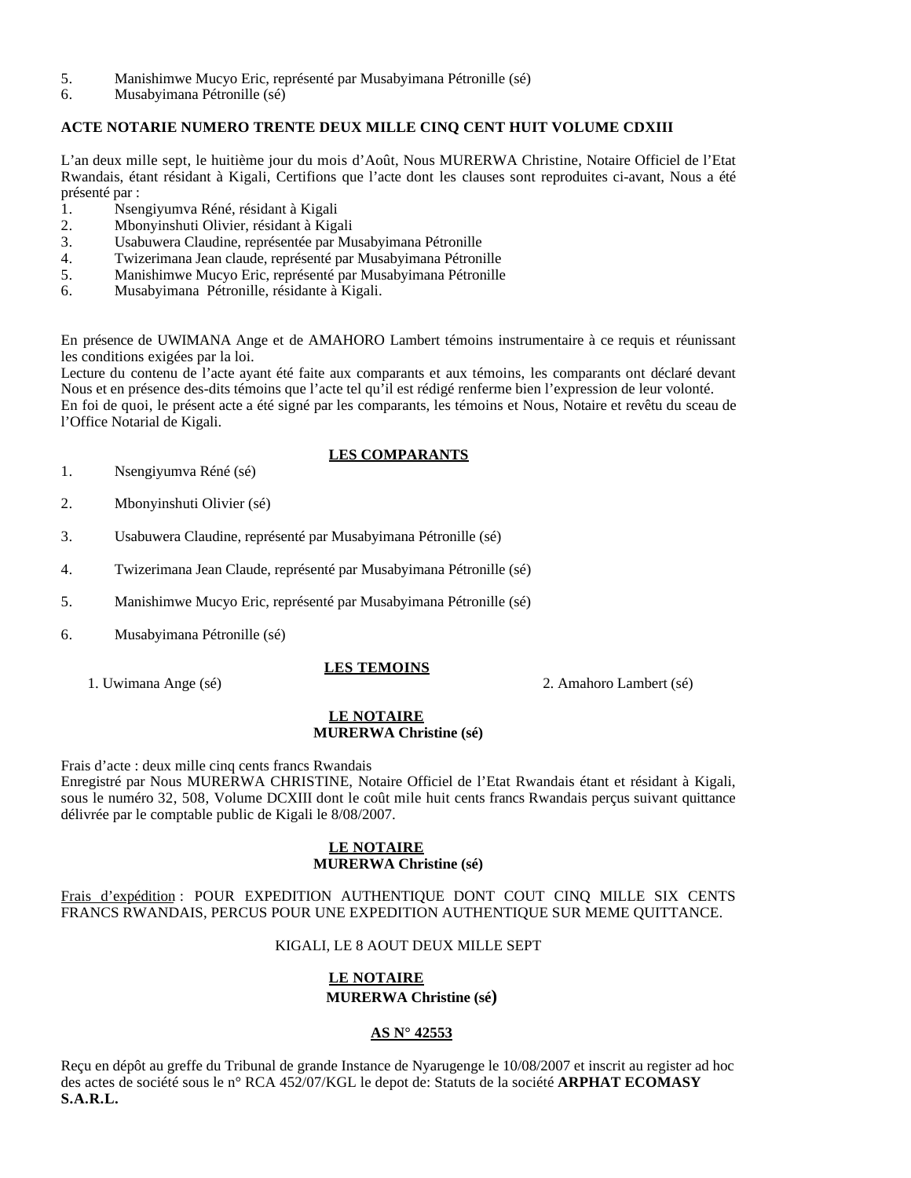5. Manishimwe Mucyo Eric, représenté par Musabyimana Pétronille (sé)
6. Musabyimana Pétronille (sé)

**ACTE NOTARIE NUMERO TRENTE DEUX MILLE CINQ CENT HUIT VOLUME CDXIII**

L'an deux mille sept, le huitième jour du mois d'Août, Nous MURERWA Christine, Notaire Officiel de l'Etat Rwandais, étant résidant à Kigali, Certifions que l'acte dont les clauses sont reproduites ci-avant, Nous a été présenté par :

1. Nsengiyumva Réné, résidant à Kigali
2. Mbonyinshuti Olivier, résidant à Kigali
3. Usabuwera Claudine, représentée par Musabyimana Pétronille
4. Twizerimana Jean claude, représenté par Musabyimana Pétronille
5. Manishimwe Mucyo Eric, représenté par Musabyimana Pétronille
6. Musabyimana Pétronille, résidante à Kigali.

En présence de UWIMANA Ange et de AMAHORO Lambert témoins instrumentaire à ce requis et réunissant les conditions exigées par la loi.
Lecture du contenu de l'acte ayant été faite aux comparants et aux témoins, les comparants ont déclaré devant Nous et en présence des-dits témoins que l'acte tel qu'il est rédigé renferme bien l'expression de leur volonté.
En foi de quoi, le présent acte a été signé par les comparants, les témoins et Nous, Notaire et revêtu du sceau de l'Office Notarial de Kigali.

**LES COMPARANTS**

1. Nsengiyumva Réné (sé)
2. Mbonyinshuti Olivier (sé)
3. Usabuwera Claudine, représenté par Musabyimana Pétronille (sé)
4. Twizerimana Jean Claude, représenté par Musabyimana Pétronille (sé)
5. Manishimwe Mucyo Eric, représenté par Musabyimana Pétronille (sé)
6. Musabyimana Pétronille (sé)

**LES TEMOINS**

1. Uwimana Ange (sé) 2. Amahoro Lambert (sé)

**LE NOTAIRE**
**MURERWA Christine (sé)**

Frais d'acte : deux mille cinq cents francs Rwandais
Enregistré par Nous MURERWA CHRISTINE, Notaire Officiel de l'Etat Rwandais étant et résidant à Kigali, sous le numéro 32, 508, Volume DCXIII dont le coût mile huit cents francs Rwandais perçus suivant quittance délivrée par le comptable public de Kigali le 8/08/2007.

**LE NOTAIRE**
**MURERWA Christine (sé)**

Frais d'expédition : POUR EXPEDITION AUTHENTIQUE DONT COUT CINQ MILLE SIX CENTS FRANCS RWANDAIS, PERCUS POUR UNE EXPEDITION AUTHENTIQUE SUR MEME QUITTANCE.

KIGALI, LE 8 AOUT DEUX MILLE SEPT

**LE NOTAIRE**
**MURERWA Christine (sé)**

**AS N° 42553**

Reçu en dépôt au greffe du Tribunal de grande Instance de Nyarugenge le 10/08/2007 et inscrit au register ad hoc des actes de société sous le n° RCA 452/07/KGL le depot de: Statuts de la société **ARPHAT ECOMASY S.A.R.L.**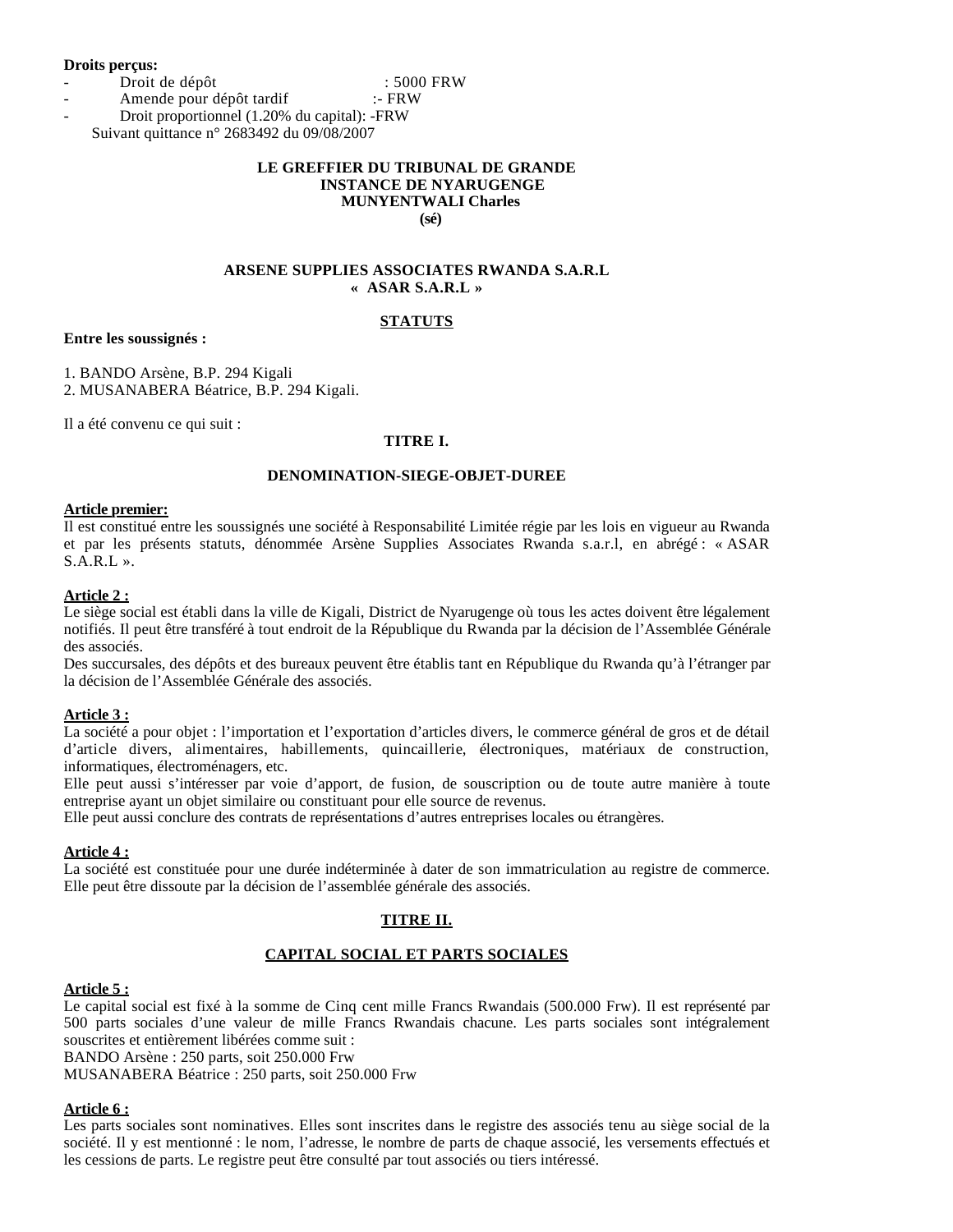**Droits perçus:**

- Droit de dépôt : 5000 FRW
- Amende pour dépôt tardif :- FRW
- Droit proportionnel (1.20% du capital): -FRW

Suivant quittance n° 2683492 du 09/08/2007

**LE GREFFIER DU TRIBUNAL DE GRANDE INSTANCE DE NYARUGENGE**
**MUNYENTWALI Charles**
**(sé)**

**ARSENE SUPPLIES ASSOCIATES RWANDA S.A.R.L**
**« ASAR S.A.R.L »**

**STATUTS**

**Entre les soussignés :**

1. BANDO Arsène, B.P. 294 Kigali
2. MUSANABERA Béatrice, B.P. 294 Kigali.

Il a été convenu ce qui suit :

**TITRE I.**

**DENOMINATION-SIEGE-OBJET-DUREE**

**Article premier:**
Il est constitué entre les soussignés une société à Responsabilité Limitée régie par les lois en vigueur au Rwanda et par les présents statuts, dénommée Arsène Supplies Associates Rwanda s.a.r.l, en abrégé : « ASAR S.A.R.L ».

**Article 2 :**
Le siège social est établi dans la ville de Kigali, District de Nyarugenge où tous les actes doivent être légalement notifiés. Il peut être transféré à tout endroit de la République du Rwanda par la décision de l'Assemblée Générale des associés.
Des succursales, des dépôts et des bureaux peuvent être établis tant en République du Rwanda qu'à l'étranger par la décision de l'Assemblée Générale des associés.

**Article 3 :**
La société a pour objet : l'importation et l'exportation d'articles divers, le commerce général de gros et de détail d'article divers, alimentaires, habillements, quincaillerie, électroniques, matériaux de construction, informatiques, électroménagers, etc.
Elle peut aussi s'intéresser par voie d'apport, de fusion, de souscription ou de toute autre manière à toute entreprise ayant un objet similaire ou constituant pour elle source de revenus.
Elle peut aussi conclure des contrats de représentations d'autres entreprises locales ou étrangères.

**Article 4 :**
La société est constituée pour une durée indéterminée à dater de son immatriculation au registre de commerce. Elle peut être dissoute par la décision de l'assemblée générale des associés.

**TITRE II.**

**CAPITAL SOCIAL ET PARTS SOCIALES**

**Article 5 :**
Le capital social est fixé à la somme de Cinq cent mille Francs Rwandais (500.000 Frw). Il est représenté par 500 parts sociales d'une valeur de mille Francs Rwandais chacune. Les parts sociales sont intégralement souscrites et entièrement libérées comme suit :
BANDO Arsène : 250 parts, soit 250.000 Frw
MUSANABERA Béatrice : 250 parts, soit 250.000 Frw

**Article 6 :**
Les parts sociales sont nominatives. Elles sont inscrites dans le registre des associés tenu au siège social de la société. Il y est mentionné : le nom, l'adresse, le nombre de parts de chaque associé, les versements effectués et les cessions de parts. Le registre peut être consulté par tout associés ou tiers intéressé.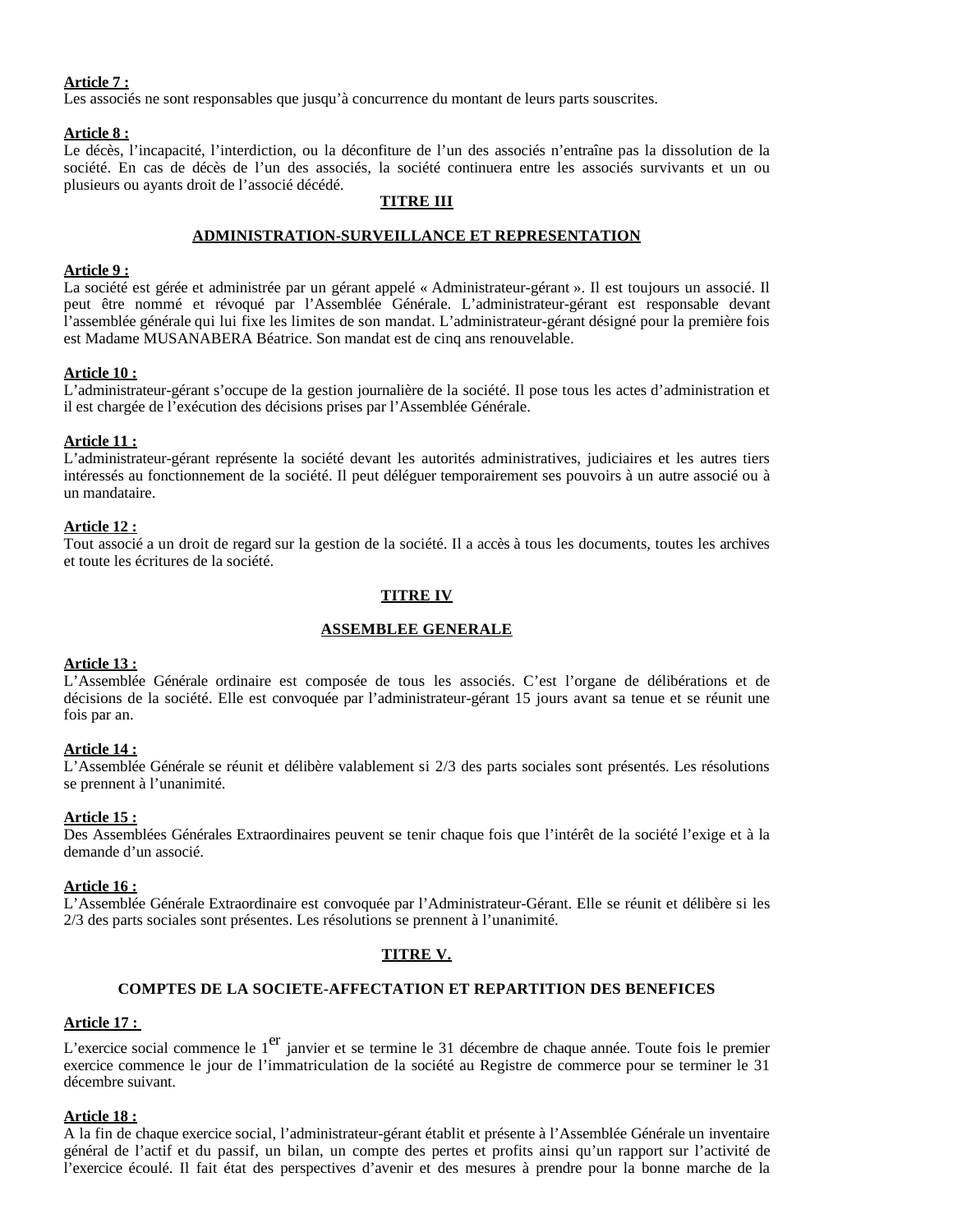**Article 7 :**
Les associés ne sont responsables que jusqu'à concurrence du montant de leurs parts souscrites.

**Article 8 :**
Le décès, l'incapacité, l'interdiction, ou la déconfiture de l'un des associés n'entraîne pas la dissolution de la société. En cas de décès de l'un des associés, la société continuera entre les associés survivants et un ou plusieurs ou ayants droit de l'associé décédé.

## TITRE III

## ADMINISTRATION-SURVEILLANCE ET REPRESENTATION

**Article 9 :**
La société est gérée et administrée par un gérant appelé « Administrateur-gérant ». Il est toujours un associé. Il peut être nommé et révoqué par l'Assemblée Générale. L'administrateur-gérant est responsable devant l'assemblée générale qui lui fixe les limites de son mandat. L'administrateur-gérant désigné pour la première fois est Madame MUSANABERA Béatrice. Son mandat est de cinq ans renouvelable.

**Article 10 :**
L'administrateur-gérant s'occupe de la gestion journalière de la société. Il pose tous les actes d'administration et il est chargée de l'exécution des décisions prises par l'Assemblée Générale.

**Article 11 :**
L'administrateur-gérant représente la société devant les autorités administratives, judiciaires et les autres tiers intéressés au fonctionnement de la société. Il peut déléguer temporairement ses pouvoirs à un autre associé ou à un mandataire.

**Article 12 :**
Tout associé a un droit de regard sur la gestion de la société. Il a accès à tous les documents, toutes les archives et toute les écritures de la société.

## TITRE IV

## ASSEMBLEE GENERALE

**Article 13 :**
L'Assemblée Générale ordinaire est composée de tous les associés. C'est l'organe de délibérations et de décisions de la société. Elle est convoquée par l'administrateur-gérant 15 jours avant sa tenue et se réunit une fois par an.

**Article 14 :**
L'Assemblée Générale se réunit et délibère valablement si 2/3 des parts sociales sont présentés. Les résolutions se prennent à l'unanimité.

**Article 15 :**
Des Assemblées Générales Extraordinaires peuvent se tenir chaque fois que l'intérêt de la société l'exige et à la demande d'un associé.

**Article 16 :**
L'Assemblée Générale Extraordinaire est convoquée par l'Administrateur-Gérant. Elle se réunit et délibère si les 2/3 des parts sociales sont présentes. Les résolutions se prennent à l'unanimité.

## TITRE V.

## COMPTES DE LA SOCIETE-AFFECTATION ET REPARTITION DES BENEFICES

**Article 17 :**
L'exercice social commence le 1er janvier et se termine le 31 décembre de chaque année. Toute fois le premier exercice commence le jour de l'immatriculation de la société au Registre de commerce pour se terminer le 31 décembre suivant.

**Article 18 :**
A la fin de chaque exercice social, l'administrateur-gérant établit et présente à l'Assemblée Générale un inventaire général de l'actif et du passif, un bilan, un compte des pertes et profits ainsi qu'un rapport sur l'activité de l'exercice écoulé. Il fait état des perspectives d'avenir et des mesures à prendre pour la bonne marche de la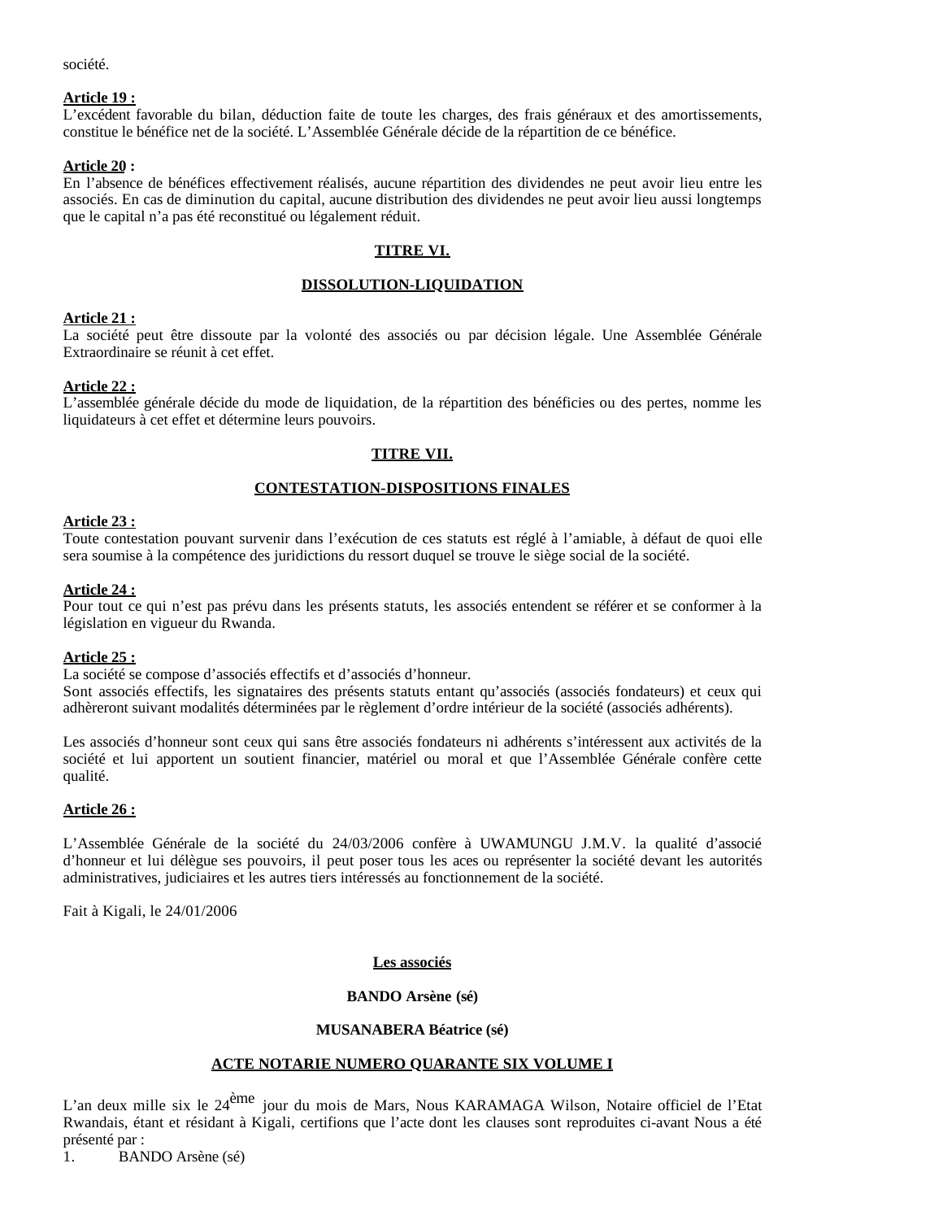société.

**Article 19 :**
L'excédent favorable du bilan, déduction faite de toute les charges, des frais généraux et des amortissements, constitue le bénéfice net de la société. L'Assemblée Générale décide de la répartition de ce bénéfice.

**Article 20 :**
En l'absence de bénéfices effectivement réalisés, aucune répartition des dividendes ne peut avoir lieu entre les associés. En cas de diminution du capital, aucune distribution des dividendes ne peut avoir lieu aussi longtemps que le capital n'a pas été reconstitué ou légalement réduit.

## TITRE VI.

## DISSOLUTION-LIQUIDATION

**Article 21 :**
La société peut être dissoute par la volonté des associés ou par décision légale. Une Assemblée Générale Extraordinaire se réunit à cet effet.

**Article 22 :**
L'assemblée générale décide du mode de liquidation, de la répartition des bénéficies ou des pertes, nomme les liquidateurs à cet effet et détermine leurs pouvoirs.

## TITRE VII.

## CONTESTATION-DISPOSITIONS FINALES

**Article 23 :**
Toute contestation pouvant survenir dans l'exécution de ces statuts est réglé à l'amiable, à défaut de quoi elle sera soumise à la compétence des juridictions du ressort duquel se trouve le siège social de la société.

**Article 24 :**
Pour tout ce qui n'est pas prévu dans les présents statuts, les associés entendent se référer et se conformer à la législation en vigueur du Rwanda.

**Article 25 :**
La société se compose d'associés effectifs et d'associés d'honneur.
Sont associés effectifs, les signataires des présents statuts entant qu'associés (associés fondateurs) et ceux qui adhèreront suivant modalités déterminées par le règlement d'ordre intérieur de la société (associés adhérents).

Les associés d'honneur sont ceux qui sans être associés fondateurs ni adhérents s'intéressent aux activités de la société et lui apportent un soutient financier, matériel ou moral et que l'Assemblée Générale confère cette qualité.

**Article 26 :**

L'Assemblée Générale de la société du 24/03/2006 confère à UWAMUNGU J.M.V. la qualité d'associé d'honneur et lui délègue ses pouvoirs, il peut poser tous les aces ou représenter la société devant les autorités administratives, judiciaires et les autres tiers intéressés au fonctionnement de la société.

Fait à Kigali, le 24/01/2006

**Les associés**

**BANDO Arsène (sé)**

**MUSANABERA Béatrice (sé)**

## ACTE NOTARIE NUMERO QUARANTE SIX VOLUME I

L'an deux mille six le 24ème jour du mois de Mars, Nous KARAMAGA Wilson, Notaire officiel de l'Etat Rwandais, étant et résidant à Kigali, certifions que l'acte dont les clauses sont reproduites ci-avant Nous a été présenté par :

1. BANDO Arsène (sé)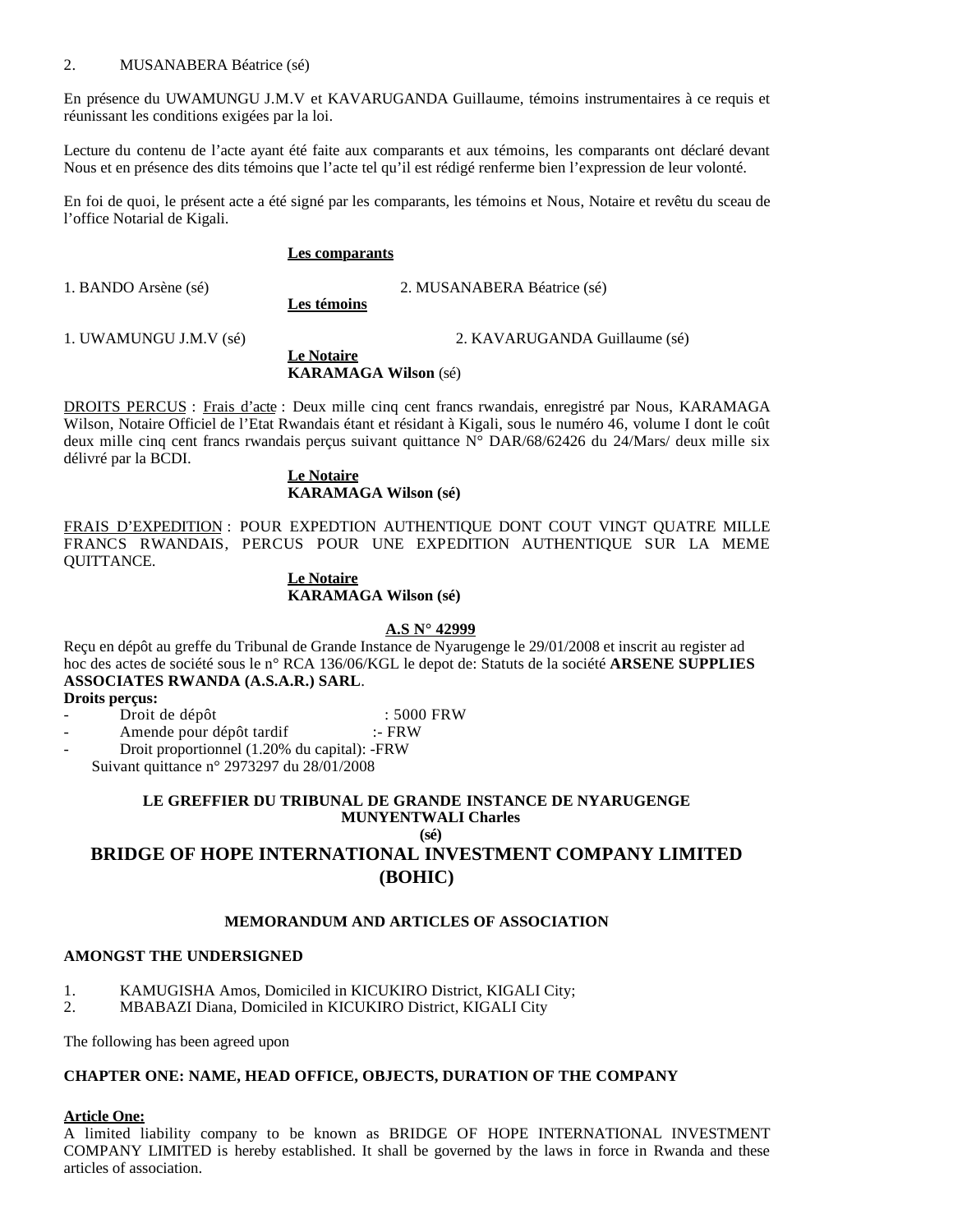2. MUSANABERA Béatrice (sé)

En présence du UWAMUNGU J.M.V et KAVARUGANDA Guillaume, témoins instrumentaires à ce requis et réunissant les conditions exigées par la loi.

Lecture du contenu de l'acte ayant été faite aux comparants et aux témoins, les comparants ont déclaré devant Nous et en présence des dits témoins que l'acte tel qu'il est rédigé renferme bien l'expression de leur volonté.

En foi de quoi, le présent acte a été signé par les comparants, les témoins et Nous, Notaire et revêtu du sceau de l'office Notarial de Kigali.

**Les comparants**

1. BANDO Arsène (sé) 2. MUSANABERA Béatrice (sé)

**Les témoins**

1. UWAMUNGU J.M.V (sé) 2. KAVARUGANDA Guillaume (sé)

**Le Notaire**
**KARAMAGA Wilson** (sé)

DROITS PERCUS : Frais d'acte : Deux mille cinq cent francs rwandais, enregistré par Nous, KARAMAGA Wilson, Notaire Officiel de l'Etat Rwandais étant et résidant à Kigali, sous le numéro 46, volume I dont le coût deux mille cinq cent francs rwandais perçus suivant quittance N° DAR/68/62426 du 24/Mars/ deux mille six délivré par la BCDI.

**Le Notaire**
**KARAMAGA Wilson (sé)**

FRAIS D'EXPEDITION : POUR EXPEDTION AUTHENTIQUE DONT COUT VINGT QUATRE MILLE FRANCS RWANDAIS, PERCUS POUR UNE EXPEDITION AUTHENTIQUE SUR LA MEME QUITTANCE.

**Le Notaire**
**KARAMAGA Wilson (sé)**

**A.S N° 42999**

Reçu en dépôt au greffe du Tribunal de Grande Instance de Nyarugenge le 29/01/2008 et inscrit au register ad hoc des actes de société sous le n° RCA 136/06/KGL le depot de: Statuts de la société **ARSENE SUPPLIES ASSOCIATES RWANDA (A.S.A.R.) SARL**.

**Droits perçus:**

- Droit de dépôt : 5000 FRW
- Amende pour dépôt tardif :- FRW
- Droit proportionnel (1.20% du capital): -FRW

Suivant quittance n° 2973297 du 28/01/2008

**LE GREFFIER DU TRIBUNAL DE GRANDE INSTANCE DE NYARUGENGE**
**MUNYENTWALI Charles**
**(sé)**

# BRIDGE OF HOPE INTERNATIONAL INVESTMENT COMPANY LIMITED (BOHIC)

**MEMORANDUM AND ARTICLES OF ASSOCIATION**

**AMONGST THE UNDERSIGNED**

1. KAMUGISHA Amos, Domiciled in KICUKIRO District, KIGALI City;
2. MBABAZI Diana, Domiciled in KICUKIRO District, KIGALI City

The following has been agreed upon

**CHAPTER ONE: NAME, HEAD OFFICE, OBJECTS, DURATION OF THE COMPANY**

**Article One:**

A limited liability company to be known as BRIDGE OF HOPE INTERNATIONAL INVESTMENT COMPANY LIMITED is hereby established. It shall be governed by the laws in force in Rwanda and these articles of association.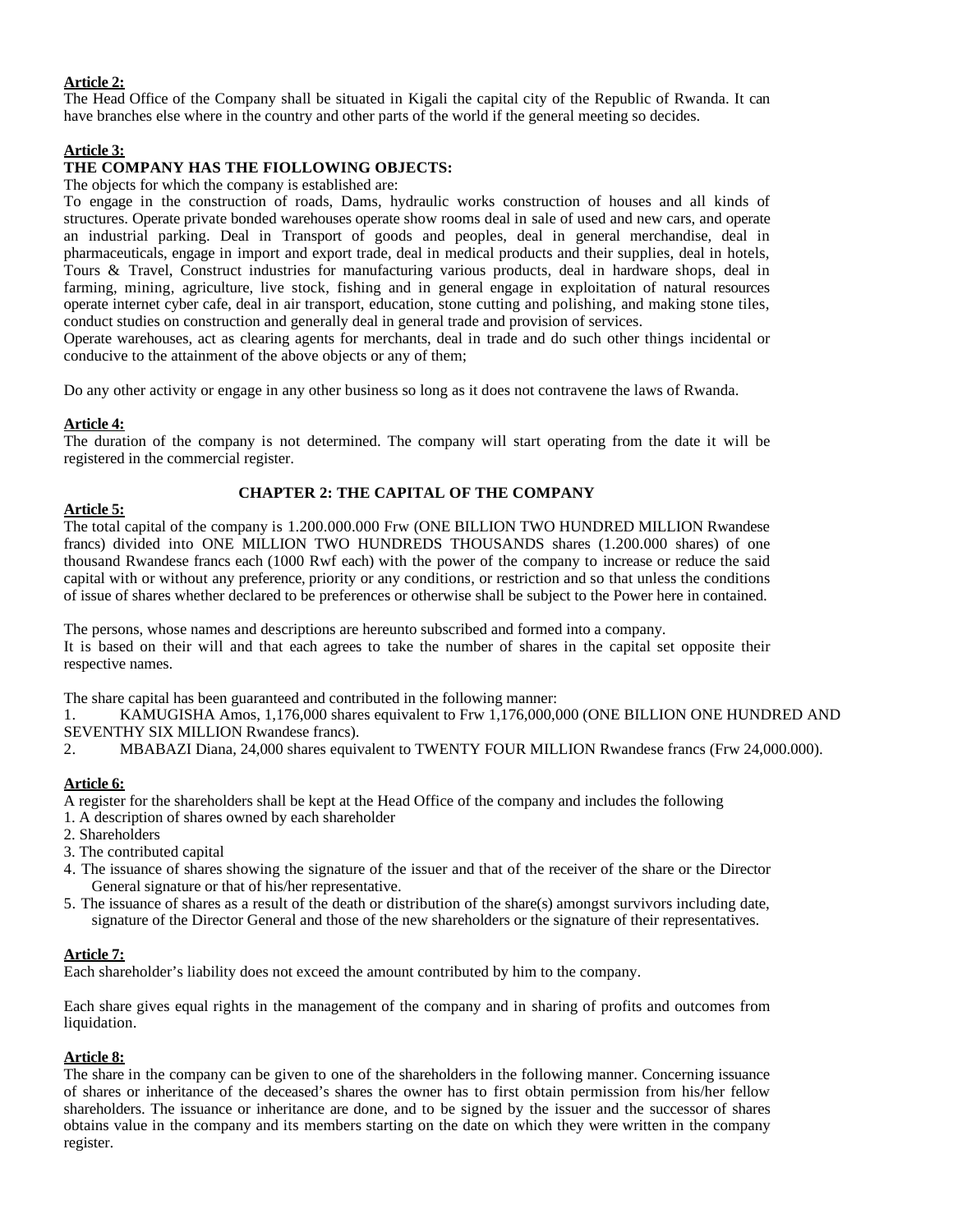**Article 2:**
The Head Office of the Company shall be situated in Kigali the capital city of the Republic of Rwanda. It can have branches else where in the country and other parts of the world if the general meeting so decides.

**Article 3:**
**THE COMPANY HAS THE FIOLLOWING OBJECTS:**
The objects for which the company is established are:
To engage in the construction of roads, Dams, hydraulic works construction of houses and all kinds of structures. Operate private bonded warehouses operate show rooms deal in sale of used and new cars, and operate an industrial parking. Deal in Transport of goods and peoples, deal in general merchandise, deal in pharmaceuticals, engage in import and export trade, deal in medical products and their supplies, deal in hotels, Tours & Travel, Construct industries for manufacturing various products, deal in hardware shops, deal in farming, mining, agriculture, live stock, fishing and in general engage in exploitation of natural resources operate internet cyber cafe, deal in air transport, education, stone cutting and polishing, and making stone tiles, conduct studies on construction and generally deal in general trade and provision of services.
Operate warehouses, act as clearing agents for merchants, deal in trade and do such other things incidental or conducive to the attainment of the above objects or any of them;

Do any other activity or engage in any other business so long as it does not contravene the laws of Rwanda.

**Article 4:**
The duration of the company is not determined. The company will start operating from the date it will be registered in the commercial register.

## CHAPTER 2: THE CAPITAL OF THE COMPANY

**Article 5:**
The total capital of the company is 1.200.000.000 Frw (ONE BILLION TWO HUNDRED MILLION Rwandese francs) divided into ONE MILLION TWO HUNDREDS THOUSANDS shares (1.200.000 shares) of one thousand Rwandese francs each (1000 Rwf each) with the power of the company to increase or reduce the said capital with or without any preference, priority or any conditions, or restriction and so that unless the conditions of issue of shares whether declared to be preferences or otherwise shall be subject to the Power here in contained.

The persons, whose names and descriptions are hereunto subscribed and formed into a company.
It is based on their will and that each agrees to take the number of shares in the capital set opposite their respective names.

The share capital has been guaranteed and contributed in the following manner:

1. KAMUGISHA Amos, 1,176,000 shares equivalent to Frw 1,176,000,000 (ONE BILLION ONE HUNDRED AND SEVENTHY SIX MILLION Rwandese francs).
2. MBABAZI Diana, 24,000 shares equivalent to TWENTY FOUR MILLION Rwandese francs (Frw 24,000.000).

**Article 6:**
A register for the shareholders shall be kept at the Head Office of the company and includes the following

1. A description of shares owned by each shareholder
2. Shareholders
3. The contributed capital
4. The issuance of shares showing the signature of the issuer and that of the receiver of the share or the Director General signature or that of his/her representative.
5. The issuance of shares as a result of the death or distribution of the share(s) amongst survivors including date, signature of the Director General and those of the new shareholders or the signature of their representatives.

**Article 7:**
Each shareholder's liability does not exceed the amount contributed by him to the company.

Each share gives equal rights in the management of the company and in sharing of profits and outcomes from liquidation.

**Article 8:**
The share in the company can be given to one of the shareholders in the following manner. Concerning issuance of shares or inheritance of the deceased's shares the owner has to first obtain permission from his/her fellow shareholders. The issuance or inheritance are done, and to be signed by the issuer and the successor of shares obtains value in the company and its members starting on the date on which they were written in the company register.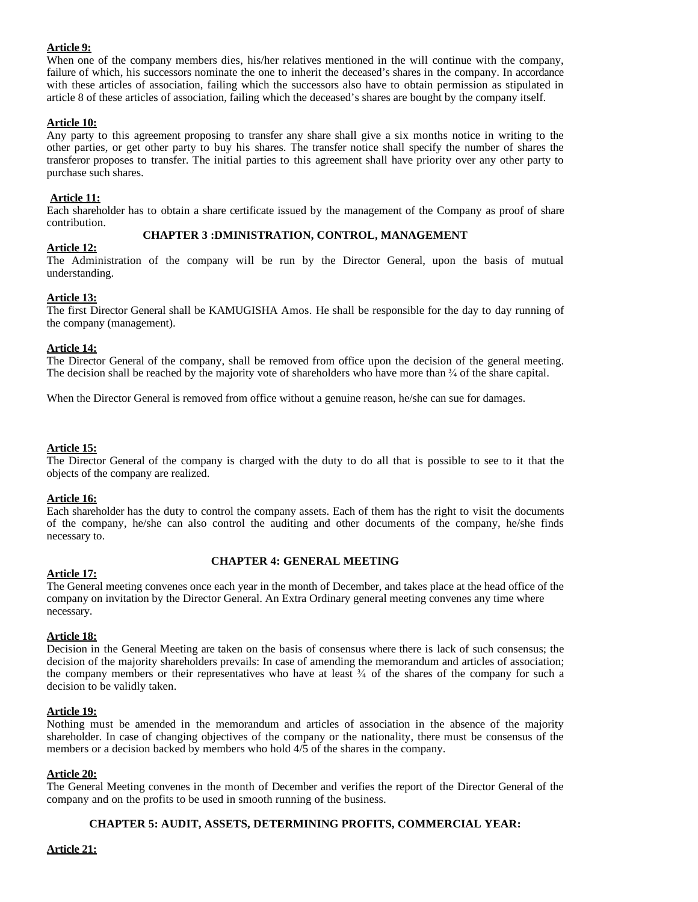**Article 9:**

When one of the company members dies, his/her relatives mentioned in the will continue with the company, failure of which, his successors nominate the one to inherit the deceased's shares in the company. In accordance with these articles of association, failing which the successors also have to obtain permission as stipulated in article 8 of these articles of association, failing which the deceased's shares are bought by the company itself.

**Article 10:**

Any party to this agreement proposing to transfer any share shall give a six months notice in writing to the other parties, or get other party to buy his shares. The transfer notice shall specify the number of shares the transferor proposes to transfer. The initial parties to this agreement shall have priority over any other party to purchase such shares.

**Article 11:**

Each shareholder has to obtain a share certificate issued by the management of the Company as proof of share contribution.

## CHAPTER 3 :DMINISTRATION, CONTROL, MANAGEMENT

**Article 12:**

The Administration of the company will be run by the Director General, upon the basis of mutual understanding.

**Article 13:**

The first Director General shall be KAMUGISHA Amos. He shall be responsible for the day to day running of the company (management).

**Article 14:**

The Director General of the company, shall be removed from office upon the decision of the general meeting. The decision shall be reached by the majority vote of shareholders who have more than ¾ of the share capital.

When the Director General is removed from office without a genuine reason, he/she can sue for damages.

**Article 15:**

The Director General of the company is charged with the duty to do all that is possible to see to it that the objects of the company are realized.

**Article 16:**

Each shareholder has the duty to control the company assets. Each of them has the right to visit the documents of the company, he/she can also control the auditing and other documents of the company, he/she finds necessary to.

## CHAPTER 4: GENERAL MEETING

**Article 17:**

The General meeting convenes once each year in the month of December, and takes place at the head office of the company on invitation by the Director General. An Extra Ordinary general meeting convenes any time where necessary.

**Article 18:**

Decision in the General Meeting are taken on the basis of consensus where there is lack of such consensus; the decision of the majority shareholders prevails: In case of amending the memorandum and articles of association; the company members or their representatives who have at least ¾ of the shares of the company for such a decision to be validly taken.

**Article 19:**

Nothing must be amended in the memorandum and articles of association in the absence of the majority shareholder. In case of changing objectives of the company or the nationality, there must be consensus of the members or a decision backed by members who hold 4/5 of the shares in the company.

**Article 20:**

The General Meeting convenes in the month of December and verifies the report of the Director General of the company and on the profits to be used in smooth running of the business.

## CHAPTER 5: AUDIT, ASSETS, DETERMINING PROFITS, COMMERCIAL YEAR:

**Article 21:**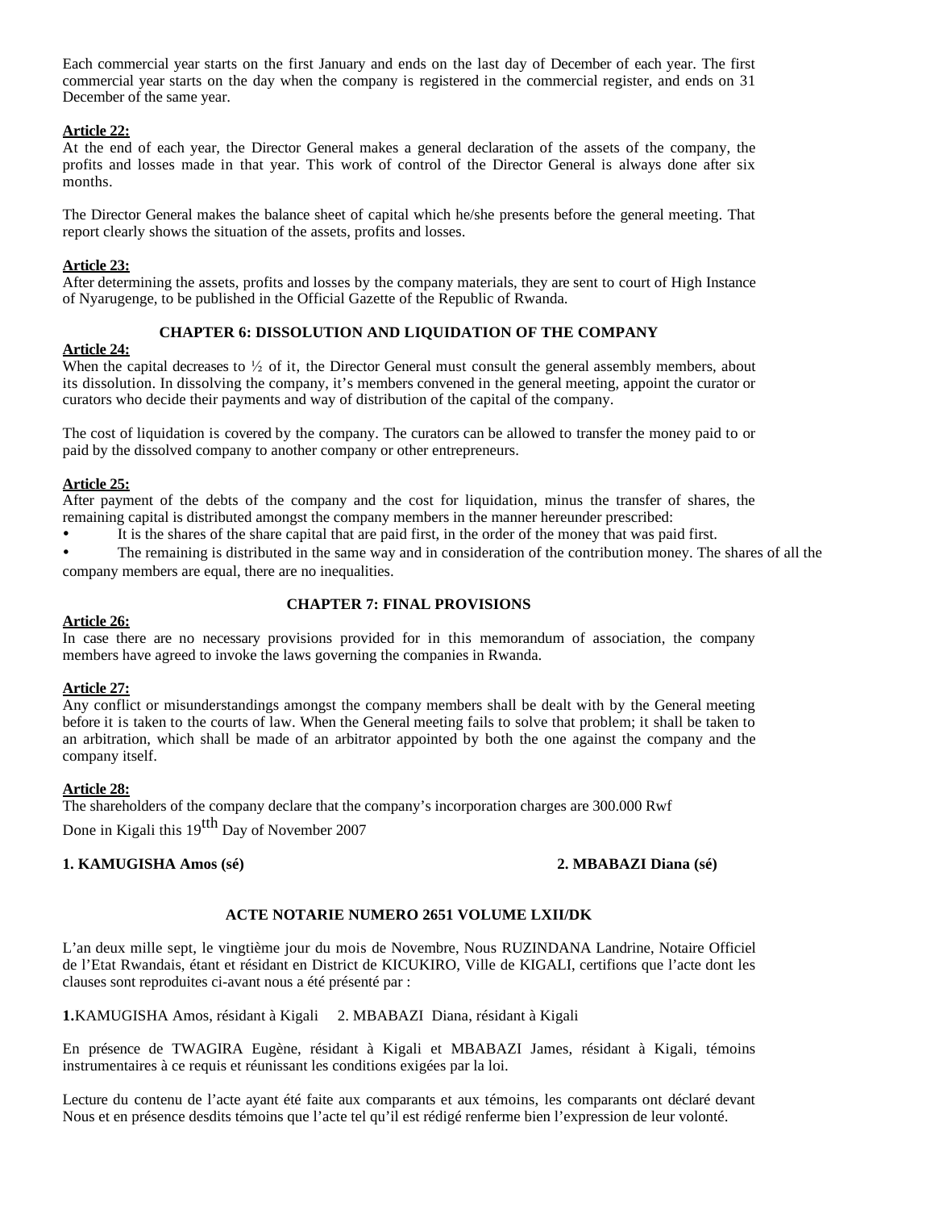Each commercial year starts on the first January and ends on the last day of December of each year. The first commercial year starts on the day when the company is registered in the commercial register, and ends on 31 December of the same year.

**Article 22:**

At the end of each year, the Director General makes a general declaration of the assets of the company, the profits and losses made in that year. This work of control of the Director General is always done after six months.

The Director General makes the balance sheet of capital which he/she presents before the general meeting. That report clearly shows the situation of the assets, profits and losses.

**Article 23:**

After determining the assets, profits and losses by the company materials, they are sent to court of High Instance of Nyarugenge, to be published in the Official Gazette of the Republic of Rwanda.

## CHAPTER 6: DISSOLUTION AND LIQUIDATION OF THE COMPANY

**Article 24:**

When the capital decreases to ½ of it, the Director General must consult the general assembly members, about its dissolution. In dissolving the company, it's members convened in the general meeting, appoint the curator or curators who decide their payments and way of distribution of the capital of the company.

The cost of liquidation is covered by the company. The curators can be allowed to transfer the money paid to or paid by the dissolved company to another company or other entrepreneurs.

**Article 25:**

After payment of the debts of the company and the cost for liquidation, minus the transfer of shares, the remaining capital is distributed amongst the company members in the manner hereunder prescribed:

- It is the shares of the share capital that are paid first, in the order of the money that was paid first.
- The remaining is distributed in the same way and in consideration of the contribution money. The shares of all the company members are equal, there are no inequalities.

## CHAPTER 7: FINAL PROVISIONS

**Article 26:**

In case there are no necessary provisions provided for in this memorandum of association, the company members have agreed to invoke the laws governing the companies in Rwanda.

**Article 27:**

Any conflict or misunderstandings amongst the company members shall be dealt with by the General meeting before it is taken to the courts of law. When the General meeting fails to solve that problem; it shall be taken to an arbitration, which shall be made of an arbitrator appointed by both the one against the company and the company itself.

**Article 28:**

The shareholders of the company declare that the company's incorporation charges are 300.000 Rwf

Done in Kigali this 19tth Day of November 2007

**1. KAMUGISHA Amos (sé)** **2. MBABAZI Diana (sé)**

## ACTE NOTARIE NUMERO 2651 VOLUME LXII/DK

L'an deux mille sept, le vingtième jour du mois de Novembre, Nous RUZINDANA Landrine, Notaire Officiel de l'Etat Rwandais, étant et résidant en District de KICUKIRO, Ville de KIGALI, certifions que l'acte dont les clauses sont reproduites ci-avant nous a été présenté par :

**1.**KAMUGISHA Amos, résidant à Kigali 2. MBABAZI Diana, résidant à Kigali

En présence de TWAGIRA Eugène, résidant à Kigali et MBABAZI James, résidant à Kigali, témoins instrumentaires à ce requis et réunissant les conditions exigées par la loi.

Lecture du contenu de l'acte ayant été faite aux comparants et aux témoins, les comparants ont déclaré devant Nous et en présence desdits témoins que l'acte tel qu'il est rédigé renferme bien l'expression de leur volonté.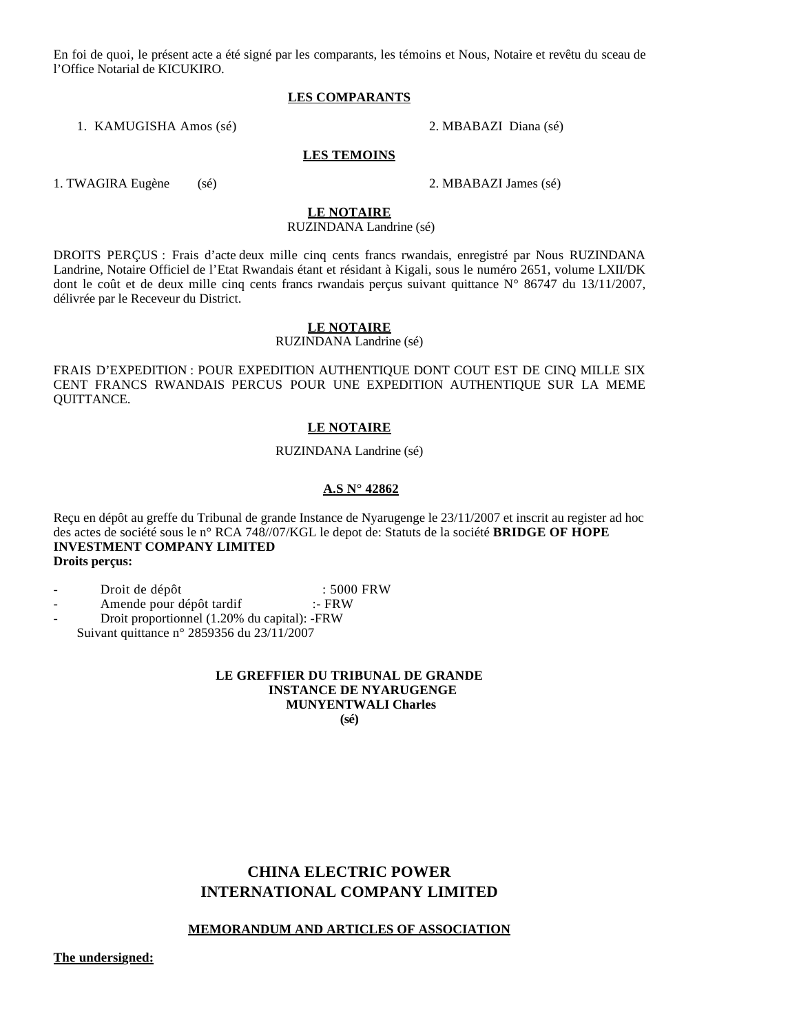En foi de quoi, le présent acte a été signé par les comparants, les témoins et Nous, Notaire et revêtu du sceau de l'Office Notarial de KICUKIRO.

**LES COMPARANTS**

1. KAMUGISHA Amos (sé) 2. MBABAZI Diana (sé)

**LES TEMOINS**

1. TWAGIRA Eugène (sé) 2. MBABAZI James (sé)

**LE NOTAIRE**
RUZINDANA Landrine (sé)

DROITS PERÇUS : Frais d'acte deux mille cinq cents francs rwandais, enregistré par Nous RUZINDANA Landrine, Notaire Officiel de l'Etat Rwandais étant et résidant à Kigali, sous le numéro 2651, volume LXII/DK dont le coût et de deux mille cinq cents francs rwandais perçus suivant quittance N° 86747 du 13/11/2007, délivrée par le Receveur du District.

**LE NOTAIRE**
RUZINDANA Landrine (sé)

FRAIS D'EXPEDITION : POUR EXPEDITION AUTHENTIQUE DONT COUT EST DE CINQ MILLE SIX CENT FRANCS RWANDAIS PERCUS POUR UNE EXPEDITION AUTHENTIQUE SUR LA MEME QUITTANCE.

**LE NOTAIRE**

RUZINDANA Landrine (sé)

**A.S N° 42862**

Reçu en dépôt au greffe du Tribunal de grande Instance de Nyarugenge le 23/11/2007 et inscrit au register ad hoc des actes de société sous le n° RCA 748//07/KGL le depot de: Statuts de la société **BRIDGE OF HOPE INVESTMENT COMPANY LIMITED**
**Droits perçus:**

- Droit de dépôt : 5000 FRW
- Amende pour dépôt tardif :- FRW
- Droit proportionnel (1.20% du capital): -FRW

Suivant quittance n° 2859356 du 23/11/2007

**LE GREFFIER DU TRIBUNAL DE GRANDE INSTANCE DE NYARUGENGE**
**MUNYENTWALI Charles**
**(sé)**

# CHINA ELECTRIC POWER INTERNATIONAL COMPANY LIMITED

**MEMORANDUM AND ARTICLES OF ASSOCIATION**

**The undersigned:**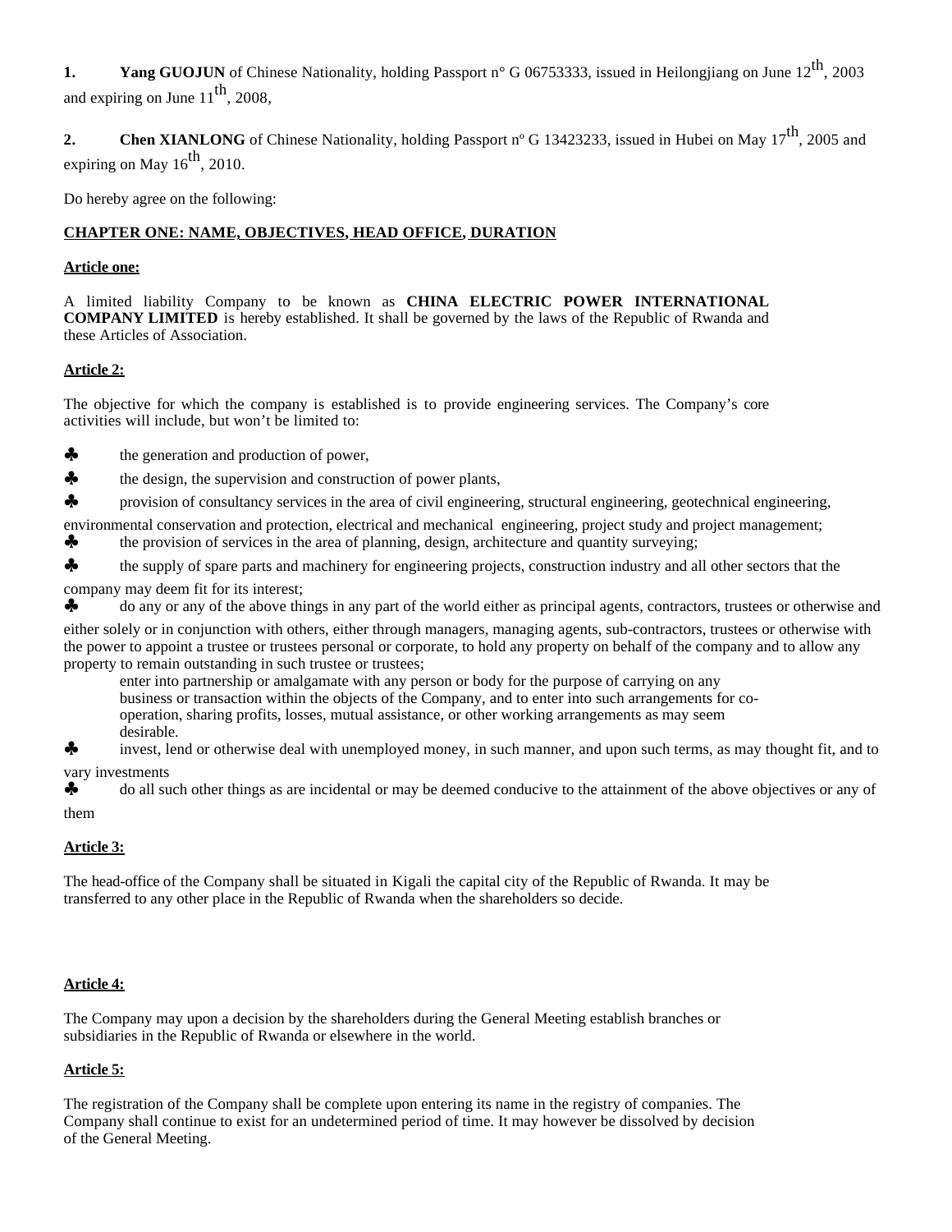**1.** **Yang GUOJUN** of Chinese Nationality, holding Passport n° G 06753333, issued in Heilongjiang on June 12th, 2003 and expiring on June 11th, 2008,

**2.** **Chen XIANLONG** of Chinese Nationality, holding Passport nº G 13423233, issued in Hubei on May 17th, 2005 and expiring on May 16th, 2010.

Do hereby agree on the following:

**CHAPTER ONE: NAME, OBJECTIVES, HEAD OFFICE, DURATION**

**Article one:**

A limited liability Company to be known as **CHINA ELECTRIC POWER INTERNATIONAL COMPANY LIMITED** is hereby established. It shall be governed by the laws of the Republic of Rwanda and these Articles of Association.

**Article 2:**

The objective for which the company is established is to provide engineering services. The Company's core activities will include, but won't be limited to:

- ♣ the generation and production of power,
- ♣ the design, the supervision and construction of power plants,
- ♣ provision of consultancy services in the area of civil engineering, structural engineering, geotechnical engineering, environmental conservation and protection, electrical and mechanical engineering, project study and project management;
- ♣ the provision of services in the area of planning, design, architecture and quantity surveying;
- ♣ the supply of spare parts and machinery for engineering projects, construction industry and all other sectors that the company may deem fit for its interest;
- ♣ do any or any of the above things in any part of the world either as principal agents, contractors, trustees or otherwise and either solely or in conjunction with others, either through managers, managing agents, sub-contractors, trustees or otherwise with the power to appoint a trustee or trustees personal or corporate, to hold any property on behalf of the company and to allow any property to remain outstanding in such trustee or trustees;
  enter into partnership or amalgamate with any person or body for the purpose of carrying on any business or transaction within the objects of the Company, and to enter into such arrangements for co-operation, sharing profits, losses, mutual assistance, or other working arrangements as may seem desirable.
- ♣ invest, lend or otherwise deal with unemployed money, in such manner, and upon such terms, as may thought fit, and to vary investments
- ♣ do all such other things as are incidental or may be deemed conducive to the attainment of the above objectives or any of them

**Article 3:**

The head-office of the Company shall be situated in Kigali the capital city of the Republic of Rwanda. It may be transferred to any other place in the Republic of Rwanda when the shareholders so decide.

**Article 4:**

The Company may upon a decision by the shareholders during the General Meeting establish branches or subsidiaries in the Republic of Rwanda or elsewhere in the world.

**Article 5:**

The registration of the Company shall be complete upon entering its name in the registry of companies. The Company shall continue to exist for an undetermined period of time. It may however be dissolved by decision of the General Meeting.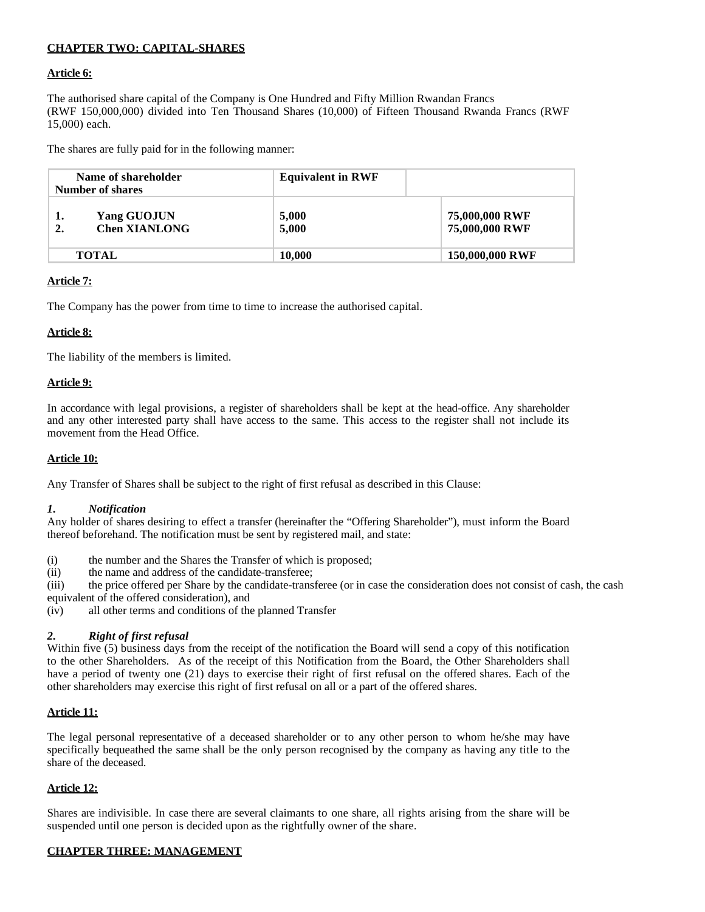**CHAPTER TWO: CAPITAL-SHARES**

**Article 6:**

The authorised share capital of the Company is One Hundred and Fifty Million Rwandan Francs (RWF 150,000,000) divided into Ten Thousand Shares (10,000) of Fifteen Thousand Rwanda Francs (RWF 15,000) each.

The shares are fully paid for in the following manner:

| Name of shareholder<br>Number of shares | Equivalent in RWF | |
|---|---|---|
| 1. Yang GUOJUN<br>2. Chen XIANLONG | 5,000<br>5,000 | 75,000,000 RWF<br>75,000,000 RWF |
| TOTAL | 10,000 | 150,000,000 RWF |

**Article 7:**

The Company has the power from time to time to increase the authorised capital.

**Article 8:**

The liability of the members is limited.

**Article 9:**

In accordance with legal provisions, a register of shareholders shall be kept at the head-office. Any shareholder and any other interested party shall have access to the same. This access to the register shall not include its movement from the Head Office.

**Article 10:**

Any Transfer of Shares shall be subject to the right of first refusal as described in this Clause:

***1. Notification***

Any holder of shares desiring to effect a transfer (hereinafter the "Offering Shareholder"), must inform the Board thereof beforehand. The notification must be sent by registered mail, and state:

(i) the number and the Shares the Transfer of which is proposed;
(ii) the name and address of the candidate-transferee;
(iii) the price offered per Share by the candidate-transferee (or in case the consideration does not consist of cash, the cash equivalent of the offered consideration), and
(iv) all other terms and conditions of the planned Transfer

***2. Right of first refusal***

Within five (5) business days from the receipt of the notification the Board will send a copy of this notification to the other Shareholders. As of the receipt of this Notification from the Board, the Other Shareholders shall have a period of twenty one (21) days to exercise their right of first refusal on the offered shares. Each of the other shareholders may exercise this right of first refusal on all or a part of the offered shares.

**Article 11:**

The legal personal representative of a deceased shareholder or to any other person to whom he/she may have specifically bequeathed the same shall be the only person recognised by the company as having any title to the share of the deceased.

**Article 12:**

Shares are indivisible. In case there are several claimants to one share, all rights arising from the share will be suspended until one person is decided upon as the rightfully owner of the share.

**CHAPTER THREE: MANAGEMENT**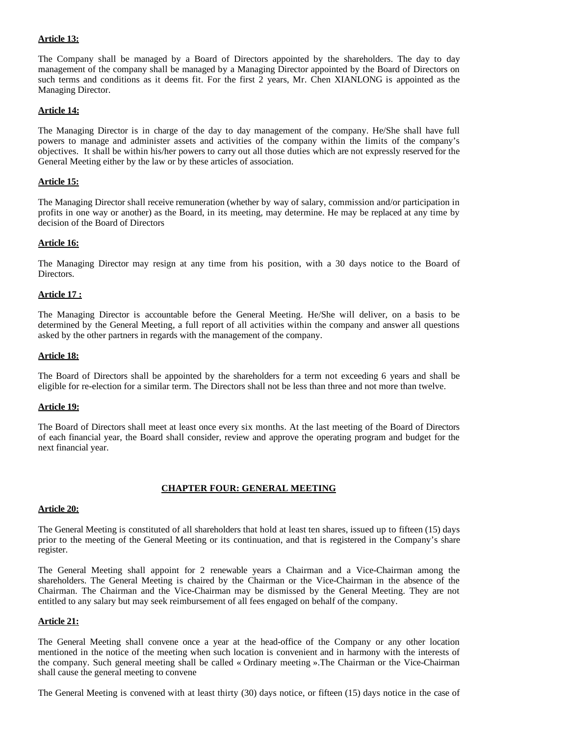**Article 13:**

The Company shall be managed by a Board of Directors appointed by the shareholders. The day to day management of the company shall be managed by a Managing Director appointed by the Board of Directors on such terms and conditions as it deems fit. For the first 2 years, Mr. Chen XIANLONG is appointed as the Managing Director.

**Article 14:**

The Managing Director is in charge of the day to day management of the company. He/She shall have full powers to manage and administer assets and activities of the company within the limits of the company's objectives. It shall be within his/her powers to carry out all those duties which are not expressly reserved for the General Meeting either by the law or by these articles of association.

**Article 15:**

The Managing Director shall receive remuneration (whether by way of salary, commission and/or participation in profits in one way or another) as the Board, in its meeting, may determine. He may be replaced at any time by decision of the Board of Directors

**Article 16:**

The Managing Director may resign at any time from his position, with a 30 days notice to the Board of Directors.

**Article 17 :**

The Managing Director is accountable before the General Meeting. He/She will deliver, on a basis to be determined by the General Meeting, a full report of all activities within the company and answer all questions asked by the other partners in regards with the management of the company.

**Article 18:**

The Board of Directors shall be appointed by the shareholders for a term not exceeding 6 years and shall be eligible for re-election for a similar term. The Directors shall not be less than three and not more than twelve.

**Article 19:**

The Board of Directors shall meet at least once every six months. At the last meeting of the Board of Directors of each financial year, the Board shall consider, review and approve the operating program and budget for the next financial year.

## CHAPTER FOUR: GENERAL MEETING

**Article 20:**

The General Meeting is constituted of all shareholders that hold at least ten shares, issued up to fifteen (15) days prior to the meeting of the General Meeting or its continuation, and that is registered in the Company's share register.

The General Meeting shall appoint for 2 renewable years a Chairman and a Vice-Chairman among the shareholders. The General Meeting is chaired by the Chairman or the Vice-Chairman in the absence of the Chairman. The Chairman and the Vice-Chairman may be dismissed by the General Meeting. They are not entitled to any salary but may seek reimbursement of all fees engaged on behalf of the company.

**Article 21:**

The General Meeting shall convene once a year at the head-office of the Company or any other location mentioned in the notice of the meeting when such location is convenient and in harmony with the interests of the company. Such general meeting shall be called « Ordinary meeting ».The Chairman or the Vice-Chairman shall cause the general meeting to convene

The General Meeting is convened with at least thirty (30) days notice, or fifteen (15) days notice in the case of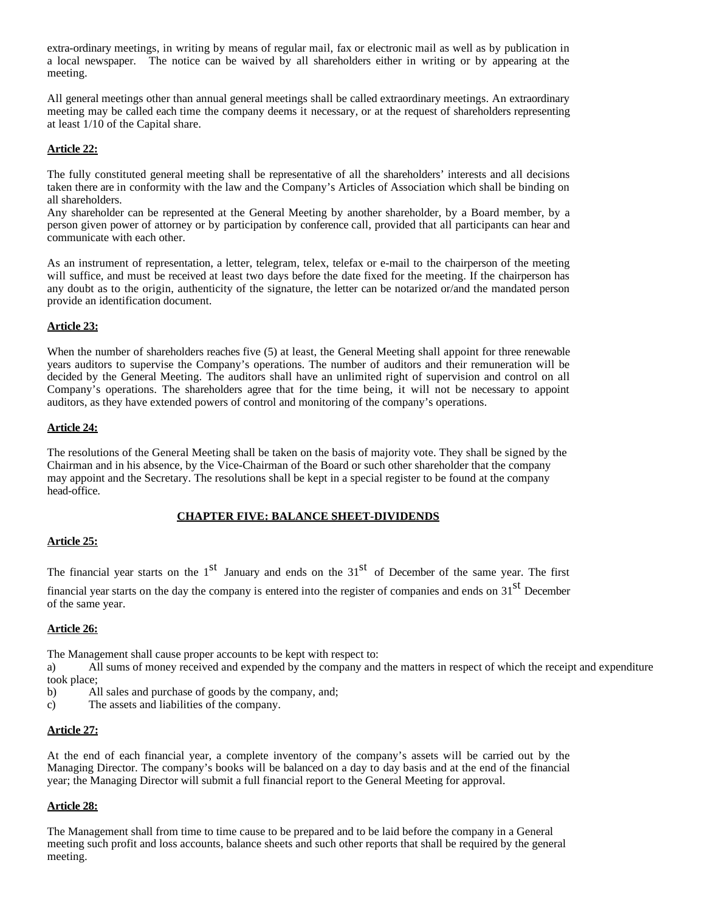extra-ordinary meetings, in writing by means of regular mail, fax or electronic mail as well as by publication in a local newspaper. The notice can be waived by all shareholders either in writing or by appearing at the meeting.

All general meetings other than annual general meetings shall be called extraordinary meetings. An extraordinary meeting may be called each time the company deems it necessary, or at the request of shareholders representing at least 1/10 of the Capital share.

**Article 22:**

The fully constituted general meeting shall be representative of all the shareholders' interests and all decisions taken there are in conformity with the law and the Company's Articles of Association which shall be binding on all shareholders.
Any shareholder can be represented at the General Meeting by another shareholder, by a Board member, by a person given power of attorney or by participation by conference call, provided that all participants can hear and communicate with each other.

As an instrument of representation, a letter, telegram, telex, telefax or e-mail to the chairperson of the meeting will suffice, and must be received at least two days before the date fixed for the meeting. If the chairperson has any doubt as to the origin, authenticity of the signature, the letter can be notarized or/and the mandated person provide an identification document.

**Article 23:**

When the number of shareholders reaches five (5) at least, the General Meeting shall appoint for three renewable years auditors to supervise the Company's operations. The number of auditors and their remuneration will be decided by the General Meeting. The auditors shall have an unlimited right of supervision and control on all Company's operations. The shareholders agree that for the time being, it will not be necessary to appoint auditors, as they have extended powers of control and monitoring of the company's operations.

**Article 24:**

The resolutions of the General Meeting shall be taken on the basis of majority vote. They shall be signed by the Chairman and in his absence, by the Vice-Chairman of the Board or such other shareholder that the company may appoint and the Secretary. The resolutions shall be kept in a special register to be found at the company head-office.

## CHAPTER FIVE: BALANCE SHEET-DIVIDENDS

**Article 25:**

The financial year starts on the 1st January and ends on the 31st of December of the same year. The first financial year starts on the day the company is entered into the register of companies and ends on 31st December of the same year.

**Article 26:**

The Management shall cause proper accounts to be kept with respect to:

a) All sums of money received and expended by the company and the matters in respect of which the receipt and expenditure took place;
b) All sales and purchase of goods by the company, and;
c) The assets and liabilities of the company.

**Article 27:**

At the end of each financial year, a complete inventory of the company's assets will be carried out by the Managing Director. The company's books will be balanced on a day to day basis and at the end of the financial year; the Managing Director will submit a full financial report to the General Meeting for approval.

**Article 28:**

The Management shall from time to time cause to be prepared and to be laid before the company in a General meeting such profit and loss accounts, balance sheets and such other reports that shall be required by the general meeting.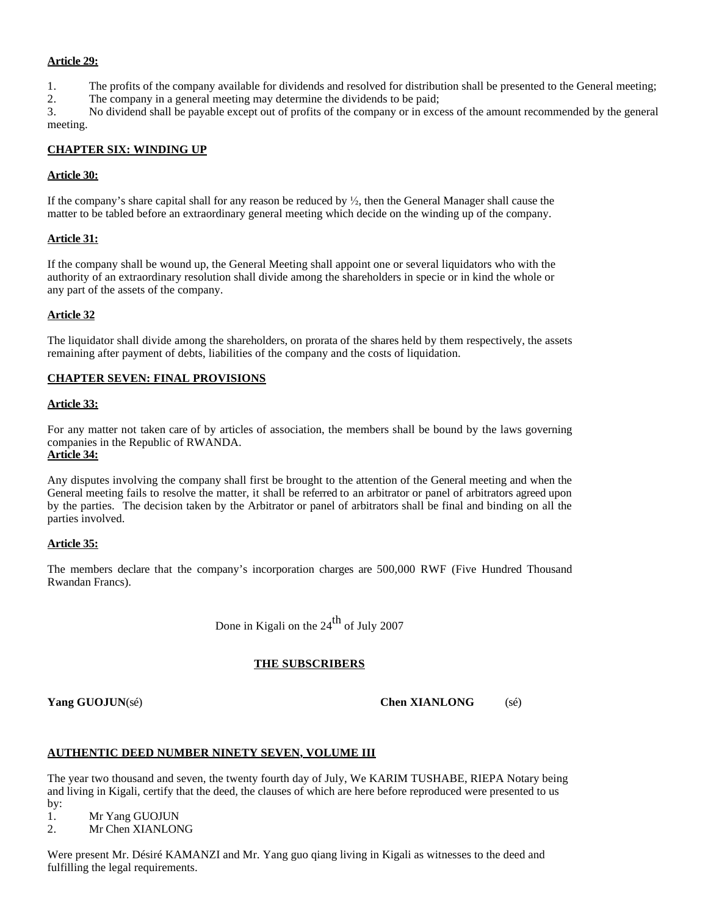**Article 29:**

1. The profits of the company available for dividends and resolved for distribution shall be presented to the General meeting;
2. The company in a general meeting may determine the dividends to be paid;
3. No dividend shall be payable except out of profits of the company or in excess of the amount recommended by the general meeting.

**CHAPTER SIX: WINDING UP**

**Article 30:**

If the company's share capital shall for any reason be reduced by ½, then the General Manager shall cause the matter to be tabled before an extraordinary general meeting which decide on the winding up of the company.

**Article 31:**

If the company shall be wound up, the General Meeting shall appoint one or several liquidators who with the authority of an extraordinary resolution shall divide among the shareholders in specie or in kind the whole or any part of the assets of the company.

**Article 32**

The liquidator shall divide among the shareholders, on prorata of the shares held by them respectively, the assets remaining after payment of debts, liabilities of the company and the costs of liquidation.

**CHAPTER SEVEN: FINAL PROVISIONS**

**Article 33:**

For any matter not taken care of by articles of association, the members shall be bound by the laws governing companies in the Republic of RWANDA.

**Article 34:**

Any disputes involving the company shall first be brought to the attention of the General meeting and when the General meeting fails to resolve the matter, it shall be referred to an arbitrator or panel of arbitrators agreed upon by the parties. The decision taken by the Arbitrator or panel of arbitrators shall be final and binding on all the parties involved.

**Article 35:**

The members declare that the company's incorporation charges are 500,000 RWF (Five Hundred Thousand Rwandan Francs).

Done in Kigali on the 24th of July 2007

**THE SUBSCRIBERS**

**Yang GUOJUN**(sé) **Chen XIANLONG** (sé)

**AUTHENTIC DEED NUMBER NINETY SEVEN, VOLUME III**

The year two thousand and seven, the twenty fourth day of July, We KARIM TUSHABE, RIEPA Notary being and living in Kigali, certify that the deed, the clauses of which are here before reproduced were presented to us by:

1. Mr Yang GUOJUN
2. Mr Chen XIANLONG

Were present Mr. Désiré KAMANZI and Mr. Yang guo qiang living in Kigali as witnesses to the deed and fulfilling the legal requirements.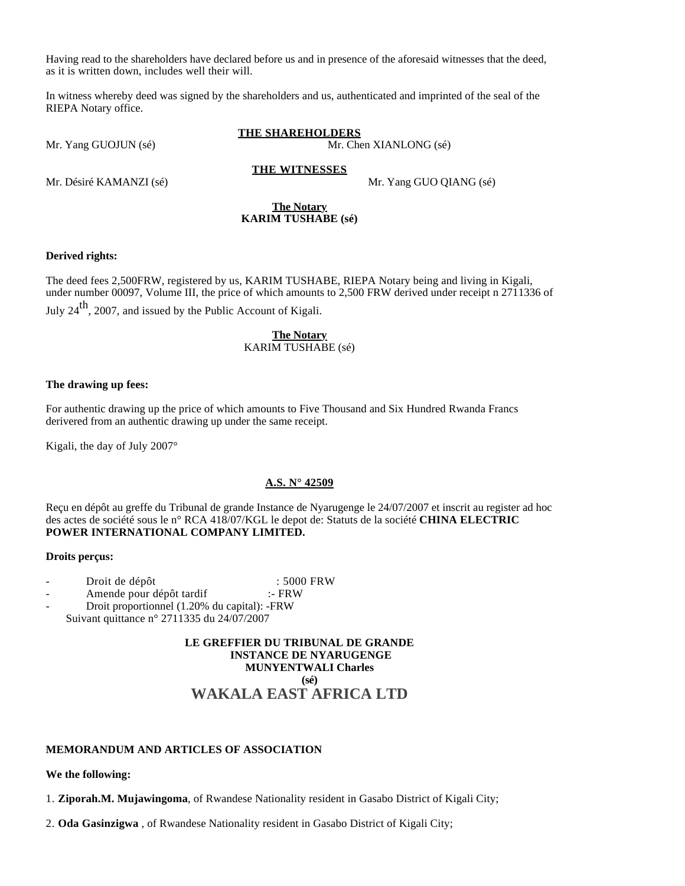Having read to the shareholders have declared before us and in presence of the aforesaid witnesses that the deed, as it is written down, includes well their will.

In witness whereby deed was signed by the shareholders and us, authenticated and imprinted of the seal of the RIEPA Notary office.

**THE SHAREHOLDERS**

Mr. Yang GUOJUN (sé) Mr. Chen XIANLONG (sé)

**THE WITNESSES**

Mr. Désiré KAMANZI (sé) Mr. Yang GUO QIANG (sé)

**The Notary**
**KARIM TUSHABE (sé)**

**Derived rights:**

The deed fees 2,500FRW, registered by us, KARIM TUSHABE, RIEPA Notary being and living in Kigali, under number 00097, Volume III, the price of which amounts to 2,500 FRW derived under receipt n 2711336 of July 24th, 2007, and issued by the Public Account of Kigali.

**The Notary**
KARIM TUSHABE (sé)

**The drawing up fees:**

For authentic drawing up the price of which amounts to Five Thousand and Six Hundred Rwanda Francs derivered from an authentic drawing up under the same receipt.

Kigali, the day of July 2007°

**A.S. N° 42509**

Reçu en dépôt au greffe du Tribunal de grande Instance de Nyarugenge le 24/07/2007 et inscrit au register ad hoc des actes de société sous le n° RCA 418/07/KGL le depot de: Statuts de la société **CHINA ELECTRIC POWER INTERNATIONAL COMPANY LIMITED.**

**Droits perçus:**

- Droit de dépôt : 5000 FRW
- Amende pour dépôt tardif :- FRW
- Droit proportionnel (1.20% du capital): -FRW

Suivant quittance n° 2711335 du 24/07/2007

**LE GREFFIER DU TRIBUNAL DE GRANDE INSTANCE DE NYARUGENGE**
**MUNYENTWALI Charles**
**(sé)**

# WAKALA EAST AFRICA LTD

**MEMORANDUM AND ARTICLES OF ASSOCIATION**

**We the following:**

1. **Ziporah.M. Mujawingoma**, of Rwandese Nationality resident in Gasabo District of Kigali City;
2. **Oda Gasinzigwa** , of Rwandese Nationality resident in Gasabo District of Kigali City;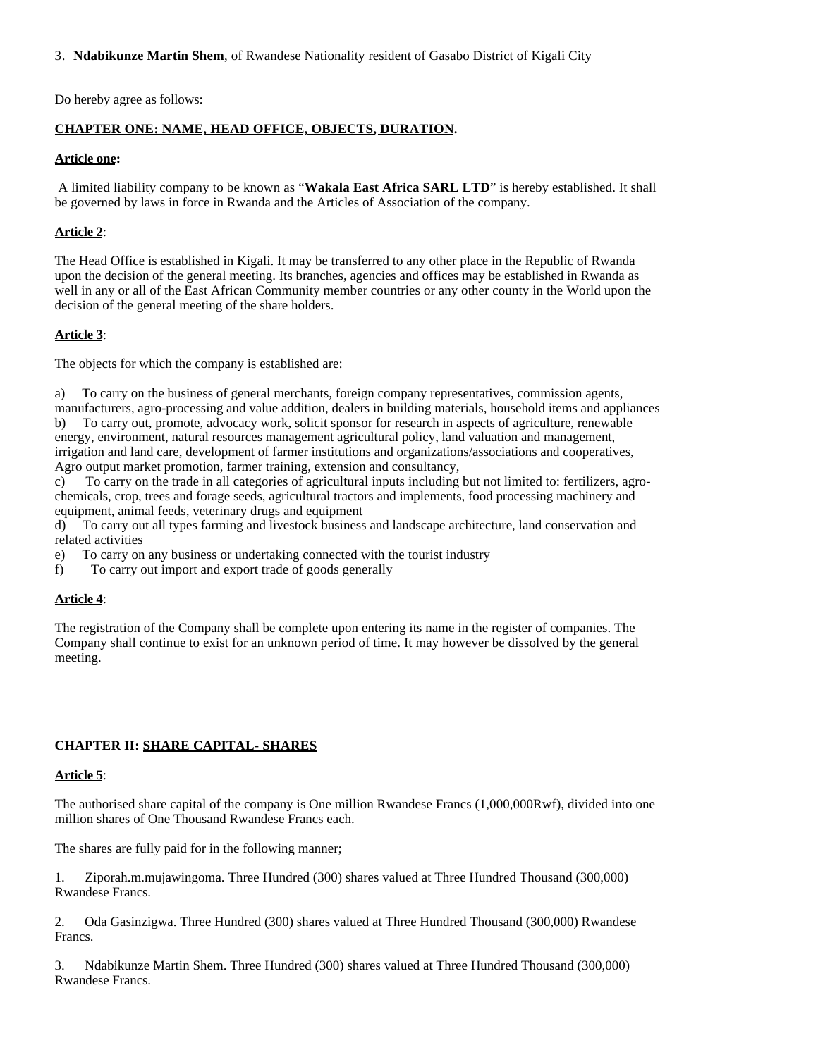3. **Ndabikunze Martin Shem**, of Rwandese Nationality resident of Gasabo District of Kigali City

Do hereby agree as follows:

**CHAPTER ONE: NAME, HEAD OFFICE, OBJECTS, DURATION.**

**Article one:**

A limited liability company to be known as "**Wakala East Africa SARL LTD**" is hereby established. It shall be governed by laws in force in Rwanda and the Articles of Association of the company.

**Article 2**:

The Head Office is established in Kigali. It may be transferred to any other place in the Republic of Rwanda upon the decision of the general meeting. Its branches, agencies and offices may be established in Rwanda as well in any or all of the East African Community member countries or any other county in the World upon the decision of the general meeting of the share holders.

**Article 3**:

The objects for which the company is established are:

a) To carry on the business of general merchants, foreign company representatives, commission agents, manufacturers, agro-processing and value addition, dealers in building materials, household items and appliances
b) To carry out, promote, advocacy work, solicit sponsor for research in aspects of agriculture, renewable energy, environment, natural resources management agricultural policy, land valuation and management, irrigation and land care, development of farmer institutions and organizations/associations and cooperatives, Agro output market promotion, farmer training, extension and consultancy,
c) To carry on the trade in all categories of agricultural inputs including but not limited to: fertilizers, agro-chemicals, crop, trees and forage seeds, agricultural tractors and implements, food processing machinery and equipment, animal feeds, veterinary drugs and equipment
d) To carry out all types farming and livestock business and landscape architecture, land conservation and related activities
e) To carry on any business or undertaking connected with the tourist industry
f) To carry out import and export trade of goods generally

**Article 4**:

The registration of the Company shall be complete upon entering its name in the register of companies. The Company shall continue to exist for an unknown period of time. It may however be dissolved by the general meeting.

**CHAPTER II: SHARE CAPITAL- SHARES**

**Article 5**:

The authorised share capital of the company is One million Rwandese Francs (1,000,000Rwf), divided into one million shares of One Thousand Rwandese Francs each.

The shares are fully paid for in the following manner;

1. Ziporah.m.mujawingoma. Three Hundred (300) shares valued at Three Hundred Thousand (300,000) Rwandese Francs.

2. Oda Gasinzigwa. Three Hundred (300) shares valued at Three Hundred Thousand (300,000) Rwandese Francs.

3. Ndabikunze Martin Shem. Three Hundred (300) shares valued at Three Hundred Thousand (300,000) Rwandese Francs.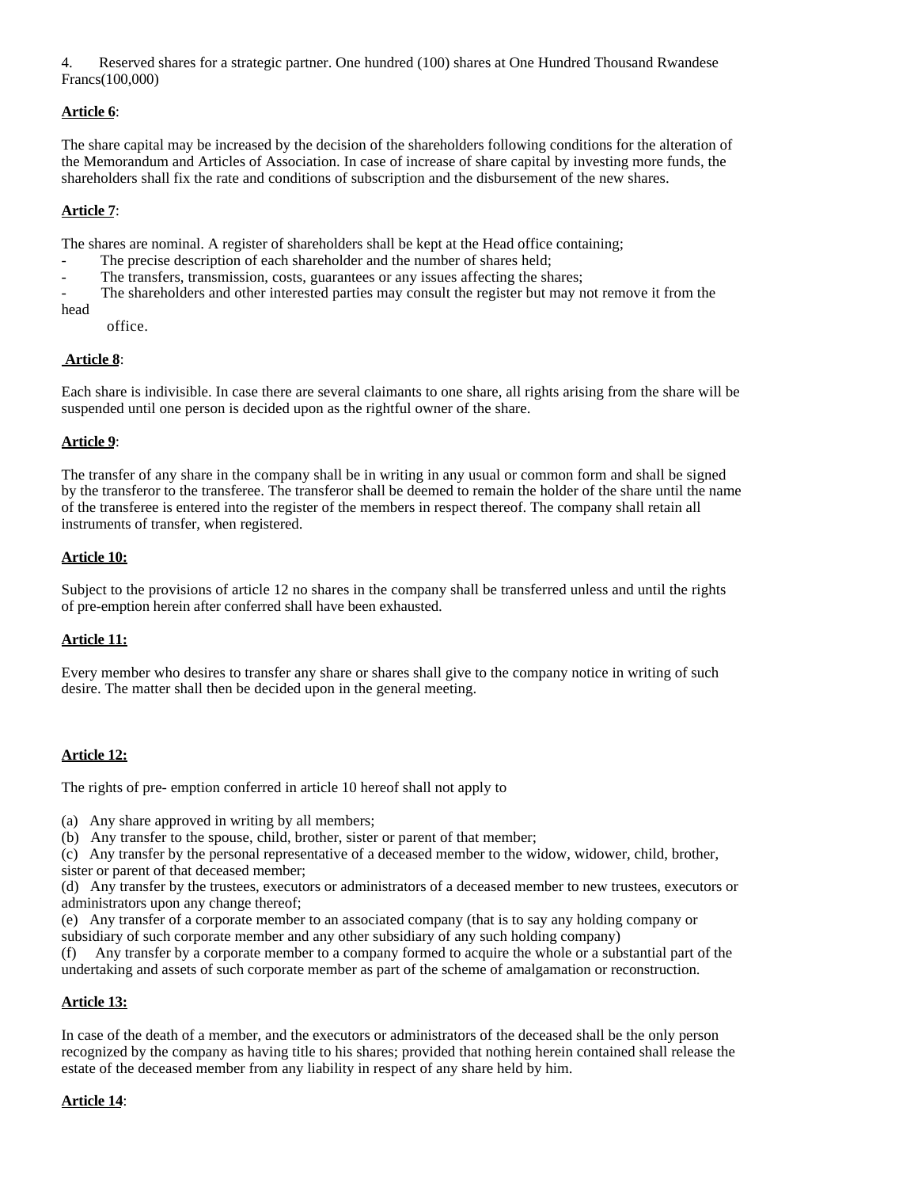4. Reserved shares for a strategic partner. One hundred (100) shares at One Hundred Thousand Rwandese Francs(100,000)

**Article 6**:

The share capital may be increased by the decision of the shareholders following conditions for the alteration of the Memorandum and Articles of Association. In case of increase of share capital by investing more funds, the shareholders shall fix the rate and conditions of subscription and the disbursement of the new shares.

**Article 7**:

The shares are nominal. A register of shareholders shall be kept at the Head office containing;

- The precise description of each shareholder and the number of shares held;
- The transfers, transmission, costs, guarantees or any issues affecting the shares;
- The shareholders and other interested parties may consult the register but may not remove it from the head office.

**Article 8**:

Each share is indivisible. In case there are several claimants to one share, all rights arising from the share will be suspended until one person is decided upon as the rightful owner of the share.

**Article 9**:

The transfer of any share in the company shall be in writing in any usual or common form and shall be signed by the transferor to the transferee. The transferor shall be deemed to remain the holder of the share until the name of the transferee is entered into the register of the members in respect thereof. The company shall retain all instruments of transfer, when registered.

**Article 10:**

Subject to the provisions of article 12 no shares in the company shall be transferred unless and until the rights of pre-emption herein after conferred shall have been exhausted.

**Article 11:**

Every member who desires to transfer any share or shares shall give to the company notice in writing of such desire. The matter shall then be decided upon in the general meeting.

**Article 12:**

The rights of pre- emption conferred in article 10 hereof shall not apply to

(a) Any share approved in writing by all members;
(b) Any transfer to the spouse, child, brother, sister or parent of that member;
(c) Any transfer by the personal representative of a deceased member to the widow, widower, child, brother, sister or parent of that deceased member;
(d) Any transfer by the trustees, executors or administrators of a deceased member to new trustees, executors or administrators upon any change thereof;
(e) Any transfer of a corporate member to an associated company (that is to say any holding company or subsidiary of such corporate member and any other subsidiary of any such holding company)
(f) Any transfer by a corporate member to a company formed to acquire the whole or a substantial part of the undertaking and assets of such corporate member as part of the scheme of amalgamation or reconstruction.

**Article 13:**

In case of the death of a member, and the executors or administrators of the deceased shall be the only person recognized by the company as having title to his shares; provided that nothing herein contained shall release the estate of the deceased member from any liability in respect of any share held by him.

**Article 14**: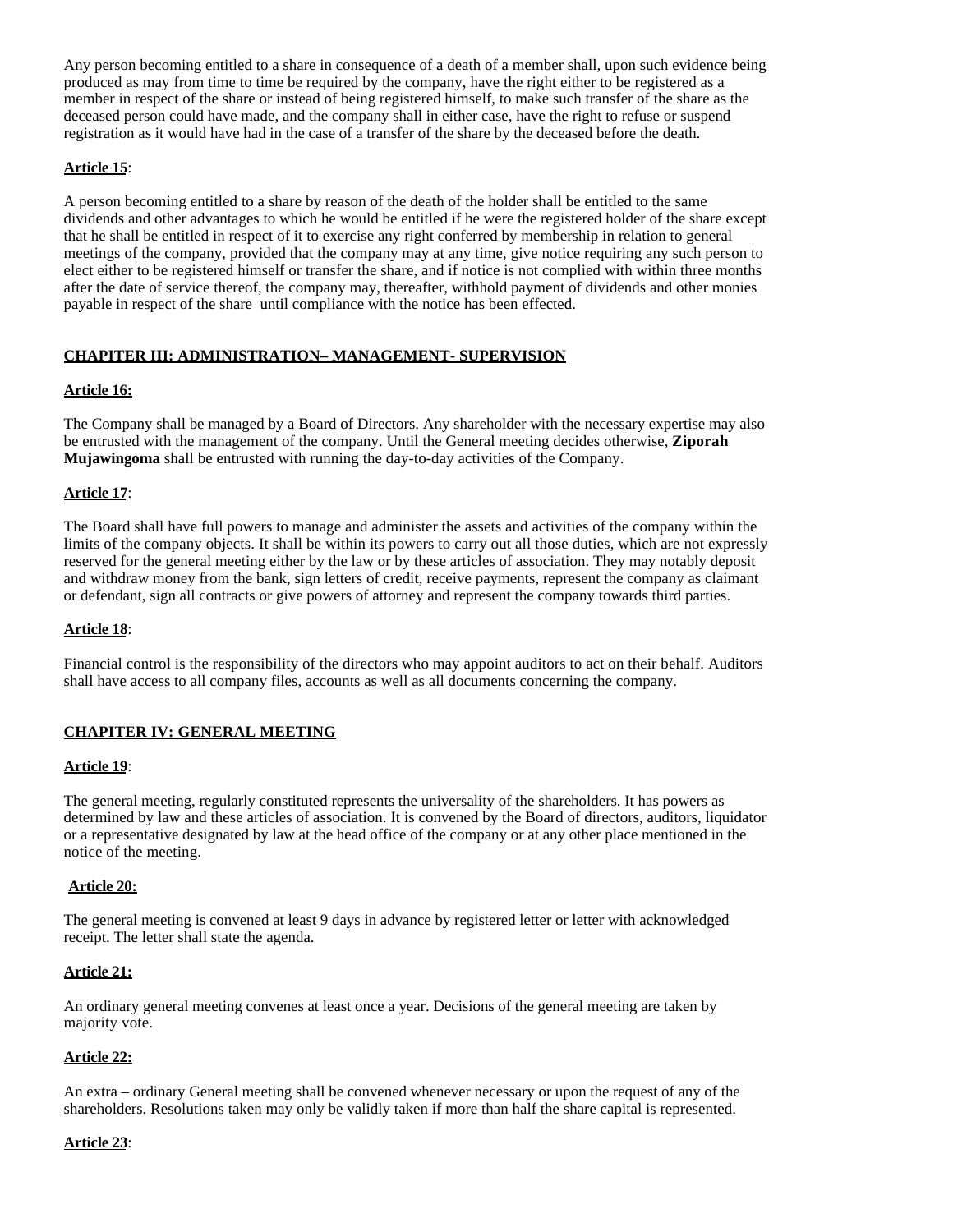Any person becoming entitled to a share in consequence of a death of a member shall, upon such evidence being produced as may from time to time be required by the company, have the right either to be registered as a member in respect of the share or instead of being registered himself, to make such transfer of the share as the deceased person could have made, and the company shall in either case, have the right to refuse or suspend registration as it would have had in the case of a transfer of the share by the deceased before the death.

**Article 15**:

A person becoming entitled to a share by reason of the death of the holder shall be entitled to the same dividends and other advantages to which he would be entitled if he were the registered holder of the share except that he shall be entitled in respect of it to exercise any right conferred by membership in relation to general meetings of the company, provided that the company may at any time, give notice requiring any such person to elect either to be registered himself or transfer the share, and if notice is not complied with within three months after the date of service thereof, the company may, thereafter, withhold payment of dividends and other monies payable in respect of the share until compliance with the notice has been effected.

## CHAPITER III: ADMINISTRATION– MANAGEMENT- SUPERVISION

**Article 16:**

The Company shall be managed by a Board of Directors. Any shareholder with the necessary expertise may also be entrusted with the management of the company. Until the General meeting decides otherwise, **Ziporah Mujawingoma** shall be entrusted with running the day-to-day activities of the Company.

**Article 17**:

The Board shall have full powers to manage and administer the assets and activities of the company within the limits of the company objects. It shall be within its powers to carry out all those duties, which are not expressly reserved for the general meeting either by the law or by these articles of association. They may notably deposit and withdraw money from the bank, sign letters of credit, receive payments, represent the company as claimant or defendant, sign all contracts or give powers of attorney and represent the company towards third parties.

**Article 18**:

Financial control is the responsibility of the directors who may appoint auditors to act on their behalf. Auditors shall have access to all company files, accounts as well as all documents concerning the company.

## CHAPITER IV: GENERAL MEETING

**Article 19**:

The general meeting, regularly constituted represents the universality of the shareholders. It has powers as determined by law and these articles of association. It is convened by the Board of directors, auditors, liquidator or a representative designated by law at the head office of the company or at any other place mentioned in the notice of the meeting.

**Article 20:**

The general meeting is convened at least 9 days in advance by registered letter or letter with acknowledged receipt. The letter shall state the agenda.

**Article 21:**

An ordinary general meeting convenes at least once a year. Decisions of the general meeting are taken by majority vote.

**Article 22:**

An extra – ordinary General meeting shall be convened whenever necessary or upon the request of any of the shareholders. Resolutions taken may only be validly taken if more than half the share capital is represented.

**Article 23**: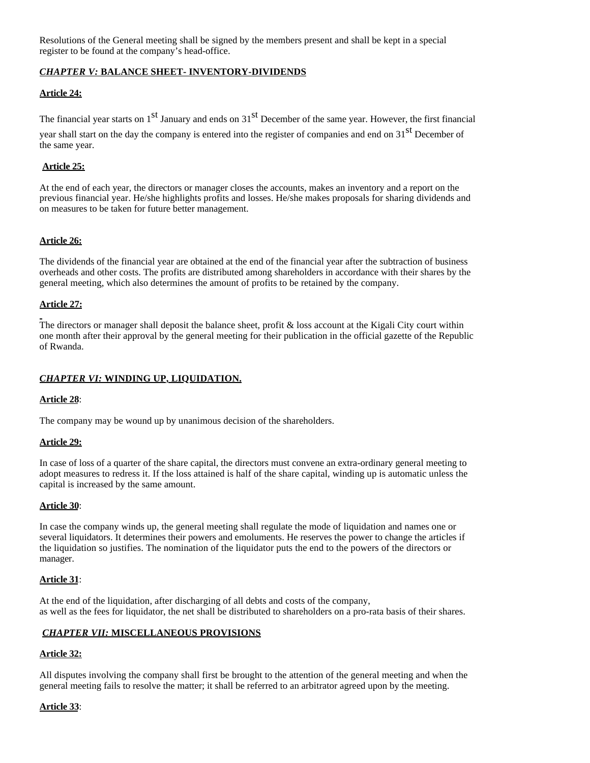Resolutions of the General meeting shall be signed by the members present and shall be kept in a special register to be found at the company's head-office.

## ***CHAPTER V:*** **BALANCE SHEET- INVENTORY-DIVIDENDS**

**Article 24:**

The financial year starts on 1st January and ends on 31st December of the same year. However, the first financial year shall start on the day the company is entered into the register of companies and end on 31st December of the same year.

**Article 25:**

At the end of each year, the directors or manager closes the accounts, makes an inventory and a report on the previous financial year. He/she highlights profits and losses. He/she makes proposals for sharing dividends and on measures to be taken for future better management.

**Article 26:**

The dividends of the financial year are obtained at the end of the financial year after the subtraction of business overheads and other costs. The profits are distributed among shareholders in accordance with their shares by the general meeting, which also determines the amount of profits to be retained by the company.

**Article 27:**

The directors or manager shall deposit the balance sheet, profit & loss account at the Kigali City court within one month after their approval by the general meeting for their publication in the official gazette of the Republic of Rwanda.

## ***CHAPTER VI:*** **WINDING UP, LIQUIDATION.**

**Article 28**:

The company may be wound up by unanimous decision of the shareholders.

**Article 29:**

In case of loss of a quarter of the share capital, the directors must convene an extra-ordinary general meeting to adopt measures to redress it. If the loss attained is half of the share capital, winding up is automatic unless the capital is increased by the same amount.

**Article 30**:

In case the company winds up, the general meeting shall regulate the mode of liquidation and names one or several liquidators. It determines their powers and emoluments. He reserves the power to change the articles if the liquidation so justifies. The nomination of the liquidator puts the end to the powers of the directors or manager.

**Article 31**:

At the end of the liquidation, after discharging of all debts and costs of the company, as well as the fees for liquidator, the net shall be distributed to shareholders on a pro-rata basis of their shares.

## ***CHAPTER VII:*** **MISCELLANEOUS PROVISIONS**

**Article 32:**

All disputes involving the company shall first be brought to the attention of the general meeting and when the general meeting fails to resolve the matter; it shall be referred to an arbitrator agreed upon by the meeting.

**Article 33**: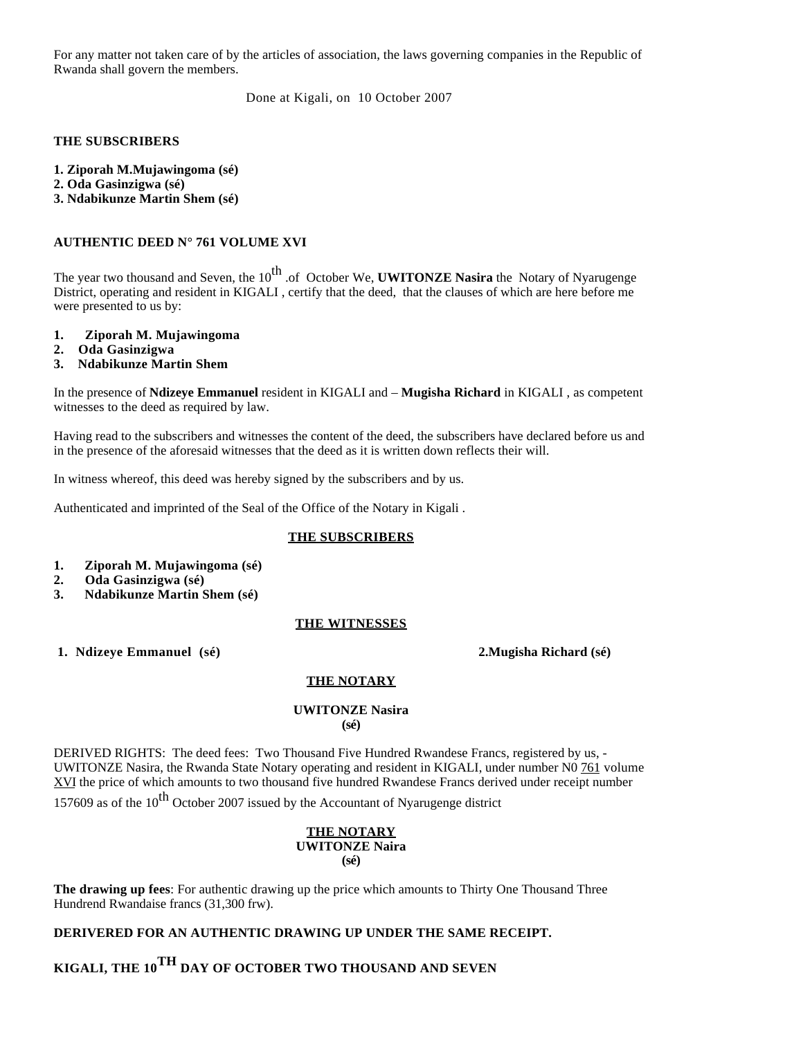For any matter not taken care of by the articles of association, the laws governing companies in the Republic of Rwanda shall govern the members.

Done at Kigali, on 10 October 2007

**THE SUBSCRIBERS**

**1. Ziporah M.Mujawingoma (sé)**
**2. Oda Gasinzigwa (sé)**
**3. Ndabikunze Martin Shem (sé)**

**AUTHENTIC DEED N° 761 VOLUME XVI**

The year two thousand and Seven, the 10th .of October We, **UWITONZE Nasira** the Notary of Nyarugenge District, operating and resident in KIGALI , certify that the deed, that the clauses of which are here before me were presented to us by:

1. **Ziporah M. Mujawingoma**
2. **Oda Gasinzigwa**
3. **Ndabikunze Martin Shem**

In the presence of **Ndizeye Emmanuel** resident in KIGALI and – **Mugisha Richard** in KIGALI , as competent witnesses to the deed as required by law.

Having read to the subscribers and witnesses the content of the deed, the subscribers have declared before us and in the presence of the aforesaid witnesses that the deed as it is written down reflects their will.

In witness whereof, this deed was hereby signed by the subscribers and by us.

Authenticated and imprinted of the Seal of the Office of the Notary in Kigali .

**THE SUBSCRIBERS**

1. **Ziporah M. Mujawingoma (sé)**
2. **Oda Gasinzigwa (sé)**
3. **Ndabikunze Martin Shem (sé)**

**THE WITNESSES**

**1. Ndizeye Emmanuel (sé)** **2.Mugisha Richard (sé)**

**THE NOTARY**

**UWITONZE Nasira**
**(sé)**

DERIVED RIGHTS: The deed fees: Two Thousand Five Hundred Rwandese Francs, registered by us, - UWITONZE Nasira, the Rwanda State Notary operating and resident in KIGALI, under number N0 761 volume XVI the price of which amounts to two thousand five hundred Rwandese Francs derived under receipt number 157609 as of the 10th October 2007 issued by the Accountant of Nyarugenge district

**THE NOTARY**
**UWITONZE Naira**
**(sé)**

**The drawing up fees**: For authentic drawing up the price which amounts to Thirty One Thousand Three Hundrend Rwandaise francs (31,300 frw).

**DERIVERED FOR AN AUTHENTIC DRAWING UP UNDER THE SAME RECEIPT.**

**KIGALI, THE 10TH DAY OF OCTOBER TWO THOUSAND AND SEVEN**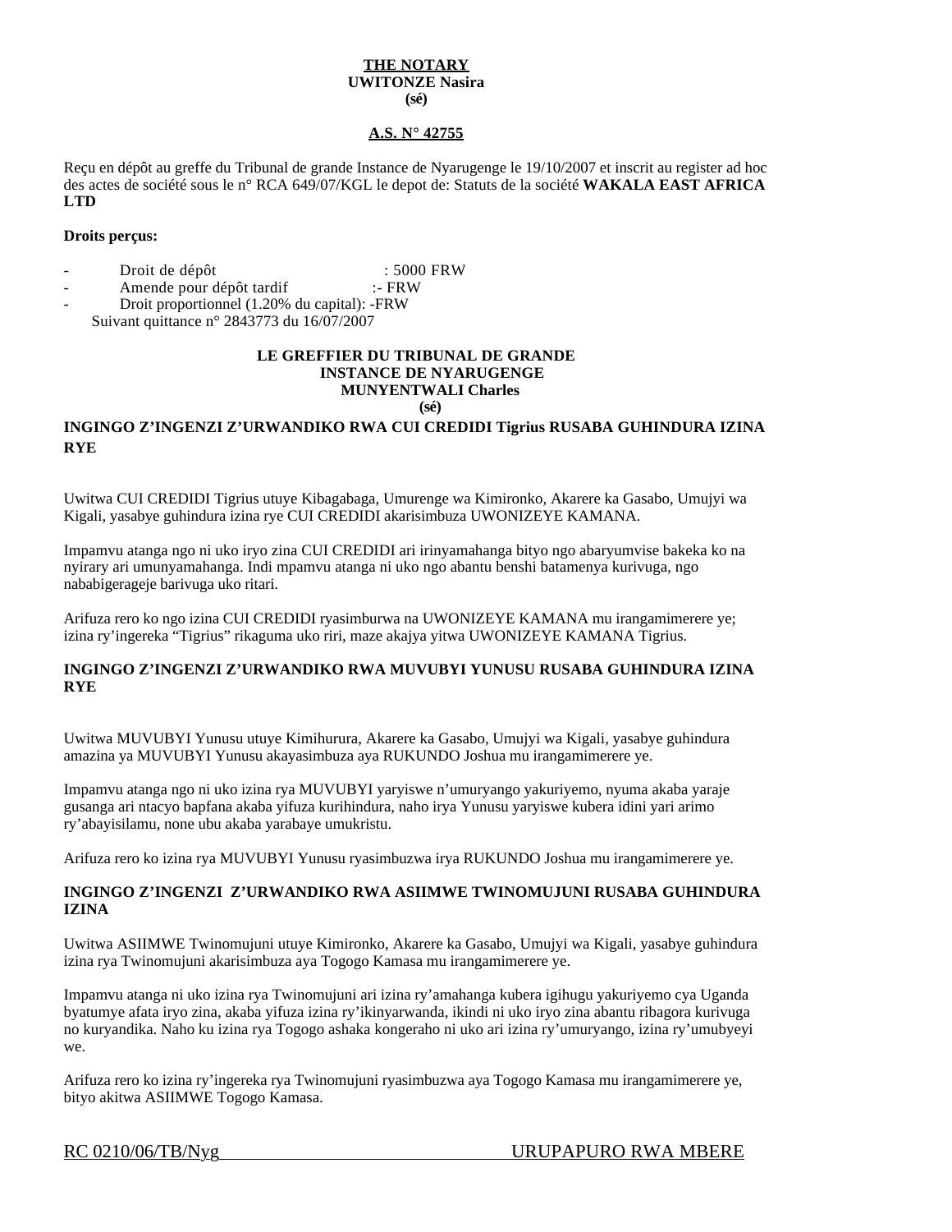**THE NOTARY**
**UWITONZE Nasira**
**(sé)**

**A.S. N° 42755**

Reçu en dépôt au greffe du Tribunal de grande Instance de Nyarugenge le 19/10/2007 et inscrit au register ad hoc des actes de société sous le n° RCA 649/07/KGL le depot de: Statuts de la société **WAKALA EAST AFRICA LTD**

**Droits perçus:**

- Droit de dépôt : 5000 FRW
- Amende pour dépôt tardif :- FRW
- Droit proportionnel (1.20% du capital): -FRW

Suivant quittance n° 2843773 du 16/07/2007

**LE GREFFIER DU TRIBUNAL DE GRANDE INSTANCE DE NYARUGENGE**
**MUNYENTWALI Charles**
**(sé)**

**INGINGO Z'INGENZI Z'URWANDIKO RWA CUI CREDIDI Tigrius RUSABA GUHINDURA IZINA RYE**

Uwitwa CUI CREDIDI Tigrius utuye Kibagabaga, Umurenge wa Kimironko, Akarere ka Gasabo, Umujyi wa Kigali, yasabye guhindura izina rye CUI CREDIDI akarisimbuza UWONIZEYE KAMANA.

Impamvu atanga ngo ni uko iryo zina CUI CREDIDI ari irinyamahanga bityo ngo abaryumvise bakeka ko na nyirary ari umunyamahanga. Indi mpamvu atanga ni uko ngo abantu benshi batamenya kurivuga, ngo nababigerageje barivuga uko ritari.

Arifuza rero ko ngo izina CUI CREDIDI ryasimburwa na UWONIZEYE KAMANA mu irangamimerere ye; izina ry'ingereka "Tigrius" rikaguma uko riri, maze akajya yitwa UWONIZEYE KAMANA Tigrius.

**INGINGO Z'INGENZI Z'URWANDIKO RWA MUVUBYI YUNUSU RUSABA GUHINDURA IZINA RYE**

Uwitwa MUVUBYI Yunusu utuye Kimihurura, Akarere ka Gasabo, Umujyi wa Kigali, yasabye guhindura amazina ya MUVUBYI Yunusu akayasimbuza aya RUKUNDO Joshua mu irangamimerere ye.

Impamvu atanga ngo ni uko izina rya MUVUBYI yaryiswe n'umuryango yakuriyemo, nyuma akaba yaraje gusanga ari ntacyo bapfana akaba yifuza kurihindura, naho irya Yunusu yaryiswe kubera idini yari arimo ry'abayisilamu, none ubu akaba yarabaye umukristu.

Arifuza rero ko izina rya MUVUBYI Yunusu ryasimbuzwa irya RUKUNDO Joshua mu irangamimerere ye.

**INGINGO Z'INGENZI Z'URWANDIKO RWA ASIIMWE TWINOMUJUNI RUSABA GUHINDURA IZINA**

Uwitwa ASIIMWE Twinomujuni utuye Kimironko, Akarere ka Gasabo, Umujyi wa Kigali, yasabye guhindura izina rya Twinomujuni akarisimbuza aya Togogo Kamasa mu irangamimerere ye.

Impamvu atanga ni uko izina rya Twinomujuni ari izina ry'amahanga kubera igihugu yakuriyemo cya Uganda byatumye afata iryo zina, akaba yifuza izina ry'ikinyarwanda, ikindi ni uko iryo zina abantu ribagora kurivuga no kuryandika. Naho ku izina rya Togogo ashaka kongeraho ni uko ari izina ry'umuryango, izina ry'umubyeyi we.

Arifuza rero ko izina ry'ingereka rya Twinomujuni ryasimbuzwa aya Togogo Kamasa mu irangamimerere ye, bityo akitwa ASIIMWE Togogo Kamasa.

RC 0210/06/TB/Nyg URUPAPURO RWA MBERE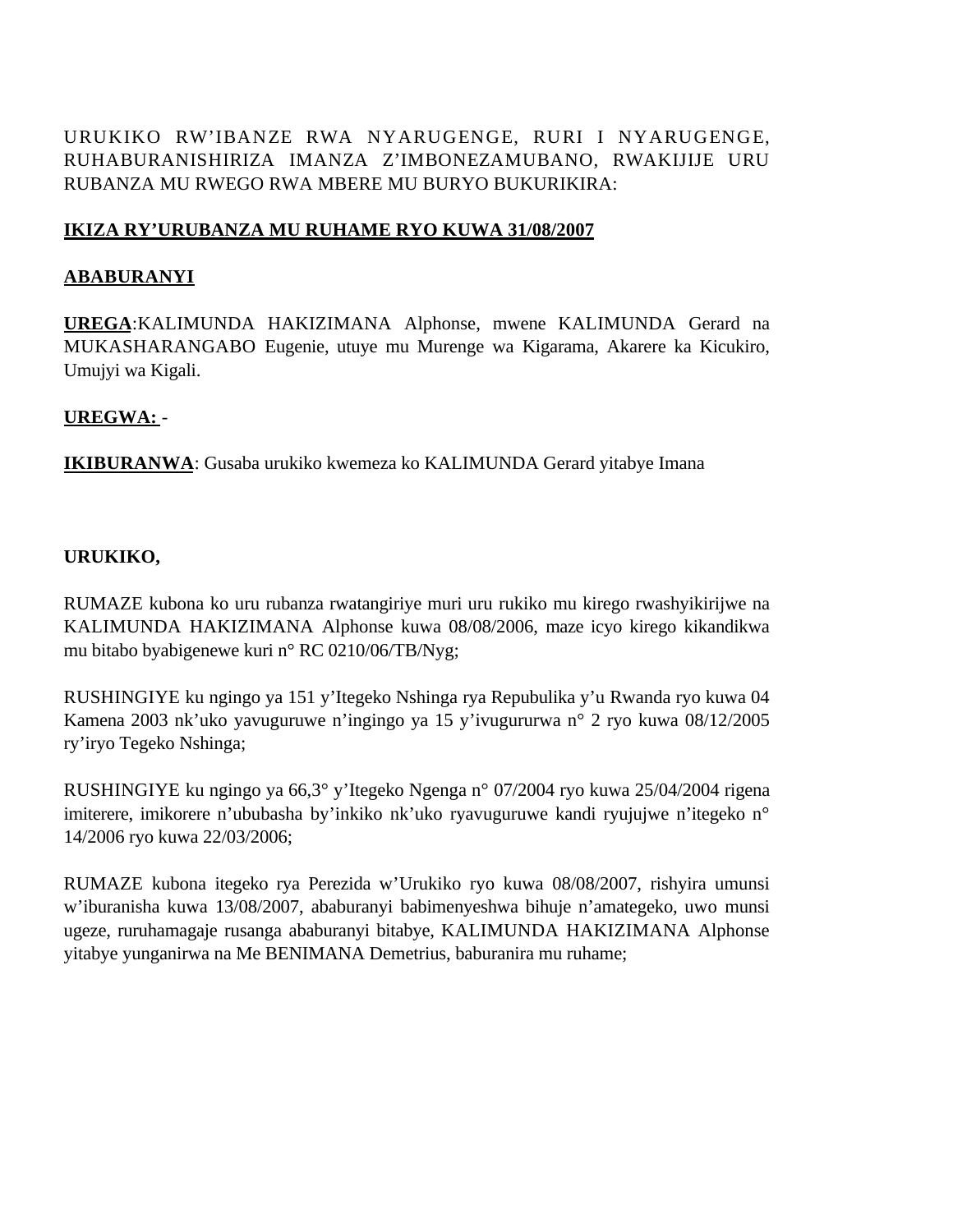URUKIKO RW'IBANZE RWA NYARUGENGE, RURI I NYARUGENGE, RUHABURANISHIRIZA IMANZA Z'IMBONEZAMUBANO, RWAKIJIJE URU RUBANZA MU RWEGO RWA MBERE MU BURYO BUKURIKIRA:

**IKIZA RY'URUBANZA MU RUHAME RYO KUWA 31/08/2007**

**ABABURANYI**

**UREGA**:KALIMUNDA HAKIZIMANA Alphonse, mwene KALIMUNDA Gerard na MUKASHARANGABO Eugenie, utuye mu Murenge wa Kigarama, Akarere ka Kicukiro, Umujyi wa Kigali.

**UREGWA:** -

**IKIBURANWA**: Gusaba urukiko kwemeza ko KALIMUNDA Gerard yitabye Imana

**URUKIKO,**

RUMAZE kubona ko uru rubanza rwatangiriye muri uru rukiko mu kirego rwashyikirijwe na KALIMUNDA HAKIZIMANA Alphonse kuwa 08/08/2006, maze icyo kirego kikandikwa mu bitabo byabigenewe kuri n° RC 0210/06/TB/Nyg;

RUSHINGIYE ku ngingo ya 151 y'Itegeko Nshinga rya Repubulika y'u Rwanda ryo kuwa 04 Kamena 2003 nk'uko yavuguruwe n'ingingo ya 15 y'ivugururwa n° 2 ryo kuwa 08/12/2005 ry'iryo Tegeko Nshinga;

RUSHINGIYE ku ngingo ya 66,3° y'Itegeko Ngenga n° 07/2004 ryo kuwa 25/04/2004 rigena imiterere, imikorere n'ububasha by'inkiko nk'uko ryavuguruwe kandi ryujujwe n'itegeko n° 14/2006 ryo kuwa 22/03/2006;

RUMAZE kubona itegeko rya Perezida w'Urukiko ryo kuwa 08/08/2007, rishyira umunsi w'iburanisha kuwa 13/08/2007, ababuranyi babimenyeshwa bihuje n'amategeko, uwo munsi ugeze, ruruhamagaje rusanga ababuranyi bitabye, KALIMUNDA HAKIZIMANA Alphonse yitabye yunganirwa na Me BENIMANA Demetrius, baburanira mu ruhame;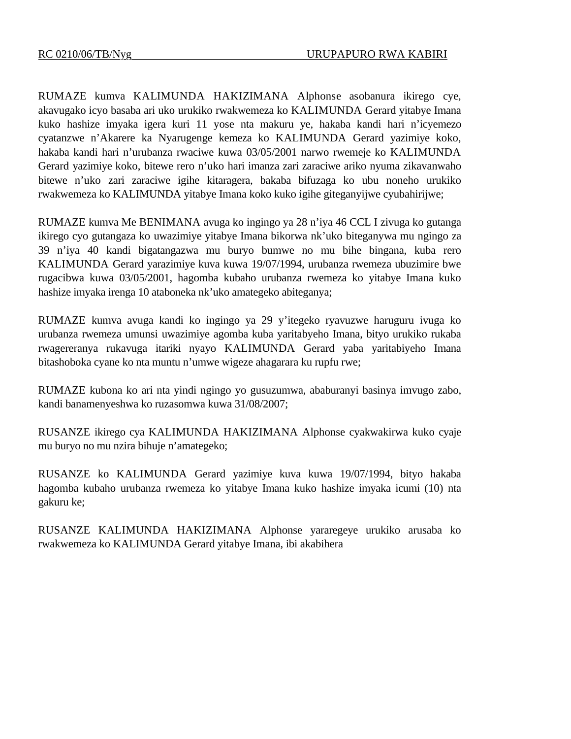RC 0210/06/TB/Nyg URUPAPURO RWA KABIRI

RUMAZE kumva KALIMUNDA HAKIZIMANA Alphonse asobanura ikirego cye, akavugako icyo basaba ari uko urukiko rwakwemeza ko KALIMUNDA Gerard yitabye Imana kuko hashize imyaka igera kuri 11 yose nta makuru ye, hakaba kandi hari n'icyemezo cyatanzwe n'Akarere ka Nyarugenge kemeza ko KALIMUNDA Gerard yazimiye koko, hakaba kandi hari n'urubanza rwaciwe kuwa 03/05/2001 narwo rwemeje ko KALIMUNDA Gerard yazimiye koko, bitewe rero n'uko hari imanza zari zaraciwe ariko nyuma zikavanwaho bitewe n'uko zari zaraciwe igihe kitaragera, bakaba bifuzaga ko ubu noneho urukiko rwakwemeza ko KALIMUNDA yitabye Imana koko kuko igihe giteganyijwe cyubahirijwe;

RUMAZE kumva Me BENIMANA avuga ko ingingo ya 28 n'iya 46 CCL I zivuga ko gutanga ikirego cyo gutangaza ko uwazimiye yitabye Imana bikorwa nk'uko biteganywa mu ngingo za 39 n'iya 40 kandi bigatangazwa mu buryo bumwe no mu bihe bingana, kuba rero KALIMUNDA Gerard yarazimiye kuva kuwa 19/07/1994, urubanza rwemeza ubuzimire bwe rugacibwa kuwa 03/05/2001, hagomba kubaho urubanza rwemeza ko yitabye Imana kuko hashize imyaka irenga 10 ataboneka nk'uko amategeko abiteganya;

RUMAZE kumva avuga kandi ko ingingo ya 29 y'itegeko ryavuzwe haruguru ivuga ko urubanza rwemeza umunsi uwazimiye agomba kuba yaritabyeho Imana, bityo urukiko rukaba rwagereranya rukavuga itariki nyayo KALIMUNDA Gerard yaba yaritabiyeho Imana bitashoboka cyane ko nta muntu n'umwe wigeze ahagarara ku rupfu rwe;

RUMAZE kubona ko ari nta yindi ngingo yo gusuzumwa, ababuranyi basinya imvugo zabo, kandi banamenyeshwa ko ruzasomwa kuwa 31/08/2007;

RUSANZE ikirego cya KALIMUNDA HAKIZIMANA Alphonse cyakwakirwa kuko cyaje mu buryo no mu nzira bihuje n'amategeko;

RUSANZE ko KALIMUNDA Gerard yazimiye kuva kuwa 19/07/1994, bityo hakaba hagomba kubaho urubanza rwemeza ko yitabye Imana kuko hashize imyaka icumi (10) nta gakuru ke;

RUSANZE KALIMUNDA HAKIZIMANA Alphonse yararegeye urukiko arusaba ko rwakwemeza ko KALIMUNDA Gerard yitabye Imana, ibi akabihera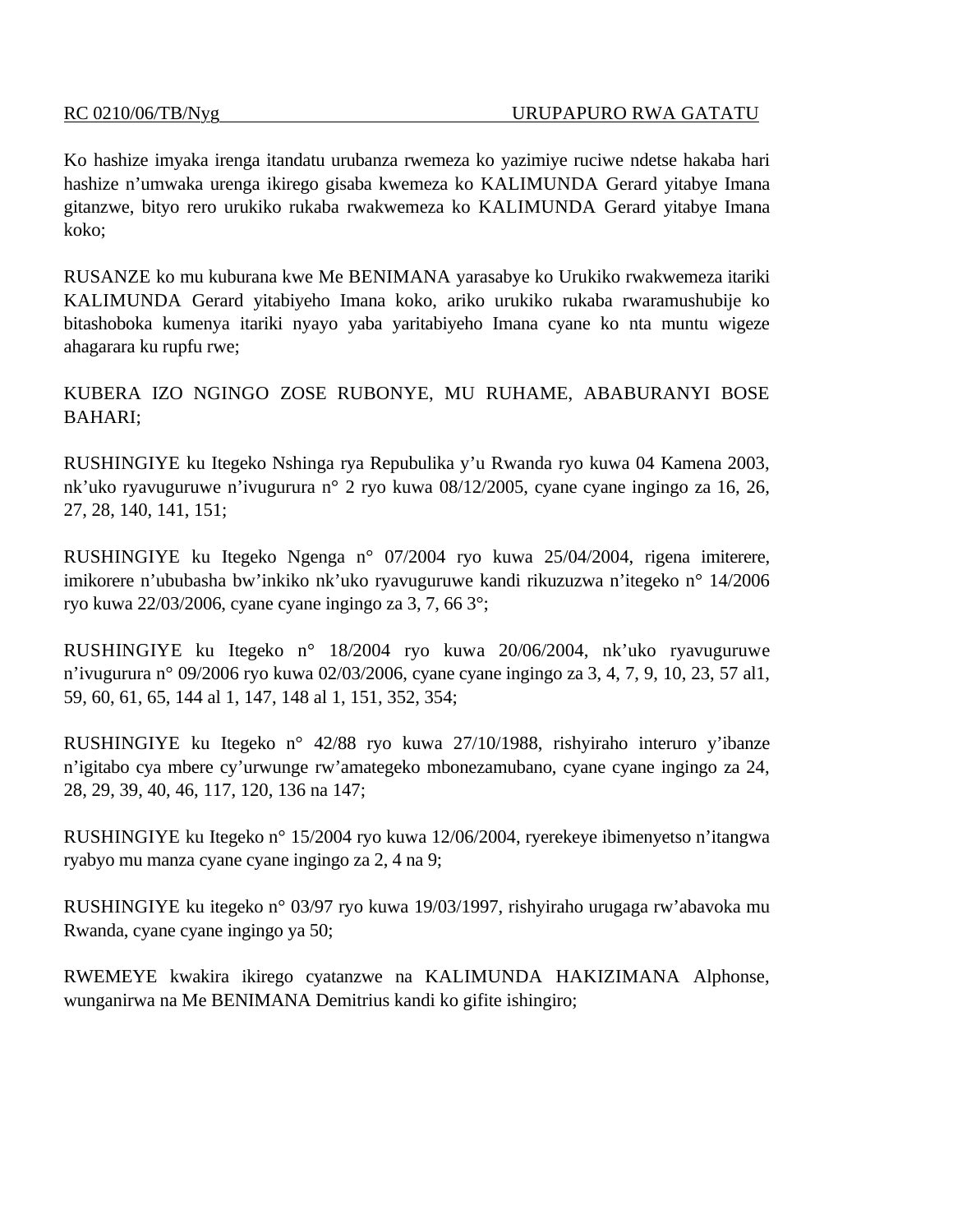Ko hashize imyaka irenga itandatu urubanza rwemeza ko yazimiye ruciwe ndetse hakaba hari hashize n'umwaka urenga ikirego gisaba kwemeza ko KALIMUNDA Gerard yitabye Imana gitanzwe, bityo rero urukiko rukaba rwakwemeza ko KALIMUNDA Gerard yitabye Imana koko;

RUSANZE ko mu kuburana kwe Me BENIMANA yarasabye ko Urukiko rwakwemeza itariki KALIMUNDA Gerard yitabiyeho Imana koko, ariko urukiko rukaba rwaramushubije ko bitashoboka kumenya itariki nyayo yaba yaritabiyeho Imana cyane ko nta muntu wigeze ahagarara ku rupfu rwe;

KUBERA IZO NGINGO ZOSE RUBONYE, MU RUHAME, ABABURANYI BOSE BAHARI;

RUSHINGIYE ku Itegeko Nshinga rya Repubulika y'u Rwanda ryo kuwa 04 Kamena 2003, nk'uko ryavuguruwe n'ivugurura n° 2 ryo kuwa 08/12/2005, cyane cyane ingingo za 16, 26, 27, 28, 140, 141, 151;

RUSHINGIYE ku Itegeko Ngenga n° 07/2004 ryo kuwa 25/04/2004, rigena imiterere, imikorere n'ububasha bw'inkiko nk'uko ryavuguruwe kandi rikuzuzwa n'itegeko n° 14/2006 ryo kuwa 22/03/2006, cyane cyane ingingo za 3, 7, 66 3°;

RUSHINGIYE ku Itegeko n° 18/2004 ryo kuwa 20/06/2004, nk'uko ryavuguruwe n'ivugurura n° 09/2006 ryo kuwa 02/03/2006, cyane cyane ingingo za 3, 4, 7, 9, 10, 23, 57 al1, 59, 60, 61, 65, 144 al 1, 147, 148 al 1, 151, 352, 354;

RUSHINGIYE ku Itegeko n° 42/88 ryo kuwa 27/10/1988, rishyiraho interuro y'ibanze n'igitabo cya mbere cy'urwunge rw'amategeko mbonezamubano, cyane cyane ingingo za 24, 28, 29, 39, 40, 46, 117, 120, 136 na 147;

RUSHINGIYE ku Itegeko n° 15/2004 ryo kuwa 12/06/2004, ryerekeye ibimenyetso n'itangwa ryabyo mu manza cyane cyane ingingo za 2, 4 na 9;

RUSHINGIYE ku itegeko n° 03/97 ryo kuwa 19/03/1997, rishyiraho urugaga rw'abavoka mu Rwanda, cyane cyane ingingo ya 50;

RWEMEYE kwakira ikirego cyatanzwe na KALIMUNDA HAKIZIMANA Alphonse, wunganirwa na Me BENIMANA Demitrius kandi ko gifite ishingiro;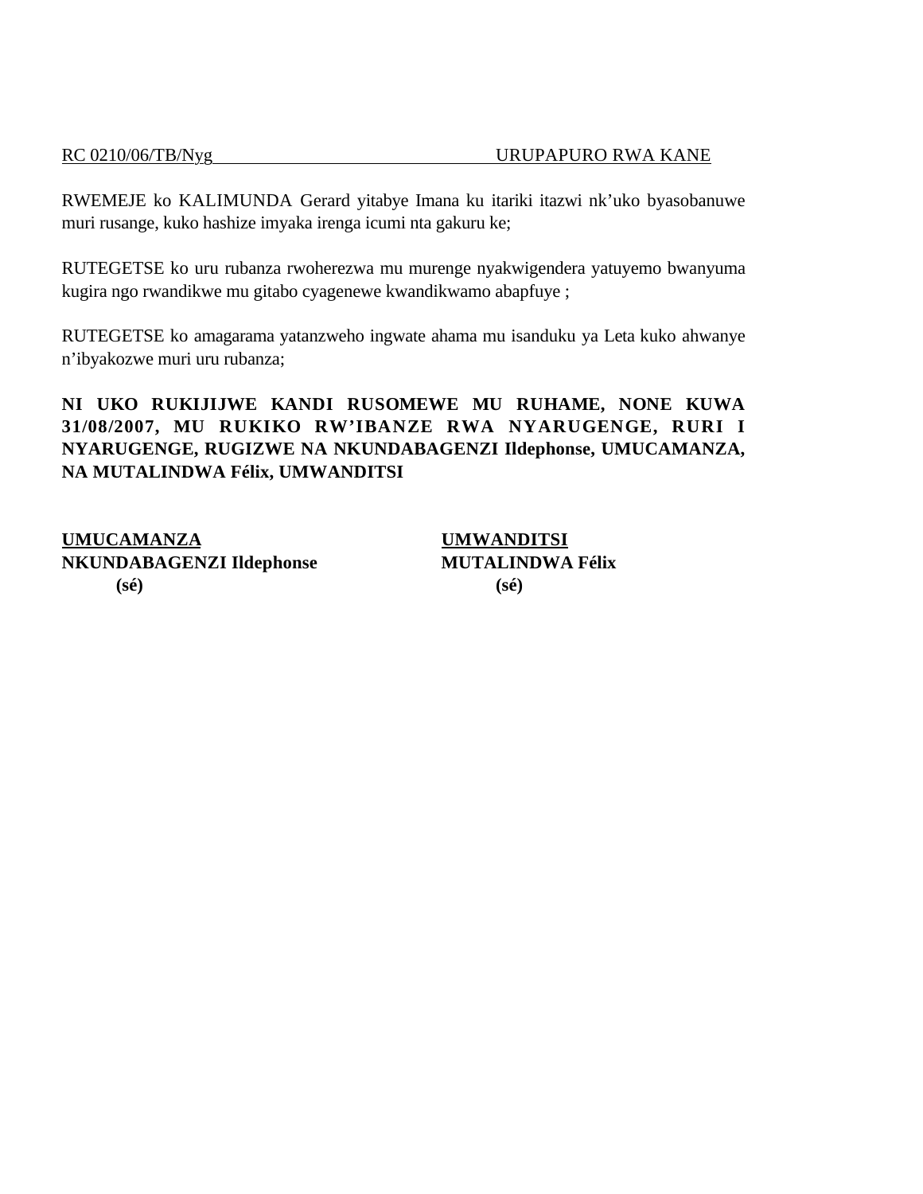RC 0210/06/TB/Nyg URUPAPURO RWA KANE

RWEMEJE ko KALIMUNDA Gerard yitabye Imana ku itariki itazwi nk'uko byasobanuwe muri rusange, kuko hashize imyaka irenga icumi nta gakuru ke;

RUTEGETSE ko uru rubanza rwoherezwa mu murenge nyakwigendera yatuyemo bwanyuma kugira ngo rwandikwe mu gitabo cyagenewe kwandikwamo abapfuye ;

RUTEGETSE ko amagarama yatanzweho ingwate ahama mu isanduku ya Leta kuko ahwanye n'ibyakozwe muri uru rubanza;

**NI UKO RUKIJIJWE KANDI RUSOMEWE MU RUHAME, NONE KUWA 31/08/2007, MU RUKIKO RW'IBANZE RWA NYARUGENGE, RURI I NYARUGENGE, RUGIZWE NA NKUNDABAGENZI Ildephonse, UMUCAMANZA, NA MUTALINDWA Félix, UMWANDITSI**

| | |
|---|---|
| **UMUCAMANZA** | **UMWANDITSI** |
| **NKUNDABAGENZI Ildephonse** | **MUTALINDWA Félix** |
| **(sé)** | **(sé)** |